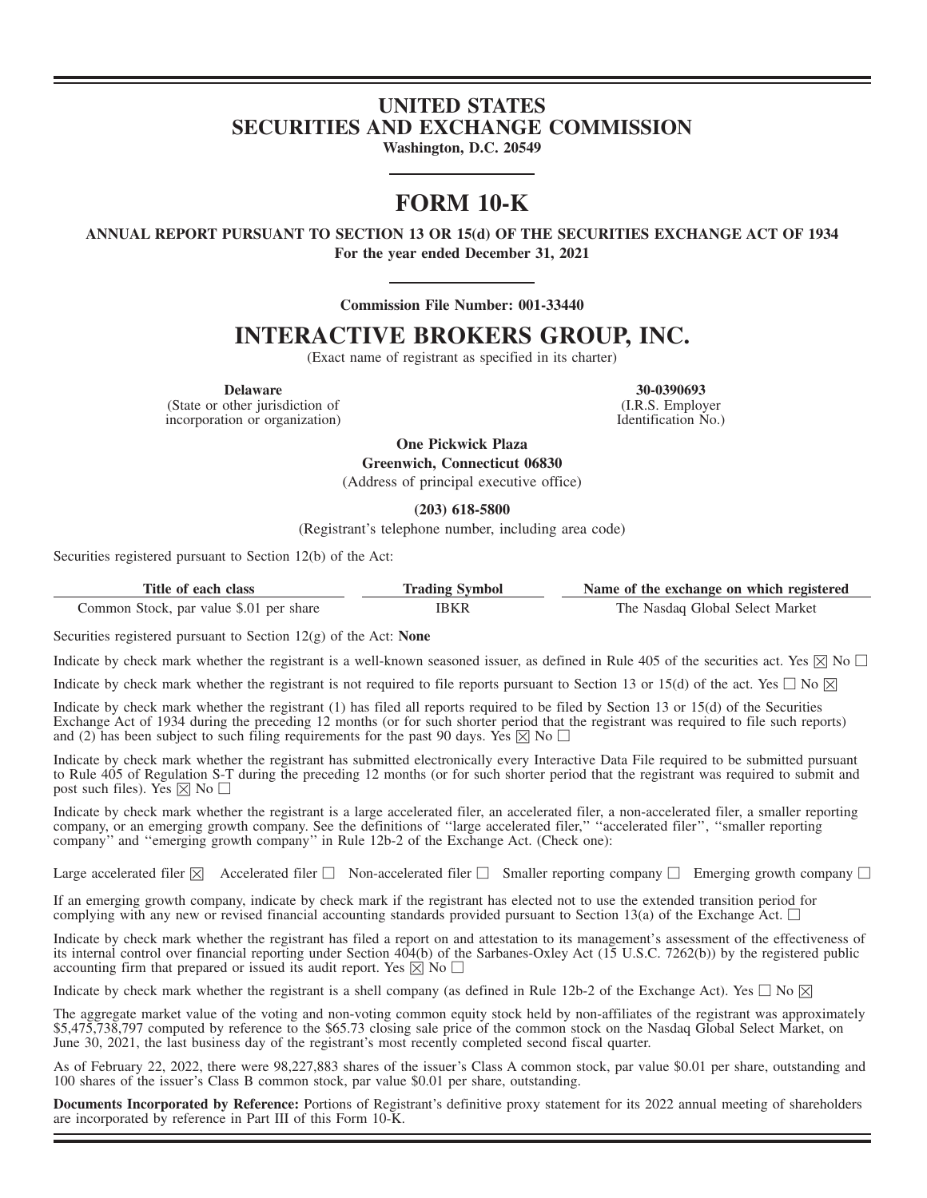# UNITED STATES
# SECURITIES AND EXCHANGE COMMISSION

**Washington, D.C. 20549**

# FORM 10-K

**ANNUAL REPORT PURSUANT TO SECTION 13 OR 15(d) OF THE SECURITIES EXCHANGE ACT OF 1934**
**For the year ended December 31, 2021**

**Commission File Number: 001-33440**

# INTERACTIVE BROKERS GROUP, INC.

(Exact name of registrant as specified in its charter)

| **Delaware** | **30-0390693** |
|---|---|
| (State or other jurisdiction of incorporation or organization) | (I.R.S. Employer Identification No.) |

**One Pickwick Plaza**
**Greenwich, Connecticut 06830**
(Address of principal executive office)

**(203) 618-5800**
(Registrant's telephone number, including area code)

Securities registered pursuant to Section 12(b) of the Act:

| Title of each class | Trading Symbol | Name of the exchange on which registered |
|---|---|---|
| Common Stock, par value $.01 per share | IBKR | The Nasdaq Global Select Market |

Securities registered pursuant to Section 12(g) of the Act: **None**

Indicate by check mark whether the registrant is a well-known seasoned issuer, as defined in Rule 405 of the securities act. Yes ☒ No ☐

Indicate by check mark whether the registrant is not required to file reports pursuant to Section 13 or 15(d) of the act. Yes ☐ No ☒

Indicate by check mark whether the registrant (1) has filed all reports required to be filed by Section 13 or 15(d) of the Securities Exchange Act of 1934 during the preceding 12 months (or for such shorter period that the registrant was required to file such reports) and (2) has been subject to such filing requirements for the past 90 days. Yes ☒ No ☐

Indicate by check mark whether the registrant has submitted electronically every Interactive Data File required to be submitted pursuant to Rule 405 of Regulation S-T during the preceding 12 months (or for such shorter period that the registrant was required to submit and post such files). Yes ☒ No ☐

Indicate by check mark whether the registrant is a large accelerated filer, an accelerated filer, a non-accelerated filer, a smaller reporting company, or an emerging growth company. See the definitions of "large accelerated filer," "accelerated filer", "smaller reporting company" and "emerging growth company" in Rule 12b-2 of the Exchange Act. (Check one):

Large accelerated filer ☒ Accelerated filer ☐ Non-accelerated filer ☐ Smaller reporting company ☐ Emerging growth company ☐

If an emerging growth company, indicate by check mark if the registrant has elected not to use the extended transition period for complying with any new or revised financial accounting standards provided pursuant to Section 13(a) of the Exchange Act. ☐

Indicate by check mark whether the registrant has filed a report on and attestation to its management's assessment of the effectiveness of its internal control over financial reporting under Section 404(b) of the Sarbanes-Oxley Act (15 U.S.C. 7262(b)) by the registered public accounting firm that prepared or issued its audit report. Yes ☒ No ☐

Indicate by check mark whether the registrant is a shell company (as defined in Rule 12b-2 of the Exchange Act). Yes ☐ No ☒

The aggregate market value of the voting and non-voting common equity stock held by non-affiliates of the registrant was approximately $5,475,738,797 computed by reference to the $65.73 closing sale price of the common stock on the Nasdaq Global Select Market, on June 30, 2021, the last business day of the registrant's most recently completed second fiscal quarter.

As of February 22, 2022, there were 98,227,883 shares of the issuer's Class A common stock, par value $0.01 per share, outstanding and 100 shares of the issuer's Class B common stock, par value $0.01 per share, outstanding.

**Documents Incorporated by Reference:** Portions of Registrant's definitive proxy statement for its 2022 annual meeting of shareholders are incorporated by reference in Part III of this Form 10-K.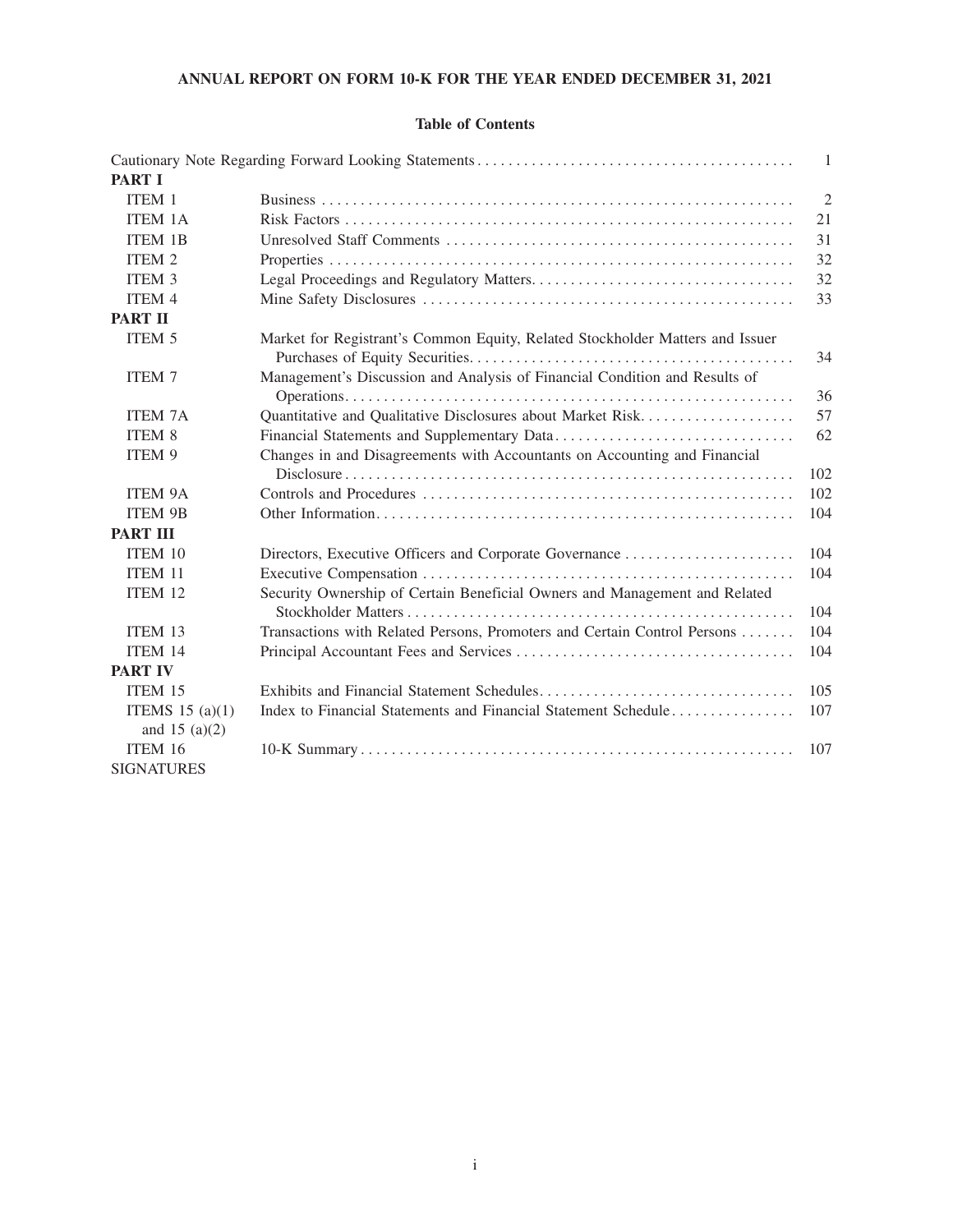# ANNUAL REPORT ON FORM 10-K FOR THE YEAR ENDED DECEMBER 31, 2021

## Table of Contents

| | | |
|---|---|---|
| Cautionary Note Regarding Forward Looking Statements | | 1 |
| **PART I** | | |
| ITEM 1 | Business | 2 |
| ITEM 1A | Risk Factors | 21 |
| ITEM 1B | Unresolved Staff Comments | 31 |
| ITEM 2 | Properties | 32 |
| ITEM 3 | Legal Proceedings and Regulatory Matters | 32 |
| ITEM 4 | Mine Safety Disclosures | 33 |
| **PART II** | | |
| ITEM 5 | Market for Registrant's Common Equity, Related Stockholder Matters and Issuer Purchases of Equity Securities | 34 |
| ITEM 7 | Management's Discussion and Analysis of Financial Condition and Results of Operations | 36 |
| ITEM 7A | Quantitative and Qualitative Disclosures about Market Risk | 57 |
| ITEM 8 | Financial Statements and Supplementary Data | 62 |
| ITEM 9 | Changes in and Disagreements with Accountants on Accounting and Financial Disclosure | 102 |
| ITEM 9A | Controls and Procedures | 102 |
| ITEM 9B | Other Information | 104 |
| **PART III** | | |
| ITEM 10 | Directors, Executive Officers and Corporate Governance | 104 |
| ITEM 11 | Executive Compensation | 104 |
| ITEM 12 | Security Ownership of Certain Beneficial Owners and Management and Related Stockholder Matters | 104 |
| ITEM 13 | Transactions with Related Persons, Promoters and Certain Control Persons | 104 |
| ITEM 14 | Principal Accountant Fees and Services | 104 |
| **PART IV** | | |
| ITEM 15 | Exhibits and Financial Statement Schedules | 105 |
| ITEMS 15 (a)(1) and 15 (a)(2) | Index to Financial Statements and Financial Statement Schedule | 107 |
| ITEM 16 | 10-K Summary | 107 |
| SIGNATURES | | |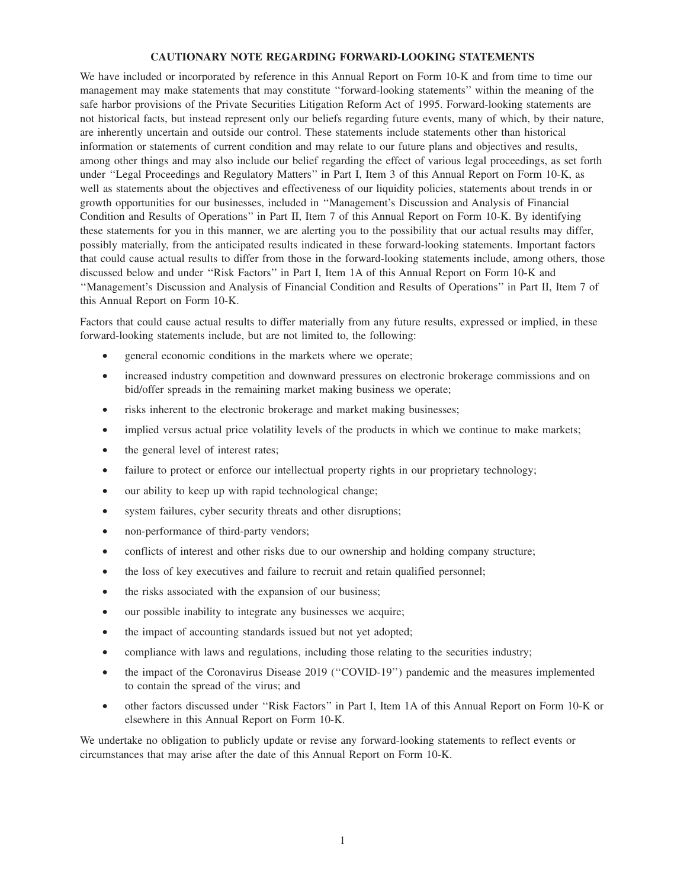## CAUTIONARY NOTE REGARDING FORWARD-LOOKING STATEMENTS

We have included or incorporated by reference in this Annual Report on Form 10-K and from time to time our management may make statements that may constitute ''forward-looking statements'' within the meaning of the safe harbor provisions of the Private Securities Litigation Reform Act of 1995. Forward-looking statements are not historical facts, but instead represent only our beliefs regarding future events, many of which, by their nature, are inherently uncertain and outside our control. These statements include statements other than historical information or statements of current condition and may relate to our future plans and objectives and results, among other things and may also include our belief regarding the effect of various legal proceedings, as set forth under ''Legal Proceedings and Regulatory Matters'' in Part I, Item 3 of this Annual Report on Form 10-K, as well as statements about the objectives and effectiveness of our liquidity policies, statements about trends in or growth opportunities for our businesses, included in ''Management's Discussion and Analysis of Financial Condition and Results of Operations'' in Part II, Item 7 of this Annual Report on Form 10-K. By identifying these statements for you in this manner, we are alerting you to the possibility that our actual results may differ, possibly materially, from the anticipated results indicated in these forward-looking statements. Important factors that could cause actual results to differ from those in the forward-looking statements include, among others, those discussed below and under ''Risk Factors'' in Part I, Item 1A of this Annual Report on Form 10-K and ''Management's Discussion and Analysis of Financial Condition and Results of Operations'' in Part II, Item 7 of this Annual Report on Form 10-K.

Factors that could cause actual results to differ materially from any future results, expressed or implied, in these forward-looking statements include, but are not limited to, the following:

- general economic conditions in the markets where we operate;
- increased industry competition and downward pressures on electronic brokerage commissions and on bid/offer spreads in the remaining market making business we operate;
- risks inherent to the electronic brokerage and market making businesses;
- implied versus actual price volatility levels of the products in which we continue to make markets;
- the general level of interest rates;
- failure to protect or enforce our intellectual property rights in our proprietary technology;
- our ability to keep up with rapid technological change;
- system failures, cyber security threats and other disruptions;
- non-performance of third-party vendors;
- conflicts of interest and other risks due to our ownership and holding company structure;
- the loss of key executives and failure to recruit and retain qualified personnel;
- the risks associated with the expansion of our business;
- our possible inability to integrate any businesses we acquire;
- the impact of accounting standards issued but not yet adopted;
- compliance with laws and regulations, including those relating to the securities industry;
- the impact of the Coronavirus Disease 2019 (''COVID-19'') pandemic and the measures implemented to contain the spread of the virus; and
- other factors discussed under ''Risk Factors'' in Part I, Item 1A of this Annual Report on Form 10-K or elsewhere in this Annual Report on Form 10-K.

We undertake no obligation to publicly update or revise any forward-looking statements to reflect events or circumstances that may arise after the date of this Annual Report on Form 10-K.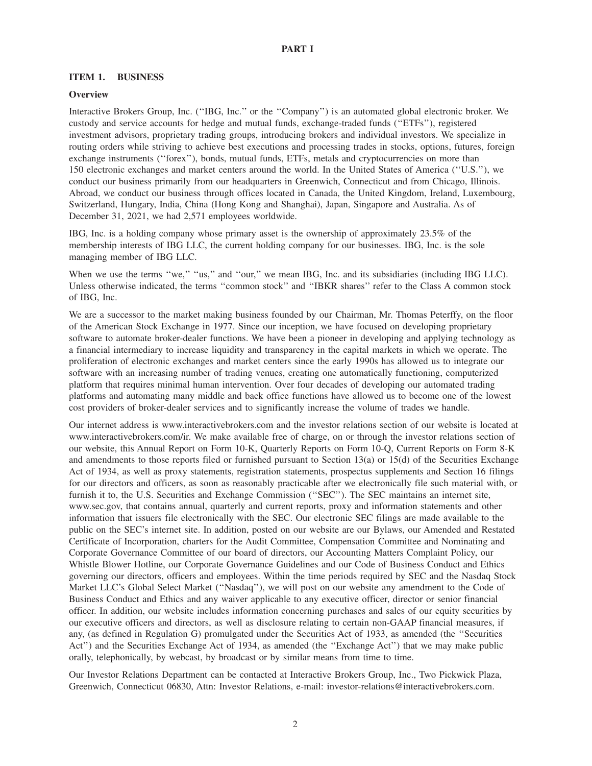# PART I

## ITEM 1. BUSINESS

### Overview

Interactive Brokers Group, Inc. (''IBG, Inc.'' or the ''Company'') is an automated global electronic broker. We custody and service accounts for hedge and mutual funds, exchange-traded funds (''ETFs''), registered investment advisors, proprietary trading groups, introducing brokers and individual investors. We specialize in routing orders while striving to achieve best executions and processing trades in stocks, options, futures, foreign exchange instruments (''forex''), bonds, mutual funds, ETFs, metals and cryptocurrencies on more than 150 electronic exchanges and market centers around the world. In the United States of America (''U.S.''), we conduct our business primarily from our headquarters in Greenwich, Connecticut and from Chicago, Illinois. Abroad, we conduct our business through offices located in Canada, the United Kingdom, Ireland, Luxembourg, Switzerland, Hungary, India, China (Hong Kong and Shanghai), Japan, Singapore and Australia. As of December 31, 2021, we had 2,571 employees worldwide.

IBG, Inc. is a holding company whose primary asset is the ownership of approximately 23.5% of the membership interests of IBG LLC, the current holding company for our businesses. IBG, Inc. is the sole managing member of IBG LLC.

When we use the terms ''we,'' ''us,'' and ''our,'' we mean IBG, Inc. and its subsidiaries (including IBG LLC). Unless otherwise indicated, the terms ''common stock'' and ''IBKR shares'' refer to the Class A common stock of IBG, Inc.

We are a successor to the market making business founded by our Chairman, Mr. Thomas Peterffy, on the floor of the American Stock Exchange in 1977. Since our inception, we have focused on developing proprietary software to automate broker-dealer functions. We have been a pioneer in developing and applying technology as a financial intermediary to increase liquidity and transparency in the capital markets in which we operate. The proliferation of electronic exchanges and market centers since the early 1990s has allowed us to integrate our software with an increasing number of trading venues, creating one automatically functioning, computerized platform that requires minimal human intervention. Over four decades of developing our automated trading platforms and automating many middle and back office functions have allowed us to become one of the lowest cost providers of broker-dealer services and to significantly increase the volume of trades we handle.

Our internet address is www.interactivebrokers.com and the investor relations section of our website is located at www.interactivebrokers.com/ir. We make available free of charge, on or through the investor relations section of our website, this Annual Report on Form 10-K, Quarterly Reports on Form 10-Q, Current Reports on Form 8-K and amendments to those reports filed or furnished pursuant to Section 13(a) or 15(d) of the Securities Exchange Act of 1934, as well as proxy statements, registration statements, prospectus supplements and Section 16 filings for our directors and officers, as soon as reasonably practicable after we electronically file such material with, or furnish it to, the U.S. Securities and Exchange Commission (''SEC''). The SEC maintains an internet site, www.sec.gov, that contains annual, quarterly and current reports, proxy and information statements and other information that issuers file electronically with the SEC. Our electronic SEC filings are made available to the public on the SEC's internet site. In addition, posted on our website are our Bylaws, our Amended and Restated Certificate of Incorporation, charters for the Audit Committee, Compensation Committee and Nominating and Corporate Governance Committee of our board of directors, our Accounting Matters Complaint Policy, our Whistle Blower Hotline, our Corporate Governance Guidelines and our Code of Business Conduct and Ethics governing our directors, officers and employees. Within the time periods required by SEC and the Nasdaq Stock Market LLC's Global Select Market (''Nasdaq''), we will post on our website any amendment to the Code of Business Conduct and Ethics and any waiver applicable to any executive officer, director or senior financial officer. In addition, our website includes information concerning purchases and sales of our equity securities by our executive officers and directors, as well as disclosure relating to certain non-GAAP financial measures, if any, (as defined in Regulation G) promulgated under the Securities Act of 1933, as amended (the ''Securities Act'') and the Securities Exchange Act of 1934, as amended (the ''Exchange Act'') that we may make public orally, telephonically, by webcast, by broadcast or by similar means from time to time.

Our Investor Relations Department can be contacted at Interactive Brokers Group, Inc., Two Pickwick Plaza, Greenwich, Connecticut 06830, Attn: Investor Relations, e-mail: investor-relations@interactivebrokers.com.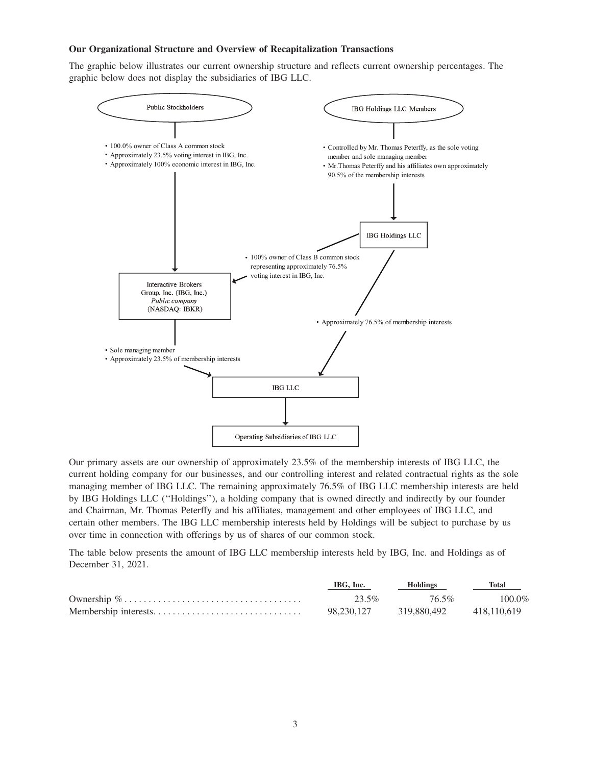**Our Organizational Structure and Overview of Recapitalization Transactions**

The graphic below illustrates our current ownership structure and reflects current ownership percentages. The graphic below does not display the subsidiaries of IBG LLC.

Public Stockholders

- 100.0% owner of Class A common stock
- Approximately 23.5% voting interest in IBG, Inc.
- Approximately 100% economic interest in IBG, Inc.

IBG Holdings LLC Members

- Controlled by Mr. Thomas Peterffy, as the sole voting member and sole managing member
- Mr.Thomas Peterffy and his affiliates own approximately 90.5% of the membership interests

IBG Holdings LLC

- 100% owner of Class B common stock representing approximately 76.5% voting interest in IBG, Inc.

Interactive Brokers Group, Inc. (IBG, Inc.) *Public company* (NASDAQ: IBKR)

- Approximately 76.5% of membership interests

- Sole managing member
- Approximately 23.5% of membership interests

IBG LLC

Operating Subsidiaries of IBG LLC

Our primary assets are our ownership of approximately 23.5% of the membership interests of IBG LLC, the current holding company for our businesses, and our controlling interest and related contractual rights as the sole managing member of IBG LLC. The remaining approximately 76.5% of IBG LLC membership interests are held by IBG Holdings LLC (''Holdings''), a holding company that is owned directly and indirectly by our founder and Chairman, Mr. Thomas Peterffy and his affiliates, management and other employees of IBG LLC, and certain other members. The IBG LLC membership interests held by Holdings will be subject to purchase by us over time in connection with offerings by us of shares of our common stock.

The table below presents the amount of IBG LLC membership interests held by IBG, Inc. and Holdings as of December 31, 2021.

| | IBG, Inc. | Holdings | Total |
|---|---|---|---|
| Ownership % | 23.5% | 76.5% | 100.0% |
| Membership interests | 98,230,127 | 319,880,492 | 418,110,619 |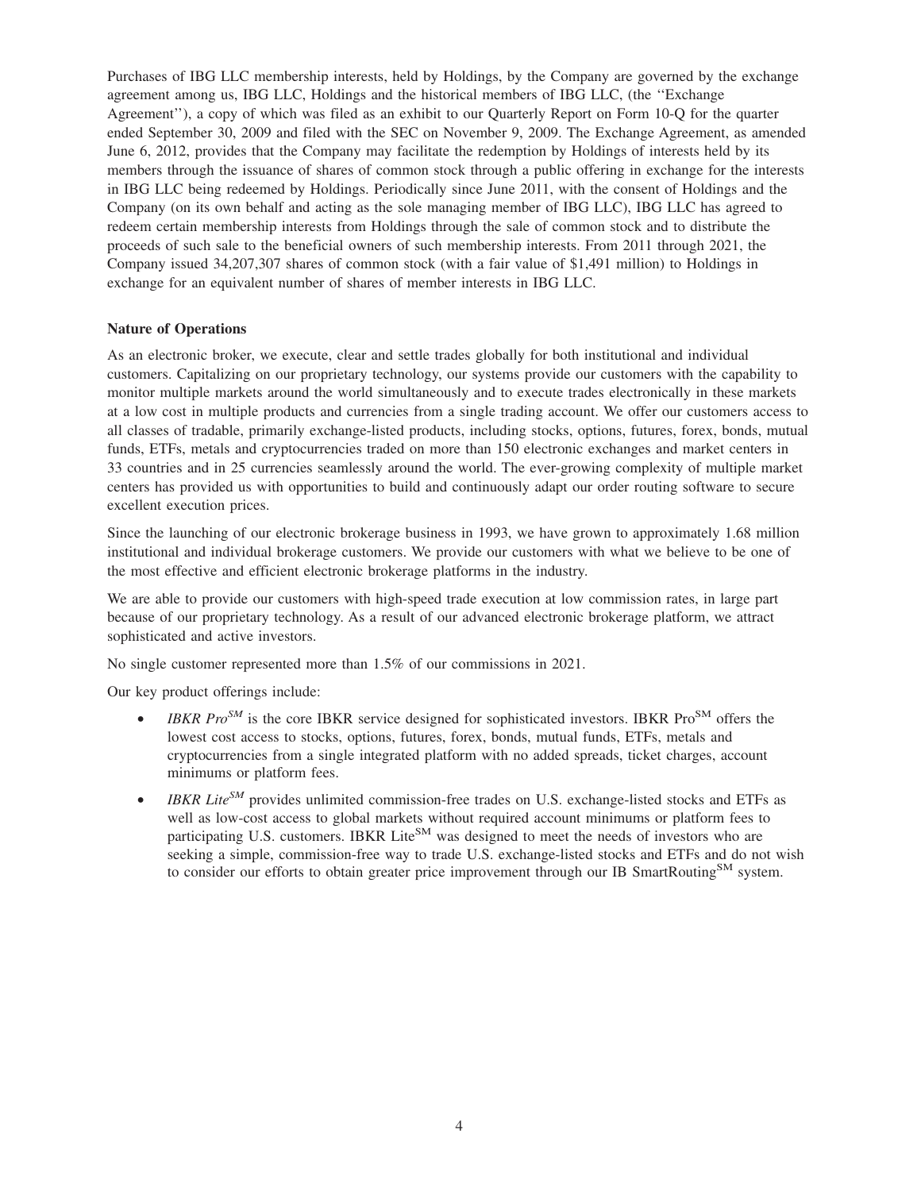Purchases of IBG LLC membership interests, held by Holdings, by the Company are governed by the exchange agreement among us, IBG LLC, Holdings and the historical members of IBG LLC, (the ''Exchange Agreement''), a copy of which was filed as an exhibit to our Quarterly Report on Form 10-Q for the quarter ended September 30, 2009 and filed with the SEC on November 9, 2009. The Exchange Agreement, as amended June 6, 2012, provides that the Company may facilitate the redemption by Holdings of interests held by its members through the issuance of shares of common stock through a public offering in exchange for the interests in IBG LLC being redeemed by Holdings. Periodically since June 2011, with the consent of Holdings and the Company (on its own behalf and acting as the sole managing member of IBG LLC), IBG LLC has agreed to redeem certain membership interests from Holdings through the sale of common stock and to distribute the proceeds of such sale to the beneficial owners of such membership interests. From 2011 through 2021, the Company issued 34,207,307 shares of common stock (with a fair value of $1,491 million) to Holdings in exchange for an equivalent number of shares of member interests in IBG LLC.

**Nature of Operations**

As an electronic broker, we execute, clear and settle trades globally for both institutional and individual customers. Capitalizing on our proprietary technology, our systems provide our customers with the capability to monitor multiple markets around the world simultaneously and to execute trades electronically in these markets at a low cost in multiple products and currencies from a single trading account. We offer our customers access to all classes of tradable, primarily exchange-listed products, including stocks, options, futures, forex, bonds, mutual funds, ETFs, metals and cryptocurrencies traded on more than 150 electronic exchanges and market centers in 33 countries and in 25 currencies seamlessly around the world. The ever-growing complexity of multiple market centers has provided us with opportunities to build and continuously adapt our order routing software to secure excellent execution prices.

Since the launching of our electronic brokerage business in 1993, we have grown to approximately 1.68 million institutional and individual brokerage customers. We provide our customers with what we believe to be one of the most effective and efficient electronic brokerage platforms in the industry.

We are able to provide our customers with high-speed trade execution at low commission rates, in large part because of our proprietary technology. As a result of our advanced electronic brokerage platform, we attract sophisticated and active investors.

No single customer represented more than 1.5% of our commissions in 2021.

Our key product offerings include:

- *IBKR Pro^SM^* is the core IBKR service designed for sophisticated investors. IBKR Pro^SM^ offers the lowest cost access to stocks, options, futures, forex, bonds, mutual funds, ETFs, metals and cryptocurrencies from a single integrated platform with no added spreads, ticket charges, account minimums or platform fees.
- *IBKR Lite^SM^* provides unlimited commission-free trades on U.S. exchange-listed stocks and ETFs as well as low-cost access to global markets without required account minimums or platform fees to participating U.S. customers. IBKR Lite^SM^ was designed to meet the needs of investors who are seeking a simple, commission-free way to trade U.S. exchange-listed stocks and ETFs and do not wish to consider our efforts to obtain greater price improvement through our IB SmartRouting^SM^ system.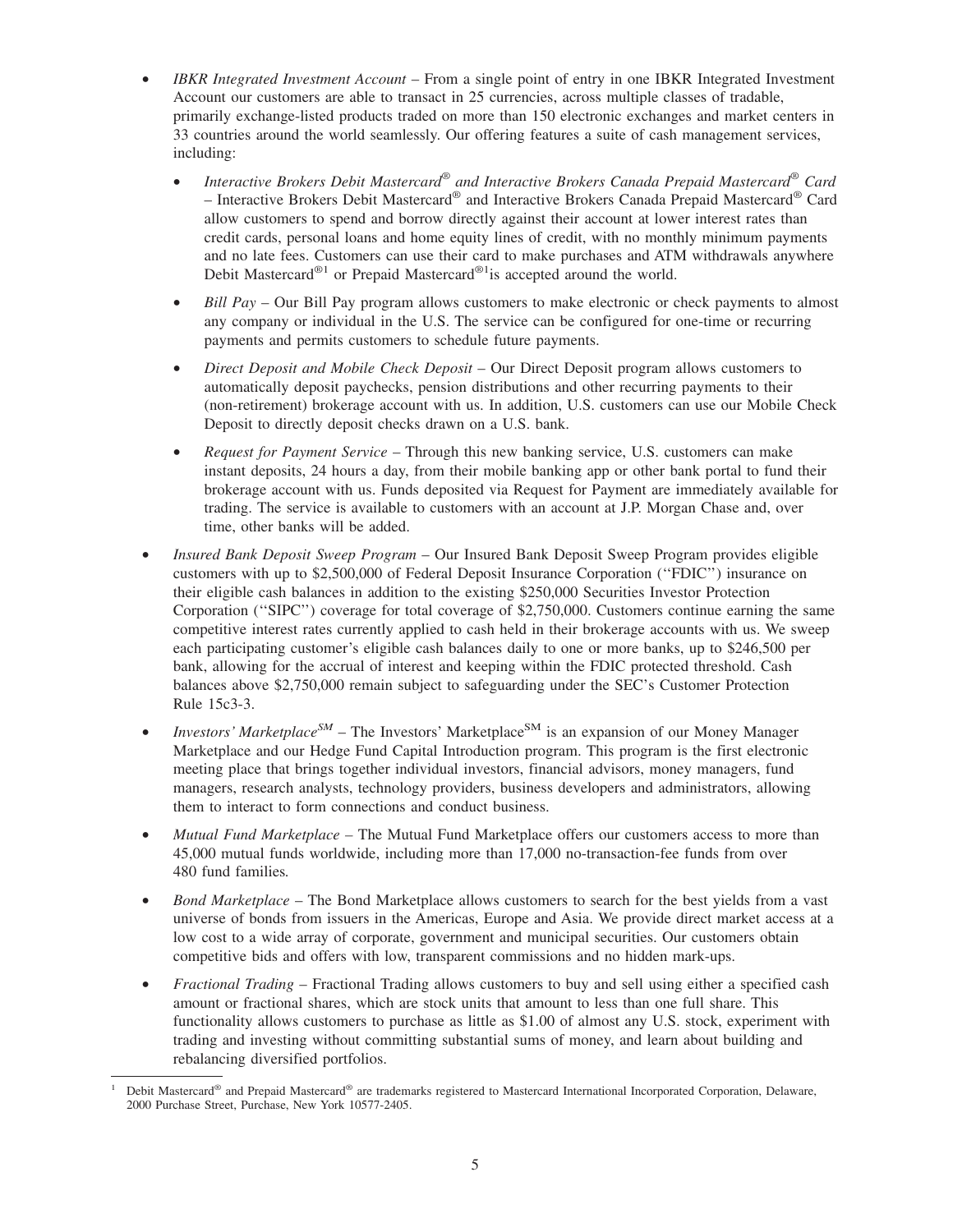- *IBKR Integrated Investment Account* – From a single point of entry in one IBKR Integrated Investment Account our customers are able to transact in 25 currencies, across multiple classes of tradable, primarily exchange-listed products traded on more than 150 electronic exchanges and market centers in 33 countries around the world seamlessly. Our offering features a suite of cash management services, including:
  - *Interactive Brokers Debit Mastercard® and Interactive Brokers Canada Prepaid Mastercard® Card* – Interactive Brokers Debit Mastercard® and Interactive Brokers Canada Prepaid Mastercard® Card allow customers to spend and borrow directly against their account at lower interest rates than credit cards, personal loans and home equity lines of credit, with no monthly minimum payments and no late fees. Customers can use their card to make purchases and ATM withdrawals anywhere Debit Mastercard®[1] or Prepaid Mastercard®[1] is accepted around the world.
  - *Bill Pay* – Our Bill Pay program allows customers to make electronic or check payments to almost any company or individual in the U.S. The service can be configured for one-time or recurring payments and permits customers to schedule future payments.
  - *Direct Deposit and Mobile Check Deposit* – Our Direct Deposit program allows customers to automatically deposit paychecks, pension distributions and other recurring payments to their (non-retirement) brokerage account with us. In addition, U.S. customers can use our Mobile Check Deposit to directly deposit checks drawn on a U.S. bank.
  - *Request for Payment Service* – Through this new banking service, U.S. customers can make instant deposits, 24 hours a day, from their mobile banking app or other bank portal to fund their brokerage account with us. Funds deposited via Request for Payment are immediately available for trading. The service is available to customers with an account at J.P. Morgan Chase and, over time, other banks will be added.
- *Insured Bank Deposit Sweep Program* – Our Insured Bank Deposit Sweep Program provides eligible customers with up to $2,500,000 of Federal Deposit Insurance Corporation (''FDIC'') insurance on their eligible cash balances in addition to the existing $250,000 Securities Investor Protection Corporation (''SIPC'') coverage for total coverage of $2,750,000. Customers continue earning the same competitive interest rates currently applied to cash held in their brokerage accounts with us. We sweep each participating customer's eligible cash balances daily to one or more banks, up to $246,500 per bank, allowing for the accrual of interest and keeping within the FDIC protected threshold. Cash balances above $2,750,000 remain subject to safeguarding under the SEC's Customer Protection Rule 15c3-3.
- *Investors' Marketplace℠* – The Investors' Marketplace℠ is an expansion of our Money Manager Marketplace and our Hedge Fund Capital Introduction program. This program is the first electronic meeting place that brings together individual investors, financial advisors, money managers, fund managers, research analysts, technology providers, business developers and administrators, allowing them to interact to form connections and conduct business.
- *Mutual Fund Marketplace* – The Mutual Fund Marketplace offers our customers access to more than 45,000 mutual funds worldwide, including more than 17,000 no-transaction-fee funds from over 480 fund families.
- *Bond Marketplace* – The Bond Marketplace allows customers to search for the best yields from a vast universe of bonds from issuers in the Americas, Europe and Asia. We provide direct market access at a low cost to a wide array of corporate, government and municipal securities. Our customers obtain competitive bids and offers with low, transparent commissions and no hidden mark-ups.
- *Fractional Trading* – Fractional Trading allows customers to buy and sell using either a specified cash amount or fractional shares, which are stock units that amount to less than one full share. This functionality allows customers to purchase as little as $1.00 of almost any U.S. stock, experiment with trading and investing without committing substantial sums of money, and learn about building and rebalancing diversified portfolios.

[1] Debit Mastercard® and Prepaid Mastercard® are trademarks registered to Mastercard International Incorporated Corporation, Delaware, 2000 Purchase Street, Purchase, New York 10577-2405.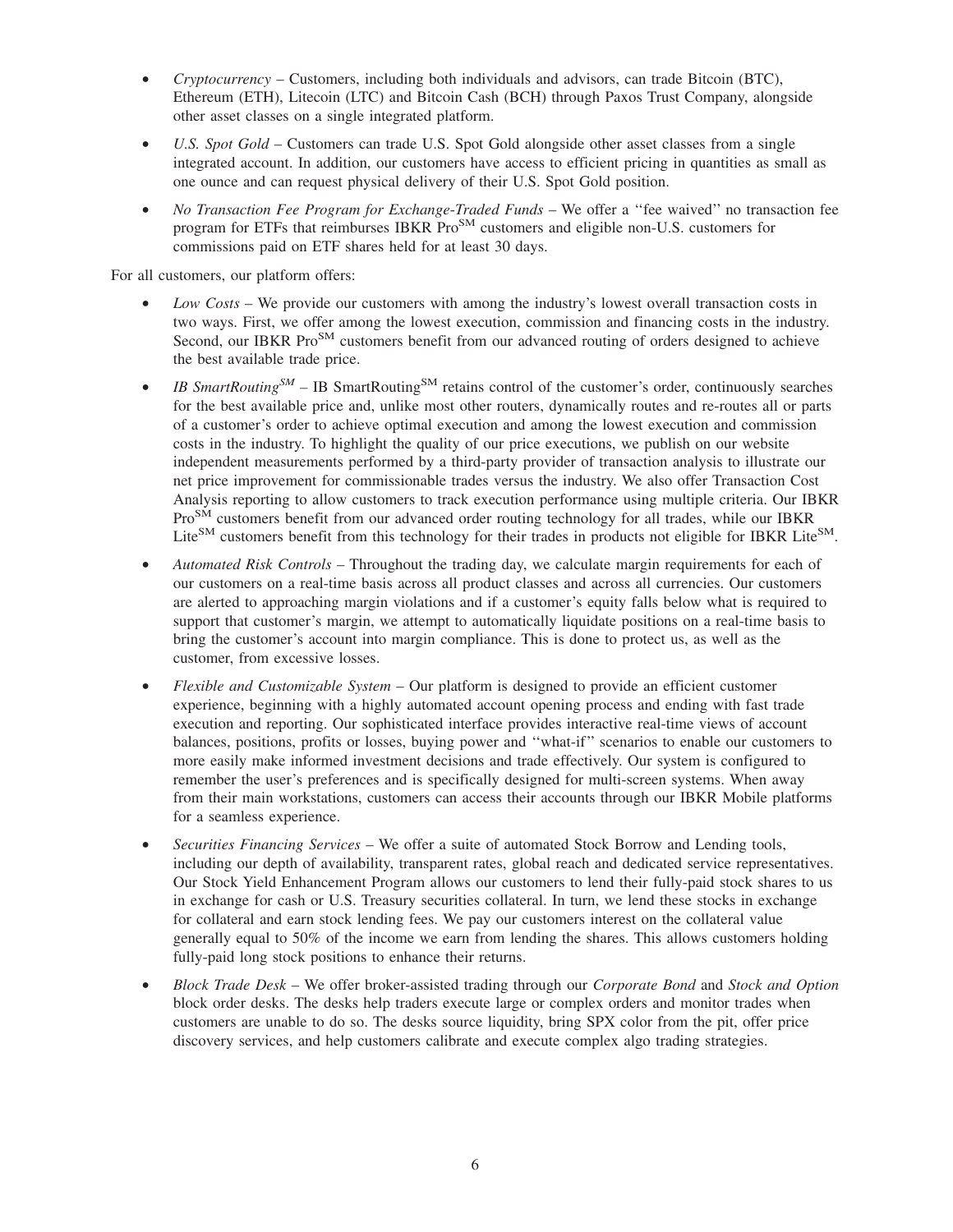- *Cryptocurrency* – Customers, including both individuals and advisors, can trade Bitcoin (BTC), Ethereum (ETH), Litecoin (LTC) and Bitcoin Cash (BCH) through Paxos Trust Company, alongside other asset classes on a single integrated platform.
- *U.S. Spot Gold* – Customers can trade U.S. Spot Gold alongside other asset classes from a single integrated account. In addition, our customers have access to efficient pricing in quantities as small as one ounce and can request physical delivery of their U.S. Spot Gold position.
- *No Transaction Fee Program for Exchange-Traded Funds* – We offer a ''fee waived'' no transaction fee program for ETFs that reimburses IBKR Pro$^{SM}$ customers and eligible non-U.S. customers for commissions paid on ETF shares held for at least 30 days.

For all customers, our platform offers:

- *Low Costs* – We provide our customers with among the industry's lowest overall transaction costs in two ways. First, we offer among the lowest execution, commission and financing costs in the industry. Second, our IBKR Pro$^{SM}$ customers benefit from our advanced routing of orders designed to achieve the best available trade price.
- *IB SmartRouting$^{SM}$* – IB SmartRouting$^{SM}$ retains control of the customer's order, continuously searches for the best available price and, unlike most other routers, dynamically routes and re-routes all or parts of a customer's order to achieve optimal execution and among the lowest execution and commission costs in the industry. To highlight the quality of our price executions, we publish on our website independent measurements performed by a third-party provider of transaction analysis to illustrate our net price improvement for commissionable trades versus the industry. We also offer Transaction Cost Analysis reporting to allow customers to track execution performance using multiple criteria. Our IBKR Pro$^{SM}$ customers benefit from our advanced order routing technology for all trades, while our IBKR Lite$^{SM}$ customers benefit from this technology for their trades in products not eligible for IBKR Lite$^{SM}$.
- *Automated Risk Controls* – Throughout the trading day, we calculate margin requirements for each of our customers on a real-time basis across all product classes and across all currencies. Our customers are alerted to approaching margin violations and if a customer's equity falls below what is required to support that customer's margin, we attempt to automatically liquidate positions on a real-time basis to bring the customer's account into margin compliance. This is done to protect us, as well as the customer, from excessive losses.
- *Flexible and Customizable System* – Our platform is designed to provide an efficient customer experience, beginning with a highly automated account opening process and ending with fast trade execution and reporting. Our sophisticated interface provides interactive real-time views of account balances, positions, profits or losses, buying power and ''what-if'' scenarios to enable our customers to more easily make informed investment decisions and trade effectively. Our system is configured to remember the user's preferences and is specifically designed for multi-screen systems. When away from their main workstations, customers can access their accounts through our IBKR Mobile platforms for a seamless experience.
- *Securities Financing Services* – We offer a suite of automated Stock Borrow and Lending tools, including our depth of availability, transparent rates, global reach and dedicated service representatives. Our Stock Yield Enhancement Program allows our customers to lend their fully-paid stock shares to us in exchange for cash or U.S. Treasury securities collateral. In turn, we lend these stocks in exchange for collateral and earn stock lending fees. We pay our customers interest on the collateral value generally equal to 50% of the income we earn from lending the shares. This allows customers holding fully-paid long stock positions to enhance their returns.
- *Block Trade Desk* – We offer broker-assisted trading through our *Corporate Bond* and *Stock and Option* block order desks. The desks help traders execute large or complex orders and monitor trades when customers are unable to do so. The desks source liquidity, bring SPX color from the pit, offer price discovery services, and help customers calibrate and execute complex algo trading strategies.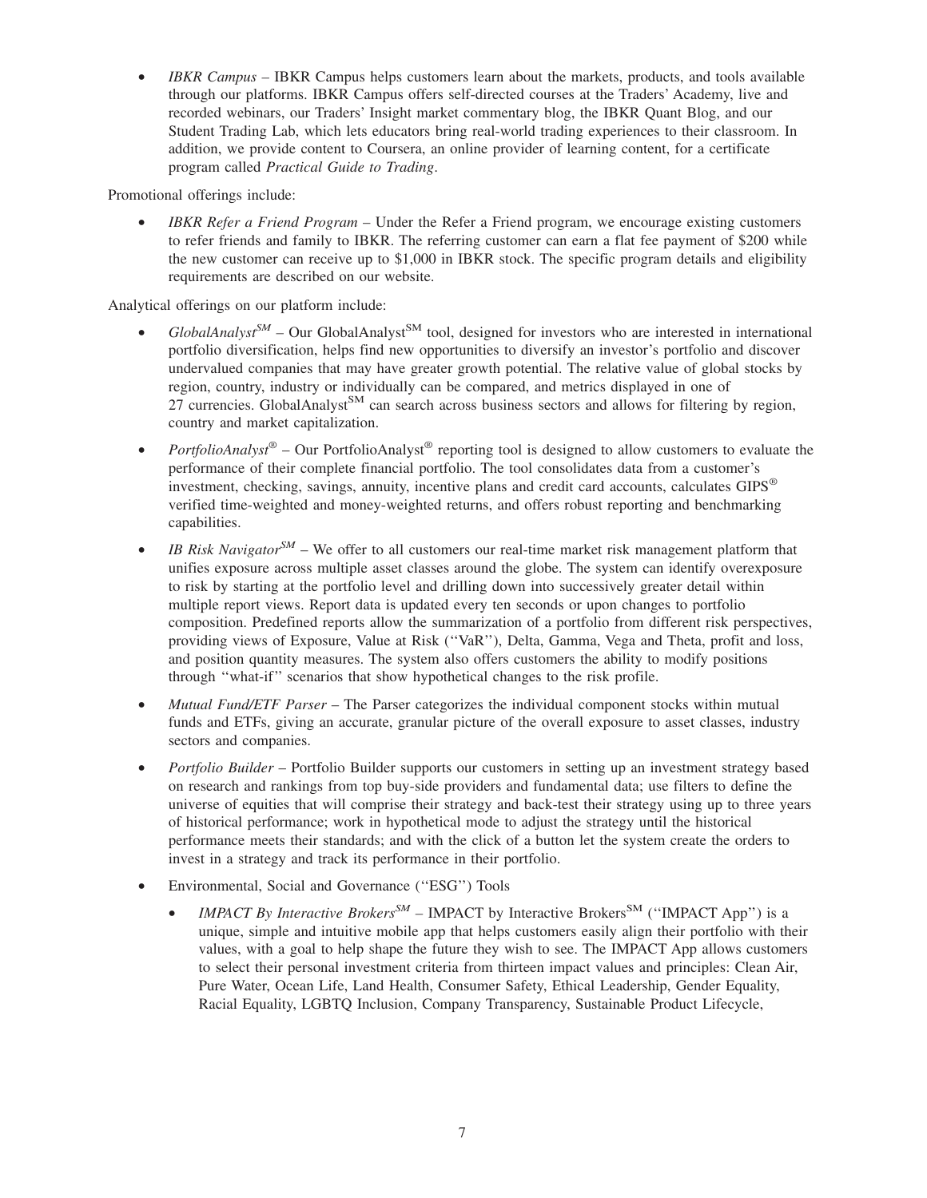- *IBKR Campus* – IBKR Campus helps customers learn about the markets, products, and tools available through our platforms. IBKR Campus offers self-directed courses at the Traders' Academy, live and recorded webinars, our Traders' Insight market commentary blog, the IBKR Quant Blog, and our Student Trading Lab, which lets educators bring real-world trading experiences to their classroom. In addition, we provide content to Coursera, an online provider of learning content, for a certificate program called *Practical Guide to Trading*.

Promotional offerings include:

- *IBKR Refer a Friend Program* – Under the Refer a Friend program, we encourage existing customers to refer friends and family to IBKR. The referring customer can earn a flat fee payment of $200 while the new customer can receive up to $1,000 in IBKR stock. The specific program details and eligibility requirements are described on our website.

Analytical offerings on our platform include:

- *GlobalAnalyst℠* – Our GlobalAnalyst℠ tool, designed for investors who are interested in international portfolio diversification, helps find new opportunities to diversify an investor's portfolio and discover undervalued companies that may have greater growth potential. The relative value of global stocks by region, country, industry or individually can be compared, and metrics displayed in one of 27 currencies. GlobalAnalyst℠ can search across business sectors and allows for filtering by region, country and market capitalization.
- *PortfolioAnalyst®* – Our PortfolioAnalyst® reporting tool is designed to allow customers to evaluate the performance of their complete financial portfolio. The tool consolidates data from a customer's investment, checking, savings, annuity, incentive plans and credit card accounts, calculates GIPS® verified time-weighted and money-weighted returns, and offers robust reporting and benchmarking capabilities.
- *IB Risk Navigator℠* – We offer to all customers our real-time market risk management platform that unifies exposure across multiple asset classes around the globe. The system can identify overexposure to risk by starting at the portfolio level and drilling down into successively greater detail within multiple report views. Report data is updated every ten seconds or upon changes to portfolio composition. Predefined reports allow the summarization of a portfolio from different risk perspectives, providing views of Exposure, Value at Risk ("VaR"), Delta, Gamma, Vega and Theta, profit and loss, and position quantity measures. The system also offers customers the ability to modify positions through "what-if" scenarios that show hypothetical changes to the risk profile.
- *Mutual Fund/ETF Parser* – The Parser categorizes the individual component stocks within mutual funds and ETFs, giving an accurate, granular picture of the overall exposure to asset classes, industry sectors and companies.
- *Portfolio Builder* – Portfolio Builder supports our customers in setting up an investment strategy based on research and rankings from top buy-side providers and fundamental data; use filters to define the universe of equities that will comprise their strategy and back-test their strategy using up to three years of historical performance; work in hypothetical mode to adjust the strategy until the historical performance meets their standards; and with the click of a button let the system create the orders to invest in a strategy and track its performance in their portfolio.
- Environmental, Social and Governance ("ESG") Tools
  - *IMPACT By Interactive Brokers℠* – IMPACT by Interactive Brokers℠ ("IMPACT App") is a unique, simple and intuitive mobile app that helps customers easily align their portfolio with their values, with a goal to help shape the future they wish to see. The IMPACT App allows customers to select their personal investment criteria from thirteen impact values and principles: Clean Air, Pure Water, Ocean Life, Land Health, Consumer Safety, Ethical Leadership, Gender Equality, Racial Equality, LGBTQ Inclusion, Company Transparency, Sustainable Product Lifecycle,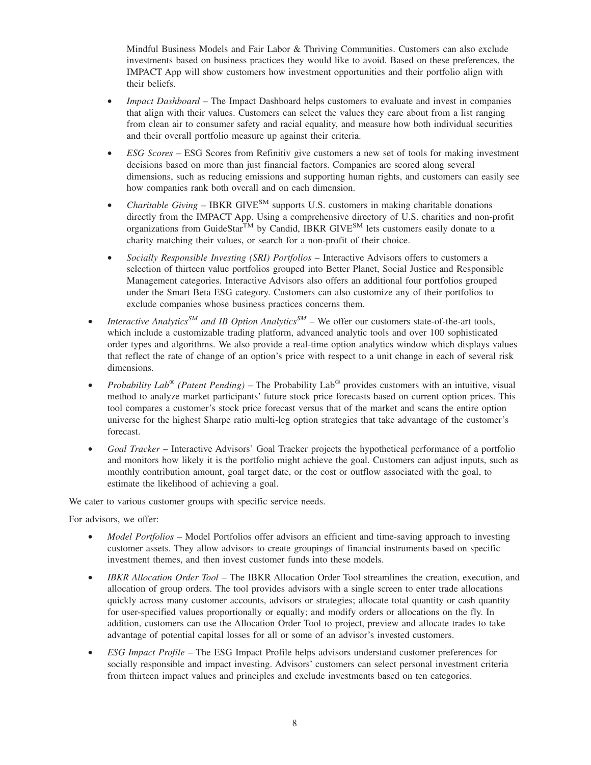Mindful Business Models and Fair Labor & Thriving Communities. Customers can also exclude investments based on business practices they would like to avoid. Based on these preferences, the IMPACT App will show customers how investment opportunities and their portfolio align with their beliefs.

  - *Impact Dashboard* – The Impact Dashboard helps customers to evaluate and invest in companies that align with their values. Customers can select the values they care about from a list ranging from clean air to consumer safety and racial equality, and measure how both individual securities and their overall portfolio measure up against their criteria.
  - *ESG Scores* – ESG Scores from Refinitiv give customers a new set of tools for making investment decisions based on more than just financial factors. Companies are scored along several dimensions, such as reducing emissions and supporting human rights, and customers can easily see how companies rank both overall and on each dimension.
  - *Charitable Giving* – IBKR GIVE℠ supports U.S. customers in making charitable donations directly from the IMPACT App. Using a comprehensive directory of U.S. charities and non-profit organizations from GuideStar™ by Candid, IBKR GIVE℠ lets customers easily donate to a charity matching their values, or search for a non-profit of their choice.
  - *Socially Responsible Investing (SRI) Portfolios* – Interactive Advisors offers to customers a selection of thirteen value portfolios grouped into Better Planet, Social Justice and Responsible Management categories. Interactive Advisors also offers an additional four portfolios grouped under the Smart Beta ESG category. Customers can also customize any of their portfolios to exclude companies whose business practices concerns them.

- *Interactive Analytics℠ and IB Option Analytics℠* – We offer our customers state-of-the-art tools, which include a customizable trading platform, advanced analytic tools and over 100 sophisticated order types and algorithms. We also provide a real-time option analytics window which displays values that reflect the rate of change of an option's price with respect to a unit change in each of several risk dimensions.
- *Probability Lab® (Patent Pending)* – The Probability Lab® provides customers with an intuitive, visual method to analyze market participants' future stock price forecasts based on current option prices. This tool compares a customer's stock price forecast versus that of the market and scans the entire option universe for the highest Sharpe ratio multi-leg option strategies that take advantage of the customer's forecast.
- *Goal Tracker* – Interactive Advisors' Goal Tracker projects the hypothetical performance of a portfolio and monitors how likely it is the portfolio might achieve the goal. Customers can adjust inputs, such as monthly contribution amount, goal target date, or the cost or outflow associated with the goal, to estimate the likelihood of achieving a goal.

We cater to various customer groups with specific service needs.

For advisors, we offer:

- *Model Portfolios* – Model Portfolios offer advisors an efficient and time-saving approach to investing customer assets. They allow advisors to create groupings of financial instruments based on specific investment themes, and then invest customer funds into these models.
- *IBKR Allocation Order Tool* – The IBKR Allocation Order Tool streamlines the creation, execution, and allocation of group orders. The tool provides advisors with a single screen to enter trade allocations quickly across many customer accounts, advisors or strategies; allocate total quantity or cash quantity for user-specified values proportionally or equally; and modify orders or allocations on the fly. In addition, customers can use the Allocation Order Tool to project, preview and allocate trades to take advantage of potential capital losses for all or some of an advisor's invested customers.
- *ESG Impact Profile* – The ESG Impact Profile helps advisors understand customer preferences for socially responsible and impact investing. Advisors' customers can select personal investment criteria from thirteen impact values and principles and exclude investments based on ten categories.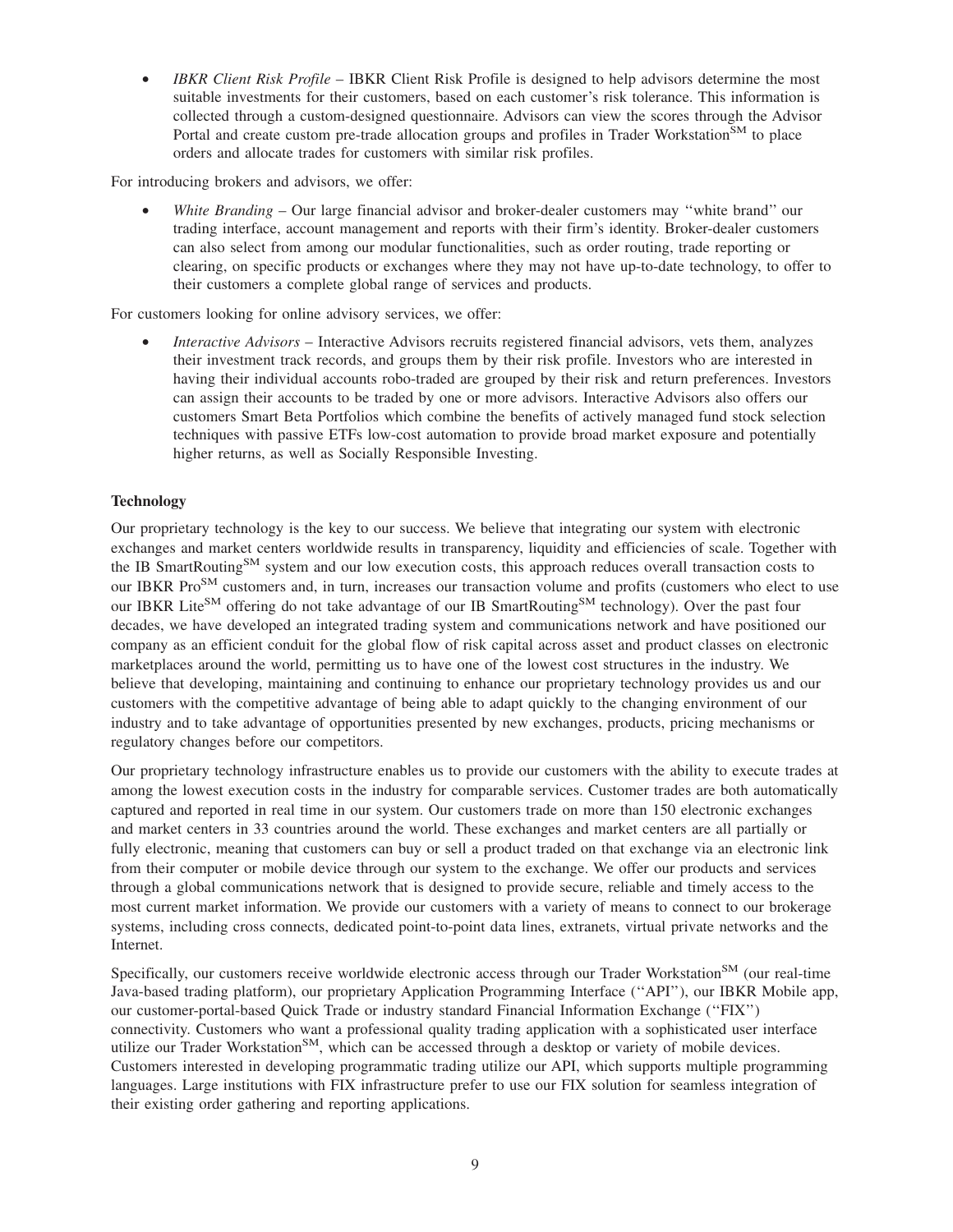- *IBKR Client Risk Profile* – IBKR Client Risk Profile is designed to help advisors determine the most suitable investments for their customers, based on each customer's risk tolerance. This information is collected through a custom-designed questionnaire. Advisors can view the scores through the Advisor Portal and create custom pre-trade allocation groups and profiles in Trader Workstation[SM] to place orders and allocate trades for customers with similar risk profiles.

For introducing brokers and advisors, we offer:

- *White Branding* – Our large financial advisor and broker-dealer customers may "white brand" our trading interface, account management and reports with their firm's identity. Broker-dealer customers can also select from among our modular functionalities, such as order routing, trade reporting or clearing, on specific products or exchanges where they may not have up-to-date technology, to offer to their customers a complete global range of services and products.

For customers looking for online advisory services, we offer:

- *Interactive Advisors* – Interactive Advisors recruits registered financial advisors, vets them, analyzes their investment track records, and groups them by their risk profile. Investors who are interested in having their individual accounts robo-traded are grouped by their risk and return preferences. Investors can assign their accounts to be traded by one or more advisors. Interactive Advisors also offers our customers Smart Beta Portfolios which combine the benefits of actively managed fund stock selection techniques with passive ETFs low-cost automation to provide broad market exposure and potentially higher returns, as well as Socially Responsible Investing.

**Technology**

Our proprietary technology is the key to our success. We believe that integrating our system with electronic exchanges and market centers worldwide results in transparency, liquidity and efficiencies of scale. Together with the IB SmartRouting[SM] system and our low execution costs, this approach reduces overall transaction costs to our IBKR Pro[SM] customers and, in turn, increases our transaction volume and profits (customers who elect to use our IBKR Lite[SM] offering do not take advantage of our IB SmartRouting[SM] technology). Over the past four decades, we have developed an integrated trading system and communications network and have positioned our company as an efficient conduit for the global flow of risk capital across asset and product classes on electronic marketplaces around the world, permitting us to have one of the lowest cost structures in the industry. We believe that developing, maintaining and continuing to enhance our proprietary technology provides us and our customers with the competitive advantage of being able to adapt quickly to the changing environment of our industry and to take advantage of opportunities presented by new exchanges, products, pricing mechanisms or regulatory changes before our competitors.

Our proprietary technology infrastructure enables us to provide our customers with the ability to execute trades at among the lowest execution costs in the industry for comparable services. Customer trades are both automatically captured and reported in real time in our system. Our customers trade on more than 150 electronic exchanges and market centers in 33 countries around the world. These exchanges and market centers are all partially or fully electronic, meaning that customers can buy or sell a product traded on that exchange via an electronic link from their computer or mobile device through our system to the exchange. We offer our products and services through a global communications network that is designed to provide secure, reliable and timely access to the most current market information. We provide our customers with a variety of means to connect to our brokerage systems, including cross connects, dedicated point-to-point data lines, extranets, virtual private networks and the Internet.

Specifically, our customers receive worldwide electronic access through our Trader Workstation[SM] (our real-time Java-based trading platform), our proprietary Application Programming Interface ("API"), our IBKR Mobile app, our customer-portal-based Quick Trade or industry standard Financial Information Exchange ("FIX") connectivity. Customers who want a professional quality trading application with a sophisticated user interface utilize our Trader Workstation[SM], which can be accessed through a desktop or variety of mobile devices. Customers interested in developing programmatic trading utilize our API, which supports multiple programming languages. Large institutions with FIX infrastructure prefer to use our FIX solution for seamless integration of their existing order gathering and reporting applications.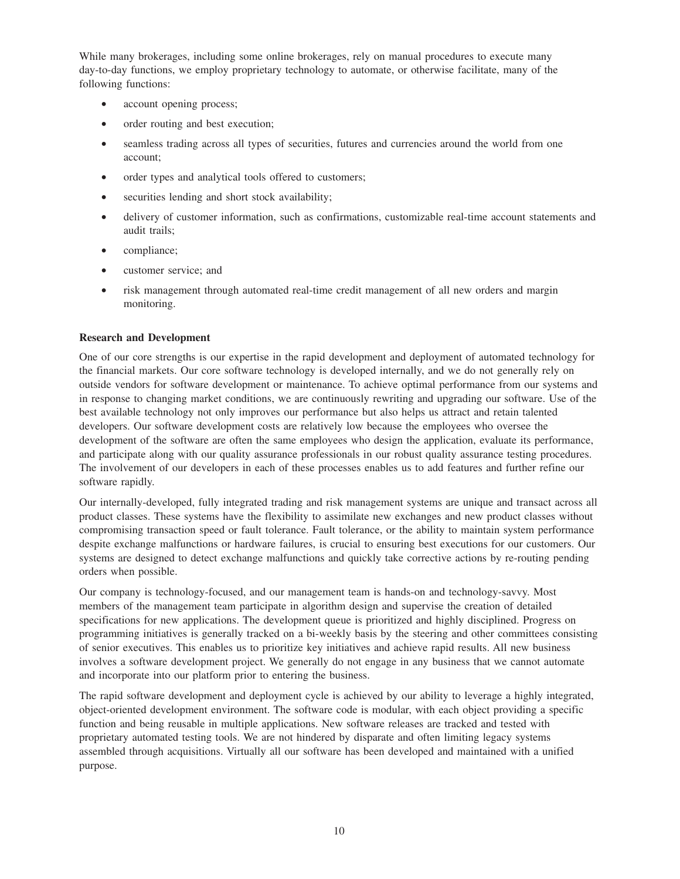While many brokerages, including some online brokerages, rely on manual procedures to execute many day-to-day functions, we employ proprietary technology to automate, or otherwise facilitate, many of the following functions:

- account opening process;
- order routing and best execution;
- seamless trading across all types of securities, futures and currencies around the world from one account;
- order types and analytical tools offered to customers;
- securities lending and short stock availability;
- delivery of customer information, such as confirmations, customizable real-time account statements and audit trails;
- compliance;
- customer service; and
- risk management through automated real-time credit management of all new orders and margin monitoring.

**Research and Development**

One of our core strengths is our expertise in the rapid development and deployment of automated technology for the financial markets. Our core software technology is developed internally, and we do not generally rely on outside vendors for software development or maintenance. To achieve optimal performance from our systems and in response to changing market conditions, we are continuously rewriting and upgrading our software. Use of the best available technology not only improves our performance but also helps us attract and retain talented developers. Our software development costs are relatively low because the employees who oversee the development of the software are often the same employees who design the application, evaluate its performance, and participate along with our quality assurance professionals in our robust quality assurance testing procedures. The involvement of our developers in each of these processes enables us to add features and further refine our software rapidly.

Our internally-developed, fully integrated trading and risk management systems are unique and transact across all product classes. These systems have the flexibility to assimilate new exchanges and new product classes without compromising transaction speed or fault tolerance. Fault tolerance, or the ability to maintain system performance despite exchange malfunctions or hardware failures, is crucial to ensuring best executions for our customers. Our systems are designed to detect exchange malfunctions and quickly take corrective actions by re-routing pending orders when possible.

Our company is technology-focused, and our management team is hands-on and technology-savvy. Most members of the management team participate in algorithm design and supervise the creation of detailed specifications for new applications. The development queue is prioritized and highly disciplined. Progress on programming initiatives is generally tracked on a bi-weekly basis by the steering and other committees consisting of senior executives. This enables us to prioritize key initiatives and achieve rapid results. All new business involves a software development project. We generally do not engage in any business that we cannot automate and incorporate into our platform prior to entering the business.

The rapid software development and deployment cycle is achieved by our ability to leverage a highly integrated, object-oriented development environment. The software code is modular, with each object providing a specific function and being reusable in multiple applications. New software releases are tracked and tested with proprietary automated testing tools. We are not hindered by disparate and often limiting legacy systems assembled through acquisitions. Virtually all our software has been developed and maintained with a unified purpose.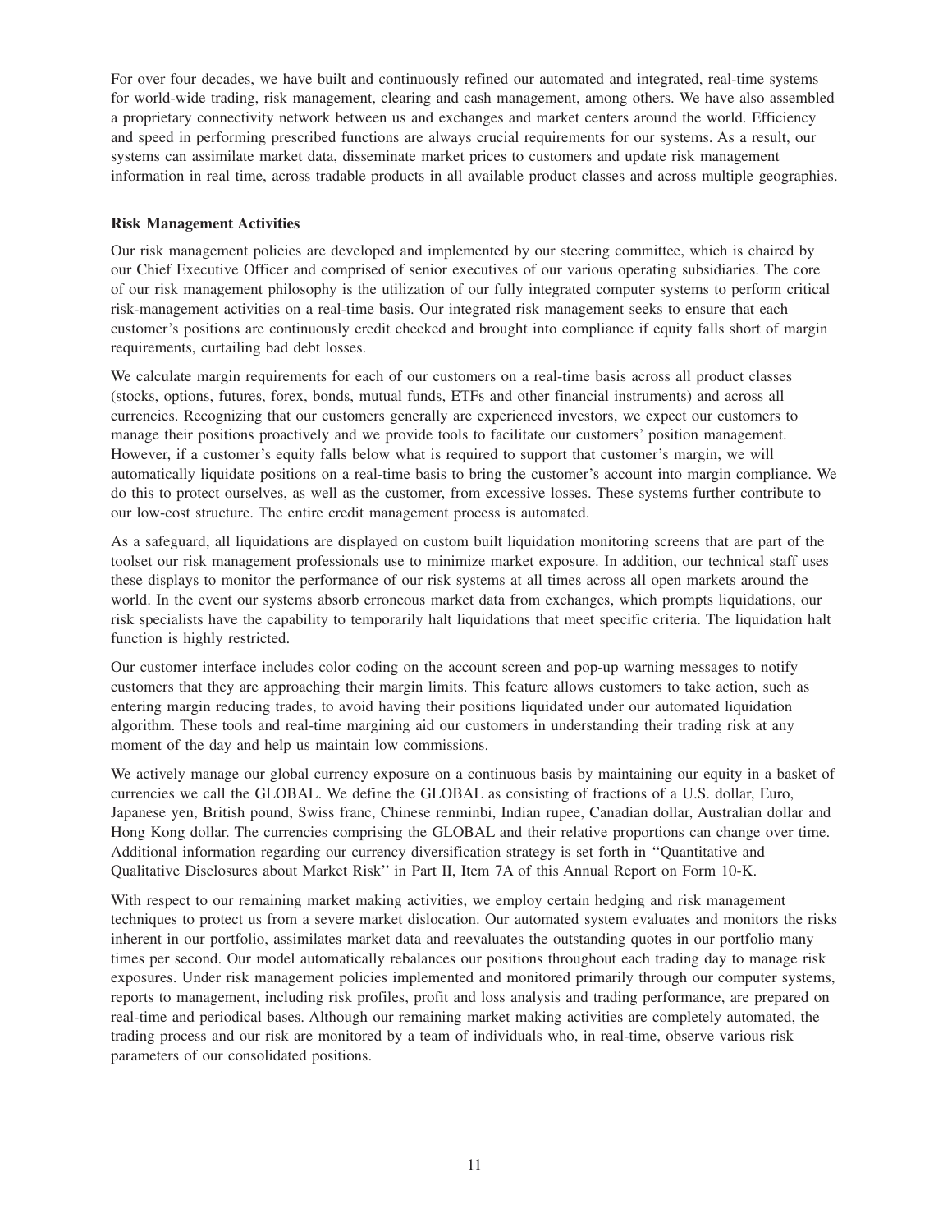For over four decades, we have built and continuously refined our automated and integrated, real-time systems for world-wide trading, risk management, clearing and cash management, among others. We have also assembled a proprietary connectivity network between us and exchanges and market centers around the world. Efficiency and speed in performing prescribed functions are always crucial requirements for our systems. As a result, our systems can assimilate market data, disseminate market prices to customers and update risk management information in real time, across tradable products in all available product classes and across multiple geographies.

**Risk Management Activities**

Our risk management policies are developed and implemented by our steering committee, which is chaired by our Chief Executive Officer and comprised of senior executives of our various operating subsidiaries. The core of our risk management philosophy is the utilization of our fully integrated computer systems to perform critical risk-management activities on a real-time basis. Our integrated risk management seeks to ensure that each customer's positions are continuously credit checked and brought into compliance if equity falls short of margin requirements, curtailing bad debt losses.

We calculate margin requirements for each of our customers on a real-time basis across all product classes (stocks, options, futures, forex, bonds, mutual funds, ETFs and other financial instruments) and across all currencies. Recognizing that our customers generally are experienced investors, we expect our customers to manage their positions proactively and we provide tools to facilitate our customers' position management. However, if a customer's equity falls below what is required to support that customer's margin, we will automatically liquidate positions on a real-time basis to bring the customer's account into margin compliance. We do this to protect ourselves, as well as the customer, from excessive losses. These systems further contribute to our low-cost structure. The entire credit management process is automated.

As a safeguard, all liquidations are displayed on custom built liquidation monitoring screens that are part of the toolset our risk management professionals use to minimize market exposure. In addition, our technical staff uses these displays to monitor the performance of our risk systems at all times across all open markets around the world. In the event our systems absorb erroneous market data from exchanges, which prompts liquidations, our risk specialists have the capability to temporarily halt liquidations that meet specific criteria. The liquidation halt function is highly restricted.

Our customer interface includes color coding on the account screen and pop-up warning messages to notify customers that they are approaching their margin limits. This feature allows customers to take action, such as entering margin reducing trades, to avoid having their positions liquidated under our automated liquidation algorithm. These tools and real-time margining aid our customers in understanding their trading risk at any moment of the day and help us maintain low commissions.

We actively manage our global currency exposure on a continuous basis by maintaining our equity in a basket of currencies we call the GLOBAL. We define the GLOBAL as consisting of fractions of a U.S. dollar, Euro, Japanese yen, British pound, Swiss franc, Chinese renminbi, Indian rupee, Canadian dollar, Australian dollar and Hong Kong dollar. The currencies comprising the GLOBAL and their relative proportions can change over time. Additional information regarding our currency diversification strategy is set forth in ''Quantitative and Qualitative Disclosures about Market Risk'' in Part II, Item 7A of this Annual Report on Form 10-K.

With respect to our remaining market making activities, we employ certain hedging and risk management techniques to protect us from a severe market dislocation. Our automated system evaluates and monitors the risks inherent in our portfolio, assimilates market data and reevaluates the outstanding quotes in our portfolio many times per second. Our model automatically rebalances our positions throughout each trading day to manage risk exposures. Under risk management policies implemented and monitored primarily through our computer systems, reports to management, including risk profiles, profit and loss analysis and trading performance, are prepared on real-time and periodical bases. Although our remaining market making activities are completely automated, the trading process and our risk are monitored by a team of individuals who, in real-time, observe various risk parameters of our consolidated positions.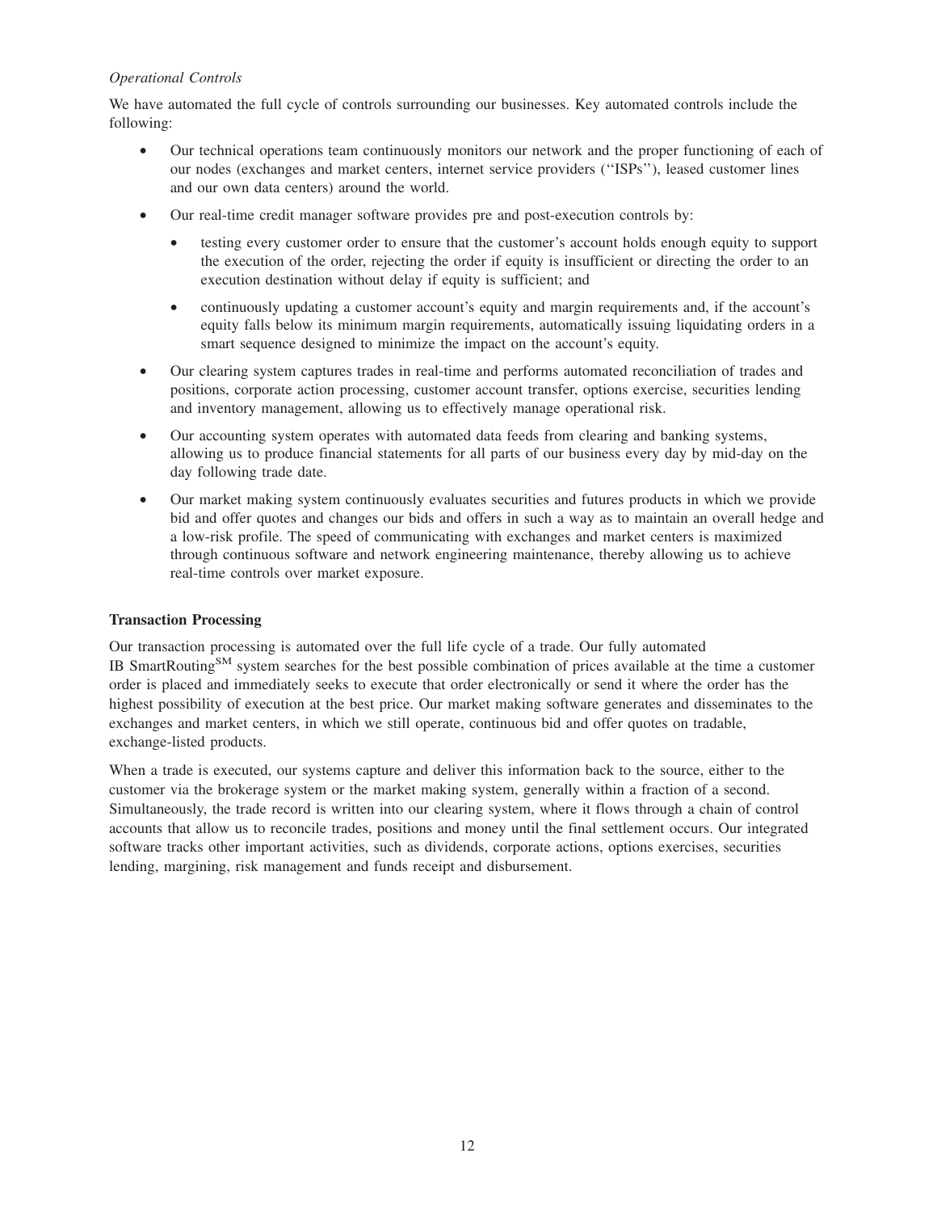*Operational Controls*

We have automated the full cycle of controls surrounding our businesses. Key automated controls include the following:

- Our technical operations team continuously monitors our network and the proper functioning of each of our nodes (exchanges and market centers, internet service providers (''ISPs''), leased customer lines and our own data centers) around the world.
- Our real-time credit manager software provides pre and post-execution controls by:
  - testing every customer order to ensure that the customer's account holds enough equity to support the execution of the order, rejecting the order if equity is insufficient or directing the order to an execution destination without delay if equity is sufficient; and
  - continuously updating a customer account's equity and margin requirements and, if the account's equity falls below its minimum margin requirements, automatically issuing liquidating orders in a smart sequence designed to minimize the impact on the account's equity.
- Our clearing system captures trades in real-time and performs automated reconciliation of trades and positions, corporate action processing, customer account transfer, options exercise, securities lending and inventory management, allowing us to effectively manage operational risk.
- Our accounting system operates with automated data feeds from clearing and banking systems, allowing us to produce financial statements for all parts of our business every day by mid-day on the day following trade date.
- Our market making system continuously evaluates securities and futures products in which we provide bid and offer quotes and changes our bids and offers in such a way as to maintain an overall hedge and a low-risk profile. The speed of communicating with exchanges and market centers is maximized through continuous software and network engineering maintenance, thereby allowing us to achieve real-time controls over market exposure.

**Transaction Processing**

Our transaction processing is automated over the full life cycle of a trade. Our fully automated IB SmartRouting[SM] system searches for the best possible combination of prices available at the time a customer order is placed and immediately seeks to execute that order electronically or send it where the order has the highest possibility of execution at the best price. Our market making software generates and disseminates to the exchanges and market centers, in which we still operate, continuous bid and offer quotes on tradable, exchange-listed products.

When a trade is executed, our systems capture and deliver this information back to the source, either to the customer via the brokerage system or the market making system, generally within a fraction of a second. Simultaneously, the trade record is written into our clearing system, where it flows through a chain of control accounts that allow us to reconcile trades, positions and money until the final settlement occurs. Our integrated software tracks other important activities, such as dividends, corporate actions, options exercises, securities lending, margining, risk management and funds receipt and disbursement.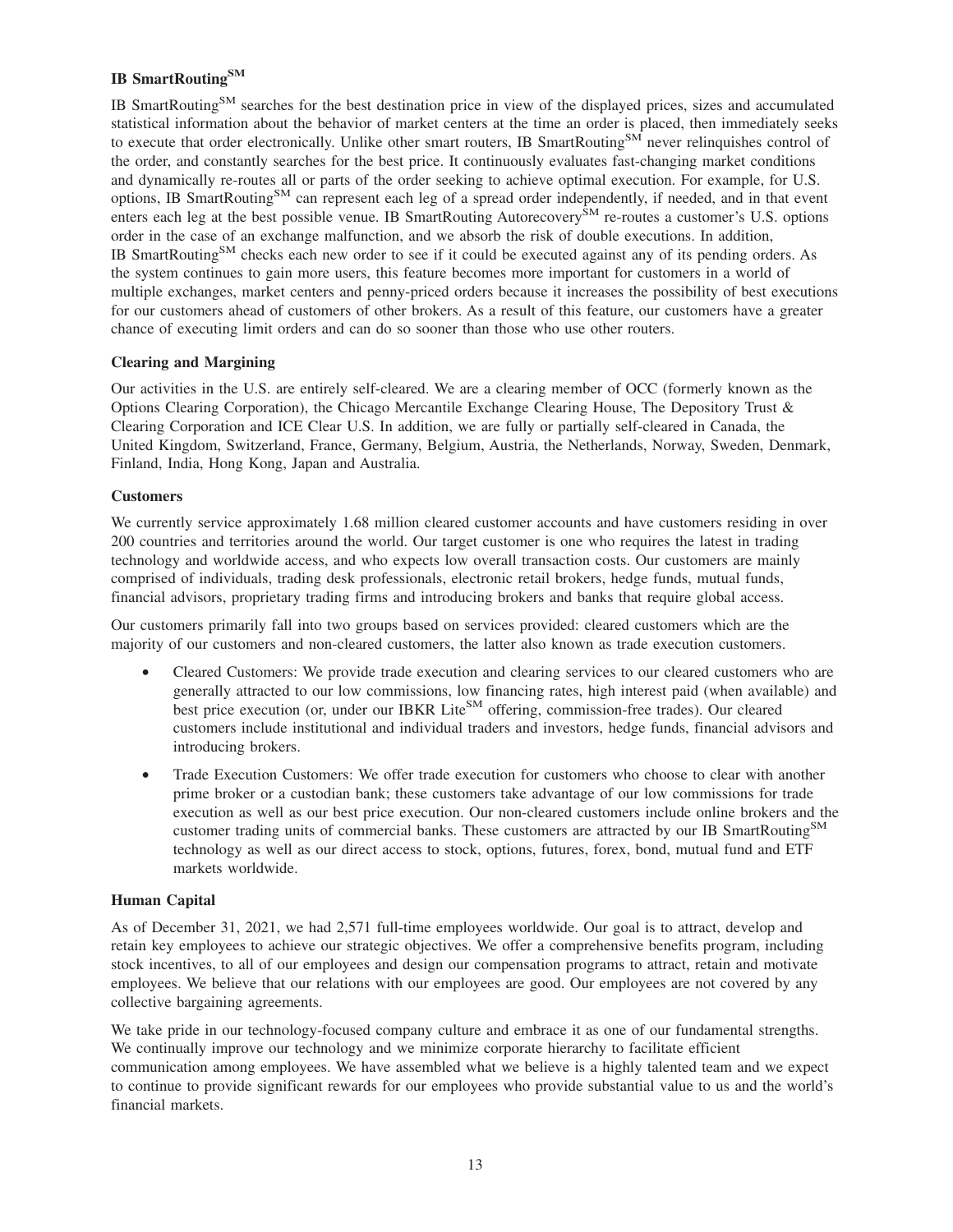### IB SmartRouting[SM]

IB SmartRouting[SM] searches for the best destination price in view of the displayed prices, sizes and accumulated statistical information about the behavior of market centers at the time an order is placed, then immediately seeks to execute that order electronically. Unlike other smart routers, IB SmartRouting[SM] never relinquishes control of the order, and constantly searches for the best price. It continuously evaluates fast-changing market conditions and dynamically re-routes all or parts of the order seeking to achieve optimal execution. For example, for U.S. options, IB SmartRouting[SM] can represent each leg of a spread order independently, if needed, and in that event enters each leg at the best possible venue. IB SmartRouting Autorecovery[SM] re-routes a customer's U.S. options order in the case of an exchange malfunction, and we absorb the risk of double executions. In addition, IB SmartRouting[SM] checks each new order to see if it could be executed against any of its pending orders. As the system continues to gain more users, this feature becomes more important for customers in a world of multiple exchanges, market centers and penny-priced orders because it increases the possibility of best executions for our customers ahead of customers of other brokers. As a result of this feature, our customers have a greater chance of executing limit orders and can do so sooner than those who use other routers.

### Clearing and Margining

Our activities in the U.S. are entirely self-cleared. We are a clearing member of OCC (formerly known as the Options Clearing Corporation), the Chicago Mercantile Exchange Clearing House, The Depository Trust & Clearing Corporation and ICE Clear U.S. In addition, we are fully or partially self-cleared in Canada, the United Kingdom, Switzerland, France, Germany, Belgium, Austria, the Netherlands, Norway, Sweden, Denmark, Finland, India, Hong Kong, Japan and Australia.

### Customers

We currently service approximately 1.68 million cleared customer accounts and have customers residing in over 200 countries and territories around the world. Our target customer is one who requires the latest in trading technology and worldwide access, and who expects low overall transaction costs. Our customers are mainly comprised of individuals, trading desk professionals, electronic retail brokers, hedge funds, mutual funds, financial advisors, proprietary trading firms and introducing brokers and banks that require global access.

Our customers primarily fall into two groups based on services provided: cleared customers which are the majority of our customers and non-cleared customers, the latter also known as trade execution customers.

- Cleared Customers: We provide trade execution and clearing services to our cleared customers who are generally attracted to our low commissions, low financing rates, high interest paid (when available) and best price execution (or, under our IBKR Lite[SM] offering, commission-free trades). Our cleared customers include institutional and individual traders and investors, hedge funds, financial advisors and introducing brokers.
- Trade Execution Customers: We offer trade execution for customers who choose to clear with another prime broker or a custodian bank; these customers take advantage of our low commissions for trade execution as well as our best price execution. Our non-cleared customers include online brokers and the customer trading units of commercial banks. These customers are attracted by our IB SmartRouting[SM] technology as well as our direct access to stock, options, futures, forex, bond, mutual fund and ETF markets worldwide.

### Human Capital

As of December 31, 2021, we had 2,571 full-time employees worldwide. Our goal is to attract, develop and retain key employees to achieve our strategic objectives. We offer a comprehensive benefits program, including stock incentives, to all of our employees and design our compensation programs to attract, retain and motivate employees. We believe that our relations with our employees are good. Our employees are not covered by any collective bargaining agreements.

We take pride in our technology-focused company culture and embrace it as one of our fundamental strengths. We continually improve our technology and we minimize corporate hierarchy to facilitate efficient communication among employees. We have assembled what we believe is a highly talented team and we expect to continue to provide significant rewards for our employees who provide substantial value to us and the world's financial markets.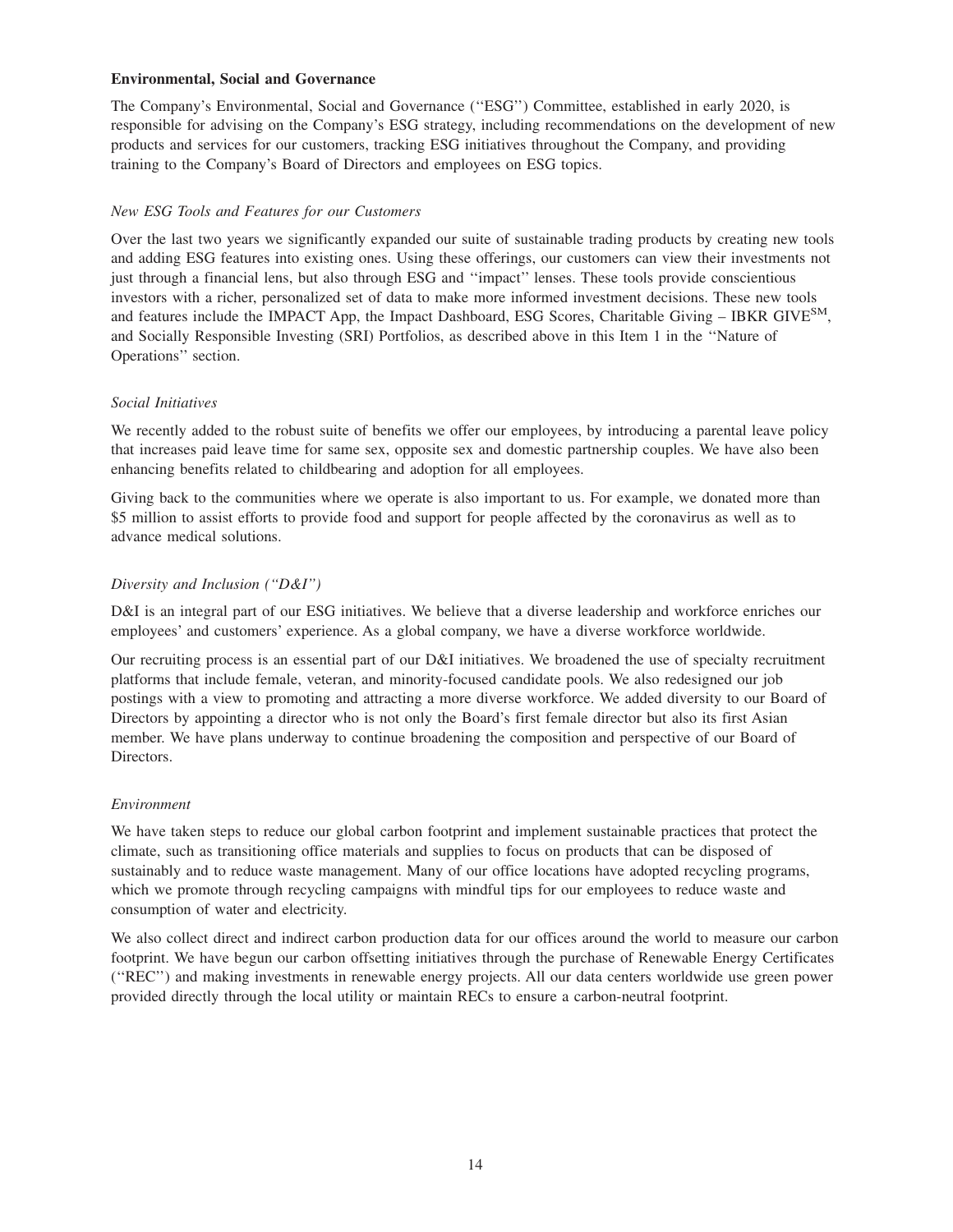**Environmental, Social and Governance**

The Company's Environmental, Social and Governance (''ESG'') Committee, established in early 2020, is responsible for advising on the Company's ESG strategy, including recommendations on the development of new products and services for our customers, tracking ESG initiatives throughout the Company, and providing training to the Company's Board of Directors and employees on ESG topics.

*New ESG Tools and Features for our Customers*

Over the last two years we significantly expanded our suite of sustainable trading products by creating new tools and adding ESG features into existing ones. Using these offerings, our customers can view their investments not just through a financial lens, but also through ESG and ''impact'' lenses. These tools provide conscientious investors with a richer, personalized set of data to make more informed investment decisions. These new tools and features include the IMPACT App, the Impact Dashboard, ESG Scores, Charitable Giving – IBKR GIVE℠, and Socially Responsible Investing (SRI) Portfolios, as described above in this Item 1 in the ''Nature of Operations'' section.

*Social Initiatives*

We recently added to the robust suite of benefits we offer our employees, by introducing a parental leave policy that increases paid leave time for same sex, opposite sex and domestic partnership couples. We have also been enhancing benefits related to childbearing and adoption for all employees.

Giving back to the communities where we operate is also important to us. For example, we donated more than $5 million to assist efforts to provide food and support for people affected by the coronavirus as well as to advance medical solutions.

*Diversity and Inclusion (''D&I'')*

D&I is an integral part of our ESG initiatives. We believe that a diverse leadership and workforce enriches our employees' and customers' experience. As a global company, we have a diverse workforce worldwide.

Our recruiting process is an essential part of our D&I initiatives. We broadened the use of specialty recruitment platforms that include female, veteran, and minority-focused candidate pools. We also redesigned our job postings with a view to promoting and attracting a more diverse workforce. We added diversity to our Board of Directors by appointing a director who is not only the Board's first female director but also its first Asian member. We have plans underway to continue broadening the composition and perspective of our Board of Directors.

*Environment*

We have taken steps to reduce our global carbon footprint and implement sustainable practices that protect the climate, such as transitioning office materials and supplies to focus on products that can be disposed of sustainably and to reduce waste management. Many of our office locations have adopted recycling programs, which we promote through recycling campaigns with mindful tips for our employees to reduce waste and consumption of water and electricity.

We also collect direct and indirect carbon production data for our offices around the world to measure our carbon footprint. We have begun our carbon offsetting initiatives through the purchase of Renewable Energy Certificates (''REC'') and making investments in renewable energy projects. All our data centers worldwide use green power provided directly through the local utility or maintain RECs to ensure a carbon-neutral footprint.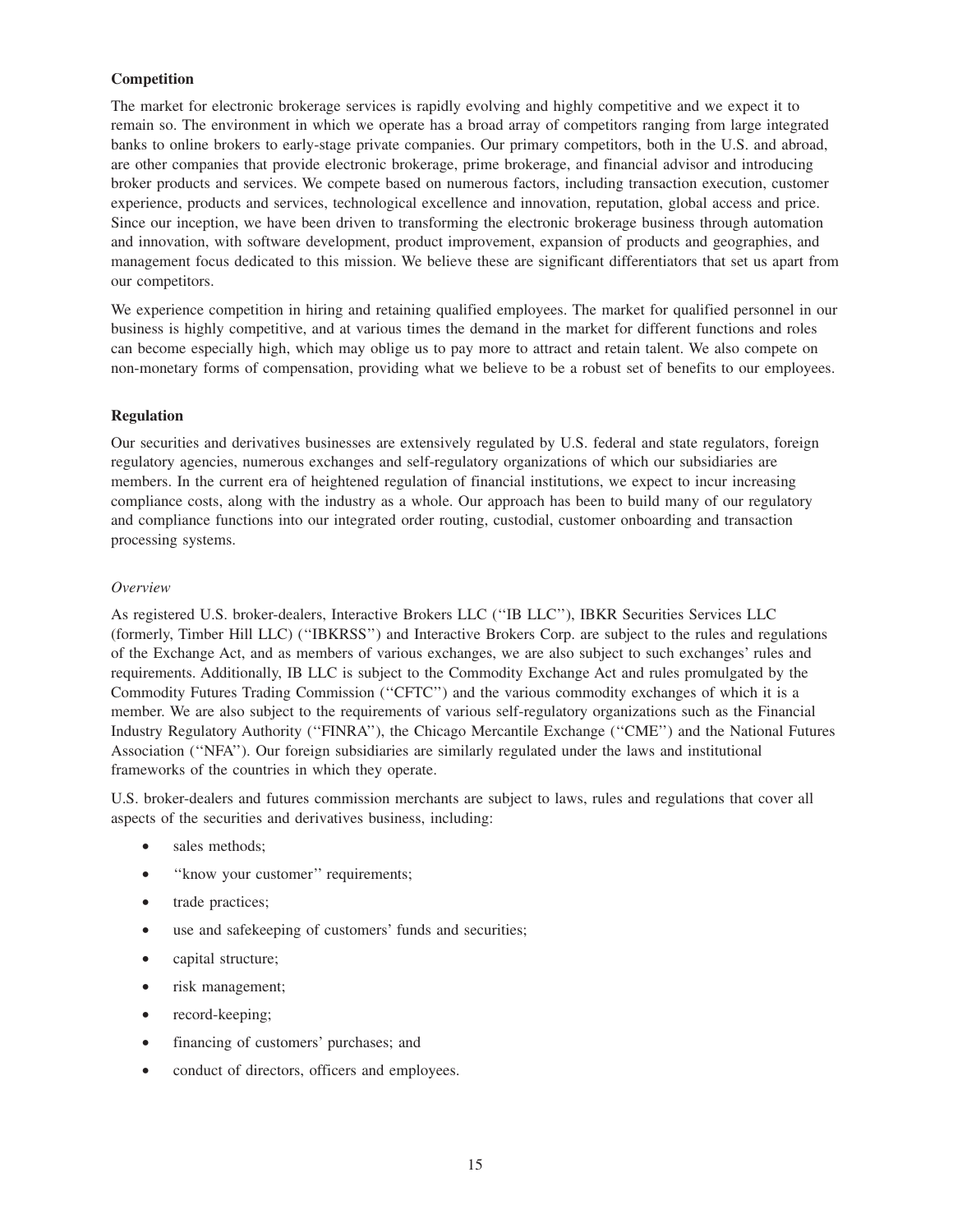**Competition**

The market for electronic brokerage services is rapidly evolving and highly competitive and we expect it to remain so. The environment in which we operate has a broad array of competitors ranging from large integrated banks to online brokers to early-stage private companies. Our primary competitors, both in the U.S. and abroad, are other companies that provide electronic brokerage, prime brokerage, and financial advisor and introducing broker products and services. We compete based on numerous factors, including transaction execution, customer experience, products and services, technological excellence and innovation, reputation, global access and price. Since our inception, we have been driven to transforming the electronic brokerage business through automation and innovation, with software development, product improvement, expansion of products and geographies, and management focus dedicated to this mission. We believe these are significant differentiators that set us apart from our competitors.

We experience competition in hiring and retaining qualified employees. The market for qualified personnel in our business is highly competitive, and at various times the demand in the market for different functions and roles can become especially high, which may oblige us to pay more to attract and retain talent. We also compete on non-monetary forms of compensation, providing what we believe to be a robust set of benefits to our employees.

**Regulation**

Our securities and derivatives businesses are extensively regulated by U.S. federal and state regulators, foreign regulatory agencies, numerous exchanges and self-regulatory organizations of which our subsidiaries are members. In the current era of heightened regulation of financial institutions, we expect to incur increasing compliance costs, along with the industry as a whole. Our approach has been to build many of our regulatory and compliance functions into our integrated order routing, custodial, customer onboarding and transaction processing systems.

*Overview*

As registered U.S. broker-dealers, Interactive Brokers LLC (''IB LLC''), IBKR Securities Services LLC (formerly, Timber Hill LLC) (''IBKRSS'') and Interactive Brokers Corp. are subject to the rules and regulations of the Exchange Act, and as members of various exchanges, we are also subject to such exchanges' rules and requirements. Additionally, IB LLC is subject to the Commodity Exchange Act and rules promulgated by the Commodity Futures Trading Commission (''CFTC'') and the various commodity exchanges of which it is a member. We are also subject to the requirements of various self-regulatory organizations such as the Financial Industry Regulatory Authority (''FINRA''), the Chicago Mercantile Exchange (''CME'') and the National Futures Association (''NFA''). Our foreign subsidiaries are similarly regulated under the laws and institutional frameworks of the countries in which they operate.

U.S. broker-dealers and futures commission merchants are subject to laws, rules and regulations that cover all aspects of the securities and derivatives business, including:

- sales methods;
- ''know your customer'' requirements;
- trade practices;
- use and safekeeping of customers' funds and securities;
- capital structure;
- risk management;
- record-keeping;
- financing of customers' purchases; and
- conduct of directors, officers and employees.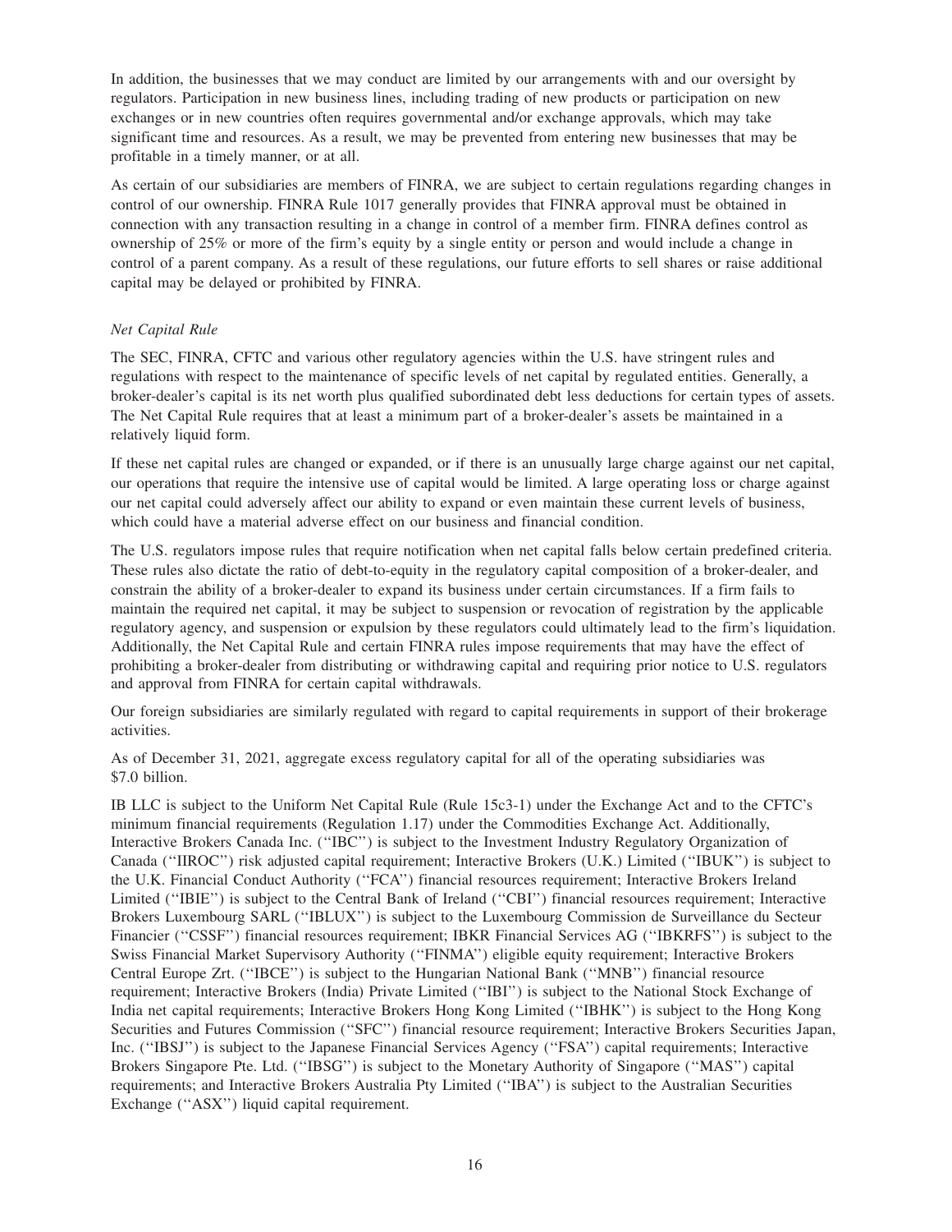In addition, the businesses that we may conduct are limited by our arrangements with and our oversight by regulators. Participation in new business lines, including trading of new products or participation on new exchanges or in new countries often requires governmental and/or exchange approvals, which may take significant time and resources. As a result, we may be prevented from entering new businesses that may be profitable in a timely manner, or at all.

As certain of our subsidiaries are members of FINRA, we are subject to certain regulations regarding changes in control of our ownership. FINRA Rule 1017 generally provides that FINRA approval must be obtained in connection with any transaction resulting in a change in control of a member firm. FINRA defines control as ownership of 25% or more of the firm's equity by a single entity or person and would include a change in control of a parent company. As a result of these regulations, our future efforts to sell shares or raise additional capital may be delayed or prohibited by FINRA.

*Net Capital Rule*

The SEC, FINRA, CFTC and various other regulatory agencies within the U.S. have stringent rules and regulations with respect to the maintenance of specific levels of net capital by regulated entities. Generally, a broker-dealer's capital is its net worth plus qualified subordinated debt less deductions for certain types of assets. The Net Capital Rule requires that at least a minimum part of a broker-dealer's assets be maintained in a relatively liquid form.

If these net capital rules are changed or expanded, or if there is an unusually large charge against our net capital, our operations that require the intensive use of capital would be limited. A large operating loss or charge against our net capital could adversely affect our ability to expand or even maintain these current levels of business, which could have a material adverse effect on our business and financial condition.

The U.S. regulators impose rules that require notification when net capital falls below certain predefined criteria. These rules also dictate the ratio of debt-to-equity in the regulatory capital composition of a broker-dealer, and constrain the ability of a broker-dealer to expand its business under certain circumstances. If a firm fails to maintain the required net capital, it may be subject to suspension or revocation of registration by the applicable regulatory agency, and suspension or expulsion by these regulators could ultimately lead to the firm's liquidation. Additionally, the Net Capital Rule and certain FINRA rules impose requirements that may have the effect of prohibiting a broker-dealer from distributing or withdrawing capital and requiring prior notice to U.S. regulators and approval from FINRA for certain capital withdrawals.

Our foreign subsidiaries are similarly regulated with regard to capital requirements in support of their brokerage activities.

As of December 31, 2021, aggregate excess regulatory capital for all of the operating subsidiaries was $7.0 billion.

IB LLC is subject to the Uniform Net Capital Rule (Rule 15c3-1) under the Exchange Act and to the CFTC's minimum financial requirements (Regulation 1.17) under the Commodities Exchange Act. Additionally, Interactive Brokers Canada Inc. (''IBC'') is subject to the Investment Industry Regulatory Organization of Canada (''IIROC'') risk adjusted capital requirement; Interactive Brokers (U.K.) Limited (''IBUK'') is subject to the U.K. Financial Conduct Authority (''FCA'') financial resources requirement; Interactive Brokers Ireland Limited (''IBIE'') is subject to the Central Bank of Ireland (''CBI'') financial resources requirement; Interactive Brokers Luxembourg SARL (''IBLUX'') is subject to the Luxembourg Commission de Surveillance du Secteur Financier (''CSSF'') financial resources requirement; IBKR Financial Services AG (''IBKRFS'') is subject to the Swiss Financial Market Supervisory Authority (''FINMA'') eligible equity requirement; Interactive Brokers Central Europe Zrt. (''IBCE'') is subject to the Hungarian National Bank (''MNB'') financial resource requirement; Interactive Brokers (India) Private Limited (''IBI'') is subject to the National Stock Exchange of India net capital requirements; Interactive Brokers Hong Kong Limited (''IBHK'') is subject to the Hong Kong Securities and Futures Commission (''SFC'') financial resource requirement; Interactive Brokers Securities Japan, Inc. (''IBSJ'') is subject to the Japanese Financial Services Agency (''FSA'') capital requirements; Interactive Brokers Singapore Pte. Ltd. (''IBSG'') is subject to the Monetary Authority of Singapore (''MAS'') capital requirements; and Interactive Brokers Australia Pty Limited (''IBA'') is subject to the Australian Securities Exchange (''ASX'') liquid capital requirement.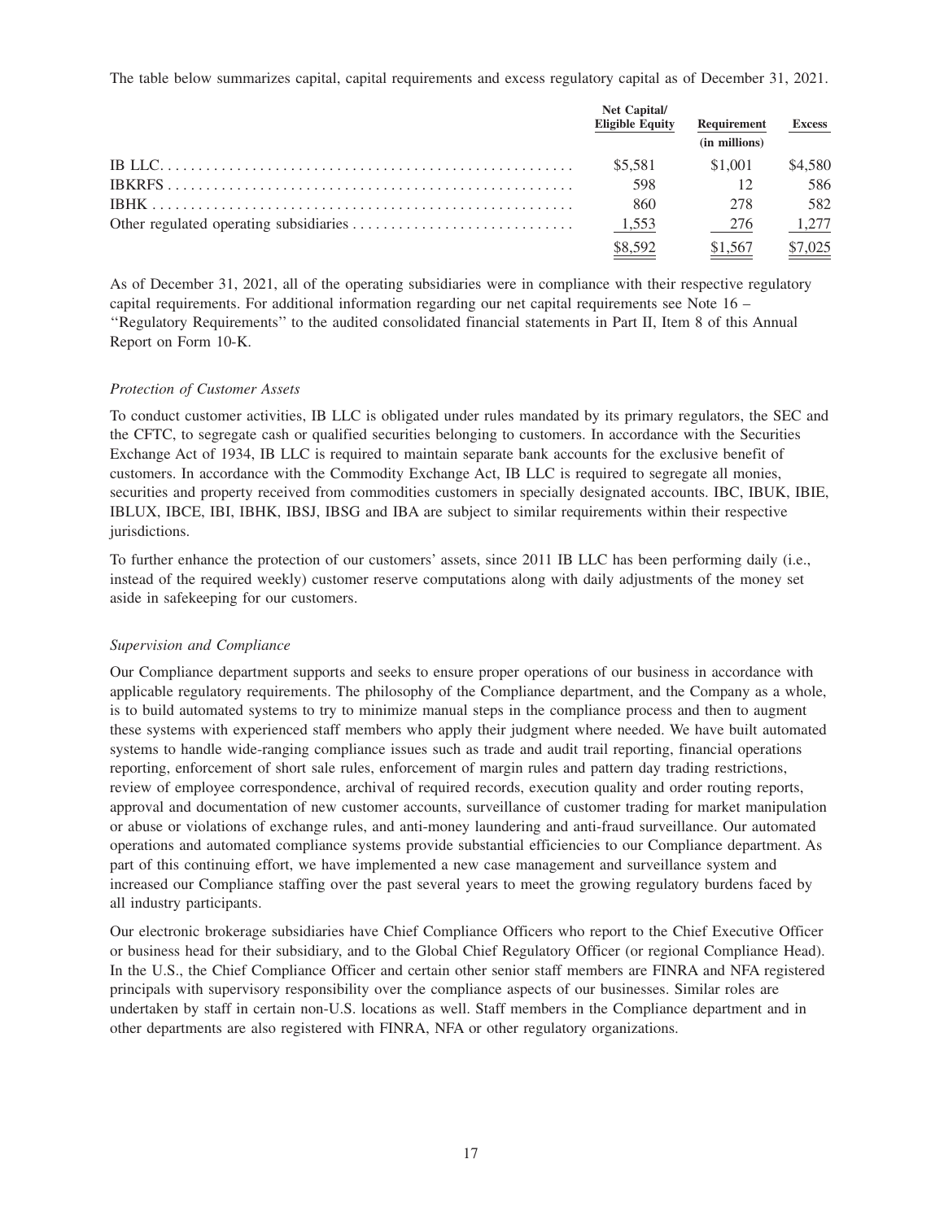The table below summarizes capital, capital requirements and excess regulatory capital as of December 31, 2021.

| | Net Capital/ Eligible Equity | Requirement | Excess |
|---|---|---|---|
| | | (in millions) | |
| IB LLC | $5,581 | $1,001 | $4,580 |
| IBKRFS | 598 | 12 | 586 |
| IBHK | 860 | 278 | 582 |
| Other regulated operating subsidiaries | 1,553 | 276 | 1,277 |
| | $8,592 | $1,567 | $7,025 |

As of December 31, 2021, all of the operating subsidiaries were in compliance with their respective regulatory capital requirements. For additional information regarding our net capital requirements see Note 16 – ''Regulatory Requirements'' to the audited consolidated financial statements in Part II, Item 8 of this Annual Report on Form 10-K.

*Protection of Customer Assets*

To conduct customer activities, IB LLC is obligated under rules mandated by its primary regulators, the SEC and the CFTC, to segregate cash or qualified securities belonging to customers. In accordance with the Securities Exchange Act of 1934, IB LLC is required to maintain separate bank accounts for the exclusive benefit of customers. In accordance with the Commodity Exchange Act, IB LLC is required to segregate all monies, securities and property received from commodities customers in specially designated accounts. IBC, IBUK, IBIE, IBLUX, IBCE, IBI, IBHK, IBSJ, IBSG and IBA are subject to similar requirements within their respective jurisdictions.

To further enhance the protection of our customers' assets, since 2011 IB LLC has been performing daily (i.e., instead of the required weekly) customer reserve computations along with daily adjustments of the money set aside in safekeeping for our customers.

*Supervision and Compliance*

Our Compliance department supports and seeks to ensure proper operations of our business in accordance with applicable regulatory requirements. The philosophy of the Compliance department, and the Company as a whole, is to build automated systems to try to minimize manual steps in the compliance process and then to augment these systems with experienced staff members who apply their judgment where needed. We have built automated systems to handle wide-ranging compliance issues such as trade and audit trail reporting, financial operations reporting, enforcement of short sale rules, enforcement of margin rules and pattern day trading restrictions, review of employee correspondence, archival of required records, execution quality and order routing reports, approval and documentation of new customer accounts, surveillance of customer trading for market manipulation or abuse or violations of exchange rules, and anti-money laundering and anti-fraud surveillance. Our automated operations and automated compliance systems provide substantial efficiencies to our Compliance department. As part of this continuing effort, we have implemented a new case management and surveillance system and increased our Compliance staffing over the past several years to meet the growing regulatory burdens faced by all industry participants.

Our electronic brokerage subsidiaries have Chief Compliance Officers who report to the Chief Executive Officer or business head for their subsidiary, and to the Global Chief Regulatory Officer (or regional Compliance Head). In the U.S., the Chief Compliance Officer and certain other senior staff members are FINRA and NFA registered principals with supervisory responsibility over the compliance aspects of our businesses. Similar roles are undertaken by staff in certain non-U.S. locations as well. Staff members in the Compliance department and in other departments are also registered with FINRA, NFA or other regulatory organizations.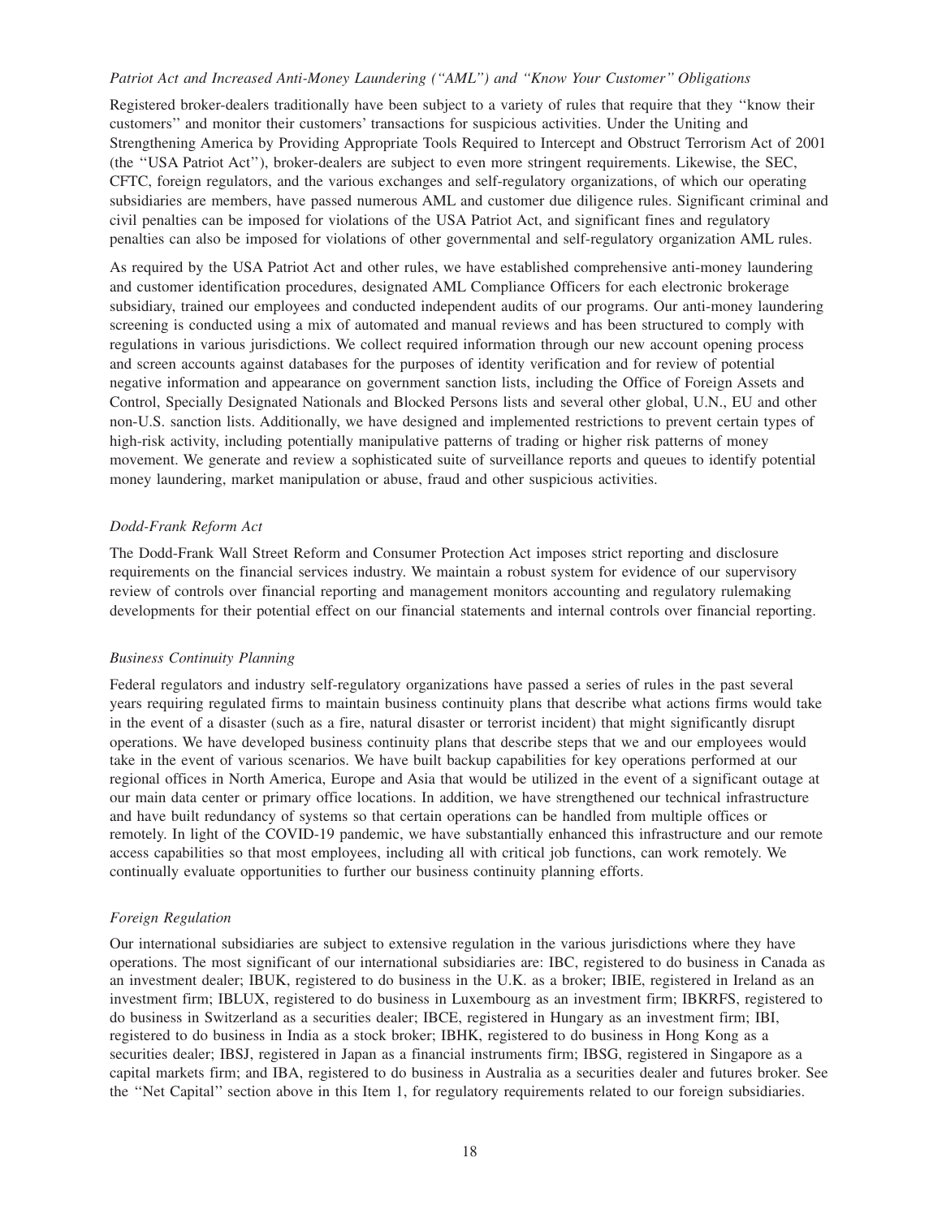*Patriot Act and Increased Anti-Money Laundering ("AML") and "Know Your Customer" Obligations*

Registered broker-dealers traditionally have been subject to a variety of rules that require that they "know their customers" and monitor their customers' transactions for suspicious activities. Under the Uniting and Strengthening America by Providing Appropriate Tools Required to Intercept and Obstruct Terrorism Act of 2001 (the "USA Patriot Act"), broker-dealers are subject to even more stringent requirements. Likewise, the SEC, CFTC, foreign regulators, and the various exchanges and self-regulatory organizations, of which our operating subsidiaries are members, have passed numerous AML and customer due diligence rules. Significant criminal and civil penalties can be imposed for violations of the USA Patriot Act, and significant fines and regulatory penalties can also be imposed for violations of other governmental and self-regulatory organization AML rules.

As required by the USA Patriot Act and other rules, we have established comprehensive anti-money laundering and customer identification procedures, designated AML Compliance Officers for each electronic brokerage subsidiary, trained our employees and conducted independent audits of our programs. Our anti-money laundering screening is conducted using a mix of automated and manual reviews and has been structured to comply with regulations in various jurisdictions. We collect required information through our new account opening process and screen accounts against databases for the purposes of identity verification and for review of potential negative information and appearance on government sanction lists, including the Office of Foreign Assets and Control, Specially Designated Nationals and Blocked Persons lists and several other global, U.N., EU and other non-U.S. sanction lists. Additionally, we have designed and implemented restrictions to prevent certain types of high-risk activity, including potentially manipulative patterns of trading or higher risk patterns of money movement. We generate and review a sophisticated suite of surveillance reports and queues to identify potential money laundering, market manipulation or abuse, fraud and other suspicious activities.

*Dodd-Frank Reform Act*

The Dodd-Frank Wall Street Reform and Consumer Protection Act imposes strict reporting and disclosure requirements on the financial services industry. We maintain a robust system for evidence of our supervisory review of controls over financial reporting and management monitors accounting and regulatory rulemaking developments for their potential effect on our financial statements and internal controls over financial reporting.

*Business Continuity Planning*

Federal regulators and industry self-regulatory organizations have passed a series of rules in the past several years requiring regulated firms to maintain business continuity plans that describe what actions firms would take in the event of a disaster (such as a fire, natural disaster or terrorist incident) that might significantly disrupt operations. We have developed business continuity plans that describe steps that we and our employees would take in the event of various scenarios. We have built backup capabilities for key operations performed at our regional offices in North America, Europe and Asia that would be utilized in the event of a significant outage at our main data center or primary office locations. In addition, we have strengthened our technical infrastructure and have built redundancy of systems so that certain operations can be handled from multiple offices or remotely. In light of the COVID-19 pandemic, we have substantially enhanced this infrastructure and our remote access capabilities so that most employees, including all with critical job functions, can work remotely. We continually evaluate opportunities to further our business continuity planning efforts.

*Foreign Regulation*

Our international subsidiaries are subject to extensive regulation in the various jurisdictions where they have operations. The most significant of our international subsidiaries are: IBC, registered to do business in Canada as an investment dealer; IBUK, registered to do business in the U.K. as a broker; IBIE, registered in Ireland as an investment firm; IBLUX, registered to do business in Luxembourg as an investment firm; IBKRFS, registered to do business in Switzerland as a securities dealer; IBCE, registered in Hungary as an investment firm; IBI, registered to do business in India as a stock broker; IBHK, registered to do business in Hong Kong as a securities dealer; IBSJ, registered in Japan as a financial instruments firm; IBSG, registered in Singapore as a capital markets firm; and IBA, registered to do business in Australia as a securities dealer and futures broker. See the "Net Capital" section above in this Item 1, for regulatory requirements related to our foreign subsidiaries.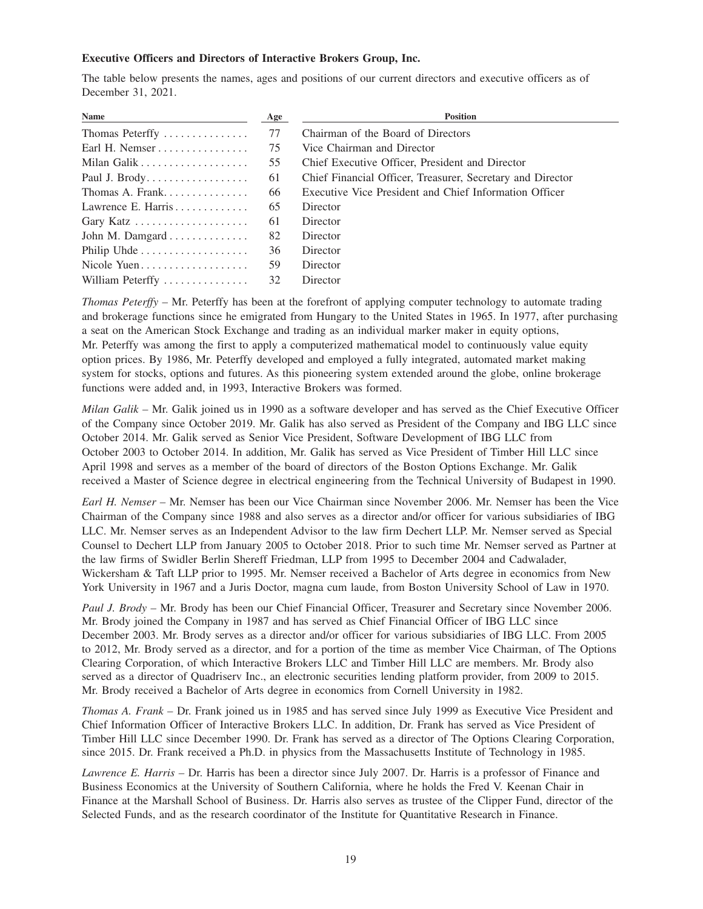**Executive Officers and Directors of Interactive Brokers Group, Inc.**

The table below presents the names, ages and positions of our current directors and executive officers as of December 31, 2021.

| Name | Age | Position |
| --- | --- | --- |
| Thomas Peterffy | 77 | Chairman of the Board of Directors |
| Earl H. Nemser | 75 | Vice Chairman and Director |
| Milan Galik | 55 | Chief Executive Officer, President and Director |
| Paul J. Brody | 61 | Chief Financial Officer, Treasurer, Secretary and Director |
| Thomas A. Frank | 66 | Executive Vice President and Chief Information Officer |
| Lawrence E. Harris | 65 | Director |
| Gary Katz | 61 | Director |
| John M. Damgard | 82 | Director |
| Philip Uhde | 36 | Director |
| Nicole Yuen | 59 | Director |
| William Peterffy | 32 | Director |

*Thomas Peterffy* – Mr. Peterffy has been at the forefront of applying computer technology to automate trading and brokerage functions since he emigrated from Hungary to the United States in 1965. In 1977, after purchasing a seat on the American Stock Exchange and trading as an individual marker maker in equity options, Mr. Peterffy was among the first to apply a computerized mathematical model to continuously value equity option prices. By 1986, Mr. Peterffy developed and employed a fully integrated, automated market making system for stocks, options and futures. As this pioneering system extended around the globe, online brokerage functions were added and, in 1993, Interactive Brokers was formed.

*Milan Galik* – Mr. Galik joined us in 1990 as a software developer and has served as the Chief Executive Officer of the Company since October 2019. Mr. Galik has also served as President of the Company and IBG LLC since October 2014. Mr. Galik served as Senior Vice President, Software Development of IBG LLC from October 2003 to October 2014. In addition, Mr. Galik has served as Vice President of Timber Hill LLC since April 1998 and serves as a member of the board of directors of the Boston Options Exchange. Mr. Galik received a Master of Science degree in electrical engineering from the Technical University of Budapest in 1990.

*Earl H. Nemser* – Mr. Nemser has been our Vice Chairman since November 2006. Mr. Nemser has been the Vice Chairman of the Company since 1988 and also serves as a director and/or officer for various subsidiaries of IBG LLC. Mr. Nemser serves as an Independent Advisor to the law firm Dechert LLP. Mr. Nemser served as Special Counsel to Dechert LLP from January 2005 to October 2018. Prior to such time Mr. Nemser served as Partner at the law firms of Swidler Berlin Shereff Friedman, LLP from 1995 to December 2004 and Cadwalader, Wickersham & Taft LLP prior to 1995. Mr. Nemser received a Bachelor of Arts degree in economics from New York University in 1967 and a Juris Doctor, magna cum laude, from Boston University School of Law in 1970.

*Paul J. Brody* – Mr. Brody has been our Chief Financial Officer, Treasurer and Secretary since November 2006. Mr. Brody joined the Company in 1987 and has served as Chief Financial Officer of IBG LLC since December 2003. Mr. Brody serves as a director and/or officer for various subsidiaries of IBG LLC. From 2005 to 2012, Mr. Brody served as a director, and for a portion of the time as member Vice Chairman, of The Options Clearing Corporation, of which Interactive Brokers LLC and Timber Hill LLC are members. Mr. Brody also served as a director of Quadriserv Inc., an electronic securities lending platform provider, from 2009 to 2015. Mr. Brody received a Bachelor of Arts degree in economics from Cornell University in 1982.

*Thomas A. Frank* – Dr. Frank joined us in 1985 and has served since July 1999 as Executive Vice President and Chief Information Officer of Interactive Brokers LLC. In addition, Dr. Frank has served as Vice President of Timber Hill LLC since December 1990. Dr. Frank has served as a director of The Options Clearing Corporation, since 2015. Dr. Frank received a Ph.D. in physics from the Massachusetts Institute of Technology in 1985.

*Lawrence E. Harris* – Dr. Harris has been a director since July 2007. Dr. Harris is a professor of Finance and Business Economics at the University of Southern California, where he holds the Fred V. Keenan Chair in Finance at the Marshall School of Business. Dr. Harris also serves as trustee of the Clipper Fund, director of the Selected Funds, and as the research coordinator of the Institute for Quantitative Research in Finance.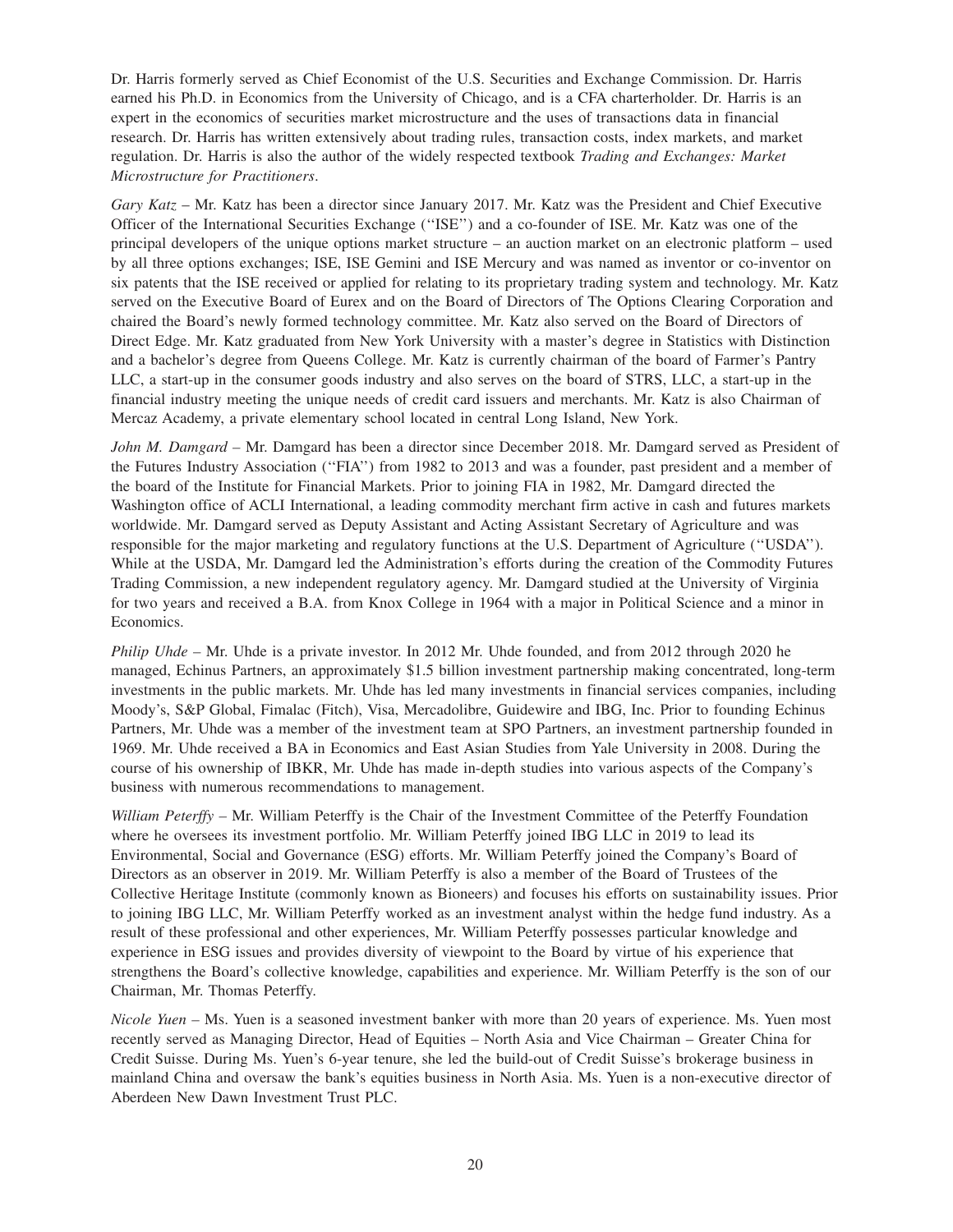Dr. Harris formerly served as Chief Economist of the U.S. Securities and Exchange Commission. Dr. Harris earned his Ph.D. in Economics from the University of Chicago, and is a CFA charterholder. Dr. Harris is an expert in the economics of securities market microstructure and the uses of transactions data in financial research. Dr. Harris has written extensively about trading rules, transaction costs, index markets, and market regulation. Dr. Harris is also the author of the widely respected textbook *Trading and Exchanges: Market Microstructure for Practitioners*.

*Gary Katz* – Mr. Katz has been a director since January 2017. Mr. Katz was the President and Chief Executive Officer of the International Securities Exchange (''ISE'') and a co-founder of ISE. Mr. Katz was one of the principal developers of the unique options market structure – an auction market on an electronic platform – used by all three options exchanges; ISE, ISE Gemini and ISE Mercury and was named as inventor or co-inventor on six patents that the ISE received or applied for relating to its proprietary trading system and technology. Mr. Katz served on the Executive Board of Eurex and on the Board of Directors of The Options Clearing Corporation and chaired the Board's newly formed technology committee. Mr. Katz also served on the Board of Directors of Direct Edge. Mr. Katz graduated from New York University with a master's degree in Statistics with Distinction and a bachelor's degree from Queens College. Mr. Katz is currently chairman of the board of Farmer's Pantry LLC, a start-up in the consumer goods industry and also serves on the board of STRS, LLC, a start-up in the financial industry meeting the unique needs of credit card issuers and merchants. Mr. Katz is also Chairman of Mercaz Academy, a private elementary school located in central Long Island, New York.

*John M. Damgard* – Mr. Damgard has been a director since December 2018. Mr. Damgard served as President of the Futures Industry Association (''FIA'') from 1982 to 2013 and was a founder, past president and a member of the board of the Institute for Financial Markets. Prior to joining FIA in 1982, Mr. Damgard directed the Washington office of ACLI International, a leading commodity merchant firm active in cash and futures markets worldwide. Mr. Damgard served as Deputy Assistant and Acting Assistant Secretary of Agriculture and was responsible for the major marketing and regulatory functions at the U.S. Department of Agriculture (''USDA''). While at the USDA, Mr. Damgard led the Administration's efforts during the creation of the Commodity Futures Trading Commission, a new independent regulatory agency. Mr. Damgard studied at the University of Virginia for two years and received a B.A. from Knox College in 1964 with a major in Political Science and a minor in Economics.

*Philip Uhde* – Mr. Uhde is a private investor. In 2012 Mr. Uhde founded, and from 2012 through 2020 he managed, Echinus Partners, an approximately $1.5 billion investment partnership making concentrated, long-term investments in the public markets. Mr. Uhde has led many investments in financial services companies, including Moody's, S&P Global, Fimalac (Fitch), Visa, Mercadolibre, Guidewire and IBG, Inc. Prior to founding Echinus Partners, Mr. Uhde was a member of the investment team at SPO Partners, an investment partnership founded in 1969. Mr. Uhde received a BA in Economics and East Asian Studies from Yale University in 2008. During the course of his ownership of IBKR, Mr. Uhde has made in-depth studies into various aspects of the Company's business with numerous recommendations to management.

*William Peterffy* – Mr. William Peterffy is the Chair of the Investment Committee of the Peterffy Foundation where he oversees its investment portfolio. Mr. William Peterffy joined IBG LLC in 2019 to lead its Environmental, Social and Governance (ESG) efforts. Mr. William Peterffy joined the Company's Board of Directors as an observer in 2019. Mr. William Peterffy is also a member of the Board of Trustees of the Collective Heritage Institute (commonly known as Bioneers) and focuses his efforts on sustainability issues. Prior to joining IBG LLC, Mr. William Peterffy worked as an investment analyst within the hedge fund industry. As a result of these professional and other experiences, Mr. William Peterffy possesses particular knowledge and experience in ESG issues and provides diversity of viewpoint to the Board by virtue of his experience that strengthens the Board's collective knowledge, capabilities and experience. Mr. William Peterffy is the son of our Chairman, Mr. Thomas Peterffy.

*Nicole Yuen* – Ms. Yuen is a seasoned investment banker with more than 20 years of experience. Ms. Yuen most recently served as Managing Director, Head of Equities – North Asia and Vice Chairman – Greater China for Credit Suisse. During Ms. Yuen's 6-year tenure, she led the build-out of Credit Suisse's brokerage business in mainland China and oversaw the bank's equities business in North Asia. Ms. Yuen is a non-executive director of Aberdeen New Dawn Investment Trust PLC.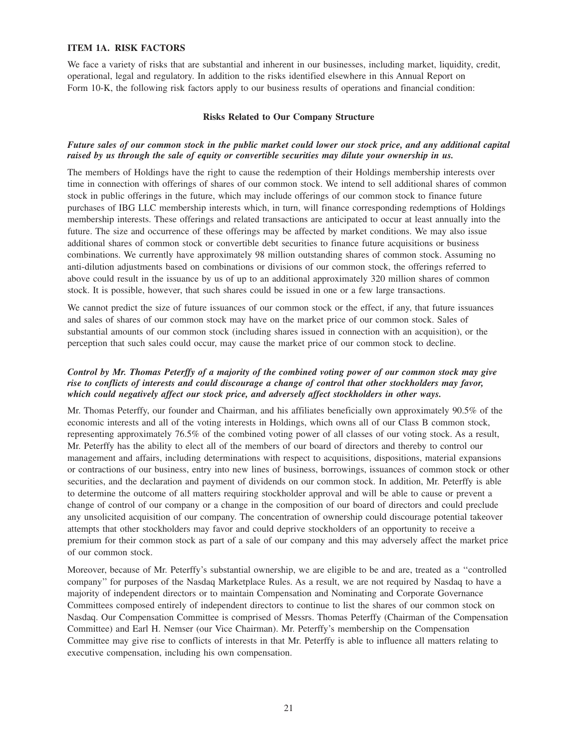## ITEM 1A. RISK FACTORS

We face a variety of risks that are substantial and inherent in our businesses, including market, liquidity, credit, operational, legal and regulatory. In addition to the risks identified elsewhere in this Annual Report on Form 10-K, the following risk factors apply to our business results of operations and financial condition:

### Risks Related to Our Company Structure

***Future sales of our common stock in the public market could lower our stock price, and any additional capital raised by us through the sale of equity or convertible securities may dilute your ownership in us.***

The members of Holdings have the right to cause the redemption of their Holdings membership interests over time in connection with offerings of shares of our common stock. We intend to sell additional shares of common stock in public offerings in the future, which may include offerings of our common stock to finance future purchases of IBG LLC membership interests which, in turn, will finance corresponding redemptions of Holdings membership interests. These offerings and related transactions are anticipated to occur at least annually into the future. The size and occurrence of these offerings may be affected by market conditions. We may also issue additional shares of common stock or convertible debt securities to finance future acquisitions or business combinations. We currently have approximately 98 million outstanding shares of common stock. Assuming no anti-dilution adjustments based on combinations or divisions of our common stock, the offerings referred to above could result in the issuance by us of up to an additional approximately 320 million shares of common stock. It is possible, however, that such shares could be issued in one or a few large transactions.

We cannot predict the size of future issuances of our common stock or the effect, if any, that future issuances and sales of shares of our common stock may have on the market price of our common stock. Sales of substantial amounts of our common stock (including shares issued in connection with an acquisition), or the perception that such sales could occur, may cause the market price of our common stock to decline.

***Control by Mr. Thomas Peterffy of a majority of the combined voting power of our common stock may give rise to conflicts of interests and could discourage a change of control that other stockholders may favor, which could negatively affect our stock price, and adversely affect stockholders in other ways.***

Mr. Thomas Peterffy, our founder and Chairman, and his affiliates beneficially own approximately 90.5% of the economic interests and all of the voting interests in Holdings, which owns all of our Class B common stock, representing approximately 76.5% of the combined voting power of all classes of our voting stock. As a result, Mr. Peterffy has the ability to elect all of the members of our board of directors and thereby to control our management and affairs, including determinations with respect to acquisitions, dispositions, material expansions or contractions of our business, entry into new lines of business, borrowings, issuances of common stock or other securities, and the declaration and payment of dividends on our common stock. In addition, Mr. Peterffy is able to determine the outcome of all matters requiring stockholder approval and will be able to cause or prevent a change of control of our company or a change in the composition of our board of directors and could preclude any unsolicited acquisition of our company. The concentration of ownership could discourage potential takeover attempts that other stockholders may favor and could deprive stockholders of an opportunity to receive a premium for their common stock as part of a sale of our company and this may adversely affect the market price of our common stock.

Moreover, because of Mr. Peterffy's substantial ownership, we are eligible to be and are, treated as a "controlled company" for purposes of the Nasdaq Marketplace Rules. As a result, we are not required by Nasdaq to have a majority of independent directors or to maintain Compensation and Nominating and Corporate Governance Committees composed entirely of independent directors to continue to list the shares of our common stock on Nasdaq. Our Compensation Committee is comprised of Messrs. Thomas Peterffy (Chairman of the Compensation Committee) and Earl H. Nemser (our Vice Chairman). Mr. Peterffy's membership on the Compensation Committee may give rise to conflicts of interests in that Mr. Peterffy is able to influence all matters relating to executive compensation, including his own compensation.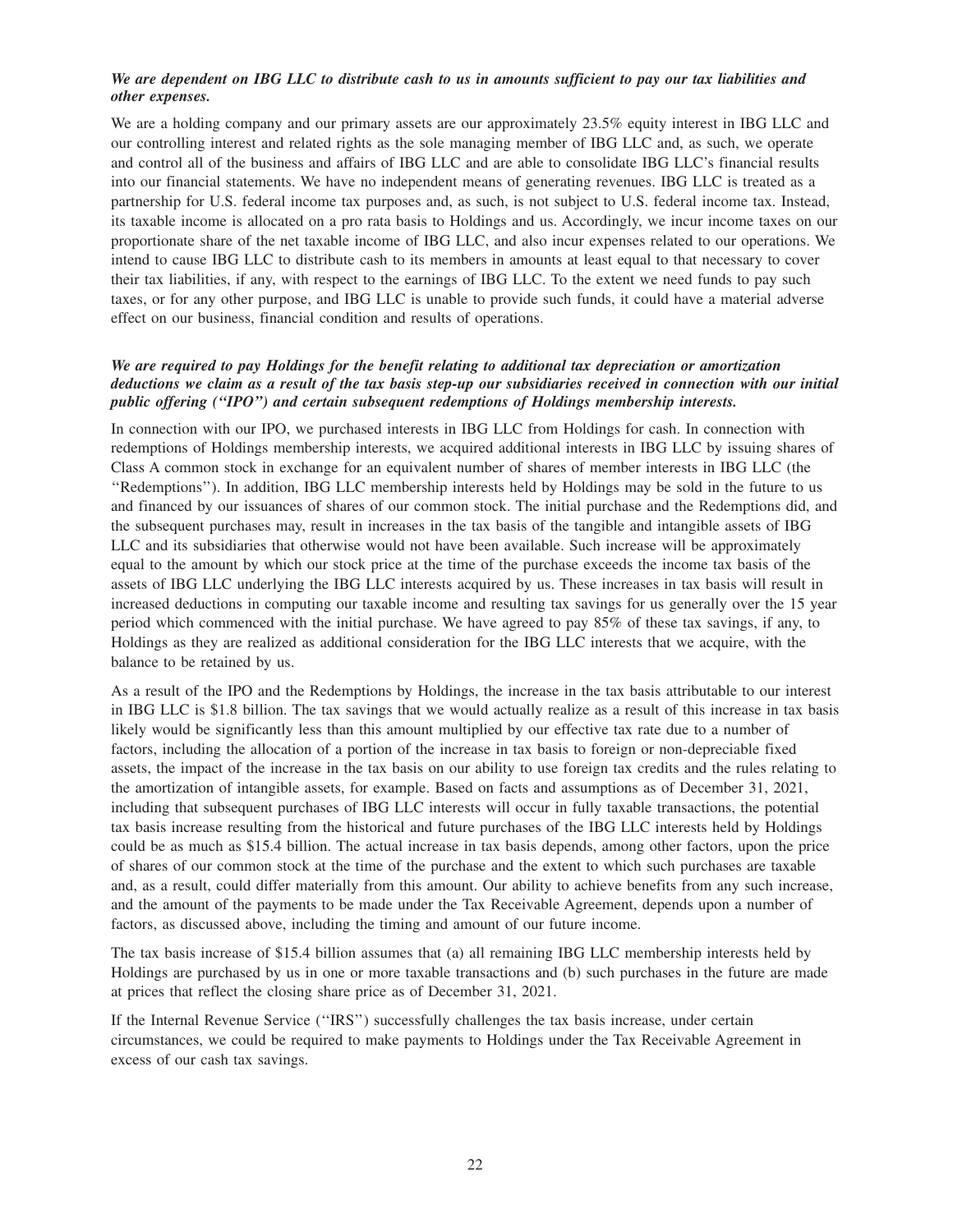***We are dependent on IBG LLC to distribute cash to us in amounts sufficient to pay our tax liabilities and other expenses.***

We are a holding company and our primary assets are our approximately 23.5% equity interest in IBG LLC and our controlling interest and related rights as the sole managing member of IBG LLC and, as such, we operate and control all of the business and affairs of IBG LLC and are able to consolidate IBG LLC's financial results into our financial statements. We have no independent means of generating revenues. IBG LLC is treated as a partnership for U.S. federal income tax purposes and, as such, is not subject to U.S. federal income tax. Instead, its taxable income is allocated on a pro rata basis to Holdings and us. Accordingly, we incur income taxes on our proportionate share of the net taxable income of IBG LLC, and also incur expenses related to our operations. We intend to cause IBG LLC to distribute cash to its members in amounts at least equal to that necessary to cover their tax liabilities, if any, with respect to the earnings of IBG LLC. To the extent we need funds to pay such taxes, or for any other purpose, and IBG LLC is unable to provide such funds, it could have a material adverse effect on our business, financial condition and results of operations.

***We are required to pay Holdings for the benefit relating to additional tax depreciation or amortization deductions we claim as a result of the tax basis step-up our subsidiaries received in connection with our initial public offering ("IPO") and certain subsequent redemptions of Holdings membership interests.***

In connection with our IPO, we purchased interests in IBG LLC from Holdings for cash. In connection with redemptions of Holdings membership interests, we acquired additional interests in IBG LLC by issuing shares of Class A common stock in exchange for an equivalent number of shares of member interests in IBG LLC (the "Redemptions"). In addition, IBG LLC membership interests held by Holdings may be sold in the future to us and financed by our issuances of shares of our common stock. The initial purchase and the Redemptions did, and the subsequent purchases may, result in increases in the tax basis of the tangible and intangible assets of IBG LLC and its subsidiaries that otherwise would not have been available. Such increase will be approximately equal to the amount by which our stock price at the time of the purchase exceeds the income tax basis of the assets of IBG LLC underlying the IBG LLC interests acquired by us. These increases in tax basis will result in increased deductions in computing our taxable income and resulting tax savings for us generally over the 15 year period which commenced with the initial purchase. We have agreed to pay 85% of these tax savings, if any, to Holdings as they are realized as additional consideration for the IBG LLC interests that we acquire, with the balance to be retained by us.

As a result of the IPO and the Redemptions by Holdings, the increase in the tax basis attributable to our interest in IBG LLC is $1.8 billion. The tax savings that we would actually realize as a result of this increase in tax basis likely would be significantly less than this amount multiplied by our effective tax rate due to a number of factors, including the allocation of a portion of the increase in tax basis to foreign or non-depreciable fixed assets, the impact of the increase in the tax basis on our ability to use foreign tax credits and the rules relating to the amortization of intangible assets, for example. Based on facts and assumptions as of December 31, 2021, including that subsequent purchases of IBG LLC interests will occur in fully taxable transactions, the potential tax basis increase resulting from the historical and future purchases of the IBG LLC interests held by Holdings could be as much as $15.4 billion. The actual increase in tax basis depends, among other factors, upon the price of shares of our common stock at the time of the purchase and the extent to which such purchases are taxable and, as a result, could differ materially from this amount. Our ability to achieve benefits from any such increase, and the amount of the payments to be made under the Tax Receivable Agreement, depends upon a number of factors, as discussed above, including the timing and amount of our future income.

The tax basis increase of $15.4 billion assumes that (a) all remaining IBG LLC membership interests held by Holdings are purchased by us in one or more taxable transactions and (b) such purchases in the future are made at prices that reflect the closing share price as of December 31, 2021.

If the Internal Revenue Service ("IRS") successfully challenges the tax basis increase, under certain circumstances, we could be required to make payments to Holdings under the Tax Receivable Agreement in excess of our cash tax savings.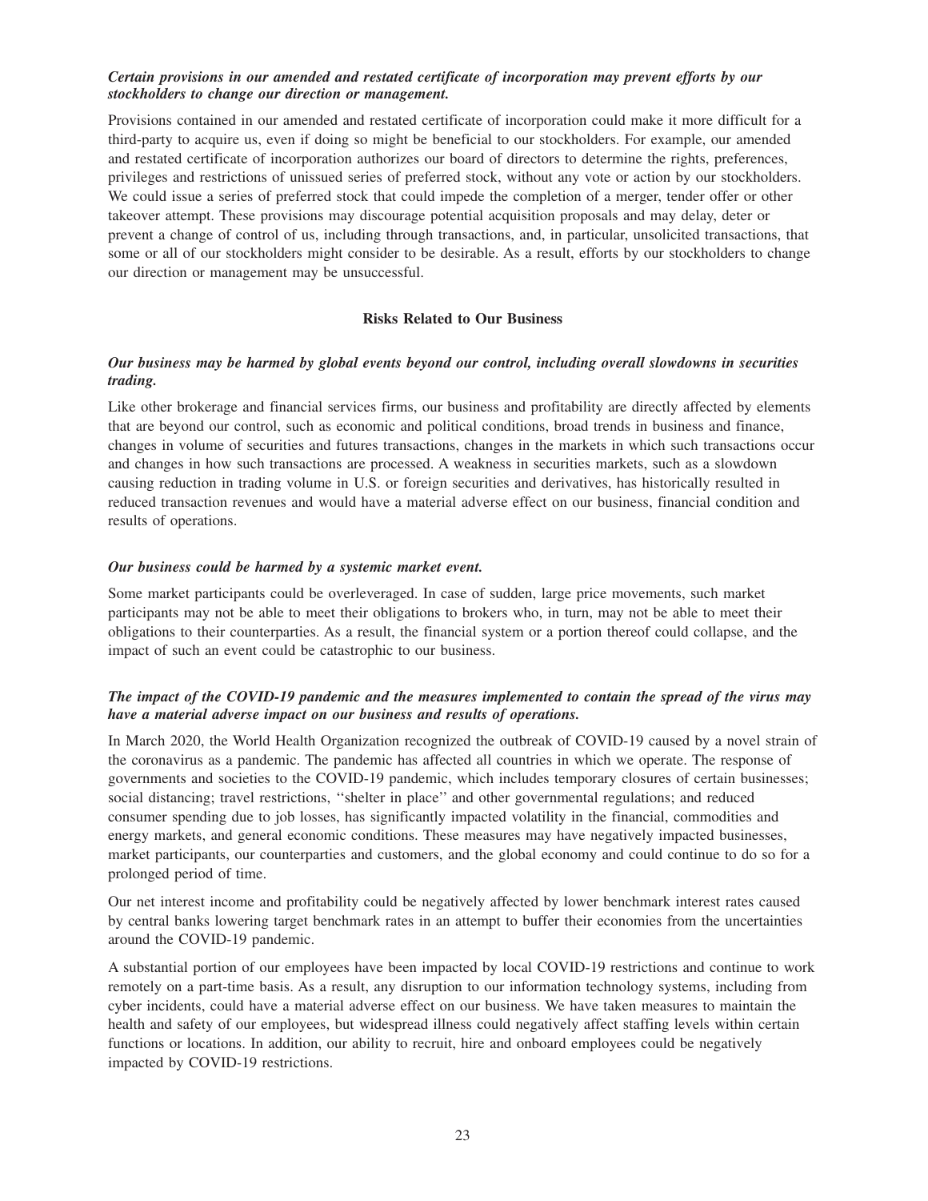***Certain provisions in our amended and restated certificate of incorporation may prevent efforts by our stockholders to change our direction or management.***

Provisions contained in our amended and restated certificate of incorporation could make it more difficult for a third-party to acquire us, even if doing so might be beneficial to our stockholders. For example, our amended and restated certificate of incorporation authorizes our board of directors to determine the rights, preferences, privileges and restrictions of unissued series of preferred stock, without any vote or action by our stockholders. We could issue a series of preferred stock that could impede the completion of a merger, tender offer or other takeover attempt. These provisions may discourage potential acquisition proposals and may delay, deter or prevent a change of control of us, including through transactions, and, in particular, unsolicited transactions, that some or all of our stockholders might consider to be desirable. As a result, efforts by our stockholders to change our direction or management may be unsuccessful.

## Risks Related to Our Business

***Our business may be harmed by global events beyond our control, including overall slowdowns in securities trading.***

Like other brokerage and financial services firms, our business and profitability are directly affected by elements that are beyond our control, such as economic and political conditions, broad trends in business and finance, changes in volume of securities and futures transactions, changes in the markets in which such transactions occur and changes in how such transactions are processed. A weakness in securities markets, such as a slowdown causing reduction in trading volume in U.S. or foreign securities and derivatives, has historically resulted in reduced transaction revenues and would have a material adverse effect on our business, financial condition and results of operations.

***Our business could be harmed by a systemic market event.***

Some market participants could be overleveraged. In case of sudden, large price movements, such market participants may not be able to meet their obligations to brokers who, in turn, may not be able to meet their obligations to their counterparties. As a result, the financial system or a portion thereof could collapse, and the impact of such an event could be catastrophic to our business.

***The impact of the COVID-19 pandemic and the measures implemented to contain the spread of the virus may have a material adverse impact on our business and results of operations.***

In March 2020, the World Health Organization recognized the outbreak of COVID-19 caused by a novel strain of the coronavirus as a pandemic. The pandemic has affected all countries in which we operate. The response of governments and societies to the COVID-19 pandemic, which includes temporary closures of certain businesses; social distancing; travel restrictions, ''shelter in place'' and other governmental regulations; and reduced consumer spending due to job losses, has significantly impacted volatility in the financial, commodities and energy markets, and general economic conditions. These measures may have negatively impacted businesses, market participants, our counterparties and customers, and the global economy and could continue to do so for a prolonged period of time.

Our net interest income and profitability could be negatively affected by lower benchmark interest rates caused by central banks lowering target benchmark rates in an attempt to buffer their economies from the uncertainties around the COVID-19 pandemic.

A substantial portion of our employees have been impacted by local COVID-19 restrictions and continue to work remotely on a part-time basis. As a result, any disruption to our information technology systems, including from cyber incidents, could have a material adverse effect on our business. We have taken measures to maintain the health and safety of our employees, but widespread illness could negatively affect staffing levels within certain functions or locations. In addition, our ability to recruit, hire and onboard employees could be negatively impacted by COVID-19 restrictions.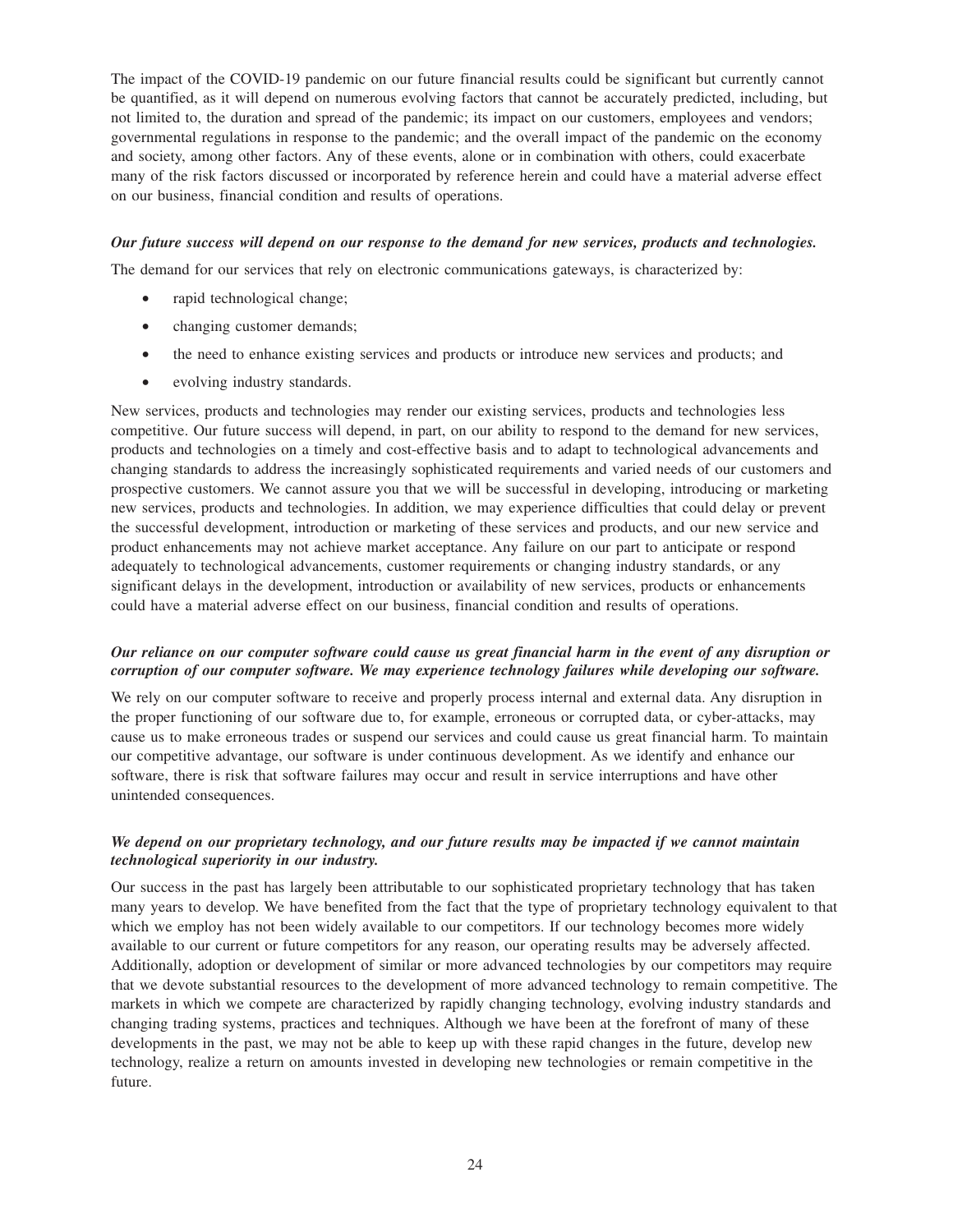The impact of the COVID-19 pandemic on our future financial results could be significant but currently cannot be quantified, as it will depend on numerous evolving factors that cannot be accurately predicted, including, but not limited to, the duration and spread of the pandemic; its impact on our customers, employees and vendors; governmental regulations in response to the pandemic; and the overall impact of the pandemic on the economy and society, among other factors. Any of these events, alone or in combination with others, could exacerbate many of the risk factors discussed or incorporated by reference herein and could have a material adverse effect on our business, financial condition and results of operations.

***Our future success will depend on our response to the demand for new services, products and technologies.***

The demand for our services that rely on electronic communications gateways, is characterized by:

- rapid technological change;
- changing customer demands;
- the need to enhance existing services and products or introduce new services and products; and
- evolving industry standards.

New services, products and technologies may render our existing services, products and technologies less competitive. Our future success will depend, in part, on our ability to respond to the demand for new services, products and technologies on a timely and cost-effective basis and to adapt to technological advancements and changing standards to address the increasingly sophisticated requirements and varied needs of our customers and prospective customers. We cannot assure you that we will be successful in developing, introducing or marketing new services, products and technologies. In addition, we may experience difficulties that could delay or prevent the successful development, introduction or marketing of these services and products, and our new service and product enhancements may not achieve market acceptance. Any failure on our part to anticipate or respond adequately to technological advancements, customer requirements or changing industry standards, or any significant delays in the development, introduction or availability of new services, products or enhancements could have a material adverse effect on our business, financial condition and results of operations.

***Our reliance on our computer software could cause us great financial harm in the event of any disruption or corruption of our computer software. We may experience technology failures while developing our software.***

We rely on our computer software to receive and properly process internal and external data. Any disruption in the proper functioning of our software due to, for example, erroneous or corrupted data, or cyber-attacks, may cause us to make erroneous trades or suspend our services and could cause us great financial harm. To maintain our competitive advantage, our software is under continuous development. As we identify and enhance our software, there is risk that software failures may occur and result in service interruptions and have other unintended consequences.

***We depend on our proprietary technology, and our future results may be impacted if we cannot maintain technological superiority in our industry.***

Our success in the past has largely been attributable to our sophisticated proprietary technology that has taken many years to develop. We have benefited from the fact that the type of proprietary technology equivalent to that which we employ has not been widely available to our competitors. If our technology becomes more widely available to our current or future competitors for any reason, our operating results may be adversely affected. Additionally, adoption or development of similar or more advanced technologies by our competitors may require that we devote substantial resources to the development of more advanced technology to remain competitive. The markets in which we compete are characterized by rapidly changing technology, evolving industry standards and changing trading systems, practices and techniques. Although we have been at the forefront of many of these developments in the past, we may not be able to keep up with these rapid changes in the future, develop new technology, realize a return on amounts invested in developing new technologies or remain competitive in the future.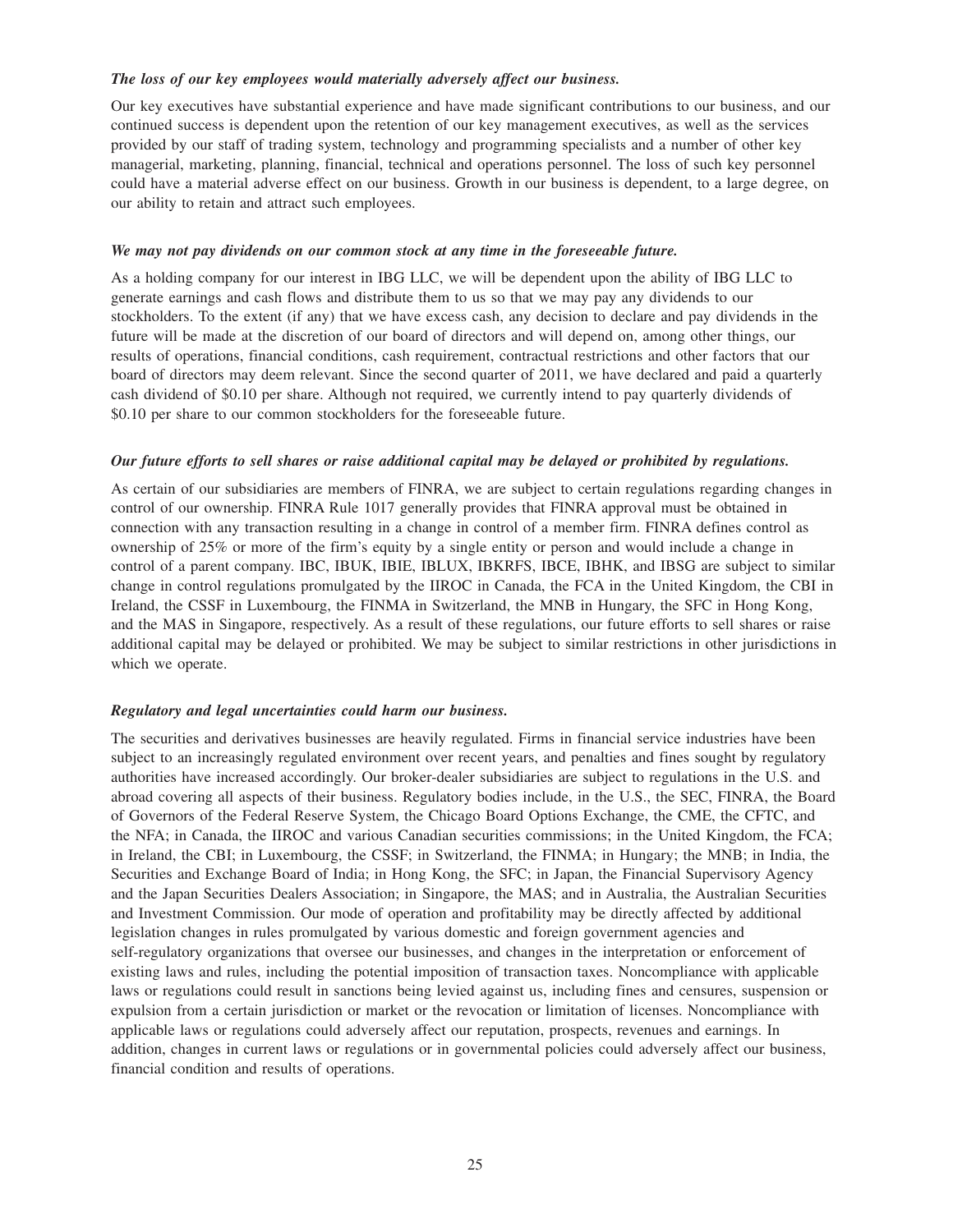***The loss of our key employees would materially adversely affect our business.***

Our key executives have substantial experience and have made significant contributions to our business, and our continued success is dependent upon the retention of our key management executives, as well as the services provided by our staff of trading system, technology and programming specialists and a number of other key managerial, marketing, planning, financial, technical and operations personnel. The loss of such key personnel could have a material adverse effect on our business. Growth in our business is dependent, to a large degree, on our ability to retain and attract such employees.

***We may not pay dividends on our common stock at any time in the foreseeable future.***

As a holding company for our interest in IBG LLC, we will be dependent upon the ability of IBG LLC to generate earnings and cash flows and distribute them to us so that we may pay any dividends to our stockholders. To the extent (if any) that we have excess cash, any decision to declare and pay dividends in the future will be made at the discretion of our board of directors and will depend on, among other things, our results of operations, financial conditions, cash requirement, contractual restrictions and other factors that our board of directors may deem relevant. Since the second quarter of 2011, we have declared and paid a quarterly cash dividend of $0.10 per share. Although not required, we currently intend to pay quarterly dividends of $0.10 per share to our common stockholders for the foreseeable future.

***Our future efforts to sell shares or raise additional capital may be delayed or prohibited by regulations.***

As certain of our subsidiaries are members of FINRA, we are subject to certain regulations regarding changes in control of our ownership. FINRA Rule 1017 generally provides that FINRA approval must be obtained in connection with any transaction resulting in a change in control of a member firm. FINRA defines control as ownership of 25% or more of the firm's equity by a single entity or person and would include a change in control of a parent company. IBC, IBUK, IBIE, IBLUX, IBKRFS, IBCE, IBHK, and IBSG are subject to similar change in control regulations promulgated by the IIROC in Canada, the FCA in the United Kingdom, the CBI in Ireland, the CSSF in Luxembourg, the FINMA in Switzerland, the MNB in Hungary, the SFC in Hong Kong, and the MAS in Singapore, respectively. As a result of these regulations, our future efforts to sell shares or raise additional capital may be delayed or prohibited. We may be subject to similar restrictions in other jurisdictions in which we operate.

***Regulatory and legal uncertainties could harm our business.***

The securities and derivatives businesses are heavily regulated. Firms in financial service industries have been subject to an increasingly regulated environment over recent years, and penalties and fines sought by regulatory authorities have increased accordingly. Our broker-dealer subsidiaries are subject to regulations in the U.S. and abroad covering all aspects of their business. Regulatory bodies include, in the U.S., the SEC, FINRA, the Board of Governors of the Federal Reserve System, the Chicago Board Options Exchange, the CME, the CFTC, and the NFA; in Canada, the IIROC and various Canadian securities commissions; in the United Kingdom, the FCA; in Ireland, the CBI; in Luxembourg, the CSSF; in Switzerland, the FINMA; in Hungary; the MNB; in India, the Securities and Exchange Board of India; in Hong Kong, the SFC; in Japan, the Financial Supervisory Agency and the Japan Securities Dealers Association; in Singapore, the MAS; and in Australia, the Australian Securities and Investment Commission. Our mode of operation and profitability may be directly affected by additional legislation changes in rules promulgated by various domestic and foreign government agencies and self-regulatory organizations that oversee our businesses, and changes in the interpretation or enforcement of existing laws and rules, including the potential imposition of transaction taxes. Noncompliance with applicable laws or regulations could result in sanctions being levied against us, including fines and censures, suspension or expulsion from a certain jurisdiction or market or the revocation or limitation of licenses. Noncompliance with applicable laws or regulations could adversely affect our reputation, prospects, revenues and earnings. In addition, changes in current laws or regulations or in governmental policies could adversely affect our business, financial condition and results of operations.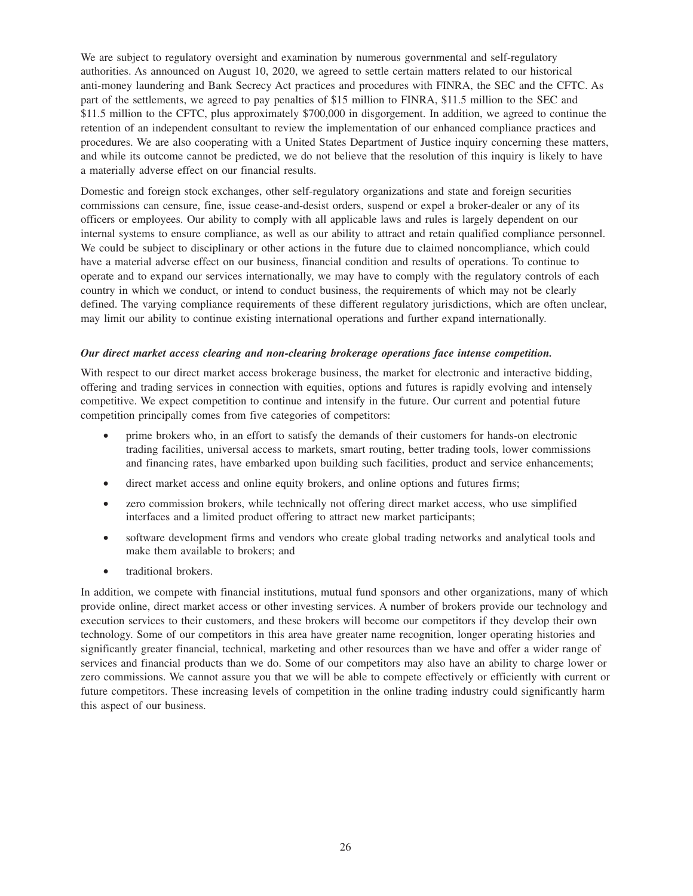We are subject to regulatory oversight and examination by numerous governmental and self-regulatory authorities. As announced on August 10, 2020, we agreed to settle certain matters related to our historical anti-money laundering and Bank Secrecy Act practices and procedures with FINRA, the SEC and the CFTC. As part of the settlements, we agreed to pay penalties of $15 million to FINRA, $11.5 million to the SEC and $11.5 million to the CFTC, plus approximately $700,000 in disgorgement. In addition, we agreed to continue the retention of an independent consultant to review the implementation of our enhanced compliance practices and procedures. We are also cooperating with a United States Department of Justice inquiry concerning these matters, and while its outcome cannot be predicted, we do not believe that the resolution of this inquiry is likely to have a materially adverse effect on our financial results.

Domestic and foreign stock exchanges, other self-regulatory organizations and state and foreign securities commissions can censure, fine, issue cease-and-desist orders, suspend or expel a broker-dealer or any of its officers or employees. Our ability to comply with all applicable laws and rules is largely dependent on our internal systems to ensure compliance, as well as our ability to attract and retain qualified compliance personnel. We could be subject to disciplinary or other actions in the future due to claimed noncompliance, which could have a material adverse effect on our business, financial condition and results of operations. To continue to operate and to expand our services internationally, we may have to comply with the regulatory controls of each country in which we conduct, or intend to conduct business, the requirements of which may not be clearly defined. The varying compliance requirements of these different regulatory jurisdictions, which are often unclear, may limit our ability to continue existing international operations and further expand internationally.

***Our direct market access clearing and non-clearing brokerage operations face intense competition.***

With respect to our direct market access brokerage business, the market for electronic and interactive bidding, offering and trading services in connection with equities, options and futures is rapidly evolving and intensely competitive. We expect competition to continue and intensify in the future. Our current and potential future competition principally comes from five categories of competitors:

- prime brokers who, in an effort to satisfy the demands of their customers for hands-on electronic trading facilities, universal access to markets, smart routing, better trading tools, lower commissions and financing rates, have embarked upon building such facilities, product and service enhancements;
- direct market access and online equity brokers, and online options and futures firms;
- zero commission brokers, while technically not offering direct market access, who use simplified interfaces and a limited product offering to attract new market participants;
- software development firms and vendors who create global trading networks and analytical tools and make them available to brokers; and
- traditional brokers.

In addition, we compete with financial institutions, mutual fund sponsors and other organizations, many of which provide online, direct market access or other investing services. A number of brokers provide our technology and execution services to their customers, and these brokers will become our competitors if they develop their own technology. Some of our competitors in this area have greater name recognition, longer operating histories and significantly greater financial, technical, marketing and other resources than we have and offer a wider range of services and financial products than we do. Some of our competitors may also have an ability to charge lower or zero commissions. We cannot assure you that we will be able to compete effectively or efficiently with current or future competitors. These increasing levels of competition in the online trading industry could significantly harm this aspect of our business.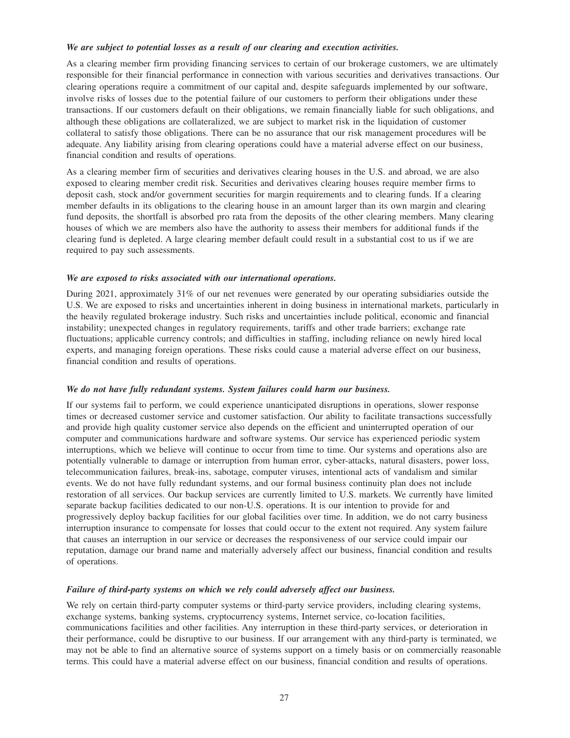***We are subject to potential losses as a result of our clearing and execution activities.***

As a clearing member firm providing financing services to certain of our brokerage customers, we are ultimately responsible for their financial performance in connection with various securities and derivatives transactions. Our clearing operations require a commitment of our capital and, despite safeguards implemented by our software, involve risks of losses due to the potential failure of our customers to perform their obligations under these transactions. If our customers default on their obligations, we remain financially liable for such obligations, and although these obligations are collateralized, we are subject to market risk in the liquidation of customer collateral to satisfy those obligations. There can be no assurance that our risk management procedures will be adequate. Any liability arising from clearing operations could have a material adverse effect on our business, financial condition and results of operations.

As a clearing member firm of securities and derivatives clearing houses in the U.S. and abroad, we are also exposed to clearing member credit risk. Securities and derivatives clearing houses require member firms to deposit cash, stock and/or government securities for margin requirements and to clearing funds. If a clearing member defaults in its obligations to the clearing house in an amount larger than its own margin and clearing fund deposits, the shortfall is absorbed pro rata from the deposits of the other clearing members. Many clearing houses of which we are members also have the authority to assess their members for additional funds if the clearing fund is depleted. A large clearing member default could result in a substantial cost to us if we are required to pay such assessments.

***We are exposed to risks associated with our international operations.***

During 2021, approximately 31% of our net revenues were generated by our operating subsidiaries outside the U.S. We are exposed to risks and uncertainties inherent in doing business in international markets, particularly in the heavily regulated brokerage industry. Such risks and uncertainties include political, economic and financial instability; unexpected changes in regulatory requirements, tariffs and other trade barriers; exchange rate fluctuations; applicable currency controls; and difficulties in staffing, including reliance on newly hired local experts, and managing foreign operations. These risks could cause a material adverse effect on our business, financial condition and results of operations.

***We do not have fully redundant systems. System failures could harm our business.***

If our systems fail to perform, we could experience unanticipated disruptions in operations, slower response times or decreased customer service and customer satisfaction. Our ability to facilitate transactions successfully and provide high quality customer service also depends on the efficient and uninterrupted operation of our computer and communications hardware and software systems. Our service has experienced periodic system interruptions, which we believe will continue to occur from time to time. Our systems and operations also are potentially vulnerable to damage or interruption from human error, cyber-attacks, natural disasters, power loss, telecommunication failures, break-ins, sabotage, computer viruses, intentional acts of vandalism and similar events. We do not have fully redundant systems, and our formal business continuity plan does not include restoration of all services. Our backup services are currently limited to U.S. markets. We currently have limited separate backup facilities dedicated to our non-U.S. operations. It is our intention to provide for and progressively deploy backup facilities for our global facilities over time. In addition, we do not carry business interruption insurance to compensate for losses that could occur to the extent not required. Any system failure that causes an interruption in our service or decreases the responsiveness of our service could impair our reputation, damage our brand name and materially adversely affect our business, financial condition and results of operations.

***Failure of third-party systems on which we rely could adversely affect our business.***

We rely on certain third-party computer systems or third-party service providers, including clearing systems, exchange systems, banking systems, cryptocurrency systems, Internet service, co-location facilities, communications facilities and other facilities. Any interruption in these third-party services, or deterioration in their performance, could be disruptive to our business. If our arrangement with any third-party is terminated, we may not be able to find an alternative source of systems support on a timely basis or on commercially reasonable terms. This could have a material adverse effect on our business, financial condition and results of operations.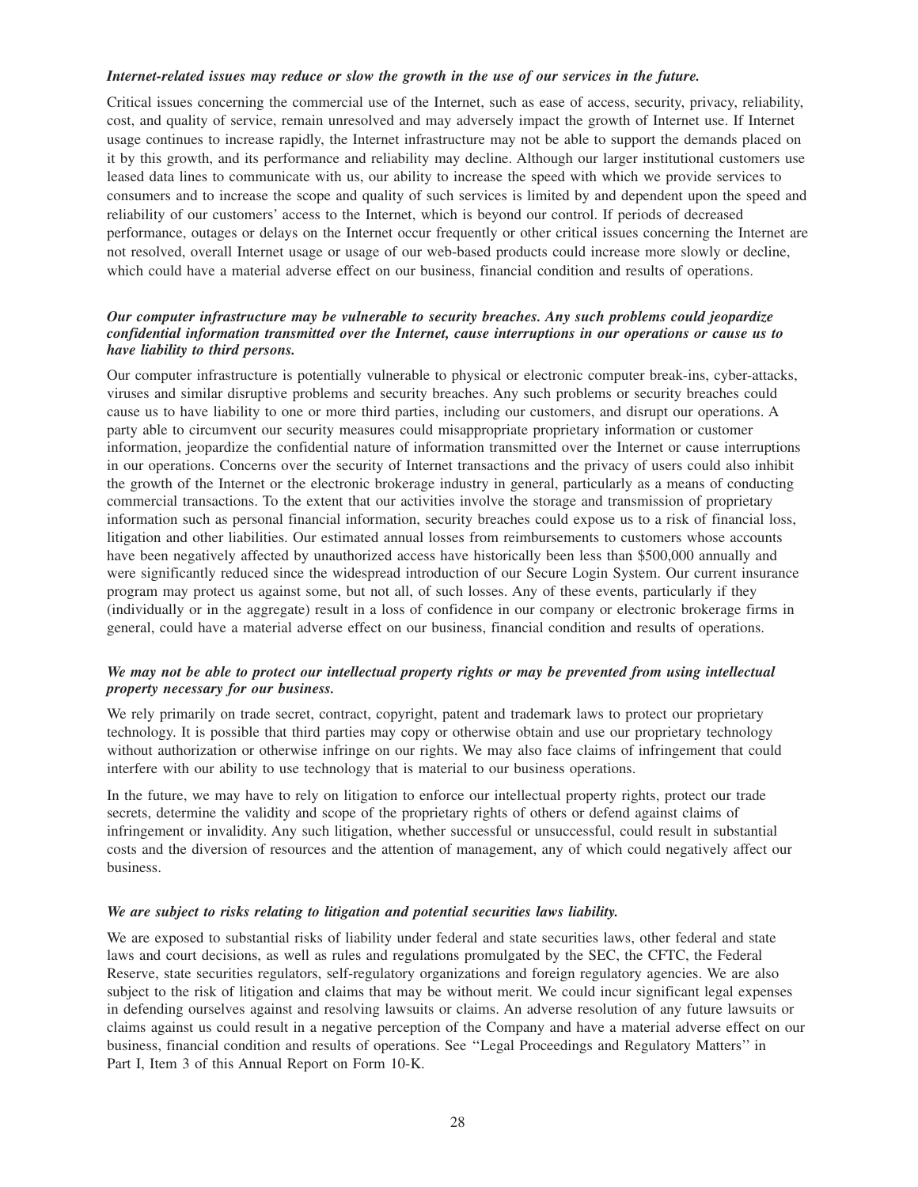***Internet-related issues may reduce or slow the growth in the use of our services in the future.***

Critical issues concerning the commercial use of the Internet, such as ease of access, security, privacy, reliability, cost, and quality of service, remain unresolved and may adversely impact the growth of Internet use. If Internet usage continues to increase rapidly, the Internet infrastructure may not be able to support the demands placed on it by this growth, and its performance and reliability may decline. Although our larger institutional customers use leased data lines to communicate with us, our ability to increase the speed with which we provide services to consumers and to increase the scope and quality of such services is limited by and dependent upon the speed and reliability of our customers' access to the Internet, which is beyond our control. If periods of decreased performance, outages or delays on the Internet occur frequently or other critical issues concerning the Internet are not resolved, overall Internet usage or usage of our web-based products could increase more slowly or decline, which could have a material adverse effect on our business, financial condition and results of operations.

***Our computer infrastructure may be vulnerable to security breaches. Any such problems could jeopardize confidential information transmitted over the Internet, cause interruptions in our operations or cause us to have liability to third persons.***

Our computer infrastructure is potentially vulnerable to physical or electronic computer break-ins, cyber-attacks, viruses and similar disruptive problems and security breaches. Any such problems or security breaches could cause us to have liability to one or more third parties, including our customers, and disrupt our operations. A party able to circumvent our security measures could misappropriate proprietary information or customer information, jeopardize the confidential nature of information transmitted over the Internet or cause interruptions in our operations. Concerns over the security of Internet transactions and the privacy of users could also inhibit the growth of the Internet or the electronic brokerage industry in general, particularly as a means of conducting commercial transactions. To the extent that our activities involve the storage and transmission of proprietary information such as personal financial information, security breaches could expose us to a risk of financial loss, litigation and other liabilities. Our estimated annual losses from reimbursements to customers whose accounts have been negatively affected by unauthorized access have historically been less than $500,000 annually and were significantly reduced since the widespread introduction of our Secure Login System. Our current insurance program may protect us against some, but not all, of such losses. Any of these events, particularly if they (individually or in the aggregate) result in a loss of confidence in our company or electronic brokerage firms in general, could have a material adverse effect on our business, financial condition and results of operations.

***We may not be able to protect our intellectual property rights or may be prevented from using intellectual property necessary for our business.***

We rely primarily on trade secret, contract, copyright, patent and trademark laws to protect our proprietary technology. It is possible that third parties may copy or otherwise obtain and use our proprietary technology without authorization or otherwise infringe on our rights. We may also face claims of infringement that could interfere with our ability to use technology that is material to our business operations.

In the future, we may have to rely on litigation to enforce our intellectual property rights, protect our trade secrets, determine the validity and scope of the proprietary rights of others or defend against claims of infringement or invalidity. Any such litigation, whether successful or unsuccessful, could result in substantial costs and the diversion of resources and the attention of management, any of which could negatively affect our business.

***We are subject to risks relating to litigation and potential securities laws liability.***

We are exposed to substantial risks of liability under federal and state securities laws, other federal and state laws and court decisions, as well as rules and regulations promulgated by the SEC, the CFTC, the Federal Reserve, state securities regulators, self-regulatory organizations and foreign regulatory agencies. We are also subject to the risk of litigation and claims that may be without merit. We could incur significant legal expenses in defending ourselves against and resolving lawsuits or claims. An adverse resolution of any future lawsuits or claims against us could result in a negative perception of the Company and have a material adverse effect on our business, financial condition and results of operations. See ''Legal Proceedings and Regulatory Matters'' in Part I, Item 3 of this Annual Report on Form 10-K.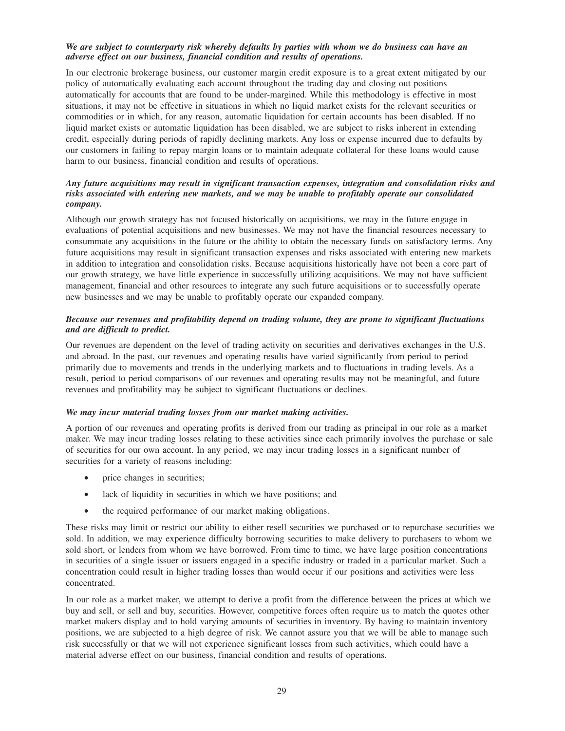***We are subject to counterparty risk whereby defaults by parties with whom we do business can have an adverse effect on our business, financial condition and results of operations.***

In our electronic brokerage business, our customer margin credit exposure is to a great extent mitigated by our policy of automatically evaluating each account throughout the trading day and closing out positions automatically for accounts that are found to be under-margined. While this methodology is effective in most situations, it may not be effective in situations in which no liquid market exists for the relevant securities or commodities or in which, for any reason, automatic liquidation for certain accounts has been disabled. If no liquid market exists or automatic liquidation has been disabled, we are subject to risks inherent in extending credit, especially during periods of rapidly declining markets. Any loss or expense incurred due to defaults by our customers in failing to repay margin loans or to maintain adequate collateral for these loans would cause harm to our business, financial condition and results of operations.

***Any future acquisitions may result in significant transaction expenses, integration and consolidation risks and risks associated with entering new markets, and we may be unable to profitably operate our consolidated company.***

Although our growth strategy has not focused historically on acquisitions, we may in the future engage in evaluations of potential acquisitions and new businesses. We may not have the financial resources necessary to consummate any acquisitions in the future or the ability to obtain the necessary funds on satisfactory terms. Any future acquisitions may result in significant transaction expenses and risks associated with entering new markets in addition to integration and consolidation risks. Because acquisitions historically have not been a core part of our growth strategy, we have little experience in successfully utilizing acquisitions. We may not have sufficient management, financial and other resources to integrate any such future acquisitions or to successfully operate new businesses and we may be unable to profitably operate our expanded company.

***Because our revenues and profitability depend on trading volume, they are prone to significant fluctuations and are difficult to predict.***

Our revenues are dependent on the level of trading activity on securities and derivatives exchanges in the U.S. and abroad. In the past, our revenues and operating results have varied significantly from period to period primarily due to movements and trends in the underlying markets and to fluctuations in trading levels. As a result, period to period comparisons of our revenues and operating results may not be meaningful, and future revenues and profitability may be subject to significant fluctuations or declines.

***We may incur material trading losses from our market making activities.***

A portion of our revenues and operating profits is derived from our trading as principal in our role as a market maker. We may incur trading losses relating to these activities since each primarily involves the purchase or sale of securities for our own account. In any period, we may incur trading losses in a significant number of securities for a variety of reasons including:

- price changes in securities;
- lack of liquidity in securities in which we have positions; and
- the required performance of our market making obligations.

These risks may limit or restrict our ability to either resell securities we purchased or to repurchase securities we sold. In addition, we may experience difficulty borrowing securities to make delivery to purchasers to whom we sold short, or lenders from whom we have borrowed. From time to time, we have large position concentrations in securities of a single issuer or issuers engaged in a specific industry or traded in a particular market. Such a concentration could result in higher trading losses than would occur if our positions and activities were less concentrated.

In our role as a market maker, we attempt to derive a profit from the difference between the prices at which we buy and sell, or sell and buy, securities. However, competitive forces often require us to match the quotes other market makers display and to hold varying amounts of securities in inventory. By having to maintain inventory positions, we are subjected to a high degree of risk. We cannot assure you that we will be able to manage such risk successfully or that we will not experience significant losses from such activities, which could have a material adverse effect on our business, financial condition and results of operations.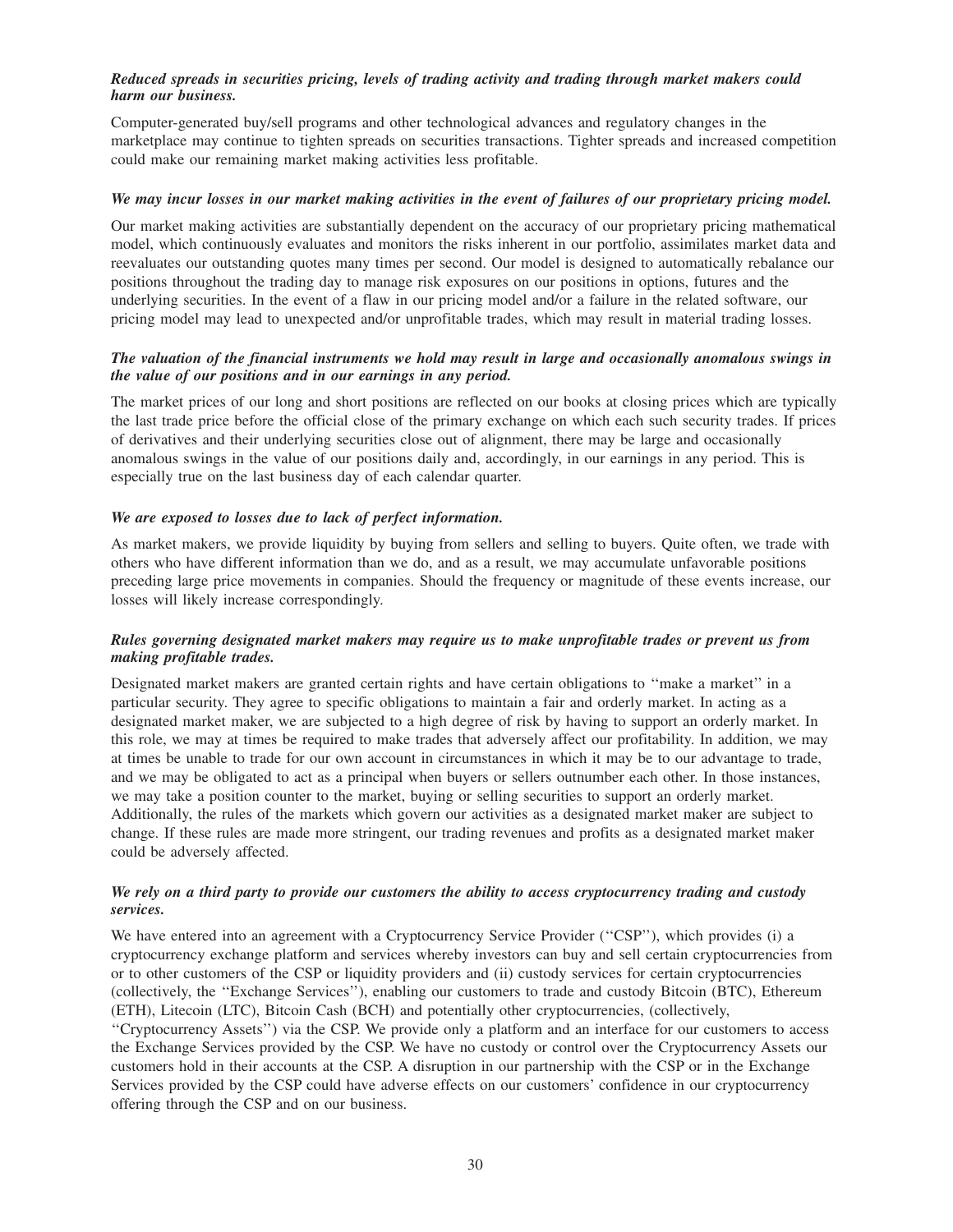***Reduced spreads in securities pricing, levels of trading activity and trading through market makers could harm our business.***

Computer-generated buy/sell programs and other technological advances and regulatory changes in the marketplace may continue to tighten spreads on securities transactions. Tighter spreads and increased competition could make our remaining market making activities less profitable.

***We may incur losses in our market making activities in the event of failures of our proprietary pricing model.***

Our market making activities are substantially dependent on the accuracy of our proprietary pricing mathematical model, which continuously evaluates and monitors the risks inherent in our portfolio, assimilates market data and reevaluates our outstanding quotes many times per second. Our model is designed to automatically rebalance our positions throughout the trading day to manage risk exposures on our positions in options, futures and the underlying securities. In the event of a flaw in our pricing model and/or a failure in the related software, our pricing model may lead to unexpected and/or unprofitable trades, which may result in material trading losses.

***The valuation of the financial instruments we hold may result in large and occasionally anomalous swings in the value of our positions and in our earnings in any period.***

The market prices of our long and short positions are reflected on our books at closing prices which are typically the last trade price before the official close of the primary exchange on which each such security trades. If prices of derivatives and their underlying securities close out of alignment, there may be large and occasionally anomalous swings in the value of our positions daily and, accordingly, in our earnings in any period. This is especially true on the last business day of each calendar quarter.

***We are exposed to losses due to lack of perfect information.***

As market makers, we provide liquidity by buying from sellers and selling to buyers. Quite often, we trade with others who have different information than we do, and as a result, we may accumulate unfavorable positions preceding large price movements in companies. Should the frequency or magnitude of these events increase, our losses will likely increase correspondingly.

***Rules governing designated market makers may require us to make unprofitable trades or prevent us from making profitable trades.***

Designated market makers are granted certain rights and have certain obligations to ''make a market'' in a particular security. They agree to specific obligations to maintain a fair and orderly market. In acting as a designated market maker, we are subjected to a high degree of risk by having to support an orderly market. In this role, we may at times be required to make trades that adversely affect our profitability. In addition, we may at times be unable to trade for our own account in circumstances in which it may be to our advantage to trade, and we may be obligated to act as a principal when buyers or sellers outnumber each other. In those instances, we may take a position counter to the market, buying or selling securities to support an orderly market. Additionally, the rules of the markets which govern our activities as a designated market maker are subject to change. If these rules are made more stringent, our trading revenues and profits as a designated market maker could be adversely affected.

***We rely on a third party to provide our customers the ability to access cryptocurrency trading and custody services.***

We have entered into an agreement with a Cryptocurrency Service Provider (''CSP''), which provides (i) a cryptocurrency exchange platform and services whereby investors can buy and sell certain cryptocurrencies from or to other customers of the CSP or liquidity providers and (ii) custody services for certain cryptocurrencies (collectively, the ''Exchange Services''), enabling our customers to trade and custody Bitcoin (BTC), Ethereum (ETH), Litecoin (LTC), Bitcoin Cash (BCH) and potentially other cryptocurrencies, (collectively, ''Cryptocurrency Assets'') via the CSP. We provide only a platform and an interface for our customers to access the Exchange Services provided by the CSP. We have no custody or control over the Cryptocurrency Assets our customers hold in their accounts at the CSP. A disruption in our partnership with the CSP or in the Exchange Services provided by the CSP could have adverse effects on our customers' confidence in our cryptocurrency offering through the CSP and on our business.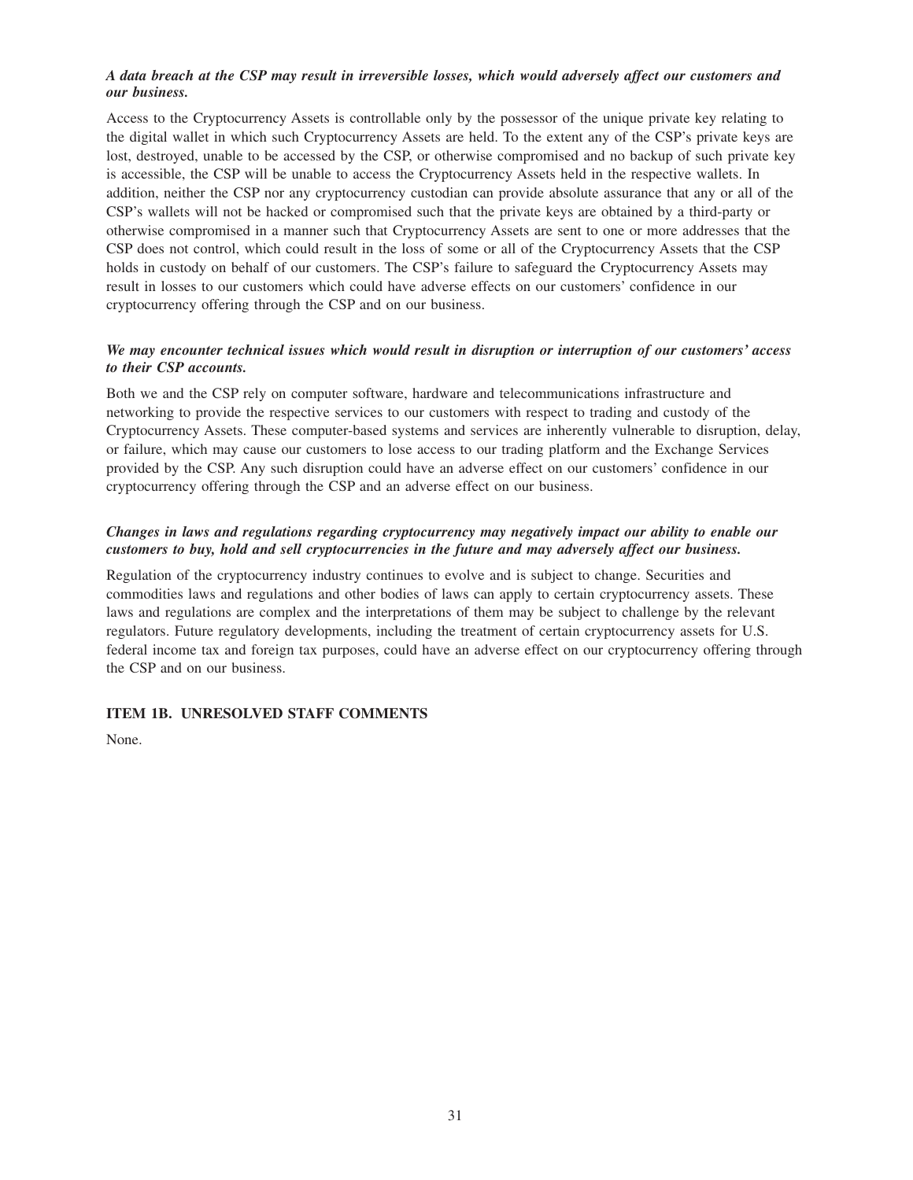***A data breach at the CSP may result in irreversible losses, which would adversely affect our customers and our business.***

Access to the Cryptocurrency Assets is controllable only by the possessor of the unique private key relating to the digital wallet in which such Cryptocurrency Assets are held. To the extent any of the CSP's private keys are lost, destroyed, unable to be accessed by the CSP, or otherwise compromised and no backup of such private key is accessible, the CSP will be unable to access the Cryptocurrency Assets held in the respective wallets. In addition, neither the CSP nor any cryptocurrency custodian can provide absolute assurance that any or all of the CSP's wallets will not be hacked or compromised such that the private keys are obtained by a third-party or otherwise compromised in a manner such that Cryptocurrency Assets are sent to one or more addresses that the CSP does not control, which could result in the loss of some or all of the Cryptocurrency Assets that the CSP holds in custody on behalf of our customers. The CSP's failure to safeguard the Cryptocurrency Assets may result in losses to our customers which could have adverse effects on our customers' confidence in our cryptocurrency offering through the CSP and on our business.

***We may encounter technical issues which would result in disruption or interruption of our customers' access to their CSP accounts.***

Both we and the CSP rely on computer software, hardware and telecommunications infrastructure and networking to provide the respective services to our customers with respect to trading and custody of the Cryptocurrency Assets. These computer-based systems and services are inherently vulnerable to disruption, delay, or failure, which may cause our customers to lose access to our trading platform and the Exchange Services provided by the CSP. Any such disruption could have an adverse effect on our customers' confidence in our cryptocurrency offering through the CSP and an adverse effect on our business.

***Changes in laws and regulations regarding cryptocurrency may negatively impact our ability to enable our customers to buy, hold and sell cryptocurrencies in the future and may adversely affect our business.***

Regulation of the cryptocurrency industry continues to evolve and is subject to change. Securities and commodities laws and regulations and other bodies of laws can apply to certain cryptocurrency assets. These laws and regulations are complex and the interpretations of them may be subject to challenge by the relevant regulators. Future regulatory developments, including the treatment of certain cryptocurrency assets for U.S. federal income tax and foreign tax purposes, could have an adverse effect on our cryptocurrency offering through the CSP and on our business.

## ITEM 1B. UNRESOLVED STAFF COMMENTS

None.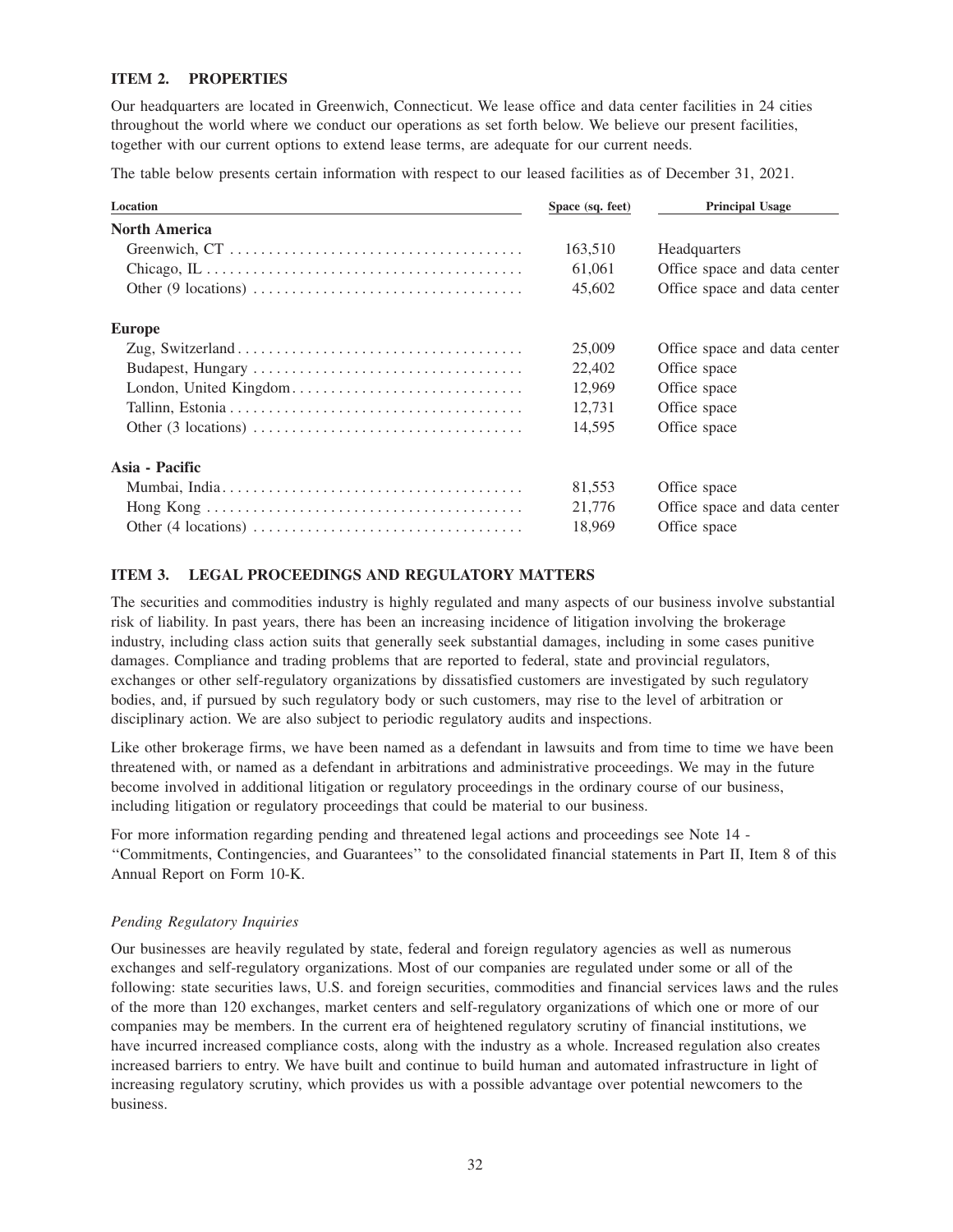## ITEM 2. PROPERTIES

Our headquarters are located in Greenwich, Connecticut. We lease office and data center facilities in 24 cities throughout the world where we conduct our operations as set forth below. We believe our present facilities, together with our current options to extend lease terms, are adequate for our current needs.

The table below presents certain information with respect to our leased facilities as of December 31, 2021.

| Location | Space (sq. feet) | Principal Usage |
|---|---|---|
| **North America** | | |
| Greenwich, CT | 163,510 | Headquarters |
| Chicago, IL | 61,061 | Office space and data center |
| Other (9 locations) | 45,602 | Office space and data center |
| **Europe** | | |
| Zug, Switzerland | 25,009 | Office space and data center |
| Budapest, Hungary | 22,402 | Office space |
| London, United Kingdom | 12,969 | Office space |
| Tallinn, Estonia | 12,731 | Office space |
| Other (3 locations) | 14,595 | Office space |
| **Asia - Pacific** | | |
| Mumbai, India | 81,553 | Office space |
| Hong Kong | 21,776 | Office space and data center |
| Other (4 locations) | 18,969 | Office space |

## ITEM 3. LEGAL PROCEEDINGS AND REGULATORY MATTERS

The securities and commodities industry is highly regulated and many aspects of our business involve substantial risk of liability. In past years, there has been an increasing incidence of litigation involving the brokerage industry, including class action suits that generally seek substantial damages, including in some cases punitive damages. Compliance and trading problems that are reported to federal, state and provincial regulators, exchanges or other self-regulatory organizations by dissatisfied customers are investigated by such regulatory bodies, and, if pursued by such regulatory body or such customers, may rise to the level of arbitration or disciplinary action. We are also subject to periodic regulatory audits and inspections.

Like other brokerage firms, we have been named as a defendant in lawsuits and from time to time we have been threatened with, or named as a defendant in arbitrations and administrative proceedings. We may in the future become involved in additional litigation or regulatory proceedings in the ordinary course of our business, including litigation or regulatory proceedings that could be material to our business.

For more information regarding pending and threatened legal actions and proceedings see Note 14 - ''Commitments, Contingencies, and Guarantees'' to the consolidated financial statements in Part II, Item 8 of this Annual Report on Form 10-K.

*Pending Regulatory Inquiries*

Our businesses are heavily regulated by state, federal and foreign regulatory agencies as well as numerous exchanges and self-regulatory organizations. Most of our companies are regulated under some or all of the following: state securities laws, U.S. and foreign securities, commodities and financial services laws and the rules of the more than 120 exchanges, market centers and self-regulatory organizations of which one or more of our companies may be members. In the current era of heightened regulatory scrutiny of financial institutions, we have incurred increased compliance costs, along with the industry as a whole. Increased regulation also creates increased barriers to entry. We have built and continue to build human and automated infrastructure in light of increasing regulatory scrutiny, which provides us with a possible advantage over potential newcomers to the business.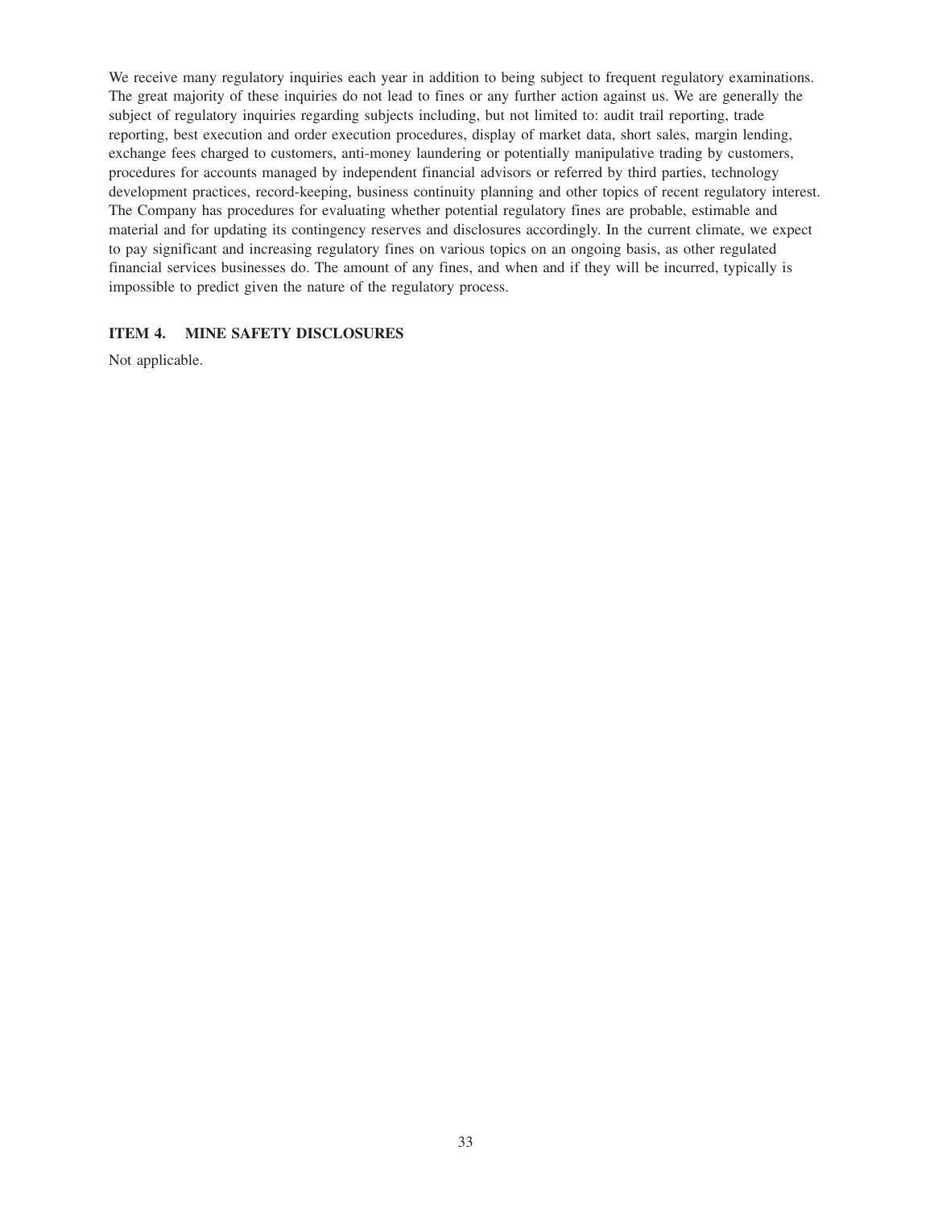We receive many regulatory inquiries each year in addition to being subject to frequent regulatory examinations. The great majority of these inquiries do not lead to fines or any further action against us. We are generally the subject of regulatory inquiries regarding subjects including, but not limited to: audit trail reporting, trade reporting, best execution and order execution procedures, display of market data, short sales, margin lending, exchange fees charged to customers, anti-money laundering or potentially manipulative trading by customers, procedures for accounts managed by independent financial advisors or referred by third parties, technology development practices, record-keeping, business continuity planning and other topics of recent regulatory interest. The Company has procedures for evaluating whether potential regulatory fines are probable, estimable and material and for updating its contingency reserves and disclosures accordingly. In the current climate, we expect to pay significant and increasing regulatory fines on various topics on an ongoing basis, as other regulated financial services businesses do. The amount of any fines, and when and if they will be incurred, typically is impossible to predict given the nature of the regulatory process.

## ITEM 4. MINE SAFETY DISCLOSURES

Not applicable.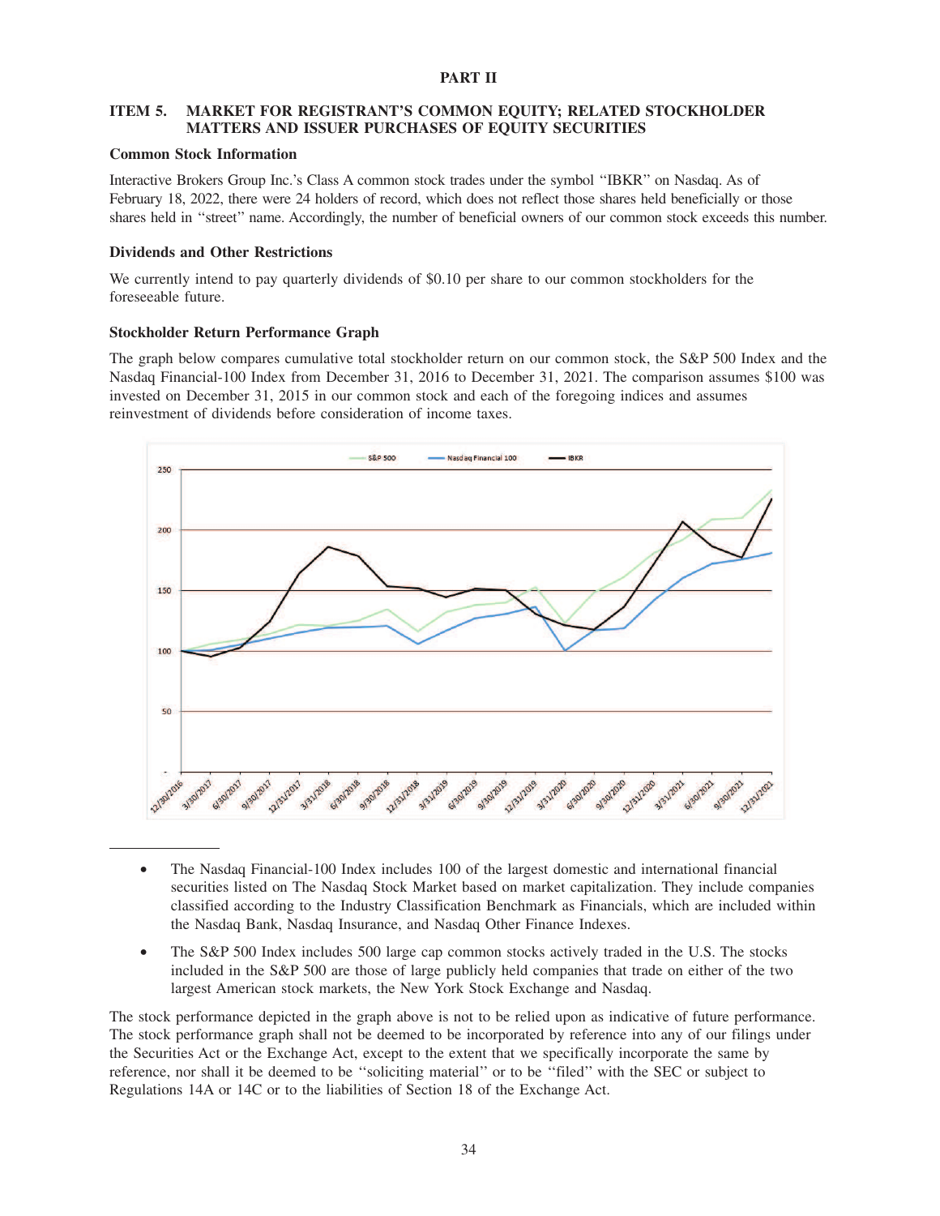## PART II

## ITEM 5. MARKET FOR REGISTRANT'S COMMON EQUITY; RELATED STOCKHOLDER MATTERS AND ISSUER PURCHASES OF EQUITY SECURITIES

### Common Stock Information

Interactive Brokers Group Inc.'s Class A common stock trades under the symbol "IBKR" on Nasdaq. As of February 18, 2022, there were 24 holders of record, which does not reflect those shares held beneficially or those shares held in "street" name. Accordingly, the number of beneficial owners of our common stock exceeds this number.

### Dividends and Other Restrictions

We currently intend to pay quarterly dividends of $0.10 per share to our common stockholders for the foreseeable future.

### Stockholder Return Performance Graph

The graph below compares cumulative total stockholder return on our common stock, the S&P 500 Index and the Nasdaq Financial-100 Index from December 31, 2016 to December 31, 2021. The comparison assumes $100 was invested on December 31, 2015 in our common stock and each of the foregoing indices and assumes reinvestment of dividends before consideration of income taxes.

---

- The Nasdaq Financial-100 Index includes 100 of the largest domestic and international financial securities listed on The Nasdaq Stock Market based on market capitalization. They include companies classified according to the Industry Classification Benchmark as Financials, which are included within the Nasdaq Bank, Nasdaq Insurance, and Nasdaq Other Finance Indexes.
- The S&P 500 Index includes 500 large cap common stocks actively traded in the U.S. The stocks included in the S&P 500 are those of large publicly held companies that trade on either of the two largest American stock markets, the New York Stock Exchange and Nasdaq.

The stock performance depicted in the graph above is not to be relied upon as indicative of future performance. The stock performance graph shall not be deemed to be incorporated by reference into any of our filings under the Securities Act or the Exchange Act, except to the extent that we specifically incorporate the same by reference, nor shall it be deemed to be "soliciting material" or to be "filed" with the SEC or subject to Regulations 14A or 14C or to the liabilities of Section 18 of the Exchange Act.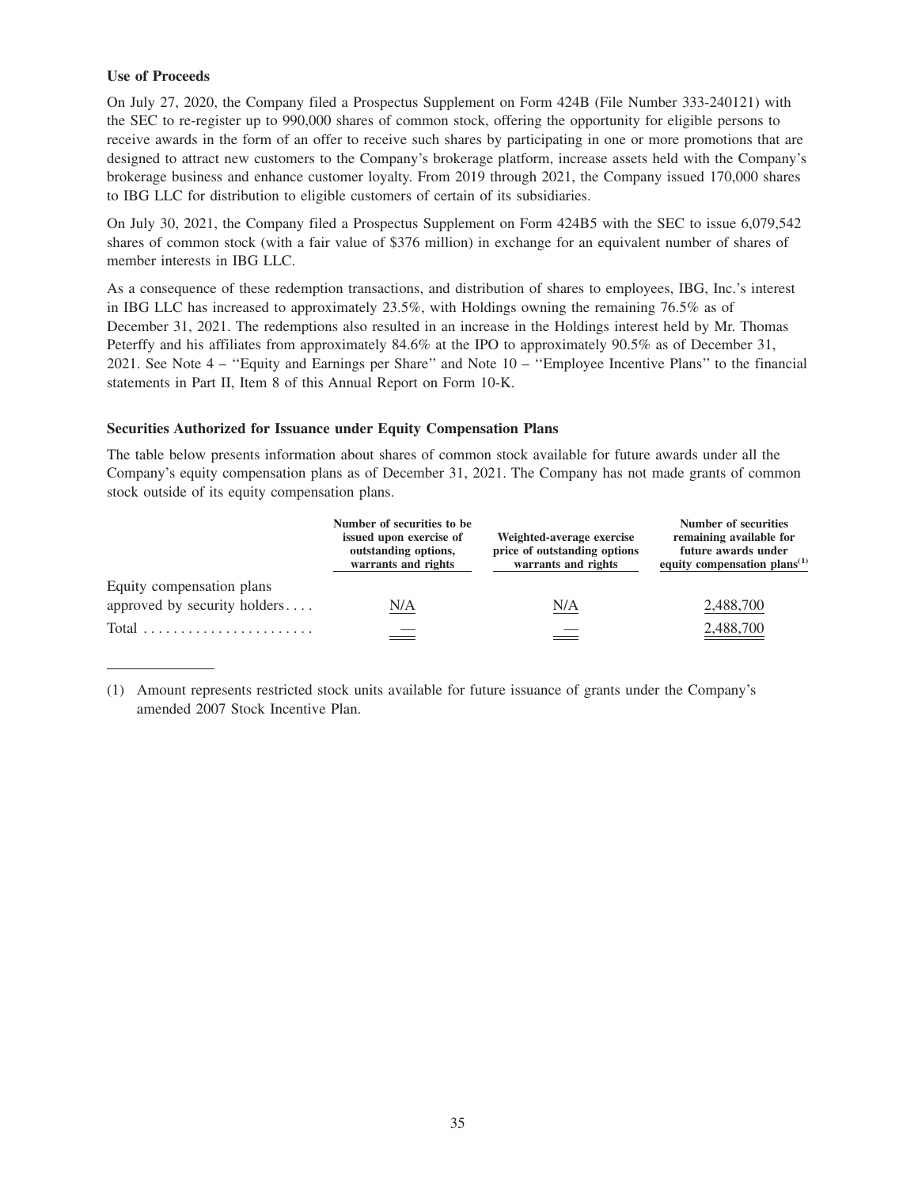**Use of Proceeds**

On July 27, 2020, the Company filed a Prospectus Supplement on Form 424B (File Number 333-240121) with the SEC to re-register up to 990,000 shares of common stock, offering the opportunity for eligible persons to receive awards in the form of an offer to receive such shares by participating in one or more promotions that are designed to attract new customers to the Company's brokerage platform, increase assets held with the Company's brokerage business and enhance customer loyalty. From 2019 through 2021, the Company issued 170,000 shares to IBG LLC for distribution to eligible customers of certain of its subsidiaries.

On July 30, 2021, the Company filed a Prospectus Supplement on Form 424B5 with the SEC to issue 6,079,542 shares of common stock (with a fair value of $376 million) in exchange for an equivalent number of shares of member interests in IBG LLC.

As a consequence of these redemption transactions, and distribution of shares to employees, IBG, Inc.'s interest in IBG LLC has increased to approximately 23.5%, with Holdings owning the remaining 76.5% as of December 31, 2021. The redemptions also resulted in an increase in the Holdings interest held by Mr. Thomas Peterffy and his affiliates from approximately 84.6% at the IPO to approximately 90.5% as of December 31, 2021. See Note 4 – "Equity and Earnings per Share" and Note 10 – "Employee Incentive Plans" to the financial statements in Part II, Item 8 of this Annual Report on Form 10-K.

**Securities Authorized for Issuance under Equity Compensation Plans**

The table below presents information about shares of common stock available for future awards under all the Company's equity compensation plans as of December 31, 2021. The Company has not made grants of common stock outside of its equity compensation plans.

| | Number of securities to be issued upon exercise of outstanding options, warrants and rights | Weighted-average exercise price of outstanding options warrants and rights | Number of securities remaining available for future awards under equity compensation plans[(1)] |
|---|---|---|---|
| Equity compensation plans approved by security holders | N/A | N/A | 2,488,700 |
| Total | — | — | 2,488,700 |

(1) Amount represents restricted stock units available for future issuance of grants under the Company's amended 2007 Stock Incentive Plan.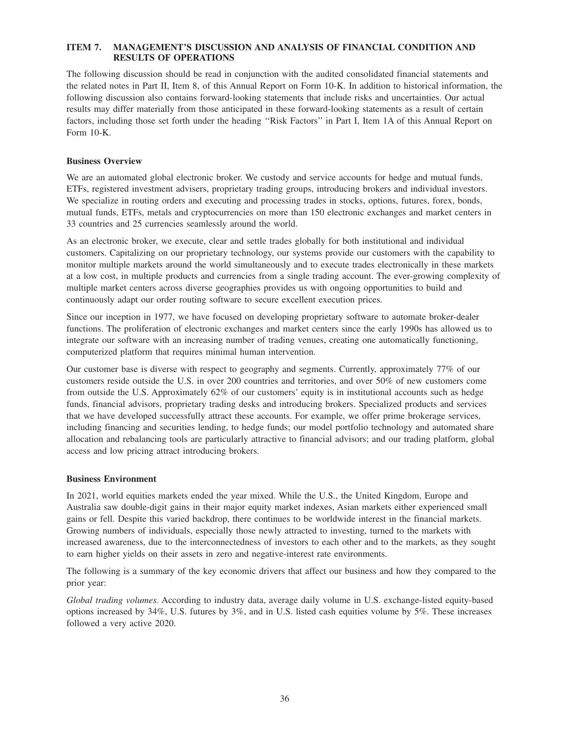## ITEM 7. MANAGEMENT'S DISCUSSION AND ANALYSIS OF FINANCIAL CONDITION AND RESULTS OF OPERATIONS

The following discussion should be read in conjunction with the audited consolidated financial statements and the related notes in Part II, Item 8, of this Annual Report on Form 10-K. In addition to historical information, the following discussion also contains forward-looking statements that include risks and uncertainties. Our actual results may differ materially from those anticipated in these forward-looking statements as a result of certain factors, including those set forth under the heading ''Risk Factors'' in Part I, Item 1A of this Annual Report on Form 10-K.

### Business Overview

We are an automated global electronic broker. We custody and service accounts for hedge and mutual funds, ETFs, registered investment advisers, proprietary trading groups, introducing brokers and individual investors. We specialize in routing orders and executing and processing trades in stocks, options, futures, forex, bonds, mutual funds, ETFs, metals and cryptocurrencies on more than 150 electronic exchanges and market centers in 33 countries and 25 currencies seamlessly around the world.

As an electronic broker, we execute, clear and settle trades globally for both institutional and individual customers. Capitalizing on our proprietary technology, our systems provide our customers with the capability to monitor multiple markets around the world simultaneously and to execute trades electronically in these markets at a low cost, in multiple products and currencies from a single trading account. The ever-growing complexity of multiple market centers across diverse geographies provides us with ongoing opportunities to build and continuously adapt our order routing software to secure excellent execution prices.

Since our inception in 1977, we have focused on developing proprietary software to automate broker-dealer functions. The proliferation of electronic exchanges and market centers since the early 1990s has allowed us to integrate our software with an increasing number of trading venues, creating one automatically functioning, computerized platform that requires minimal human intervention.

Our customer base is diverse with respect to geography and segments. Currently, approximately 77% of our customers reside outside the U.S. in over 200 countries and territories, and over 50% of new customers come from outside the U.S. Approximately 62% of our customers' equity is in institutional accounts such as hedge funds, financial advisors, proprietary trading desks and introducing brokers. Specialized products and services that we have developed successfully attract these accounts. For example, we offer prime brokerage services, including financing and securities lending, to hedge funds; our model portfolio technology and automated share allocation and rebalancing tools are particularly attractive to financial advisors; and our trading platform, global access and low pricing attract introducing brokers.

### Business Environment

In 2021, world equities markets ended the year mixed. While the U.S., the United Kingdom, Europe and Australia saw double-digit gains in their major equity market indexes, Asian markets either experienced small gains or fell. Despite this varied backdrop, there continues to be worldwide interest in the financial markets. Growing numbers of individuals, especially those newly attracted to investing, turned to the markets with increased awareness, due to the interconnectedness of investors to each other and to the markets, as they sought to earn higher yields on their assets in zero and negative-interest rate environments.

The following is a summary of the key economic drivers that affect our business and how they compared to the prior year:

*Global trading volumes.* According to industry data, average daily volume in U.S. exchange-listed equity-based options increased by 34%, U.S. futures by 3%, and in U.S. listed cash equities volume by 5%. These increases followed a very active 2020.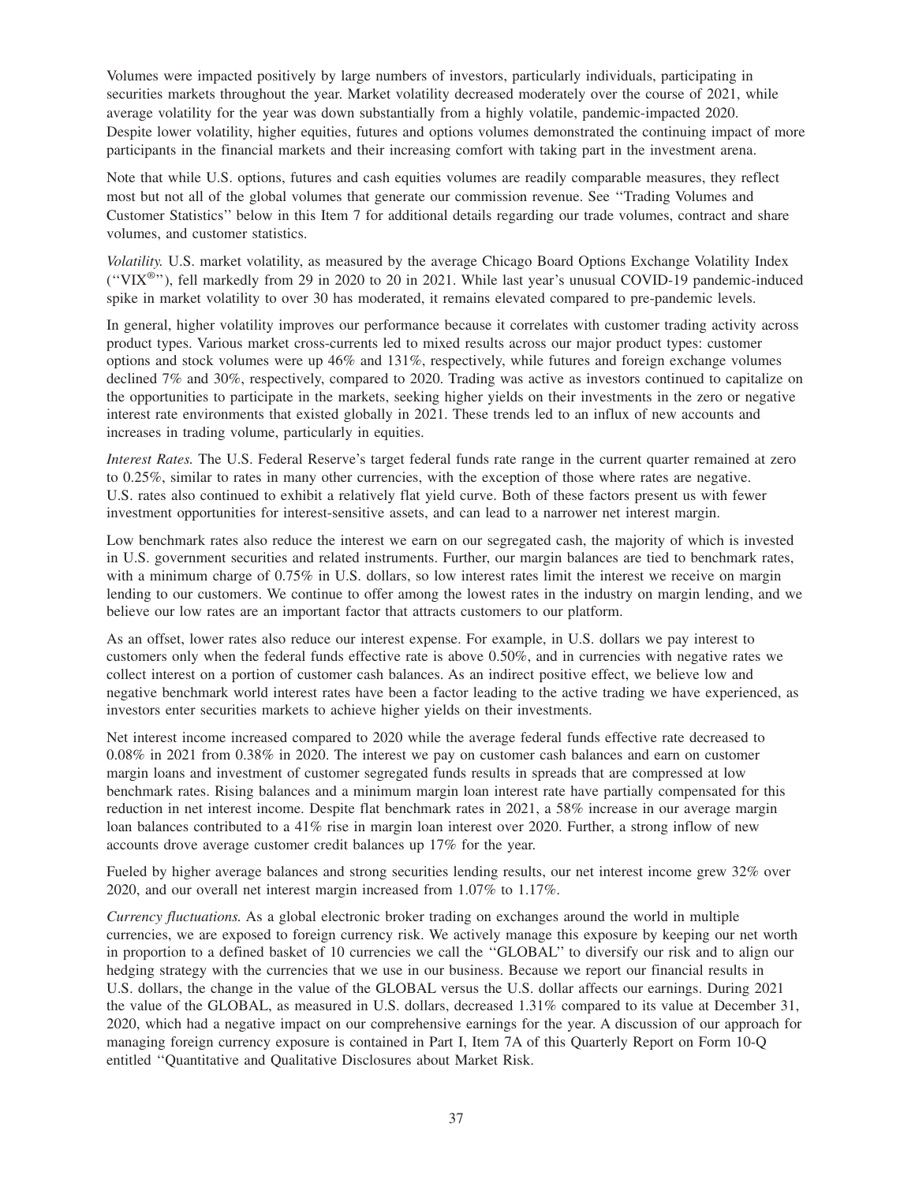Volumes were impacted positively by large numbers of investors, particularly individuals, participating in securities markets throughout the year. Market volatility decreased moderately over the course of 2021, while average volatility for the year was down substantially from a highly volatile, pandemic-impacted 2020. Despite lower volatility, higher equities, futures and options volumes demonstrated the continuing impact of more participants in the financial markets and their increasing comfort with taking part in the investment arena.

Note that while U.S. options, futures and cash equities volumes are readily comparable measures, they reflect most but not all of the global volumes that generate our commission revenue. See ''Trading Volumes and Customer Statistics'' below in this Item 7 for additional details regarding our trade volumes, contract and share volumes, and customer statistics.

*Volatility.* U.S. market volatility, as measured by the average Chicago Board Options Exchange Volatility Index (''VIX®''), fell markedly from 29 in 2020 to 20 in 2021. While last year's unusual COVID-19 pandemic-induced spike in market volatility to over 30 has moderated, it remains elevated compared to pre-pandemic levels.

In general, higher volatility improves our performance because it correlates with customer trading activity across product types. Various market cross-currents led to mixed results across our major product types: customer options and stock volumes were up 46% and 131%, respectively, while futures and foreign exchange volumes declined 7% and 30%, respectively, compared to 2020. Trading was active as investors continued to capitalize on the opportunities to participate in the markets, seeking higher yields on their investments in the zero or negative interest rate environments that existed globally in 2021. These trends led to an influx of new accounts and increases in trading volume, particularly in equities.

*Interest Rates.* The U.S. Federal Reserve's target federal funds rate range in the current quarter remained at zero to 0.25%, similar to rates in many other currencies, with the exception of those where rates are negative. U.S. rates also continued to exhibit a relatively flat yield curve. Both of these factors present us with fewer investment opportunities for interest-sensitive assets, and can lead to a narrower net interest margin.

Low benchmark rates also reduce the interest we earn on our segregated cash, the majority of which is invested in U.S. government securities and related instruments. Further, our margin balances are tied to benchmark rates, with a minimum charge of 0.75% in U.S. dollars, so low interest rates limit the interest we receive on margin lending to our customers. We continue to offer among the lowest rates in the industry on margin lending, and we believe our low rates are an important factor that attracts customers to our platform.

As an offset, lower rates also reduce our interest expense. For example, in U.S. dollars we pay interest to customers only when the federal funds effective rate is above 0.50%, and in currencies with negative rates we collect interest on a portion of customer cash balances. As an indirect positive effect, we believe low and negative benchmark world interest rates have been a factor leading to the active trading we have experienced, as investors enter securities markets to achieve higher yields on their investments.

Net interest income increased compared to 2020 while the average federal funds effective rate decreased to 0.08% in 2021 from 0.38% in 2020. The interest we pay on customer cash balances and earn on customer margin loans and investment of customer segregated funds results in spreads that are compressed at low benchmark rates. Rising balances and a minimum margin loan interest rate have partially compensated for this reduction in net interest income. Despite flat benchmark rates in 2021, a 58% increase in our average margin loan balances contributed to a 41% rise in margin loan interest over 2020. Further, a strong inflow of new accounts drove average customer credit balances up 17% for the year.

Fueled by higher average balances and strong securities lending results, our net interest income grew 32% over 2020, and our overall net interest margin increased from 1.07% to 1.17%.

*Currency fluctuations.* As a global electronic broker trading on exchanges around the world in multiple currencies, we are exposed to foreign currency risk. We actively manage this exposure by keeping our net worth in proportion to a defined basket of 10 currencies we call the ''GLOBAL'' to diversify our risk and to align our hedging strategy with the currencies that we use in our business. Because we report our financial results in U.S. dollars, the change in the value of the GLOBAL versus the U.S. dollar affects our earnings. During 2021 the value of the GLOBAL, as measured in U.S. dollars, decreased 1.31% compared to its value at December 31, 2020, which had a negative impact on our comprehensive earnings for the year. A discussion of our approach for managing foreign currency exposure is contained in Part I, Item 7A of this Quarterly Report on Form 10-Q entitled ''Quantitative and Qualitative Disclosures about Market Risk.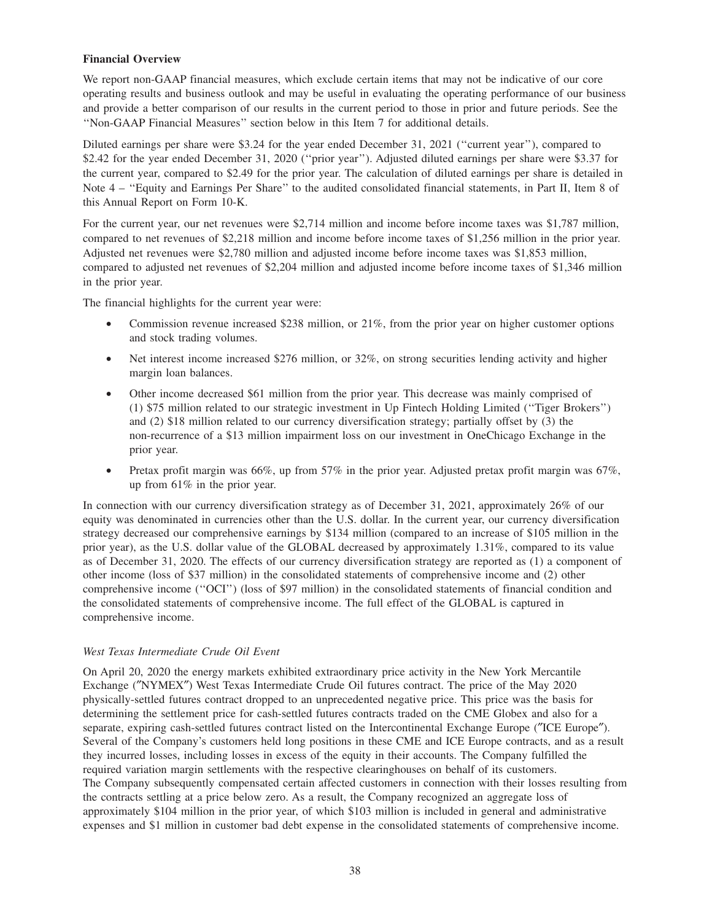**Financial Overview**

We report non-GAAP financial measures, which exclude certain items that may not be indicative of our core operating results and business outlook and may be useful in evaluating the operating performance of our business and provide a better comparison of our results in the current period to those in prior and future periods. See the ''Non-GAAP Financial Measures'' section below in this Item 7 for additional details.

Diluted earnings per share were $3.24 for the year ended December 31, 2021 (''current year''), compared to $2.42 for the year ended December 31, 2020 (''prior year''). Adjusted diluted earnings per share were $3.37 for the current year, compared to $2.49 for the prior year. The calculation of diluted earnings per share is detailed in Note 4 – ''Equity and Earnings Per Share'' to the audited consolidated financial statements, in Part II, Item 8 of this Annual Report on Form 10-K.

For the current year, our net revenues were $2,714 million and income before income taxes was $1,787 million, compared to net revenues of $2,218 million and income before income taxes of $1,256 million in the prior year. Adjusted net revenues were $2,780 million and adjusted income before income taxes was $1,853 million, compared to adjusted net revenues of $2,204 million and adjusted income before income taxes of $1,346 million in the prior year.

The financial highlights for the current year were:

- Commission revenue increased $238 million, or 21%, from the prior year on higher customer options and stock trading volumes.
- Net interest income increased $276 million, or 32%, on strong securities lending activity and higher margin loan balances.
- Other income decreased $61 million from the prior year. This decrease was mainly comprised of (1) $75 million related to our strategic investment in Up Fintech Holding Limited (''Tiger Brokers'') and (2) $18 million related to our currency diversification strategy; partially offset by (3) the non-recurrence of a $13 million impairment loss on our investment in OneChicago Exchange in the prior year.
- Pretax profit margin was 66%, up from 57% in the prior year. Adjusted pretax profit margin was 67%, up from 61% in the prior year.

In connection with our currency diversification strategy as of December 31, 2021, approximately 26% of our equity was denominated in currencies other than the U.S. dollar. In the current year, our currency diversification strategy decreased our comprehensive earnings by $134 million (compared to an increase of $105 million in the prior year), as the U.S. dollar value of the GLOBAL decreased by approximately 1.31%, compared to its value as of December 31, 2020. The effects of our currency diversification strategy are reported as (1) a component of other income (loss of $37 million) in the consolidated statements of comprehensive income and (2) other comprehensive income (''OCI'') (loss of $97 million) in the consolidated statements of financial condition and the consolidated statements of comprehensive income. The full effect of the GLOBAL is captured in comprehensive income.

*West Texas Intermediate Crude Oil Event*

On April 20, 2020 the energy markets exhibited extraordinary price activity in the New York Mercantile Exchange (″NYMEX″) West Texas Intermediate Crude Oil futures contract. The price of the May 2020 physically-settled futures contract dropped to an unprecedented negative price. This price was the basis for determining the settlement price for cash-settled futures contracts traded on the CME Globex and also for a separate, expiring cash-settled futures contract listed on the Intercontinental Exchange Europe (″ICE Europe″). Several of the Company's customers held long positions in these CME and ICE Europe contracts, and as a result they incurred losses, including losses in excess of the equity in their accounts. The Company fulfilled the required variation margin settlements with the respective clearinghouses on behalf of its customers. The Company subsequently compensated certain affected customers in connection with their losses resulting from the contracts settling at a price below zero. As a result, the Company recognized an aggregate loss of approximately $104 million in the prior year, of which $103 million is included in general and administrative expenses and $1 million in customer bad debt expense in the consolidated statements of comprehensive income.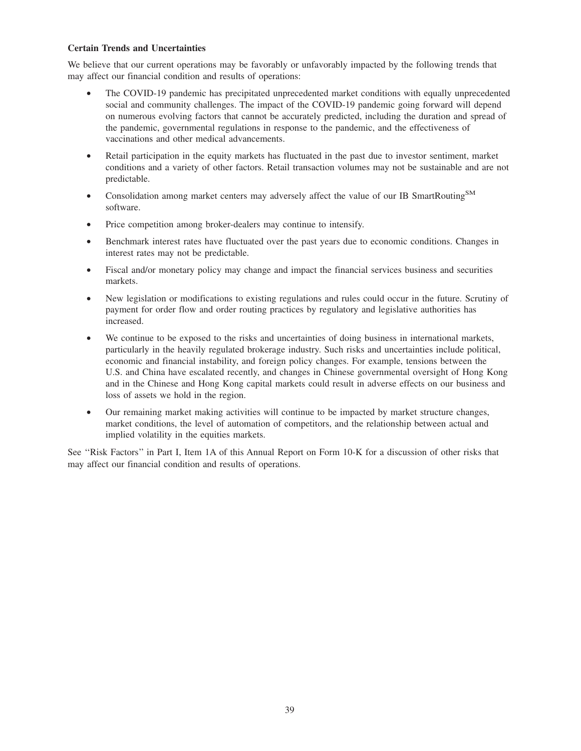**Certain Trends and Uncertainties**

We believe that our current operations may be favorably or unfavorably impacted by the following trends that may affect our financial condition and results of operations:

- The COVID-19 pandemic has precipitated unprecedented market conditions with equally unprecedented social and community challenges. The impact of the COVID-19 pandemic going forward will depend on numerous evolving factors that cannot be accurately predicted, including the duration and spread of the pandemic, governmental regulations in response to the pandemic, and the effectiveness of vaccinations and other medical advancements.
- Retail participation in the equity markets has fluctuated in the past due to investor sentiment, market conditions and a variety of other factors. Retail transaction volumes may not be sustainable and are not predictable.
- Consolidation among market centers may adversely affect the value of our IB SmartRouting[SM] software.
- Price competition among broker-dealers may continue to intensify.
- Benchmark interest rates have fluctuated over the past years due to economic conditions. Changes in interest rates may not be predictable.
- Fiscal and/or monetary policy may change and impact the financial services business and securities markets.
- New legislation or modifications to existing regulations and rules could occur in the future. Scrutiny of payment for order flow and order routing practices by regulatory and legislative authorities has increased.
- We continue to be exposed to the risks and uncertainties of doing business in international markets, particularly in the heavily regulated brokerage industry. Such risks and uncertainties include political, economic and financial instability, and foreign policy changes. For example, tensions between the U.S. and China have escalated recently, and changes in Chinese governmental oversight of Hong Kong and in the Chinese and Hong Kong capital markets could result in adverse effects on our business and loss of assets we hold in the region.
- Our remaining market making activities will continue to be impacted by market structure changes, market conditions, the level of automation of competitors, and the relationship between actual and implied volatility in the equities markets.

See "Risk Factors" in Part I, Item 1A of this Annual Report on Form 10-K for a discussion of other risks that may affect our financial condition and results of operations.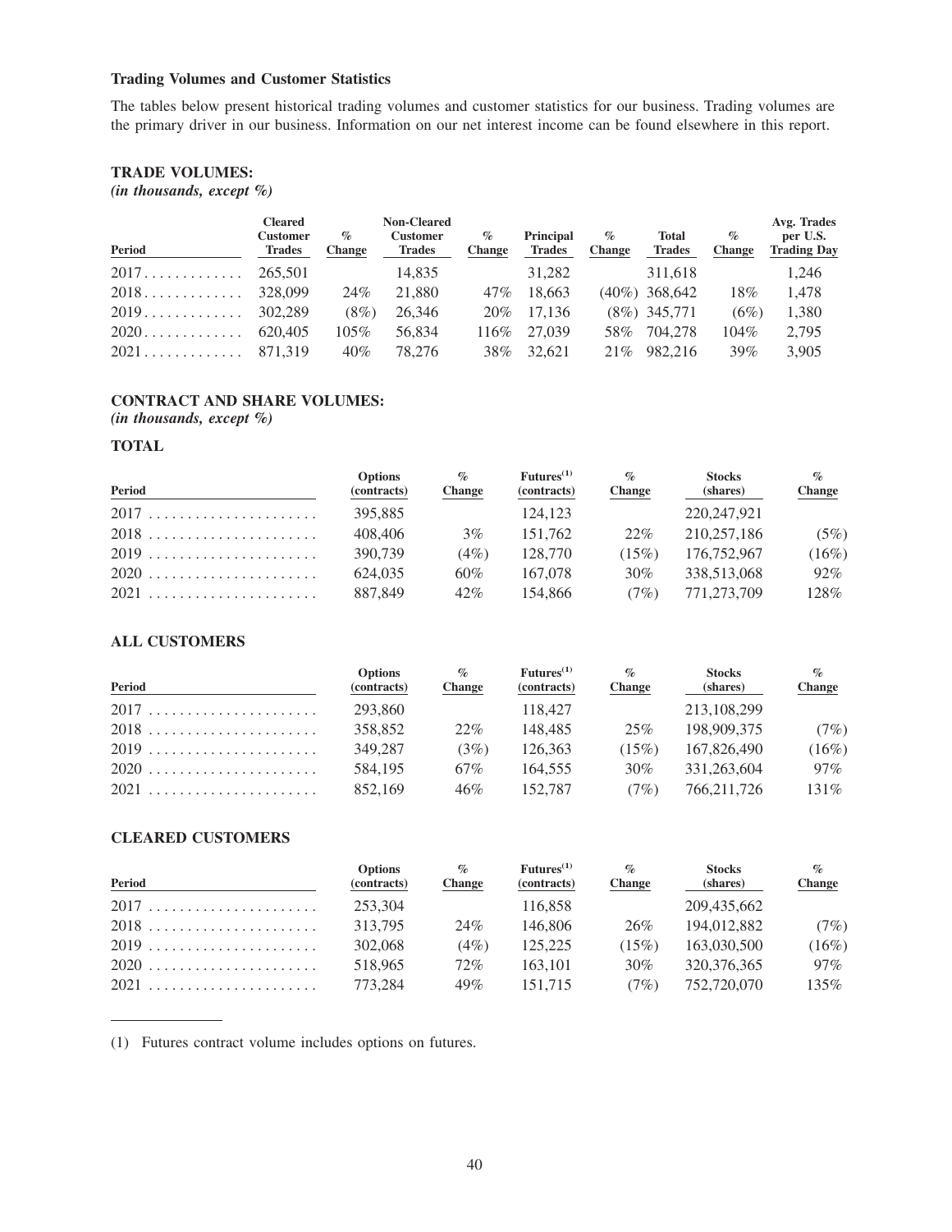### Trading Volumes and Customer Statistics

The tables below present historical trading volumes and customer statistics for our business. Trading volumes are the primary driver in our business. Information on our net interest income can be found elsewhere in this report.

**TRADE VOLUMES:**
***(in thousands, except %)***

| Period | Cleared Customer Trades | % Change | Non-Cleared Customer Trades | % Change | Principal Trades | % Change | Total Trades | % Change | Avg. Trades per U.S. Trading Day |
|---|---|---|---|---|---|---|---|---|---|
| 2017 | 265,501 | | 14,835 | | 31,282 | | 311,618 | | 1,246 |
| 2018 | 328,099 | 24% | 21,880 | 47% | 18,663 | (40%) | 368,642 | 18% | 1,478 |
| 2019 | 302,289 | (8%) | 26,346 | 20% | 17,136 | (8%) | 345,771 | (6%) | 1,380 |
| 2020 | 620,405 | 105% | 56,834 | 116% | 27,039 | 58% | 704,278 | 104% | 2,795 |
| 2021 | 871,319 | 40% | 78,276 | 38% | 32,621 | 21% | 982,216 | 39% | 3,905 |

**CONTRACT AND SHARE VOLUMES:**
***(in thousands, except %)***

**TOTAL**

| Period | Options (contracts) | % Change | Futures[(1)] (contracts) | % Change | Stocks (shares) | % Change |
|---|---|---|---|---|---|---|
| 2017 | 395,885 | | 124,123 | | 220,247,921 | |
| 2018 | 408,406 | 3% | 151,762 | 22% | 210,257,186 | (5%) |
| 2019 | 390,739 | (4%) | 128,770 | (15%) | 176,752,967 | (16%) |
| 2020 | 624,035 | 60% | 167,078 | 30% | 338,513,068 | 92% |
| 2021 | 887,849 | 42% | 154,866 | (7%) | 771,273,709 | 128% |

**ALL CUSTOMERS**

| Period | Options (contracts) | % Change | Futures[(1)] (contracts) | % Change | Stocks (shares) | % Change |
|---|---|---|---|---|---|---|
| 2017 | 293,860 | | 118,427 | | 213,108,299 | |
| 2018 | 358,852 | 22% | 148,485 | 25% | 198,909,375 | (7%) |
| 2019 | 349,287 | (3%) | 126,363 | (15%) | 167,826,490 | (16%) |
| 2020 | 584,195 | 67% | 164,555 | 30% | 331,263,604 | 97% |
| 2021 | 852,169 | 46% | 152,787 | (7%) | 766,211,726 | 131% |

**CLEARED CUSTOMERS**

| Period | Options (contracts) | % Change | Futures[(1)] (contracts) | % Change | Stocks (shares) | % Change |
|---|---|---|---|---|---|---|
| 2017 | 253,304 | | 116,858 | | 209,435,662 | |
| 2018 | 313,795 | 24% | 146,806 | 26% | 194,012,882 | (7%) |
| 2019 | 302,068 | (4%) | 125,225 | (15%) | 163,030,500 | (16%) |
| 2020 | 518,965 | 72% | 163,101 | 30% | 320,376,365 | 97% |
| 2021 | 773,284 | 49% | 151,715 | (7%) | 752,720,070 | 135% |

(1) Futures contract volume includes options on futures.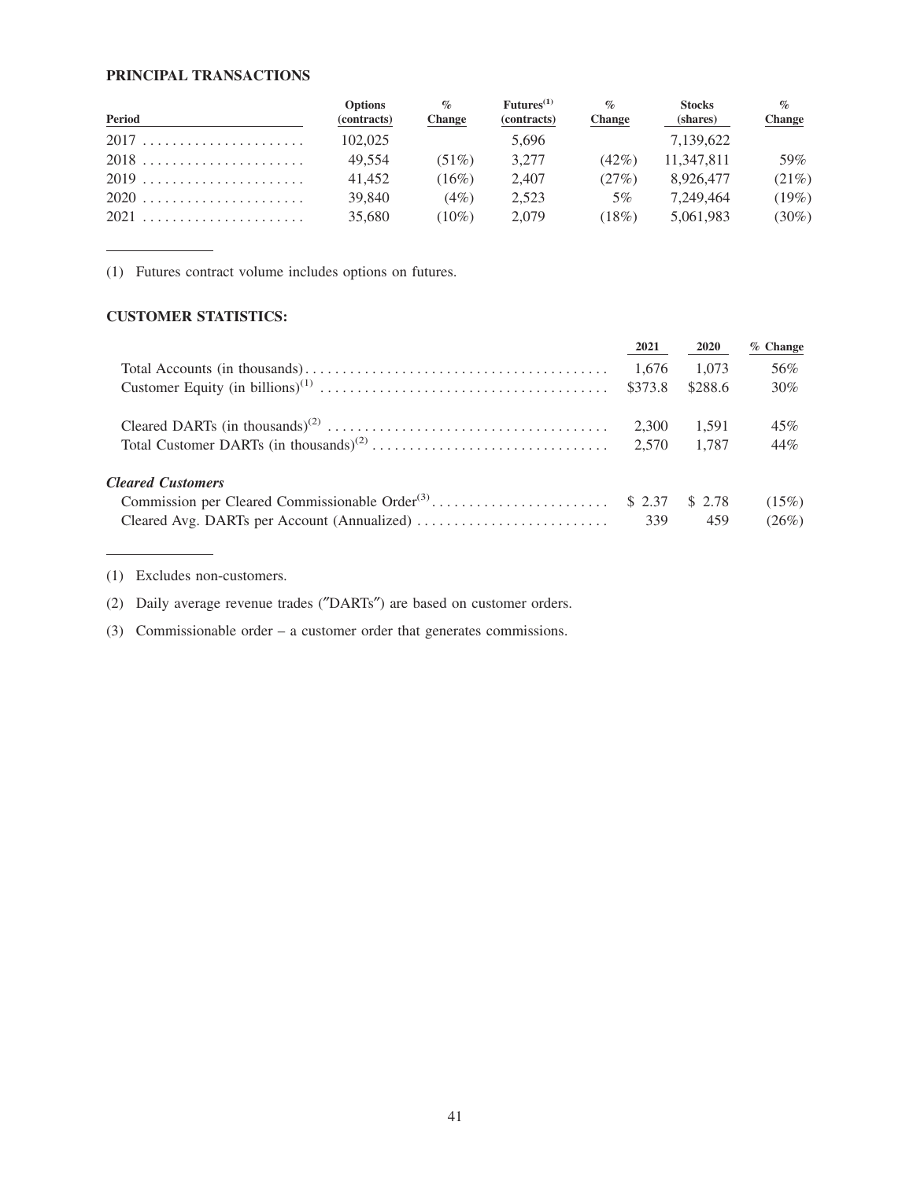**PRINCIPAL TRANSACTIONS**

| Period | Options (contracts) | % Change | Futures[(1)] (contracts) | % Change | Stocks (shares) | % Change |
|---|---|---|---|---|---|---|
| 2017 | 102,025 | | 5,696 | | 7,139,622 | |
| 2018 | 49,554 | (51%) | 3,277 | (42%) | 11,347,811 | 59% |
| 2019 | 41,452 | (16%) | 2,407 | (27%) | 8,926,477 | (21%) |
| 2020 | 39,840 | (4%) | 2,523 | 5% | 7,249,464 | (19%) |
| 2021 | 35,680 | (10%) | 2,079 | (18%) | 5,061,983 | (30%) |

(1) Futures contract volume includes options on futures.

**CUSTOMER STATISTICS:**

| | 2021 | 2020 | % Change |
|---|---|---|---|
| Total Accounts (in thousands) | 1,676 | 1,073 | 56% |
| Customer Equity (in billions)[(1)] | $373.8 | $288.6 | 30% |
| Cleared DARTs (in thousands)[(2)] | 2,300 | 1,591 | 45% |
| Total Customer DARTs (in thousands)[(2)] | 2,570 | 1,787 | 44% |
| ***Cleared Customers*** | | | |
| Commission per Cleared Commissionable Order[(3)] | $ 2.37 | $ 2.78 | (15%) |
| Cleared Avg. DARTs per Account (Annualized) | 339 | 459 | (26%) |

(1) Excludes non-customers.

(2) Daily average revenue trades ("DARTs") are based on customer orders.

(3) Commissionable order – a customer order that generates commissions.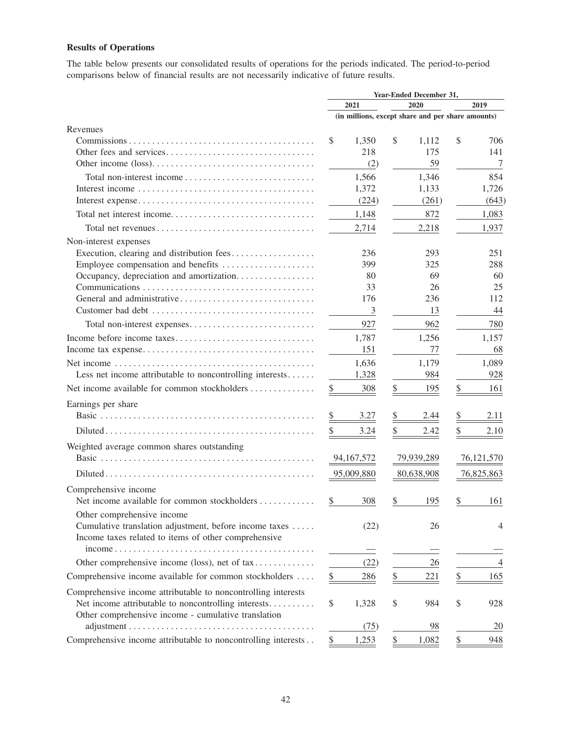**Results of Operations**

The table below presents our consolidated results of operations for the periods indicated. The period-to-period comparisons below of financial results are not necessarily indicative of future results.

| | Year-Ended December 31, | | |
|---|---|---|---|
| | 2021 | 2020 | 2019 |
| | (in millions, except share and per share amounts) | | |
| Revenues | | | |
| Commissions | $ 1,350 | $ 1,112 | $ 706 |
| Other fees and services | 218 | 175 | 141 |
| Other income (loss) | (2) | 59 | 7 |
| Total non-interest income | 1,566 | 1,346 | 854 |
| Interest income | 1,372 | 1,133 | 1,726 |
| Interest expense | (224) | (261) | (643) |
| Total net interest income | 1,148 | 872 | 1,083 |
| Total net revenues | 2,714 | 2,218 | 1,937 |
| Non-interest expenses | | | |
| Execution, clearing and distribution fees | 236 | 293 | 251 |
| Employee compensation and benefits | 399 | 325 | 288 |
| Occupancy, depreciation and amortization | 80 | 69 | 60 |
| Communications | 33 | 26 | 25 |
| General and administrative | 176 | 236 | 112 |
| Customer bad debt | 3 | 13 | 44 |
| Total non-interest expenses | 927 | 962 | 780 |
| Income before income taxes | 1,787 | 1,256 | 1,157 |
| Income tax expense | 151 | 77 | 68 |
| Net income | 1,636 | 1,179 | 1,089 |
| Less net income attributable to noncontrolling interests | 1,328 | 984 | 928 |
| Net income available for common stockholders | $ 308 | $ 195 | $ 161 |
| Earnings per share | | | |
| Basic | $ 3.27 | $ 2.44 | $ 2.11 |
| Diluted | $ 3.24 | $ 2.42 | $ 2.10 |
| Weighted average common shares outstanding | | | |
| Basic | 94,167,572 | 79,939,289 | 76,121,570 |
| Diluted | 95,009,880 | 80,638,908 | 76,825,863 |
| Comprehensive income | | | |
| Net income available for common stockholders | $ 308 | $ 195 | $ 161 |
| Other comprehensive income | | | |
| Cumulative translation adjustment, before income taxes | (22) | 26 | 4 |
| Income taxes related to items of other comprehensive income | — | — | — |
| Other comprehensive income (loss), net of tax | (22) | 26 | 4 |
| Comprehensive income available for common stockholders | $ 286 | $ 221 | $ 165 |
| Comprehensive income attributable to noncontrolling interests | | | |
| Net income attributable to noncontrolling interests | $ 1,328 | $ 984 | $ 928 |
| Other comprehensive income - cumulative translation adjustment | (75) | 98 | 20 |
| Comprehensive income attributable to noncontrolling interests | $ 1,253 | $ 1,082 | $ 948 |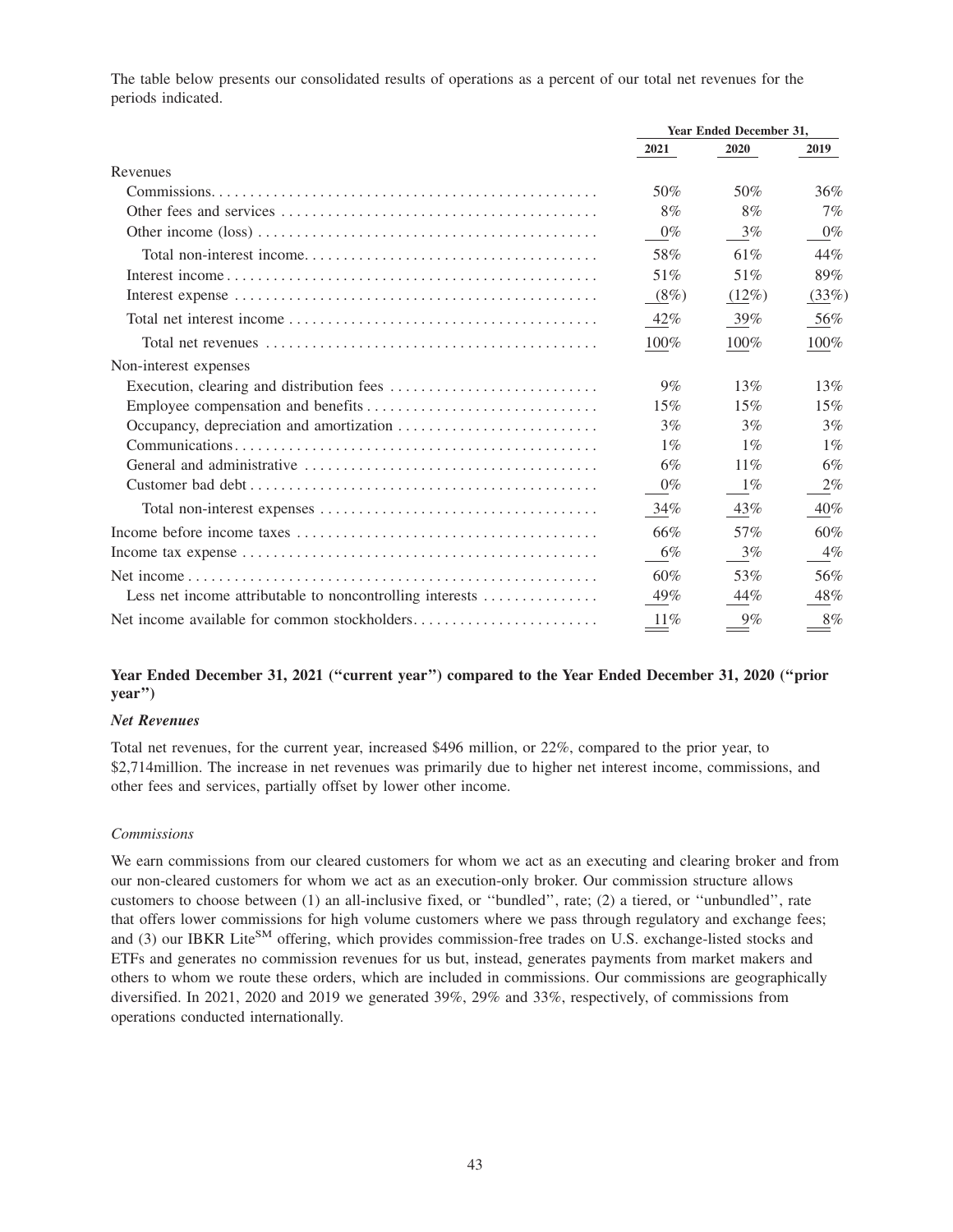The table below presents our consolidated results of operations as a percent of our total net revenues for the periods indicated.

| | Year Ended December 31, | | |
|---|---|---|---|
| | 2021 | 2020 | 2019 |
| Revenues | | | |
| Commissions | 50% | 50% | 36% |
| Other fees and services | 8% | 8% | 7% |
| Other income (loss) | 0% | 3% | 0% |
| Total non-interest income | 58% | 61% | 44% |
| Interest income | 51% | 51% | 89% |
| Interest expense | (8%) | (12%) | (33%) |
| Total net interest income | 42% | 39% | 56% |
| Total net revenues | 100% | 100% | 100% |
| Non-interest expenses | | | |
| Execution, clearing and distribution fees | 9% | 13% | 13% |
| Employee compensation and benefits | 15% | 15% | 15% |
| Occupancy, depreciation and amortization | 3% | 3% | 3% |
| Communications | 1% | 1% | 1% |
| General and administrative | 6% | 11% | 6% |
| Customer bad debt | 0% | 1% | 2% |
| Total non-interest expenses | 34% | 43% | 40% |
| Income before income taxes | 66% | 57% | 60% |
| Income tax expense | 6% | 3% | 4% |
| Net income | 60% | 53% | 56% |
| Less net income attributable to noncontrolling interests | 49% | 44% | 48% |
| Net income available for common stockholders | 11% | 9% | 8% |

### Year Ended December 31, 2021 (''current year'') compared to the Year Ended December 31, 2020 (''prior year'')

***Net Revenues***

Total net revenues, for the current year, increased $496 million, or 22%, compared to the prior year, to $2,714million. The increase in net revenues was primarily due to higher net interest income, commissions, and other fees and services, partially offset by lower other income.

*Commissions*

We earn commissions from our cleared customers for whom we act as an executing and clearing broker and from our non-cleared customers for whom we act as an execution-only broker. Our commission structure allows customers to choose between (1) an all-inclusive fixed, or ''bundled'', rate; (2) a tiered, or ''unbundled'', rate that offers lower commissions for high volume customers where we pass through regulatory and exchange fees; and (3) our IBKR Lite[SM] offering, which provides commission-free trades on U.S. exchange-listed stocks and ETFs and generates no commission revenues for us but, instead, generates payments from market makers and others to whom we route these orders, which are included in commissions. Our commissions are geographically diversified. In 2021, 2020 and 2019 we generated 39%, 29% and 33%, respectively, of commissions from operations conducted internationally.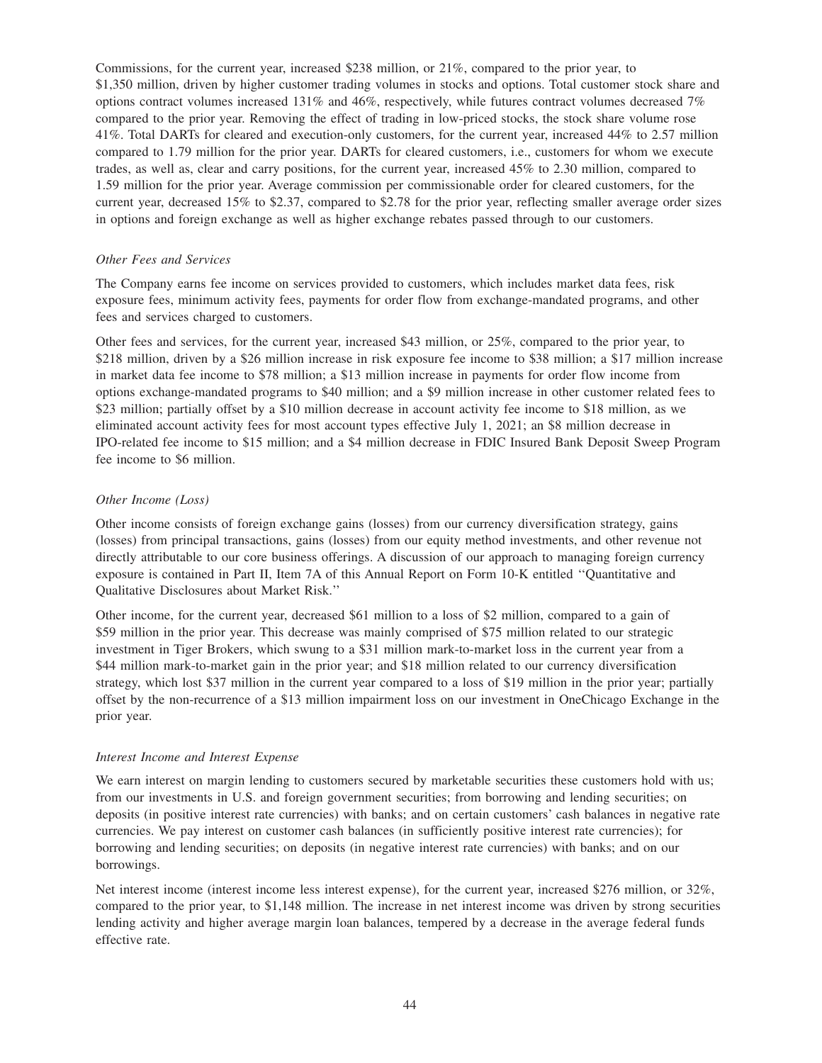Commissions, for the current year, increased \$238 million, or 21%, compared to the prior year, to \$1,350 million, driven by higher customer trading volumes in stocks and options. Total customer stock share and options contract volumes increased 131% and 46%, respectively, while futures contract volumes decreased 7% compared to the prior year. Removing the effect of trading in low-priced stocks, the stock share volume rose 41%. Total DARTs for cleared and execution-only customers, for the current year, increased 44% to 2.57 million compared to 1.79 million for the prior year. DARTs for cleared customers, i.e., customers for whom we execute trades, as well as, clear and carry positions, for the current year, increased 45% to 2.30 million, compared to 1.59 million for the prior year. Average commission per commissionable order for cleared customers, for the current year, decreased 15% to \$2.37, compared to \$2.78 for the prior year, reflecting smaller average order sizes in options and foreign exchange as well as higher exchange rebates passed through to our customers.

*Other Fees and Services*

The Company earns fee income on services provided to customers, which includes market data fees, risk exposure fees, minimum activity fees, payments for order flow from exchange-mandated programs, and other fees and services charged to customers.

Other fees and services, for the current year, increased \$43 million, or 25%, compared to the prior year, to \$218 million, driven by a \$26 million increase in risk exposure fee income to \$38 million; a \$17 million increase in market data fee income to \$78 million; a \$13 million increase in payments for order flow income from options exchange-mandated programs to \$40 million; and a \$9 million increase in other customer related fees to \$23 million; partially offset by a \$10 million decrease in account activity fee income to \$18 million, as we eliminated account activity fees for most account types effective July 1, 2021; an \$8 million decrease in IPO-related fee income to \$15 million; and a \$4 million decrease in FDIC Insured Bank Deposit Sweep Program fee income to \$6 million.

*Other Income (Loss)*

Other income consists of foreign exchange gains (losses) from our currency diversification strategy, gains (losses) from principal transactions, gains (losses) from our equity method investments, and other revenue not directly attributable to our core business offerings. A discussion of our approach to managing foreign currency exposure is contained in Part II, Item 7A of this Annual Report on Form 10-K entitled ''Quantitative and Qualitative Disclosures about Market Risk.''

Other income, for the current year, decreased \$61 million to a loss of \$2 million, compared to a gain of \$59 million in the prior year. This decrease was mainly comprised of \$75 million related to our strategic investment in Tiger Brokers, which swung to a \$31 million mark-to-market loss in the current year from a \$44 million mark-to-market gain in the prior year; and \$18 million related to our currency diversification strategy, which lost \$37 million in the current year compared to a loss of \$19 million in the prior year; partially offset by the non-recurrence of a \$13 million impairment loss on our investment in OneChicago Exchange in the prior year.

*Interest Income and Interest Expense*

We earn interest on margin lending to customers secured by marketable securities these customers hold with us; from our investments in U.S. and foreign government securities; from borrowing and lending securities; on deposits (in positive interest rate currencies) with banks; and on certain customers' cash balances in negative rate currencies. We pay interest on customer cash balances (in sufficiently positive interest rate currencies); for borrowing and lending securities; on deposits (in negative interest rate currencies) with banks; and on our borrowings.

Net interest income (interest income less interest expense), for the current year, increased \$276 million, or 32%, compared to the prior year, to \$1,148 million. The increase in net interest income was driven by strong securities lending activity and higher average margin loan balances, tempered by a decrease in the average federal funds effective rate.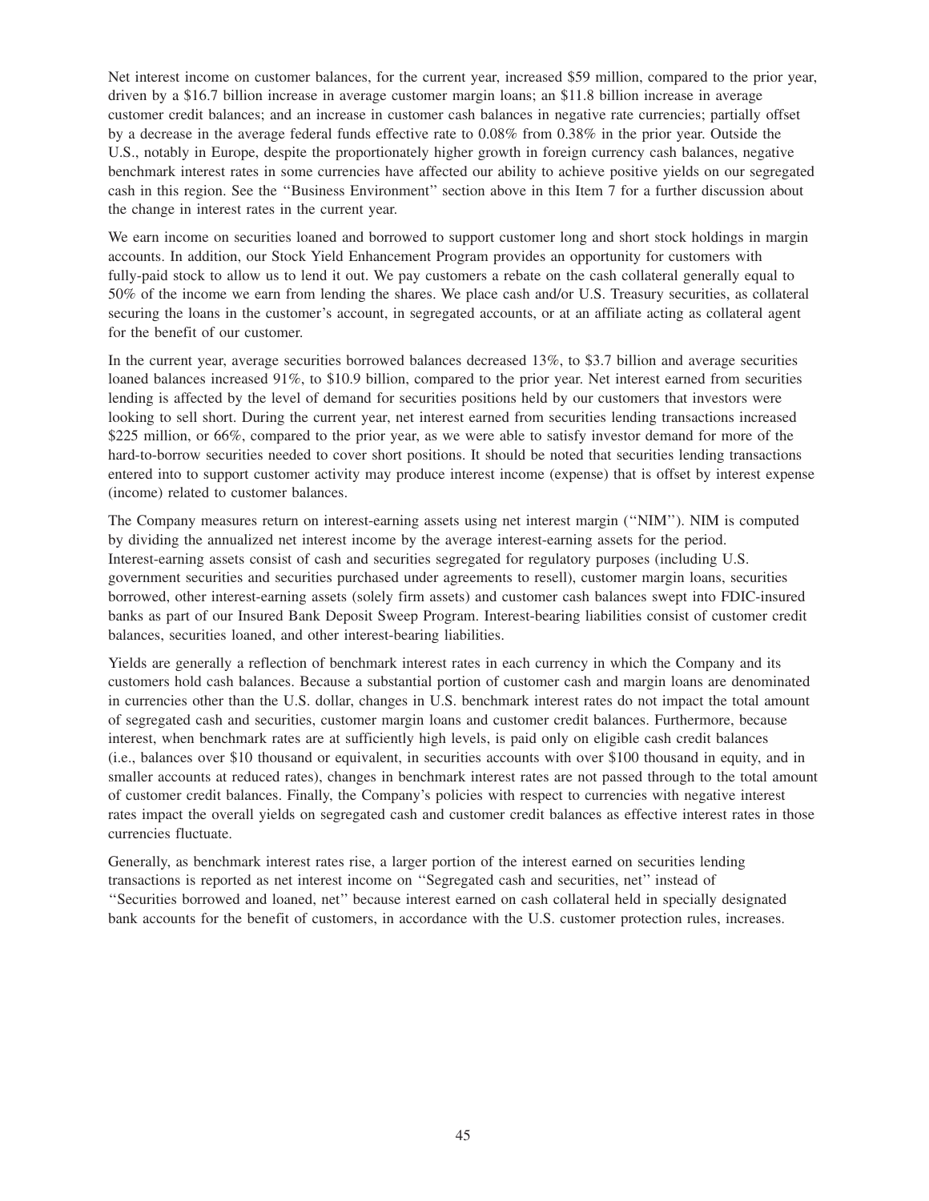Net interest income on customer balances, for the current year, increased $59 million, compared to the prior year, driven by a $16.7 billion increase in average customer margin loans; an $11.8 billion increase in average customer credit balances; and an increase in customer cash balances in negative rate currencies; partially offset by a decrease in the average federal funds effective rate to 0.08% from 0.38% in the prior year. Outside the U.S., notably in Europe, despite the proportionately higher growth in foreign currency cash balances, negative benchmark interest rates in some currencies have affected our ability to achieve positive yields on our segregated cash in this region. See the ''Business Environment'' section above in this Item 7 for a further discussion about the change in interest rates in the current year.

We earn income on securities loaned and borrowed to support customer long and short stock holdings in margin accounts. In addition, our Stock Yield Enhancement Program provides an opportunity for customers with fully-paid stock to allow us to lend it out. We pay customers a rebate on the cash collateral generally equal to 50% of the income we earn from lending the shares. We place cash and/or U.S. Treasury securities, as collateral securing the loans in the customer's account, in segregated accounts, or at an affiliate acting as collateral agent for the benefit of our customer.

In the current year, average securities borrowed balances decreased 13%, to $3.7 billion and average securities loaned balances increased 91%, to $10.9 billion, compared to the prior year. Net interest earned from securities lending is affected by the level of demand for securities positions held by our customers that investors were looking to sell short. During the current year, net interest earned from securities lending transactions increased $225 million, or 66%, compared to the prior year, as we were able to satisfy investor demand for more of the hard-to-borrow securities needed to cover short positions. It should be noted that securities lending transactions entered into to support customer activity may produce interest income (expense) that is offset by interest expense (income) related to customer balances.

The Company measures return on interest-earning assets using net interest margin (''NIM''). NIM is computed by dividing the annualized net interest income by the average interest-earning assets for the period. Interest-earning assets consist of cash and securities segregated for regulatory purposes (including U.S. government securities and securities purchased under agreements to resell), customer margin loans, securities borrowed, other interest-earning assets (solely firm assets) and customer cash balances swept into FDIC-insured banks as part of our Insured Bank Deposit Sweep Program. Interest-bearing liabilities consist of customer credit balances, securities loaned, and other interest-bearing liabilities.

Yields are generally a reflection of benchmark interest rates in each currency in which the Company and its customers hold cash balances. Because a substantial portion of customer cash and margin loans are denominated in currencies other than the U.S. dollar, changes in U.S. benchmark interest rates do not impact the total amount of segregated cash and securities, customer margin loans and customer credit balances. Furthermore, because interest, when benchmark rates are at sufficiently high levels, is paid only on eligible cash credit balances (i.e., balances over $10 thousand or equivalent, in securities accounts with over $100 thousand in equity, and in smaller accounts at reduced rates), changes in benchmark interest rates are not passed through to the total amount of customer credit balances. Finally, the Company's policies with respect to currencies with negative interest rates impact the overall yields on segregated cash and customer credit balances as effective interest rates in those currencies fluctuate.

Generally, as benchmark interest rates rise, a larger portion of the interest earned on securities lending transactions is reported as net interest income on ''Segregated cash and securities, net'' instead of ''Securities borrowed and loaned, net'' because interest earned on cash collateral held in specially designated bank accounts for the benefit of customers, in accordance with the U.S. customer protection rules, increases.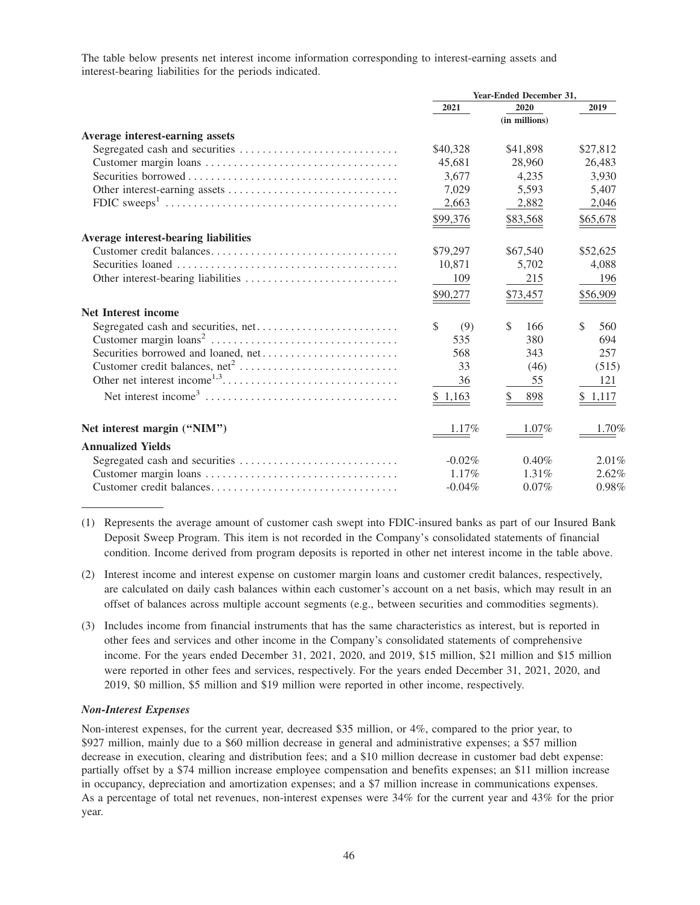The table below presents net interest income information corresponding to interest-earning assets and interest-bearing liabilities for the periods indicated.

| | Year-Ended December 31, | | |
|---|---|---|---|
| | 2021 | 2020 | 2019 |
| | | (in millions) | |
| **Average interest-earning assets** | | | |
| Segregated cash and securities | $40,328 | $41,898 | $27,812 |
| Customer margin loans | 45,681 | 28,960 | 26,483 |
| Securities borrowed | 3,677 | 4,235 | 3,930 |
| Other interest-earning assets | 7,029 | 5,593 | 5,407 |
| FDIC sweeps[1] | 2,663 | 2,882 | 2,046 |
| | $99,376 | $83,568 | $65,678 |
| **Average interest-bearing liabilities** | | | |
| Customer credit balances | $79,297 | $67,540 | $52,625 |
| Securities loaned | 10,871 | 5,702 | 4,088 |
| Other interest-bearing liabilities | 109 | 215 | 196 |
| | $90,277 | $73,457 | $56,909 |
| **Net Interest income** | | | |
| Segregated cash and securities, net | $ (9) | $ 166 | $ 560 |
| Customer margin loans[2] | 535 | 380 | 694 |
| Securities borrowed and loaned, net | 568 | 343 | 257 |
| Customer credit balances, net[2] | 33 | (46) | (515) |
| Other net interest income[1,3] | 36 | 55 | 121 |
| Net interest income[3] | $ 1,163 | $ 898 | $ 1,117 |
| **Net interest margin ("NIM")** | 1.17% | 1.07% | 1.70% |
| **Annualized Yields** | | | |
| Segregated cash and securities | -0.02% | 0.40% | 2.01% |
| Customer margin loans | 1.17% | 1.31% | 2.62% |
| Customer credit balances | -0.04% | 0.07% | 0.98% |

(1) Represents the average amount of customer cash swept into FDIC-insured banks as part of our Insured Bank Deposit Sweep Program. This item is not recorded in the Company's consolidated statements of financial condition. Income derived from program deposits is reported in other net interest income in the table above.

(2) Interest income and interest expense on customer margin loans and customer credit balances, respectively, are calculated on daily cash balances within each customer's account on a net basis, which may result in an offset of balances across multiple account segments (e.g., between securities and commodities segments).

(3) Includes income from financial instruments that has the same characteristics as interest, but is reported in other fees and services and other income in the Company's consolidated statements of comprehensive income. For the years ended December 31, 2021, 2020, and 2019, $15 million, $21 million and $15 million were reported in other fees and services, respectively. For the years ended December 31, 2021, 2020, and 2019, $0 million, $5 million and $19 million were reported in other income, respectively.

***Non-Interest Expenses***

Non-interest expenses, for the current year, decreased $35 million, or 4%, compared to the prior year, to $927 million, mainly due to a $60 million decrease in general and administrative expenses; a $57 million decrease in execution, clearing and distribution fees; and a $10 million decrease in customer bad debt expense: partially offset by a $74 million increase employee compensation and benefits expenses; an $11 million increase in occupancy, depreciation and amortization expenses; and a $7 million increase in communications expenses. As a percentage of total net revenues, non-interest expenses were 34% for the current year and 43% for the prior year.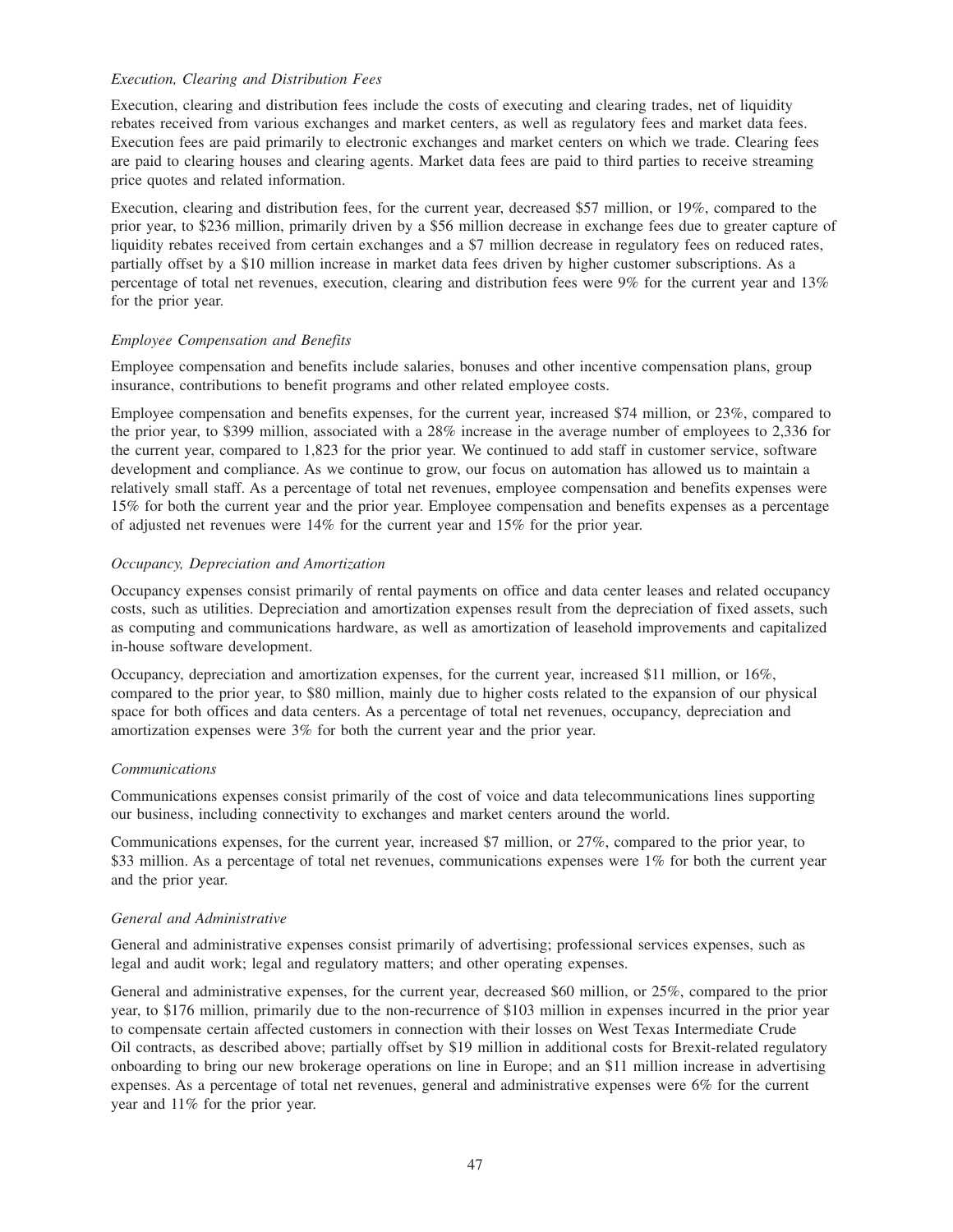*Execution, Clearing and Distribution Fees*

Execution, clearing and distribution fees include the costs of executing and clearing trades, net of liquidity rebates received from various exchanges and market centers, as well as regulatory fees and market data fees. Execution fees are paid primarily to electronic exchanges and market centers on which we trade. Clearing fees are paid to clearing houses and clearing agents. Market data fees are paid to third parties to receive streaming price quotes and related information.

Execution, clearing and distribution fees, for the current year, decreased $57 million, or 19%, compared to the prior year, to $236 million, primarily driven by a $56 million decrease in exchange fees due to greater capture of liquidity rebates received from certain exchanges and a $7 million decrease in regulatory fees on reduced rates, partially offset by a $10 million increase in market data fees driven by higher customer subscriptions. As a percentage of total net revenues, execution, clearing and distribution fees were 9% for the current year and 13% for the prior year.

*Employee Compensation and Benefits*

Employee compensation and benefits include salaries, bonuses and other incentive compensation plans, group insurance, contributions to benefit programs and other related employee costs.

Employee compensation and benefits expenses, for the current year, increased $74 million, or 23%, compared to the prior year, to $399 million, associated with a 28% increase in the average number of employees to 2,336 for the current year, compared to 1,823 for the prior year. We continued to add staff in customer service, software development and compliance. As we continue to grow, our focus on automation has allowed us to maintain a relatively small staff. As a percentage of total net revenues, employee compensation and benefits expenses were 15% for both the current year and the prior year. Employee compensation and benefits expenses as a percentage of adjusted net revenues were 14% for the current year and 15% for the prior year.

*Occupancy, Depreciation and Amortization*

Occupancy expenses consist primarily of rental payments on office and data center leases and related occupancy costs, such as utilities. Depreciation and amortization expenses result from the depreciation of fixed assets, such as computing and communications hardware, as well as amortization of leasehold improvements and capitalized in-house software development.

Occupancy, depreciation and amortization expenses, for the current year, increased $11 million, or 16%, compared to the prior year, to $80 million, mainly due to higher costs related to the expansion of our physical space for both offices and data centers. As a percentage of total net revenues, occupancy, depreciation and amortization expenses were 3% for both the current year and the prior year.

*Communications*

Communications expenses consist primarily of the cost of voice and data telecommunications lines supporting our business, including connectivity to exchanges and market centers around the world.

Communications expenses, for the current year, increased $7 million, or 27%, compared to the prior year, to $33 million. As a percentage of total net revenues, communications expenses were 1% for both the current year and the prior year.

*General and Administrative*

General and administrative expenses consist primarily of advertising; professional services expenses, such as legal and audit work; legal and regulatory matters; and other operating expenses.

General and administrative expenses, for the current year, decreased $60 million, or 25%, compared to the prior year, to $176 million, primarily due to the non-recurrence of $103 million in expenses incurred in the prior year to compensate certain affected customers in connection with their losses on West Texas Intermediate Crude Oil contracts, as described above; partially offset by $19 million in additional costs for Brexit-related regulatory onboarding to bring our new brokerage operations on line in Europe; and an $11 million increase in advertising expenses. As a percentage of total net revenues, general and administrative expenses were 6% for the current year and 11% for the prior year.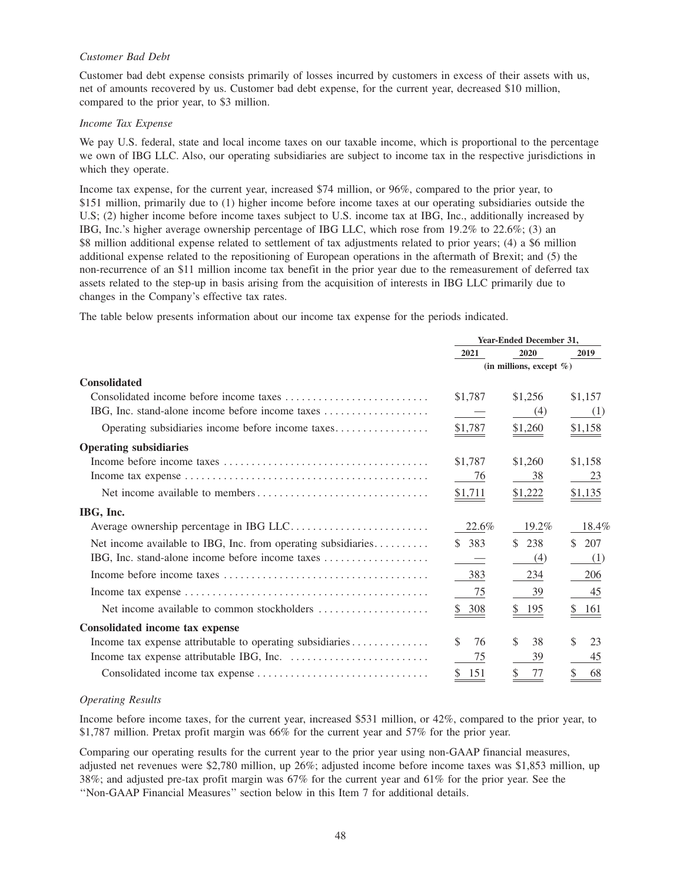*Customer Bad Debt*

Customer bad debt expense consists primarily of losses incurred by customers in excess of their assets with us, net of amounts recovered by us. Customer bad debt expense, for the current year, decreased $10 million, compared to the prior year, to $3 million.

*Income Tax Expense*

We pay U.S. federal, state and local income taxes on our taxable income, which is proportional to the percentage we own of IBG LLC. Also, our operating subsidiaries are subject to income tax in the respective jurisdictions in which they operate.

Income tax expense, for the current year, increased $74 million, or 96%, compared to the prior year, to $151 million, primarily due to (1) higher income before income taxes at our operating subsidiaries outside the U.S; (2) higher income before income taxes subject to U.S. income tax at IBG, Inc., additionally increased by IBG, Inc.'s higher average ownership percentage of IBG LLC, which rose from 19.2% to 22.6%; (3) an $8 million additional expense related to settlement of tax adjustments related to prior years; (4) a $6 million additional expense related to the repositioning of European operations in the aftermath of Brexit; and (5) the non-recurrence of an $11 million income tax benefit in the prior year due to the remeasurement of deferred tax assets related to the step-up in basis arising from the acquisition of interests in IBG LLC primarily due to changes in the Company's effective tax rates.

The table below presents information about our income tax expense for the periods indicated.

| | Year-Ended December 31, | | |
|---|---|---|---|
| | 2021 | 2020 | 2019 |
| | (in millions, except %) | | |
| **Consolidated** | | | |
| Consolidated income before income taxes | $1,787 | $1,256 | $1,157 |
| IBG, Inc. stand-alone income before income taxes | — | (4) | (1) |
| Operating subsidiaries income before income taxes | $1,787 | $1,260 | $1,158 |
| **Operating subsidiaries** | | | |
| Income before income taxes | $1,787 | $1,260 | $1,158 |
| Income tax expense | 76 | 38 | 23 |
| Net income available to members | $1,711 | $1,222 | $1,135 |
| **IBG, Inc.** | | | |
| Average ownership percentage in IBG LLC | 22.6% | 19.2% | 18.4% |
| Net income available to IBG, Inc. from operating subsidiaries | $ 383 | $ 238 | $ 207 |
| IBG, Inc. stand-alone income before income taxes | — | (4) | (1) |
| Income before income taxes | 383 | 234 | 206 |
| Income tax expense | 75 | 39 | 45 |
| Net income available to common stockholders | $ 308 | $ 195 | $ 161 |
| **Consolidated income tax expense** | | | |
| Income tax expense attributable to operating subsidiaries | $ 76 | $ 38 | $ 23 |
| Income tax expense attributable IBG, Inc. | 75 | 39 | 45 |
| Consolidated income tax expense | $ 151 | $ 77 | $ 68 |

*Operating Results*

Income before income taxes, for the current year, increased $531 million, or 42%, compared to the prior year, to $1,787 million. Pretax profit margin was 66% for the current year and 57% for the prior year.

Comparing our operating results for the current year to the prior year using non-GAAP financial measures, adjusted net revenues were $2,780 million, up 26%; adjusted income before income taxes was $1,853 million, up 38%; and adjusted pre-tax profit margin was 67% for the current year and 61% for the prior year. See the "Non-GAAP Financial Measures" section below in this Item 7 for additional details.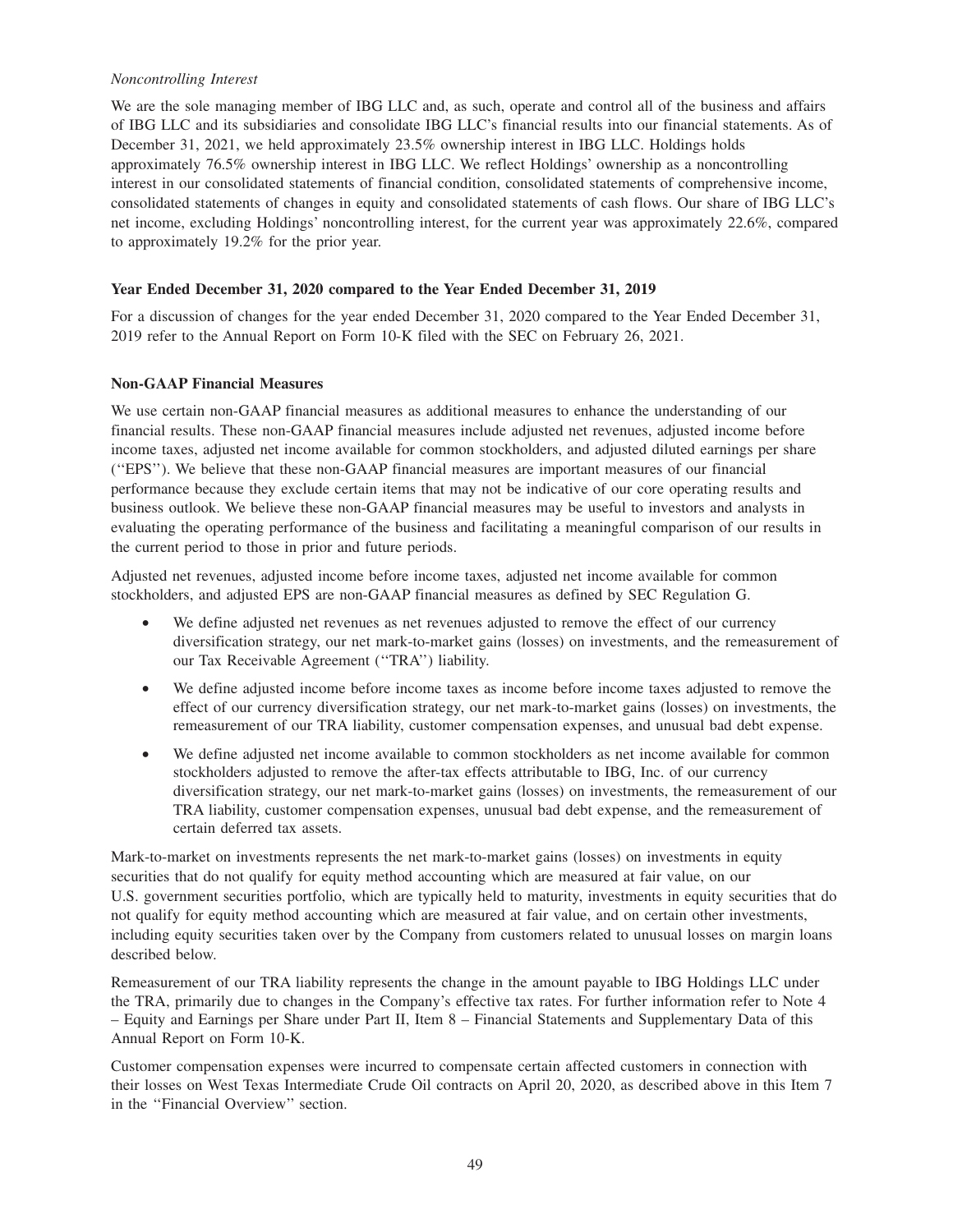*Noncontrolling Interest*

We are the sole managing member of IBG LLC and, as such, operate and control all of the business and affairs of IBG LLC and its subsidiaries and consolidate IBG LLC's financial results into our financial statements. As of December 31, 2021, we held approximately 23.5% ownership interest in IBG LLC. Holdings holds approximately 76.5% ownership interest in IBG LLC. We reflect Holdings' ownership as a noncontrolling interest in our consolidated statements of financial condition, consolidated statements of comprehensive income, consolidated statements of changes in equity and consolidated statements of cash flows. Our share of IBG LLC's net income, excluding Holdings' noncontrolling interest, for the current year was approximately 22.6%, compared to approximately 19.2% for the prior year.

**Year Ended December 31, 2020 compared to the Year Ended December 31, 2019**

For a discussion of changes for the year ended December 31, 2020 compared to the Year Ended December 31, 2019 refer to the Annual Report on Form 10-K filed with the SEC on February 26, 2021.

**Non-GAAP Financial Measures**

We use certain non-GAAP financial measures as additional measures to enhance the understanding of our financial results. These non-GAAP financial measures include adjusted net revenues, adjusted income before income taxes, adjusted net income available for common stockholders, and adjusted diluted earnings per share (''EPS''). We believe that these non-GAAP financial measures are important measures of our financial performance because they exclude certain items that may not be indicative of our core operating results and business outlook. We believe these non-GAAP financial measures may be useful to investors and analysts in evaluating the operating performance of the business and facilitating a meaningful comparison of our results in the current period to those in prior and future periods.

Adjusted net revenues, adjusted income before income taxes, adjusted net income available for common stockholders, and adjusted EPS are non-GAAP financial measures as defined by SEC Regulation G.

- We define adjusted net revenues as net revenues adjusted to remove the effect of our currency diversification strategy, our net mark-to-market gains (losses) on investments, and the remeasurement of our Tax Receivable Agreement (''TRA'') liability.
- We define adjusted income before income taxes as income before income taxes adjusted to remove the effect of our currency diversification strategy, our net mark-to-market gains (losses) on investments, the remeasurement of our TRA liability, customer compensation expenses, and unusual bad debt expense.
- We define adjusted net income available to common stockholders as net income available for common stockholders adjusted to remove the after-tax effects attributable to IBG, Inc. of our currency diversification strategy, our net mark-to-market gains (losses) on investments, the remeasurement of our TRA liability, customer compensation expenses, unusual bad debt expense, and the remeasurement of certain deferred tax assets.

Mark-to-market on investments represents the net mark-to-market gains (losses) on investments in equity securities that do not qualify for equity method accounting which are measured at fair value, on our U.S. government securities portfolio, which are typically held to maturity, investments in equity securities that do not qualify for equity method accounting which are measured at fair value, and on certain other investments, including equity securities taken over by the Company from customers related to unusual losses on margin loans described below.

Remeasurement of our TRA liability represents the change in the amount payable to IBG Holdings LLC under the TRA, primarily due to changes in the Company's effective tax rates. For further information refer to Note 4 – Equity and Earnings per Share under Part II, Item 8 – Financial Statements and Supplementary Data of this Annual Report on Form 10-K.

Customer compensation expenses were incurred to compensate certain affected customers in connection with their losses on West Texas Intermediate Crude Oil contracts on April 20, 2020, as described above in this Item 7 in the ''Financial Overview'' section.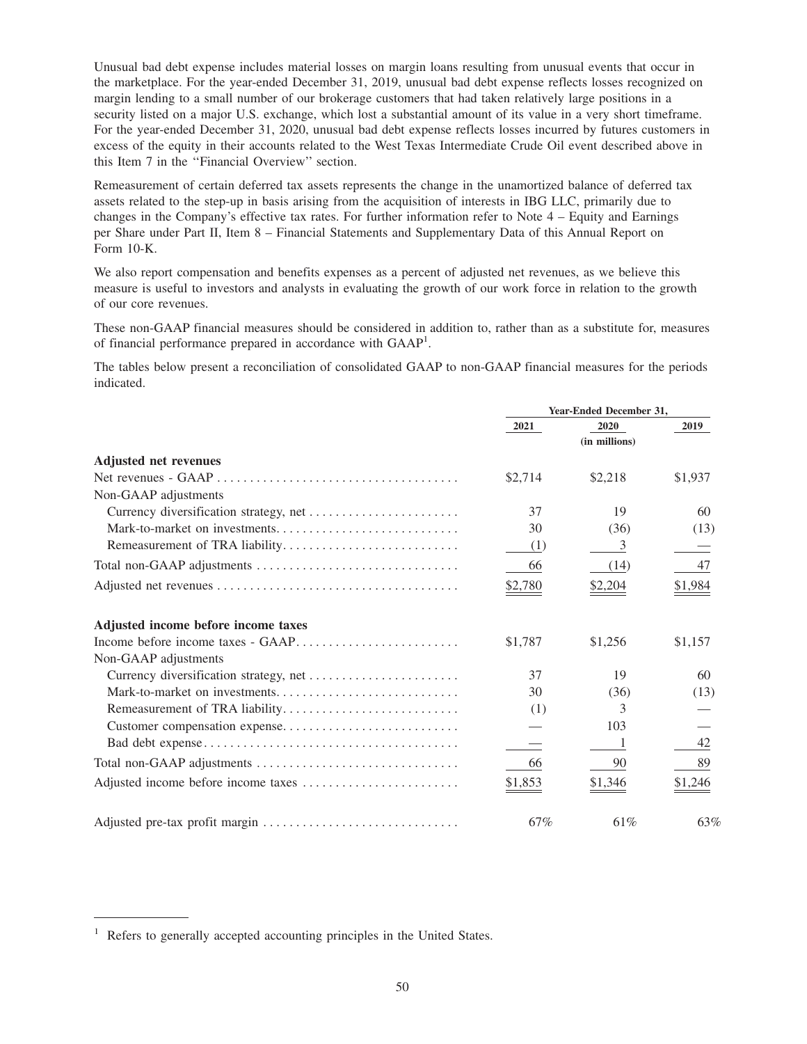Unusual bad debt expense includes material losses on margin loans resulting from unusual events that occur in the marketplace. For the year-ended December 31, 2019, unusual bad debt expense reflects losses recognized on margin lending to a small number of our brokerage customers that had taken relatively large positions in a security listed on a major U.S. exchange, which lost a substantial amount of its value in a very short timeframe. For the year-ended December 31, 2020, unusual bad debt expense reflects losses incurred by futures customers in excess of the equity in their accounts related to the West Texas Intermediate Crude Oil event described above in this Item 7 in the ''Financial Overview'' section.

Remeasurement of certain deferred tax assets represents the change in the unamortized balance of deferred tax assets related to the step-up in basis arising from the acquisition of interests in IBG LLC, primarily due to changes in the Company's effective tax rates. For further information refer to Note 4 – Equity and Earnings per Share under Part II, Item 8 – Financial Statements and Supplementary Data of this Annual Report on Form 10-K.

We also report compensation and benefits expenses as a percent of adjusted net revenues, as we believe this measure is useful to investors and analysts in evaluating the growth of our work force in relation to the growth of our core revenues.

These non-GAAP financial measures should be considered in addition to, rather than as a substitute for, measures of financial performance prepared in accordance with GAAP[1].

The tables below present a reconciliation of consolidated GAAP to non-GAAP financial measures for the periods indicated.

| | Year-Ended December 31, | | |
|---|---|---|---|
| | 2021 | 2020 | 2019 |
| | | (in millions) | |
| **Adjusted net revenues** | | | |
| Net revenues - GAAP | $2,714 | $2,218 | $1,937 |
| Non-GAAP adjustments | | | |
| Currency diversification strategy, net | 37 | 19 | 60 |
| Mark-to-market on investments | 30 | (36) | (13) |
| Remeasurement of TRA liability | (1) | 3 | — |
| Total non-GAAP adjustments | 66 | (14) | 47 |
| Adjusted net revenues | $2,780 | $2,204 | $1,984 |
| **Adjusted income before income taxes** | | | |
| Income before income taxes - GAAP | $1,787 | $1,256 | $1,157 |
| Non-GAAP adjustments | | | |
| Currency diversification strategy, net | 37 | 19 | 60 |
| Mark-to-market on investments | 30 | (36) | (13) |
| Remeasurement of TRA liability | (1) | 3 | — |
| Customer compensation expense | — | 103 | — |
| Bad debt expense | — | 1 | 42 |
| Total non-GAAP adjustments | 66 | 90 | 89 |
| Adjusted income before income taxes | $1,853 | $1,346 | $1,246 |
| Adjusted pre-tax profit margin | 67% | 61% | 63% |

[1] Refers to generally accepted accounting principles in the United States.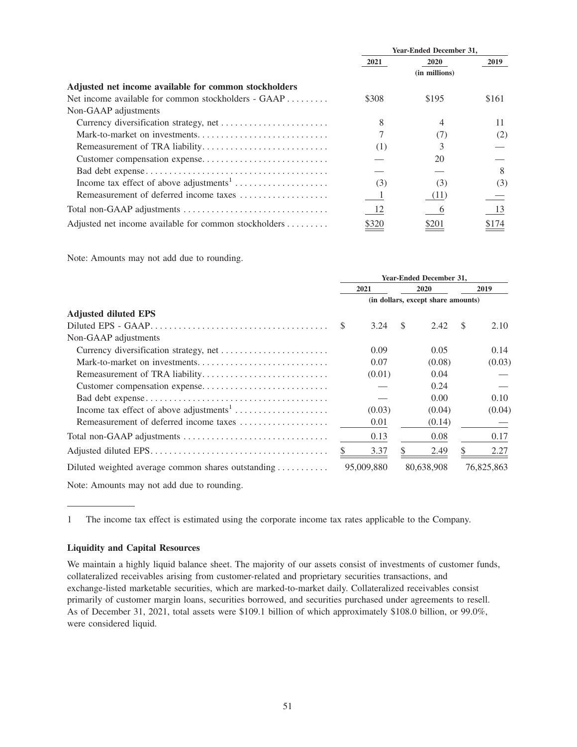| | Year-Ended December 31, | | |
|---|---|---|---|
| | 2021 | 2020 | 2019 |
| | | (in millions) | |
| **Adjusted net income available for common stockholders** | | | |
| Net income available for common stockholders - GAAP | $308 | $195 | $161 |
| Non-GAAP adjustments | | | |
| Currency diversification strategy, net | 8 | 4 | 11 |
| Mark-to-market on investments | 7 | (7) | (2) |
| Remeasurement of TRA liability | (1) | 3 | — |
| Customer compensation expense | — | 20 | — |
| Bad debt expense | — | — | 8 |
| Income tax effect of above adjustments[1] | (3) | (3) | (3) |
| Remeasurement of deferred income taxes | 1 | (11) | — |
| Total non-GAAP adjustments | 12 | 6 | 13 |
| Adjusted net income available for common stockholders | $320 | $201 | $174 |

Note: Amounts may not add due to rounding.

| | Year-Ended December 31, | | |
|---|---|---|---|
| | 2021 | 2020 | 2019 |
| | | (in dollars, except share amounts) | |
| **Adjusted diluted EPS** | | | |
| Diluted EPS - GAAP | $ 3.24 | $ 2.42 | $ 2.10 |
| Non-GAAP adjustments | | | |
| Currency diversification strategy, net | 0.09 | 0.05 | 0.14 |
| Mark-to-market on investments | 0.07 | (0.08) | (0.03) |
| Remeasurement of TRA liability | (0.01) | 0.04 | — |
| Customer compensation expense | — | 0.24 | — |
| Bad debt expense | — | 0.00 | 0.10 |
| Income tax effect of above adjustments[1] | (0.03) | (0.04) | (0.04) |
| Remeasurement of deferred income taxes | 0.01 | (0.14) | — |
| Total non-GAAP adjustments | 0.13 | 0.08 | 0.17 |
| Adjusted diluted EPS | $ 3.37 | $ 2.49 | $ 2.27 |
| Diluted weighted average common shares outstanding | 95,009,880 | 80,638,908 | 76,825,863 |

Note: Amounts may not add due to rounding.

---

1 The income tax effect is estimated using the corporate income tax rates applicable to the Company.

### Liquidity and Capital Resources

We maintain a highly liquid balance sheet. The majority of our assets consist of investments of customer funds, collateralized receivables arising from customer-related and proprietary securities transactions, and exchange-listed marketable securities, which are marked-to-market daily. Collateralized receivables consist primarily of customer margin loans, securities borrowed, and securities purchased under agreements to resell. As of December 31, 2021, total assets were $109.1 billion of which approximately $108.0 billion, or 99.0%, were considered liquid.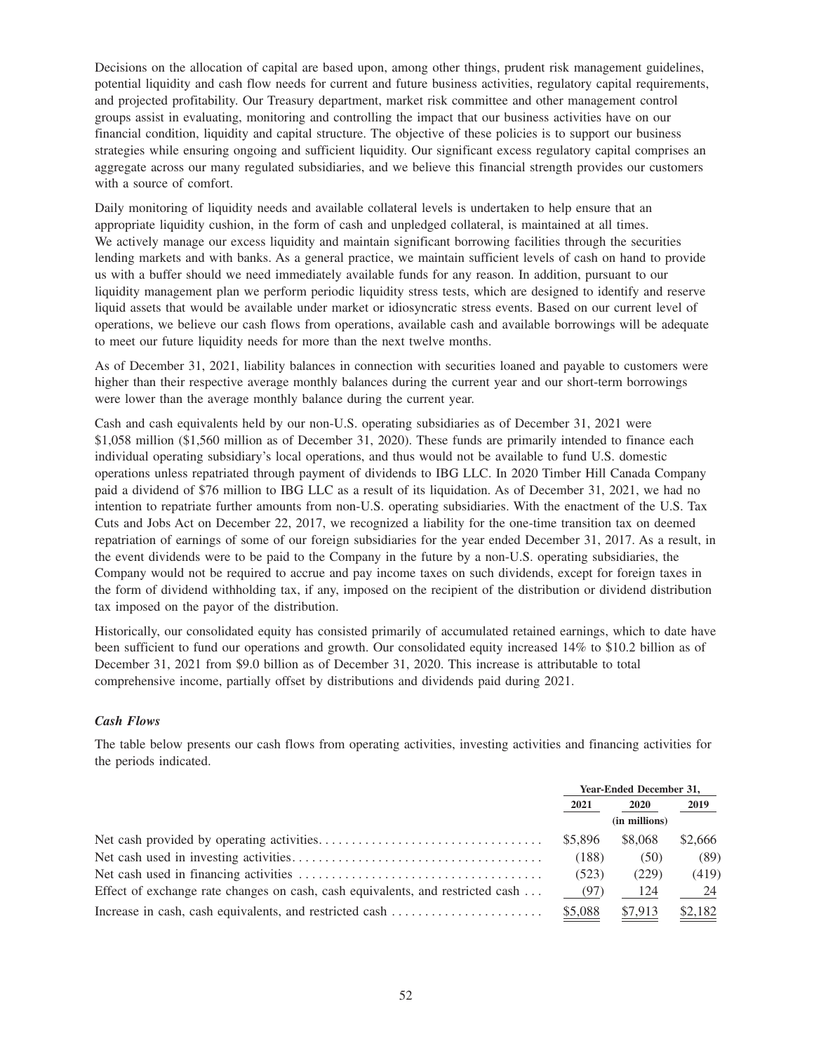Decisions on the allocation of capital are based upon, among other things, prudent risk management guidelines, potential liquidity and cash flow needs for current and future business activities, regulatory capital requirements, and projected profitability. Our Treasury department, market risk committee and other management control groups assist in evaluating, monitoring and controlling the impact that our business activities have on our financial condition, liquidity and capital structure. The objective of these policies is to support our business strategies while ensuring ongoing and sufficient liquidity. Our significant excess regulatory capital comprises an aggregate across our many regulated subsidiaries, and we believe this financial strength provides our customers with a source of comfort.

Daily monitoring of liquidity needs and available collateral levels is undertaken to help ensure that an appropriate liquidity cushion, in the form of cash and unpledged collateral, is maintained at all times. We actively manage our excess liquidity and maintain significant borrowing facilities through the securities lending markets and with banks. As a general practice, we maintain sufficient levels of cash on hand to provide us with a buffer should we need immediately available funds for any reason. In addition, pursuant to our liquidity management plan we perform periodic liquidity stress tests, which are designed to identify and reserve liquid assets that would be available under market or idiosyncratic stress events. Based on our current level of operations, we believe our cash flows from operations, available cash and available borrowings will be adequate to meet our future liquidity needs for more than the next twelve months.

As of December 31, 2021, liability balances in connection with securities loaned and payable to customers were higher than their respective average monthly balances during the current year and our short-term borrowings were lower than the average monthly balance during the current year.

Cash and cash equivalents held by our non-U.S. operating subsidiaries as of December 31, 2021 were $1,058 million ($1,560 million as of December 31, 2020). These funds are primarily intended to finance each individual operating subsidiary's local operations, and thus would not be available to fund U.S. domestic operations unless repatriated through payment of dividends to IBG LLC. In 2020 Timber Hill Canada Company paid a dividend of $76 million to IBG LLC as a result of its liquidation. As of December 31, 2021, we had no intention to repatriate further amounts from non-U.S. operating subsidiaries. With the enactment of the U.S. Tax Cuts and Jobs Act on December 22, 2017, we recognized a liability for the one-time transition tax on deemed repatriation of earnings of some of our foreign subsidiaries for the year ended December 31, 2017. As a result, in the event dividends were to be paid to the Company in the future by a non-U.S. operating subsidiaries, the Company would not be required to accrue and pay income taxes on such dividends, except for foreign taxes in the form of dividend withholding tax, if any, imposed on the recipient of the distribution or dividend distribution tax imposed on the payor of the distribution.

Historically, our consolidated equity has consisted primarily of accumulated retained earnings, which to date have been sufficient to fund our operations and growth. Our consolidated equity increased 14% to $10.2 billion as of December 31, 2021 from $9.0 billion as of December 31, 2020. This increase is attributable to total comprehensive income, partially offset by distributions and dividends paid during 2021.

### *Cash Flows*

The table below presents our cash flows from operating activities, investing activities and financing activities for the periods indicated.

| | Year-Ended December 31, | | |
|---|---|---|---|
| | 2021 | 2020 | 2019 |
| | | (in millions) | |
| Net cash provided by operating activities | $5,896 | $8,068 | $2,666 |
| Net cash used in investing activities | (188) | (50) | (89) |
| Net cash used in financing activities | (523) | (229) | (419) |
| Effect of exchange rate changes on cash, cash equivalents, and restricted cash | (97) | 124 | 24 |
| Increase in cash, cash equivalents, and restricted cash | $5,088 | $7,913 | $2,182 |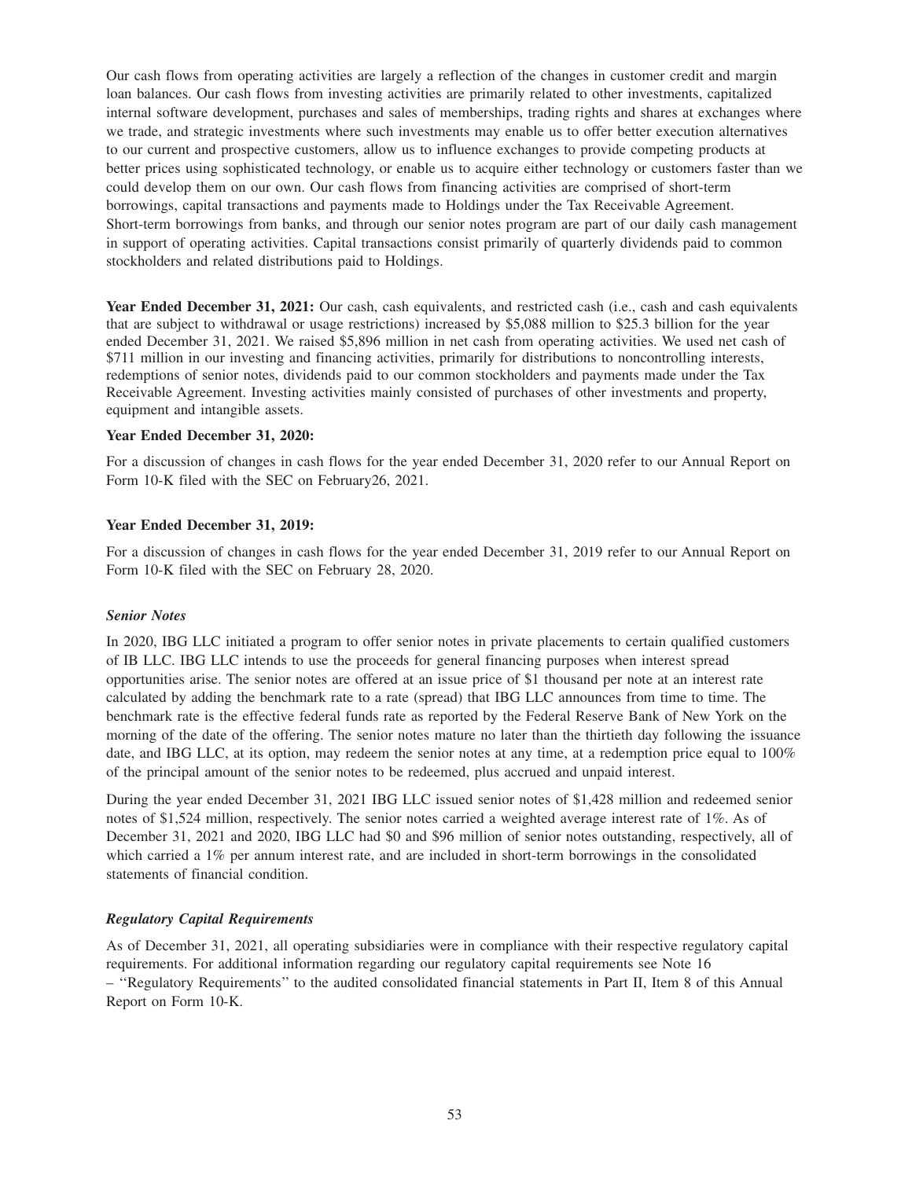Our cash flows from operating activities are largely a reflection of the changes in customer credit and margin loan balances. Our cash flows from investing activities are primarily related to other investments, capitalized internal software development, purchases and sales of memberships, trading rights and shares at exchanges where we trade, and strategic investments where such investments may enable us to offer better execution alternatives to our current and prospective customers, allow us to influence exchanges to provide competing products at better prices using sophisticated technology, or enable us to acquire either technology or customers faster than we could develop them on our own. Our cash flows from financing activities are comprised of short-term borrowings, capital transactions and payments made to Holdings under the Tax Receivable Agreement. Short-term borrowings from banks, and through our senior notes program are part of our daily cash management in support of operating activities. Capital transactions consist primarily of quarterly dividends paid to common stockholders and related distributions paid to Holdings.

**Year Ended December 31, 2021:** Our cash, cash equivalents, and restricted cash (i.e., cash and cash equivalents that are subject to withdrawal or usage restrictions) increased by $5,088 million to $25.3 billion for the year ended December 31, 2021. We raised $5,896 million in net cash from operating activities. We used net cash of $711 million in our investing and financing activities, primarily for distributions to noncontrolling interests, redemptions of senior notes, dividends paid to our common stockholders and payments made under the Tax Receivable Agreement. Investing activities mainly consisted of purchases of other investments and property, equipment and intangible assets.

**Year Ended December 31, 2020:**

For a discussion of changes in cash flows for the year ended December 31, 2020 refer to our Annual Report on Form 10-K filed with the SEC on February26, 2021.

**Year Ended December 31, 2019:**

For a discussion of changes in cash flows for the year ended December 31, 2019 refer to our Annual Report on Form 10-K filed with the SEC on February 28, 2020.

***Senior Notes***

In 2020, IBG LLC initiated a program to offer senior notes in private placements to certain qualified customers of IB LLC. IBG LLC intends to use the proceeds for general financing purposes when interest spread opportunities arise. The senior notes are offered at an issue price of $1 thousand per note at an interest rate calculated by adding the benchmark rate to a rate (spread) that IBG LLC announces from time to time. The benchmark rate is the effective federal funds rate as reported by the Federal Reserve Bank of New York on the morning of the date of the offering. The senior notes mature no later than the thirtieth day following the issuance date, and IBG LLC, at its option, may redeem the senior notes at any time, at a redemption price equal to 100% of the principal amount of the senior notes to be redeemed, plus accrued and unpaid interest.

During the year ended December 31, 2021 IBG LLC issued senior notes of $1,428 million and redeemed senior notes of $1,524 million, respectively. The senior notes carried a weighted average interest rate of 1%. As of December 31, 2021 and 2020, IBG LLC had $0 and $96 million of senior notes outstanding, respectively, all of which carried a 1% per annum interest rate, and are included in short-term borrowings in the consolidated statements of financial condition.

***Regulatory Capital Requirements***

As of December 31, 2021, all operating subsidiaries were in compliance with their respective regulatory capital requirements. For additional information regarding our regulatory capital requirements see Note 16 – "Regulatory Requirements" to the audited consolidated financial statements in Part II, Item 8 of this Annual Report on Form 10-K.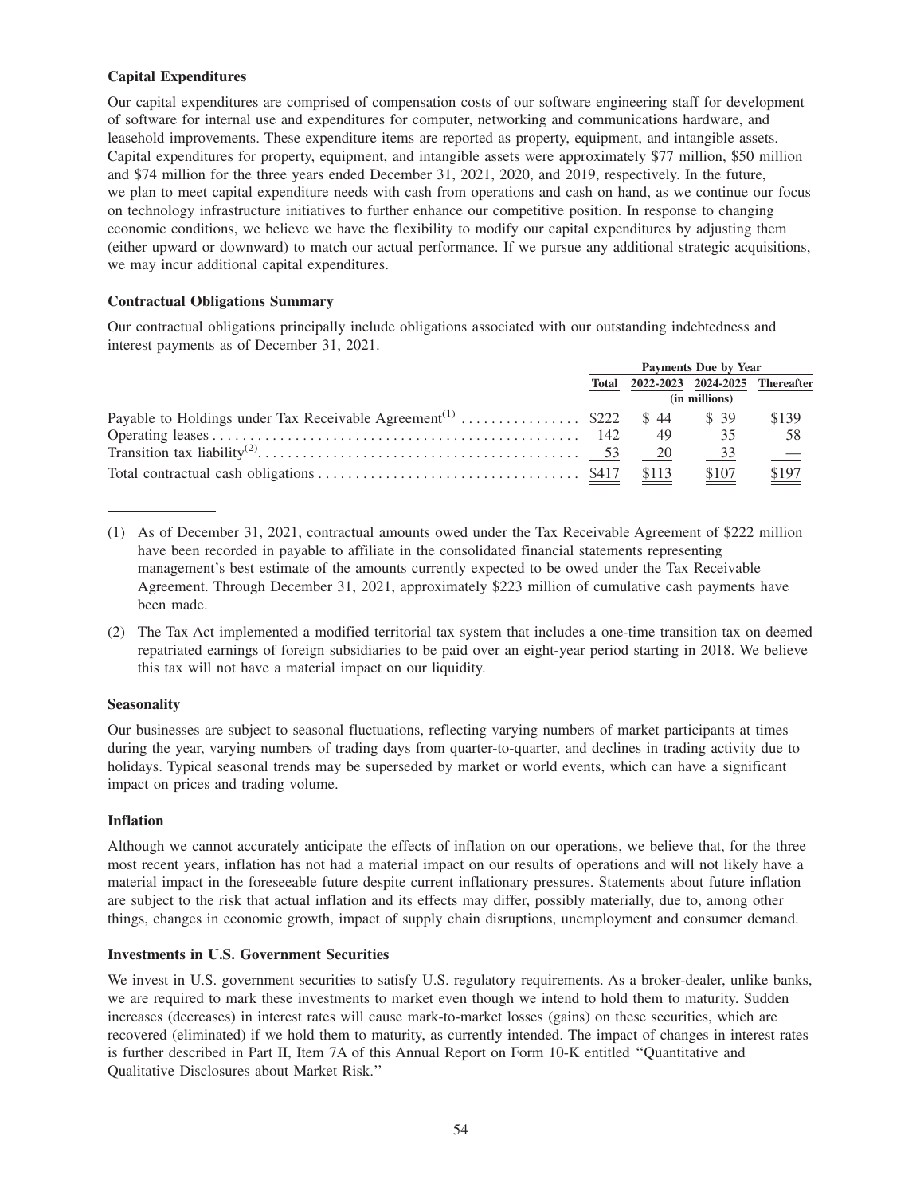**Capital Expenditures**

Our capital expenditures are comprised of compensation costs of our software engineering staff for development of software for internal use and expenditures for computer, networking and communications hardware, and leasehold improvements. These expenditure items are reported as property, equipment, and intangible assets. Capital expenditures for property, equipment, and intangible assets were approximately $77 million, $50 million and $74 million for the three years ended December 31, 2021, 2020, and 2019, respectively. In the future, we plan to meet capital expenditure needs with cash from operations and cash on hand, as we continue our focus on technology infrastructure initiatives to further enhance our competitive position. In response to changing economic conditions, we believe we have the flexibility to modify our capital expenditures by adjusting them (either upward or downward) to match our actual performance. If we pursue any additional strategic acquisitions, we may incur additional capital expenditures.

**Contractual Obligations Summary**

Our contractual obligations principally include obligations associated with our outstanding indebtedness and interest payments as of December 31, 2021.

| | Payments Due by Year | | | |
|---|---|---|---|---|
| | Total | 2022-2023 | 2024-2025 | Thereafter |
| | (in millions) | | | |
| Payable to Holdings under Tax Receivable Agreement[(1)] | $222 | $ 44 | $ 39 | $139 |
| Operating leases | 142 | 49 | 35 | 58 |
| Transition tax liability[(2)] | 53 | 20 | 33 | — |
| Total contractual cash obligations | $417 | $113 | $107 | $197 |

(1) As of December 31, 2021, contractual amounts owed under the Tax Receivable Agreement of $222 million have been recorded in payable to affiliate in the consolidated financial statements representing management's best estimate of the amounts currently expected to be owed under the Tax Receivable Agreement. Through December 31, 2021, approximately $223 million of cumulative cash payments have been made.

(2) The Tax Act implemented a modified territorial tax system that includes a one-time transition tax on deemed repatriated earnings of foreign subsidiaries to be paid over an eight-year period starting in 2018. We believe this tax will not have a material impact on our liquidity.

**Seasonality**

Our businesses are subject to seasonal fluctuations, reflecting varying numbers of market participants at times during the year, varying numbers of trading days from quarter-to-quarter, and declines in trading activity due to holidays. Typical seasonal trends may be superseded by market or world events, which can have a significant impact on prices and trading volume.

**Inflation**

Although we cannot accurately anticipate the effects of inflation on our operations, we believe that, for the three most recent years, inflation has not had a material impact on our results of operations and will not likely have a material impact in the foreseeable future despite current inflationary pressures. Statements about future inflation are subject to the risk that actual inflation and its effects may differ, possibly materially, due to, among other things, changes in economic growth, impact of supply chain disruptions, unemployment and consumer demand.

**Investments in U.S. Government Securities**

We invest in U.S. government securities to satisfy U.S. regulatory requirements. As a broker-dealer, unlike banks, we are required to mark these investments to market even though we intend to hold them to maturity. Sudden increases (decreases) in interest rates will cause mark-to-market losses (gains) on these securities, which are recovered (eliminated) if we hold them to maturity, as currently intended. The impact of changes in interest rates is further described in Part II, Item 7A of this Annual Report on Form 10-K entitled "Quantitative and Qualitative Disclosures about Market Risk."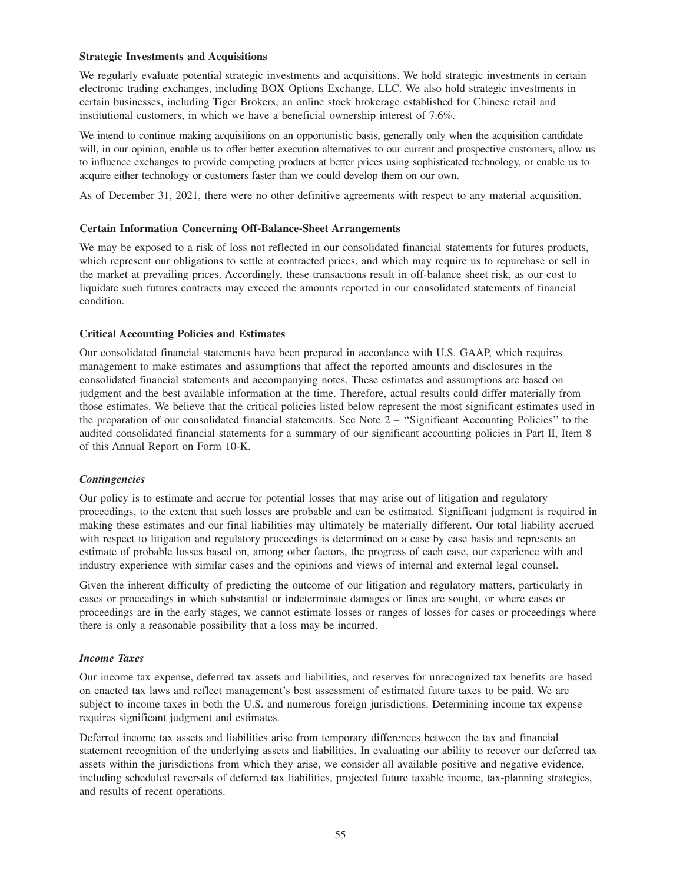### Strategic Investments and Acquisitions

We regularly evaluate potential strategic investments and acquisitions. We hold strategic investments in certain electronic trading exchanges, including BOX Options Exchange, LLC. We also hold strategic investments in certain businesses, including Tiger Brokers, an online stock brokerage established for Chinese retail and institutional customers, in which we have a beneficial ownership interest of 7.6%.

We intend to continue making acquisitions on an opportunistic basis, generally only when the acquisition candidate will, in our opinion, enable us to offer better execution alternatives to our current and prospective customers, allow us to influence exchanges to provide competing products at better prices using sophisticated technology, or enable us to acquire either technology or customers faster than we could develop them on our own.

As of December 31, 2021, there were no other definitive agreements with respect to any material acquisition.

### Certain Information Concerning Off-Balance-Sheet Arrangements

We may be exposed to a risk of loss not reflected in our consolidated financial statements for futures products, which represent our obligations to settle at contracted prices, and which may require us to repurchase or sell in the market at prevailing prices. Accordingly, these transactions result in off-balance sheet risk, as our cost to liquidate such futures contracts may exceed the amounts reported in our consolidated statements of financial condition.

### Critical Accounting Policies and Estimates

Our consolidated financial statements have been prepared in accordance with U.S. GAAP, which requires management to make estimates and assumptions that affect the reported amounts and disclosures in the consolidated financial statements and accompanying notes. These estimates and assumptions are based on judgment and the best available information at the time. Therefore, actual results could differ materially from those estimates. We believe that the critical policies listed below represent the most significant estimates used in the preparation of our consolidated financial statements. See Note 2 – "Significant Accounting Policies" to the audited consolidated financial statements for a summary of our significant accounting policies in Part II, Item 8 of this Annual Report on Form 10-K.

#### *Contingencies*

Our policy is to estimate and accrue for potential losses that may arise out of litigation and regulatory proceedings, to the extent that such losses are probable and can be estimated. Significant judgment is required in making these estimates and our final liabilities may ultimately be materially different. Our total liability accrued with respect to litigation and regulatory proceedings is determined on a case by case basis and represents an estimate of probable losses based on, among other factors, the progress of each case, our experience with and industry experience with similar cases and the opinions and views of internal and external legal counsel.

Given the inherent difficulty of predicting the outcome of our litigation and regulatory matters, particularly in cases or proceedings in which substantial or indeterminate damages or fines are sought, or where cases or proceedings are in the early stages, we cannot estimate losses or ranges of losses for cases or proceedings where there is only a reasonable possibility that a loss may be incurred.

#### *Income Taxes*

Our income tax expense, deferred tax assets and liabilities, and reserves for unrecognized tax benefits are based on enacted tax laws and reflect management's best assessment of estimated future taxes to be paid. We are subject to income taxes in both the U.S. and numerous foreign jurisdictions. Determining income tax expense requires significant judgment and estimates.

Deferred income tax assets and liabilities arise from temporary differences between the tax and financial statement recognition of the underlying assets and liabilities. In evaluating our ability to recover our deferred tax assets within the jurisdictions from which they arise, we consider all available positive and negative evidence, including scheduled reversals of deferred tax liabilities, projected future taxable income, tax-planning strategies, and results of recent operations.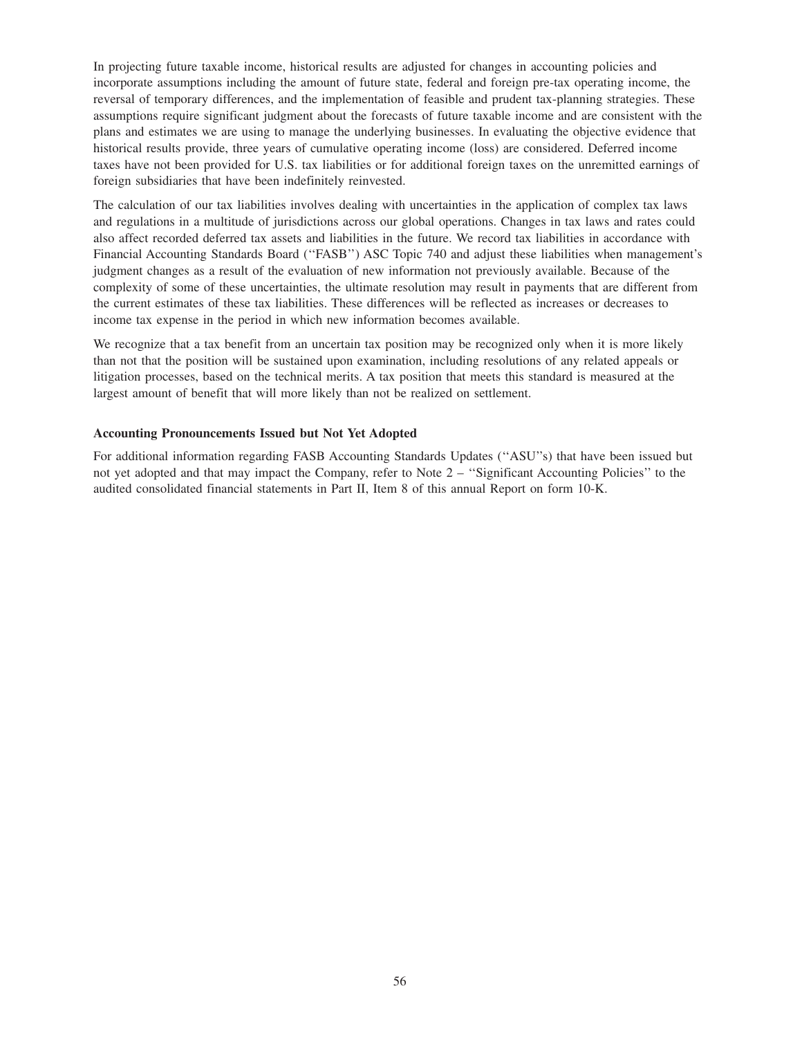In projecting future taxable income, historical results are adjusted for changes in accounting policies and incorporate assumptions including the amount of future state, federal and foreign pre-tax operating income, the reversal of temporary differences, and the implementation of feasible and prudent tax-planning strategies. These assumptions require significant judgment about the forecasts of future taxable income and are consistent with the plans and estimates we are using to manage the underlying businesses. In evaluating the objective evidence that historical results provide, three years of cumulative operating income (loss) are considered. Deferred income taxes have not been provided for U.S. tax liabilities or for additional foreign taxes on the unremitted earnings of foreign subsidiaries that have been indefinitely reinvested.

The calculation of our tax liabilities involves dealing with uncertainties in the application of complex tax laws and regulations in a multitude of jurisdictions across our global operations. Changes in tax laws and rates could also affect recorded deferred tax assets and liabilities in the future. We record tax liabilities in accordance with Financial Accounting Standards Board (''FASB'') ASC Topic 740 and adjust these liabilities when management's judgment changes as a result of the evaluation of new information not previously available. Because of the complexity of some of these uncertainties, the ultimate resolution may result in payments that are different from the current estimates of these tax liabilities. These differences will be reflected as increases or decreases to income tax expense in the period in which new information becomes available.

We recognize that a tax benefit from an uncertain tax position may be recognized only when it is more likely than not that the position will be sustained upon examination, including resolutions of any related appeals or litigation processes, based on the technical merits. A tax position that meets this standard is measured at the largest amount of benefit that will more likely than not be realized on settlement.

**Accounting Pronouncements Issued but Not Yet Adopted**

For additional information regarding FASB Accounting Standards Updates (''ASU''s) that have been issued but not yet adopted and that may impact the Company, refer to Note 2 – ''Significant Accounting Policies'' to the audited consolidated financial statements in Part II, Item 8 of this annual Report on form 10-K.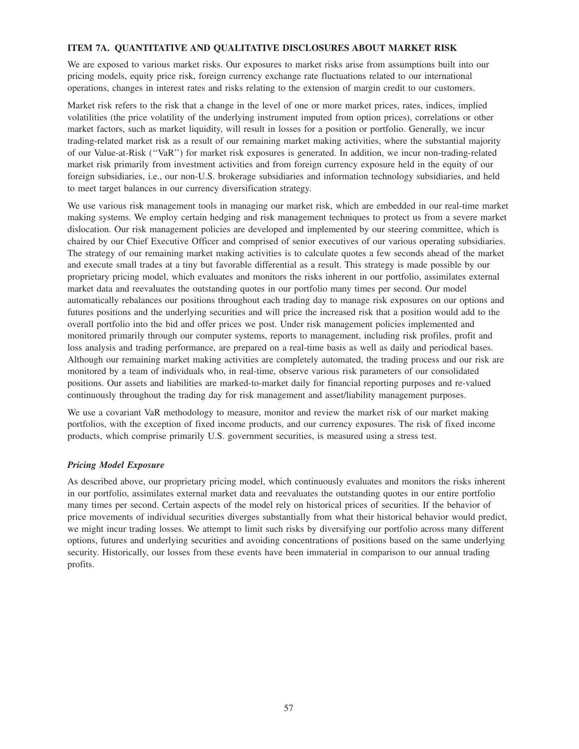### ITEM 7A. QUANTITATIVE AND QUALITATIVE DISCLOSURES ABOUT MARKET RISK

We are exposed to various market risks. Our exposures to market risks arise from assumptions built into our pricing models, equity price risk, foreign currency exchange rate fluctuations related to our international operations, changes in interest rates and risks relating to the extension of margin credit to our customers.

Market risk refers to the risk that a change in the level of one or more market prices, rates, indices, implied volatilities (the price volatility of the underlying instrument imputed from option prices), correlations or other market factors, such as market liquidity, will result in losses for a position or portfolio. Generally, we incur trading-related market risk as a result of our remaining market making activities, where the substantial majority of our Value-at-Risk (''VaR'') for market risk exposures is generated. In addition, we incur non-trading-related market risk primarily from investment activities and from foreign currency exposure held in the equity of our foreign subsidiaries, i.e., our non-U.S. brokerage subsidiaries and information technology subsidiaries, and held to meet target balances in our currency diversification strategy.

We use various risk management tools in managing our market risk, which are embedded in our real-time market making systems. We employ certain hedging and risk management techniques to protect us from a severe market dislocation. Our risk management policies are developed and implemented by our steering committee, which is chaired by our Chief Executive Officer and comprised of senior executives of our various operating subsidiaries. The strategy of our remaining market making activities is to calculate quotes a few seconds ahead of the market and execute small trades at a tiny but favorable differential as a result. This strategy is made possible by our proprietary pricing model, which evaluates and monitors the risks inherent in our portfolio, assimilates external market data and reevaluates the outstanding quotes in our portfolio many times per second. Our model automatically rebalances our positions throughout each trading day to manage risk exposures on our options and futures positions and the underlying securities and will price the increased risk that a position would add to the overall portfolio into the bid and offer prices we post. Under risk management policies implemented and monitored primarily through our computer systems, reports to management, including risk profiles, profit and loss analysis and trading performance, are prepared on a real-time basis as well as daily and periodical bases. Although our remaining market making activities are completely automated, the trading process and our risk are monitored by a team of individuals who, in real-time, observe various risk parameters of our consolidated positions. Our assets and liabilities are marked-to-market daily for financial reporting purposes and re-valued continuously throughout the trading day for risk management and asset/liability management purposes.

We use a covariant VaR methodology to measure, monitor and review the market risk of our market making portfolios, with the exception of fixed income products, and our currency exposures. The risk of fixed income products, which comprise primarily U.S. government securities, is measured using a stress test.

***Pricing Model Exposure***

As described above, our proprietary pricing model, which continuously evaluates and monitors the risks inherent in our portfolio, assimilates external market data and reevaluates the outstanding quotes in our entire portfolio many times per second. Certain aspects of the model rely on historical prices of securities. If the behavior of price movements of individual securities diverges substantially from what their historical behavior would predict, we might incur trading losses. We attempt to limit such risks by diversifying our portfolio across many different options, futures and underlying securities and avoiding concentrations of positions based on the same underlying security. Historically, our losses from these events have been immaterial in comparison to our annual trading profits.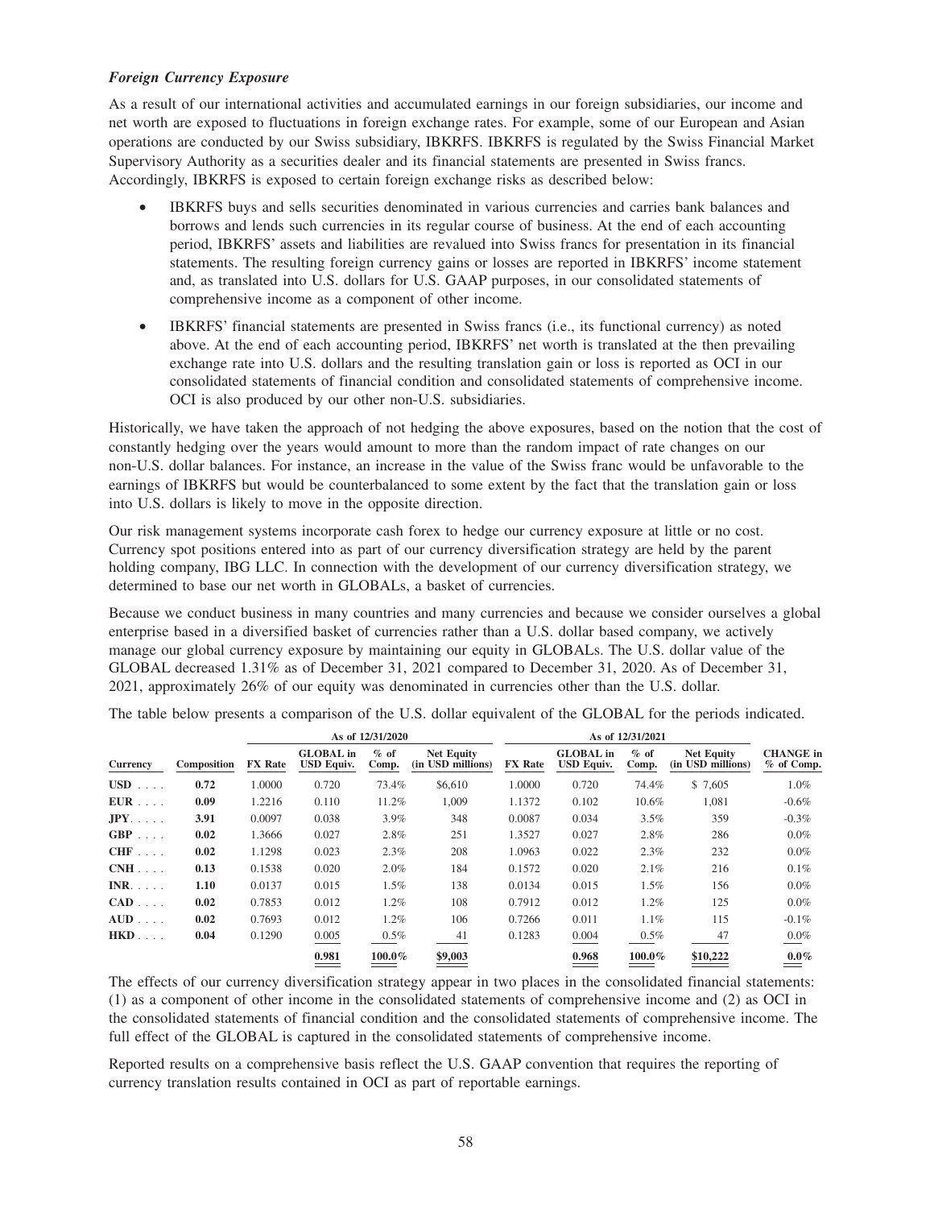### *Foreign Currency Exposure*

As a result of our international activities and accumulated earnings in our foreign subsidiaries, our income and net worth are exposed to fluctuations in foreign exchange rates. For example, some of our European and Asian operations are conducted by our Swiss subsidiary, IBKRFS. IBKRFS is regulated by the Swiss Financial Market Supervisory Authority as a securities dealer and its financial statements are presented in Swiss francs. Accordingly, IBKRFS is exposed to certain foreign exchange risks as described below:

- IBKRFS buys and sells securities denominated in various currencies and carries bank balances and borrows and lends such currencies in its regular course of business. At the end of each accounting period, IBKRFS' assets and liabilities are revalued into Swiss francs for presentation in its financial statements. The resulting foreign currency gains or losses are reported in IBKRFS' income statement and, as translated into U.S. dollars for U.S. GAAP purposes, in our consolidated statements of comprehensive income as a component of other income.
- IBKRFS' financial statements are presented in Swiss francs (i.e., its functional currency) as noted above. At the end of each accounting period, IBKRFS' net worth is translated at the then prevailing exchange rate into U.S. dollars and the resulting translation gain or loss is reported as OCI in our consolidated statements of financial condition and consolidated statements of comprehensive income. OCI is also produced by our other non-U.S. subsidiaries.

Historically, we have taken the approach of not hedging the above exposures, based on the notion that the cost of constantly hedging over the years would amount to more than the random impact of rate changes on our non-U.S. dollar balances. For instance, an increase in the value of the Swiss franc would be unfavorable to the earnings of IBKRFS but would be counterbalanced to some extent by the fact that the translation gain or loss into U.S. dollars is likely to move in the opposite direction.

Our risk management systems incorporate cash forex to hedge our currency exposure at little or no cost. Currency spot positions entered into as part of our currency diversification strategy are held by the parent holding company, IBG LLC. In connection with the development of our currency diversification strategy, we determined to base our net worth in GLOBALs, a basket of currencies.

Because we conduct business in many countries and many currencies and because we consider ourselves a global enterprise based in a diversified basket of currencies rather than a U.S. dollar based company, we actively manage our global currency exposure by maintaining our equity in GLOBALs. The U.S. dollar value of the GLOBAL decreased 1.31% as of December 31, 2021 compared to December 31, 2020. As of December 31, 2021, approximately 26% of our equity was denominated in currencies other than the U.S. dollar.

The table below presents a comparison of the U.S. dollar equivalent of the GLOBAL for the periods indicated.

| | | As of 12/31/2020 | | | | As of 12/31/2021 | | | | |
|---|---|---|---|---|---|---|---|---|---|---|
| Currency | Composition | FX Rate | GLOBAL in USD Equiv. | % of Comp. | Net Equity (in USD millions) | FX Rate | GLOBAL in USD Equiv. | % of Comp. | Net Equity (in USD millions) | CHANGE in % of Comp. |
| **USD** | **0.72** | 1.0000 | 0.720 | 73.4% | $6,610 | 1.0000 | 0.720 | 74.4% | $ 7,605 | 1.0% |
| **EUR** | **0.09** | 1.2216 | 0.110 | 11.2% | 1,009 | 1.1372 | 0.102 | 10.6% | 1,081 | -0.6% |
| **JPY** | **3.91** | 0.0097 | 0.038 | 3.9% | 348 | 0.0087 | 0.034 | 3.5% | 359 | -0.3% |
| **GBP** | **0.02** | 1.3666 | 0.027 | 2.8% | 251 | 1.3527 | 0.027 | 2.8% | 286 | 0.0% |
| **CHF** | **0.02** | 1.1298 | 0.023 | 2.3% | 208 | 1.0963 | 0.022 | 2.3% | 232 | 0.0% |
| **CNH** | **0.13** | 0.1538 | 0.020 | 2.0% | 184 | 0.1572 | 0.020 | 2.1% | 216 | 0.1% |
| **INR** | **1.10** | 0.0137 | 0.015 | 1.5% | 138 | 0.0134 | 0.015 | 1.5% | 156 | 0.0% |
| **CAD** | **0.02** | 0.7853 | 0.012 | 1.2% | 108 | 0.7912 | 0.012 | 1.2% | 125 | 0.0% |
| **AUD** | **0.02** | 0.7693 | 0.012 | 1.2% | 106 | 0.7266 | 0.011 | 1.1% | 115 | -0.1% |
| **HKD** | **0.04** | 0.1290 | 0.005 | 0.5% | 41 | 0.1283 | 0.004 | 0.5% | 47 | 0.0% |
| | | | **0.981** | **100.0%** | **$9,003** | | **0.968** | **100.0%** | **$10,222** | **0.0%** |

The effects of our currency diversification strategy appear in two places in the consolidated financial statements: (1) as a component of other income in the consolidated statements of comprehensive income and (2) as OCI in the consolidated statements of financial condition and the consolidated statements of comprehensive income. The full effect of the GLOBAL is captured in the consolidated statements of comprehensive income.

Reported results on a comprehensive basis reflect the U.S. GAAP convention that requires the reporting of currency translation results contained in OCI as part of reportable earnings.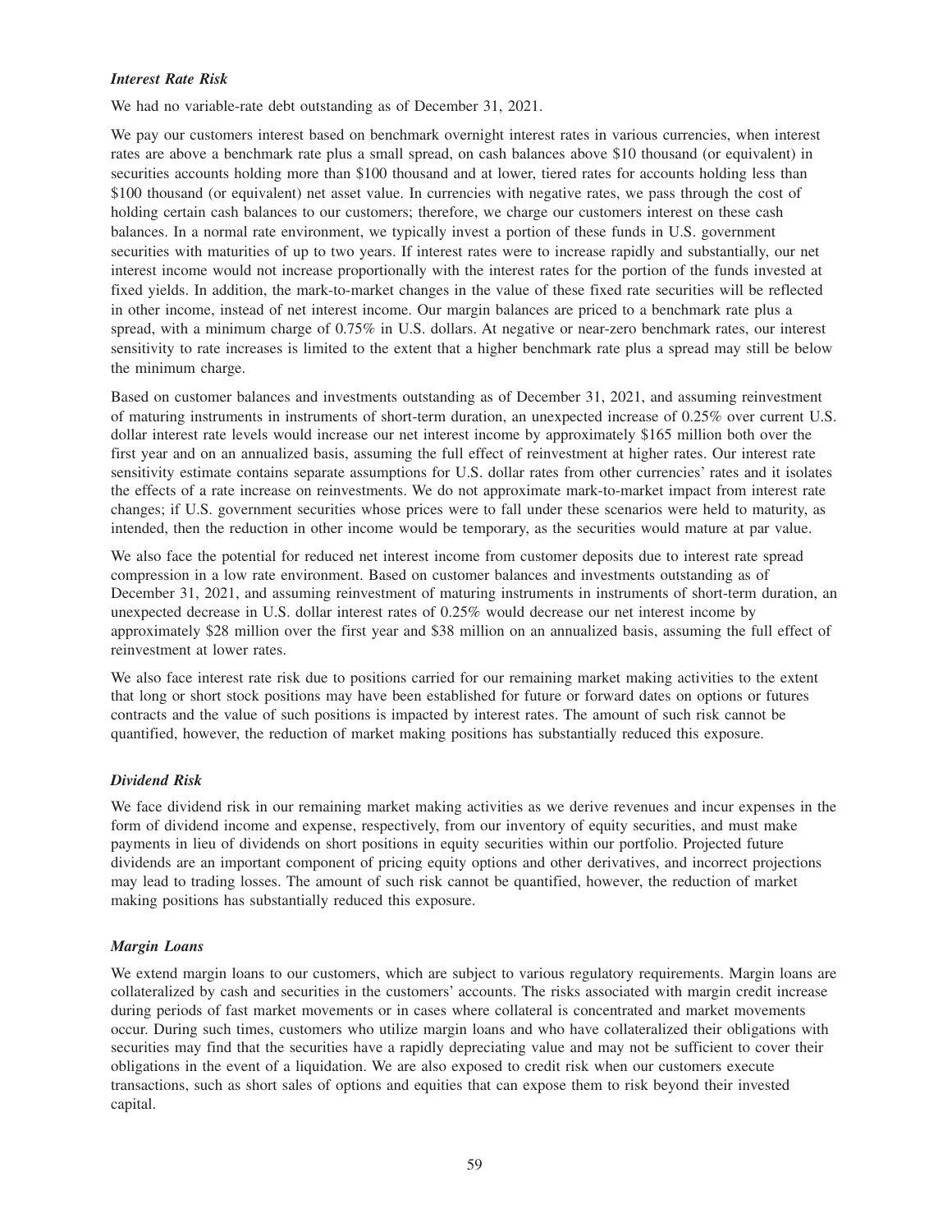### *Interest Rate Risk*

We had no variable-rate debt outstanding as of December 31, 2021.

We pay our customers interest based on benchmark overnight interest rates in various currencies, when interest rates are above a benchmark rate plus a small spread, on cash balances above $10 thousand (or equivalent) in securities accounts holding more than $100 thousand and at lower, tiered rates for accounts holding less than $100 thousand (or equivalent) net asset value. In currencies with negative rates, we pass through the cost of holding certain cash balances to our customers; therefore, we charge our customers interest on these cash balances. In a normal rate environment, we typically invest a portion of these funds in U.S. government securities with maturities of up to two years. If interest rates were to increase rapidly and substantially, our net interest income would not increase proportionally with the interest rates for the portion of the funds invested at fixed yields. In addition, the mark-to-market changes in the value of these fixed rate securities will be reflected in other income, instead of net interest income. Our margin balances are priced to a benchmark rate plus a spread, with a minimum charge of 0.75% in U.S. dollars. At negative or near-zero benchmark rates, our interest sensitivity to rate increases is limited to the extent that a higher benchmark rate plus a spread may still be below the minimum charge.

Based on customer balances and investments outstanding as of December 31, 2021, and assuming reinvestment of maturing instruments in instruments of short-term duration, an unexpected increase of 0.25% over current U.S. dollar interest rate levels would increase our net interest income by approximately $165 million both over the first year and on an annualized basis, assuming the full effect of reinvestment at higher rates. Our interest rate sensitivity estimate contains separate assumptions for U.S. dollar rates from other currencies' rates and it isolates the effects of a rate increase on reinvestments. We do not approximate mark-to-market impact from interest rate changes; if U.S. government securities whose prices were to fall under these scenarios were held to maturity, as intended, then the reduction in other income would be temporary, as the securities would mature at par value.

We also face the potential for reduced net interest income from customer deposits due to interest rate spread compression in a low rate environment. Based on customer balances and investments outstanding as of December 31, 2021, and assuming reinvestment of maturing instruments in instruments of short-term duration, an unexpected decrease in U.S. dollar interest rates of 0.25% would decrease our net interest income by approximately $28 million over the first year and $38 million on an annualized basis, assuming the full effect of reinvestment at lower rates.

We also face interest rate risk due to positions carried for our remaining market making activities to the extent that long or short stock positions may have been established for future or forward dates on options or futures contracts and the value of such positions is impacted by interest rates. The amount of such risk cannot be quantified, however, the reduction of market making positions has substantially reduced this exposure.

### *Dividend Risk*

We face dividend risk in our remaining market making activities as we derive revenues and incur expenses in the form of dividend income and expense, respectively, from our inventory of equity securities, and must make payments in lieu of dividends on short positions in equity securities within our portfolio. Projected future dividends are an important component of pricing equity options and other derivatives, and incorrect projections may lead to trading losses. The amount of such risk cannot be quantified, however, the reduction of market making positions has substantially reduced this exposure.

### *Margin Loans*

We extend margin loans to our customers, which are subject to various regulatory requirements. Margin loans are collateralized by cash and securities in the customers' accounts. The risks associated with margin credit increase during periods of fast market movements or in cases where collateral is concentrated and market movements occur. During such times, customers who utilize margin loans and who have collateralized their obligations with securities may find that the securities have a rapidly depreciating value and may not be sufficient to cover their obligations in the event of a liquidation. We are also exposed to credit risk when our customers execute transactions, such as short sales of options and equities that can expose them to risk beyond their invested capital.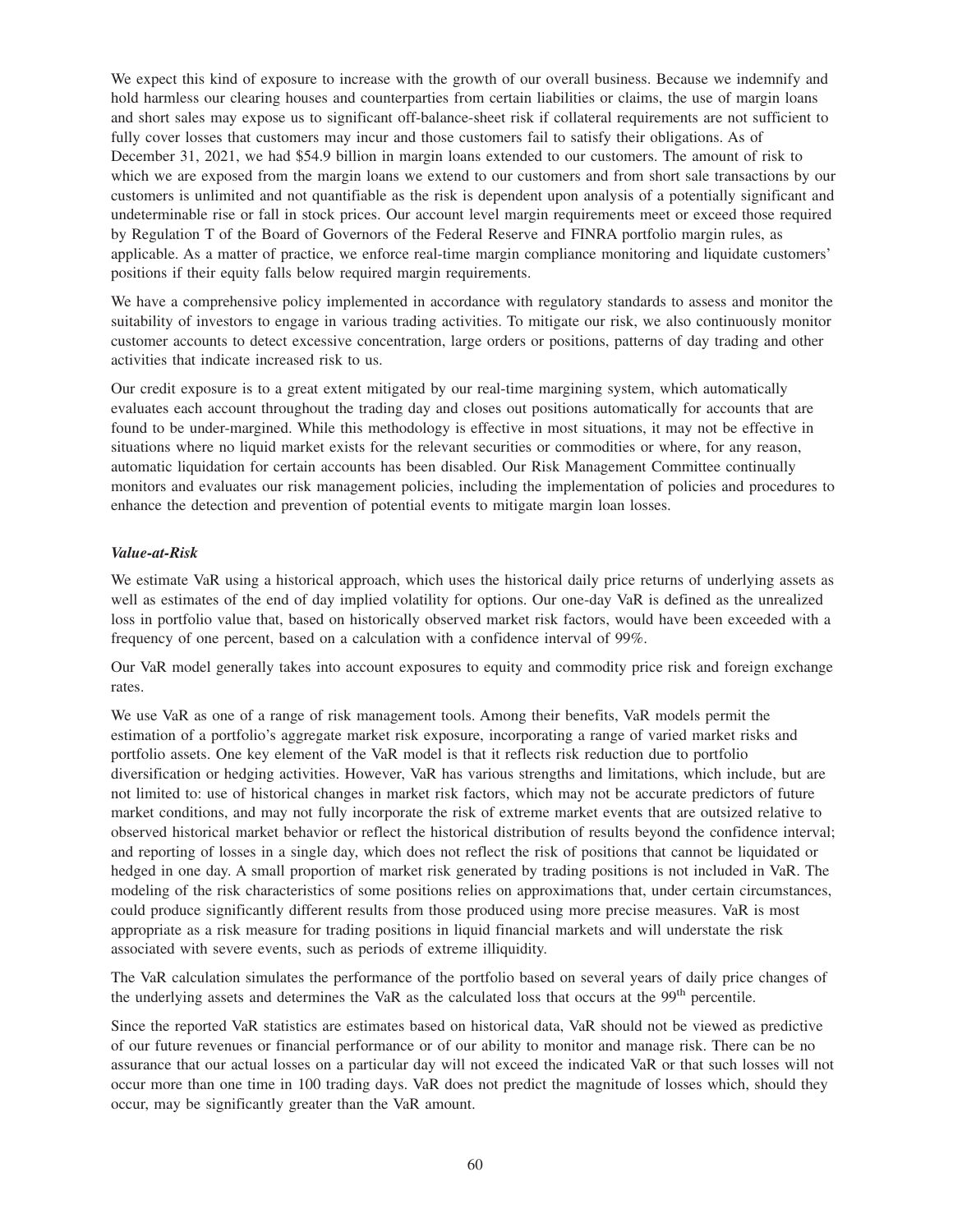We expect this kind of exposure to increase with the growth of our overall business. Because we indemnify and hold harmless our clearing houses and counterparties from certain liabilities or claims, the use of margin loans and short sales may expose us to significant off-balance-sheet risk if collateral requirements are not sufficient to fully cover losses that customers may incur and those customers fail to satisfy their obligations. As of December 31, 2021, we had $54.9 billion in margin loans extended to our customers. The amount of risk to which we are exposed from the margin loans we extend to our customers and from short sale transactions by our customers is unlimited and not quantifiable as the risk is dependent upon analysis of a potentially significant and undeterminable rise or fall in stock prices. Our account level margin requirements meet or exceed those required by Regulation T of the Board of Governors of the Federal Reserve and FINRA portfolio margin rules, as applicable. As a matter of practice, we enforce real-time margin compliance monitoring and liquidate customers' positions if their equity falls below required margin requirements.

We have a comprehensive policy implemented in accordance with regulatory standards to assess and monitor the suitability of investors to engage in various trading activities. To mitigate our risk, we also continuously monitor customer accounts to detect excessive concentration, large orders or positions, patterns of day trading and other activities that indicate increased risk to us.

Our credit exposure is to a great extent mitigated by our real-time margining system, which automatically evaluates each account throughout the trading day and closes out positions automatically for accounts that are found to be under-margined. While this methodology is effective in most situations, it may not be effective in situations where no liquid market exists for the relevant securities or commodities or where, for any reason, automatic liquidation for certain accounts has been disabled. Our Risk Management Committee continually monitors and evaluates our risk management policies, including the implementation of policies and procedures to enhance the detection and prevention of potential events to mitigate margin loan losses.

***Value-at-Risk***

We estimate VaR using a historical approach, which uses the historical daily price returns of underlying assets as well as estimates of the end of day implied volatility for options. Our one-day VaR is defined as the unrealized loss in portfolio value that, based on historically observed market risk factors, would have been exceeded with a frequency of one percent, based on a calculation with a confidence interval of 99%.

Our VaR model generally takes into account exposures to equity and commodity price risk and foreign exchange rates.

We use VaR as one of a range of risk management tools. Among their benefits, VaR models permit the estimation of a portfolio's aggregate market risk exposure, incorporating a range of varied market risks and portfolio assets. One key element of the VaR model is that it reflects risk reduction due to portfolio diversification or hedging activities. However, VaR has various strengths and limitations, which include, but are not limited to: use of historical changes in market risk factors, which may not be accurate predictors of future market conditions, and may not fully incorporate the risk of extreme market events that are outsized relative to observed historical market behavior or reflect the historical distribution of results beyond the confidence interval; and reporting of losses in a single day, which does not reflect the risk of positions that cannot be liquidated or hedged in one day. A small proportion of market risk generated by trading positions is not included in VaR. The modeling of the risk characteristics of some positions relies on approximations that, under certain circumstances, could produce significantly different results from those produced using more precise measures. VaR is most appropriate as a risk measure for trading positions in liquid financial markets and will understate the risk associated with severe events, such as periods of extreme illiquidity.

The VaR calculation simulates the performance of the portfolio based on several years of daily price changes of the underlying assets and determines the VaR as the calculated loss that occurs at the $99^{th}$ percentile.

Since the reported VaR statistics are estimates based on historical data, VaR should not be viewed as predictive of our future revenues or financial performance or of our ability to monitor and manage risk. There can be no assurance that our actual losses on a particular day will not exceed the indicated VaR or that such losses will not occur more than one time in 100 trading days. VaR does not predict the magnitude of losses which, should they occur, may be significantly greater than the VaR amount.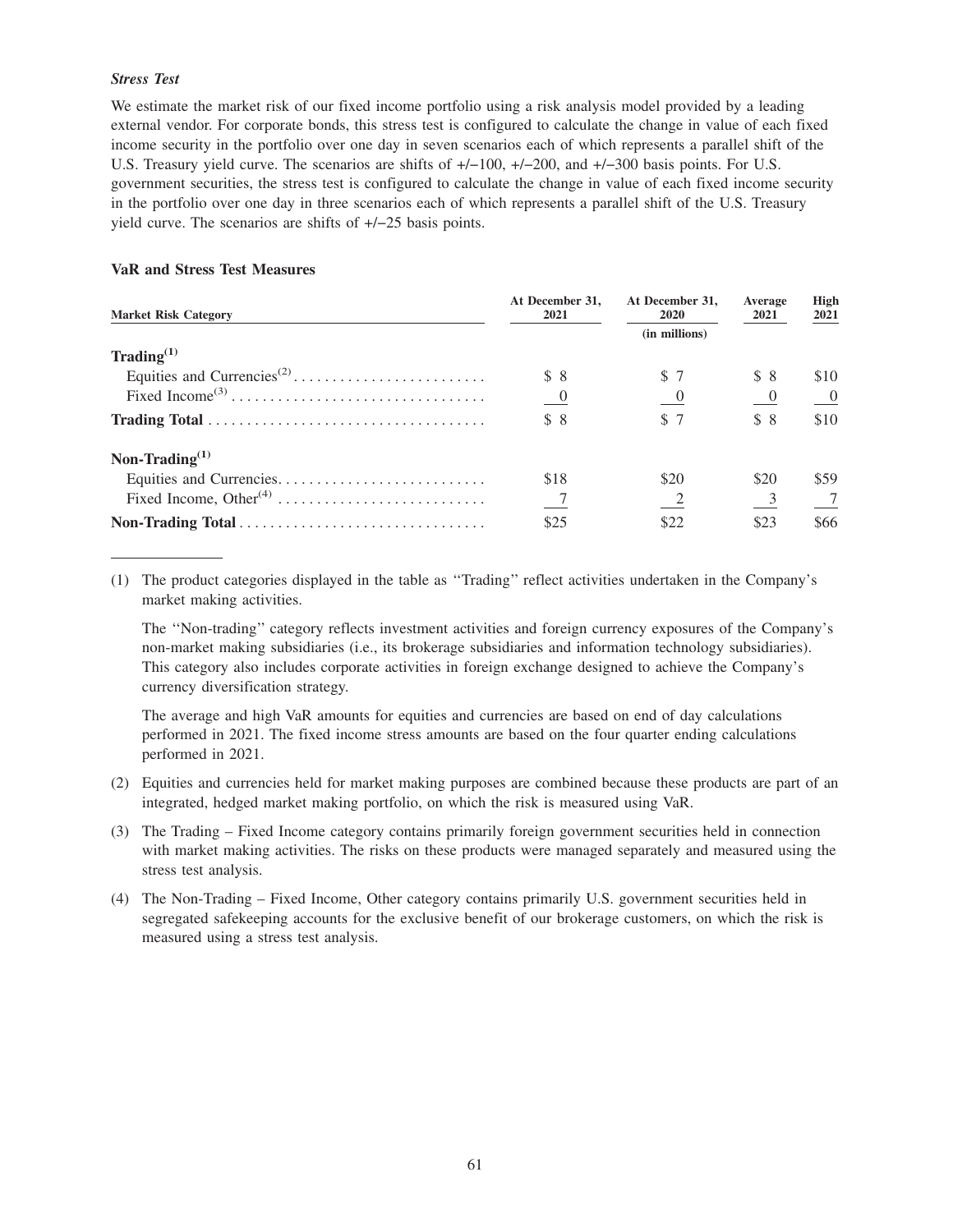***Stress Test***

We estimate the market risk of our fixed income portfolio using a risk analysis model provided by a leading external vendor. For corporate bonds, this stress test is configured to calculate the change in value of each fixed income security in the portfolio over one day in seven scenarios each of which represents a parallel shift of the U.S. Treasury yield curve. The scenarios are shifts of +/−100, +/−200, and +/−300 basis points. For U.S. government securities, the stress test is configured to calculate the change in value of each fixed income security in the portfolio over one day in three scenarios each of which represents a parallel shift of the U.S. Treasury yield curve. The scenarios are shifts of +/−25 basis points.

**VaR and Stress Test Measures**

| Market Risk Category | At December 31, 2021 | At December 31, 2020 | Average 2021 | High 2021 |
|---|---|---|---|---|
| | | (in millions) | | |
| **Trading**[1] | | | | |
| Equities and Currencies[2] | $ 8 | $ 7 | $ 8 | $10 |
| Fixed Income[3] | 0 | 0 | 0 | 0 |
| **Trading Total** | $ 8 | $ 7 | $ 8 | $10 |
| **Non-Trading**[1] | | | | |
| Equities and Currencies | $18 | $20 | $20 | $59 |
| Fixed Income, Other[4] | 7 | 2 | 3 | 7 |
| **Non-Trading Total** | $25 | $22 | $23 | $66 |

(1) The product categories displayed in the table as ''Trading'' reflect activities undertaken in the Company's market making activities.

The ''Non-trading'' category reflects investment activities and foreign currency exposures of the Company's non-market making subsidiaries (i.e., its brokerage subsidiaries and information technology subsidiaries). This category also includes corporate activities in foreign exchange designed to achieve the Company's currency diversification strategy.

The average and high VaR amounts for equities and currencies are based on end of day calculations performed in 2021. The fixed income stress amounts are based on the four quarter ending calculations performed in 2021.

(2) Equities and currencies held for market making purposes are combined because these products are part of an integrated, hedged market making portfolio, on which the risk is measured using VaR.

(3) The Trading – Fixed Income category contains primarily foreign government securities held in connection with market making activities. The risks on these products were managed separately and measured using the stress test analysis.

(4) The Non-Trading – Fixed Income, Other category contains primarily U.S. government securities held in segregated safekeeping accounts for the exclusive benefit of our brokerage customers, on which the risk is measured using a stress test analysis.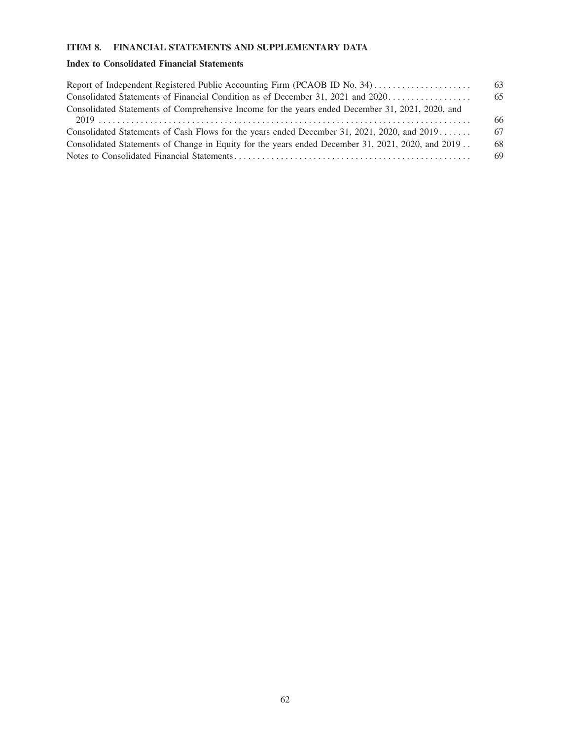## ITEM 8. FINANCIAL STATEMENTS AND SUPPLEMENTARY DATA

### Index to Consolidated Financial Statements

| | |
|---|---|
| Report of Independent Registered Public Accounting Firm (PCAOB ID No. 34) | 63 |
| Consolidated Statements of Financial Condition as of December 31, 2021 and 2020 | 65 |
| Consolidated Statements of Comprehensive Income for the years ended December 31, 2021, 2020, and 2019 | 66 |
| Consolidated Statements of Cash Flows for the years ended December 31, 2021, 2020, and 2019 | 67 |
| Consolidated Statements of Change in Equity for the years ended December 31, 2021, 2020, and 2019 | 68 |
| Notes to Consolidated Financial Statements | 69 |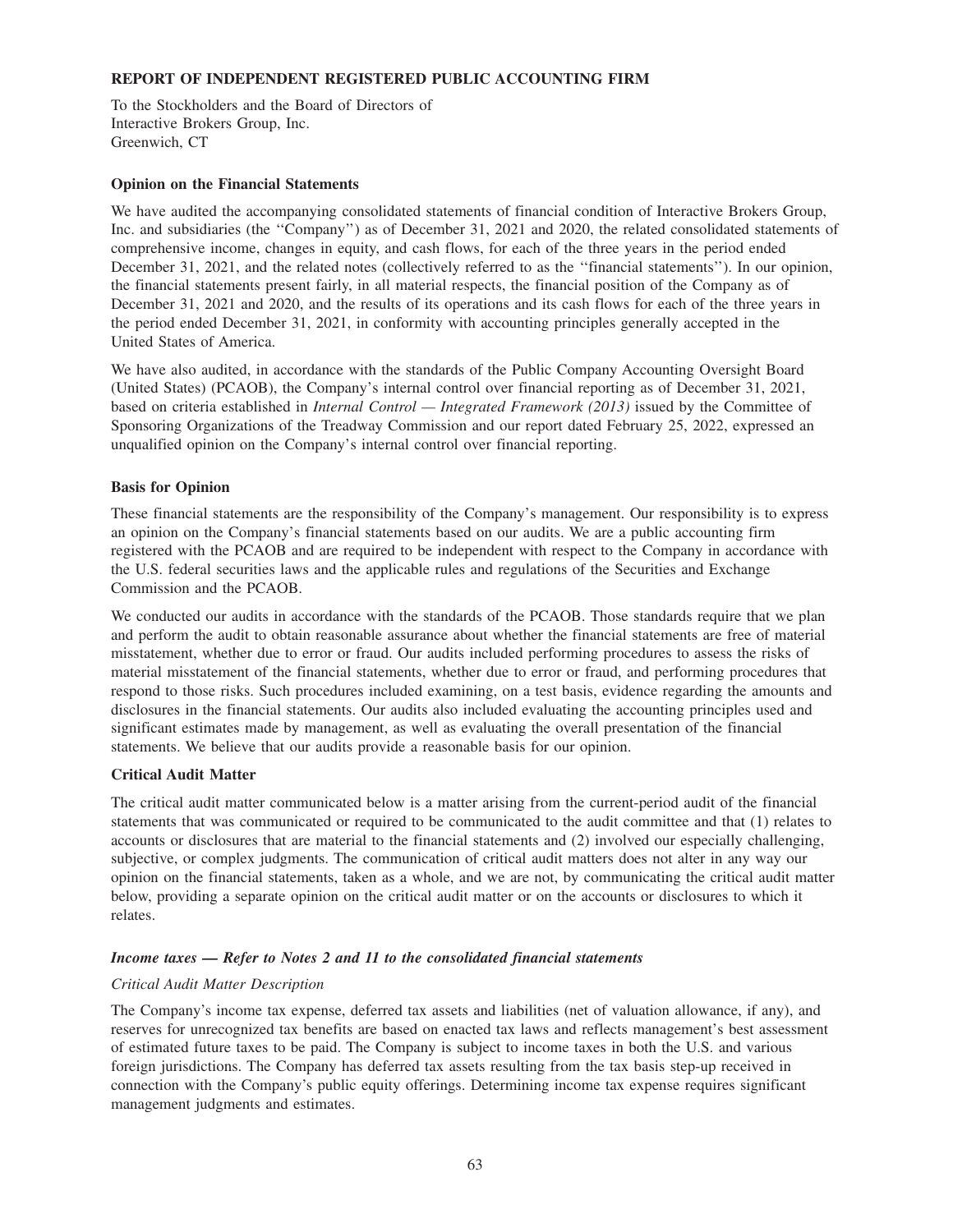## REPORT OF INDEPENDENT REGISTERED PUBLIC ACCOUNTING FIRM

To the Stockholders and the Board of Directors of
Interactive Brokers Group, Inc.
Greenwich, CT

### Opinion on the Financial Statements

We have audited the accompanying consolidated statements of financial condition of Interactive Brokers Group, Inc. and subsidiaries (the ''Company'') as of December 31, 2021 and 2020, the related consolidated statements of comprehensive income, changes in equity, and cash flows, for each of the three years in the period ended December 31, 2021, and the related notes (collectively referred to as the ''financial statements''). In our opinion, the financial statements present fairly, in all material respects, the financial position of the Company as of December 31, 2021 and 2020, and the results of its operations and its cash flows for each of the three years in the period ended December 31, 2021, in conformity with accounting principles generally accepted in the United States of America.

We have also audited, in accordance with the standards of the Public Company Accounting Oversight Board (United States) (PCAOB), the Company's internal control over financial reporting as of December 31, 2021, based on criteria established in *Internal Control — Integrated Framework (2013)* issued by the Committee of Sponsoring Organizations of the Treadway Commission and our report dated February 25, 2022, expressed an unqualified opinion on the Company's internal control over financial reporting.

### Basis for Opinion

These financial statements are the responsibility of the Company's management. Our responsibility is to express an opinion on the Company's financial statements based on our audits. We are a public accounting firm registered with the PCAOB and are required to be independent with respect to the Company in accordance with the U.S. federal securities laws and the applicable rules and regulations of the Securities and Exchange Commission and the PCAOB.

We conducted our audits in accordance with the standards of the PCAOB. Those standards require that we plan and perform the audit to obtain reasonable assurance about whether the financial statements are free of material misstatement, whether due to error or fraud. Our audits included performing procedures to assess the risks of material misstatement of the financial statements, whether due to error or fraud, and performing procedures that respond to those risks. Such procedures included examining, on a test basis, evidence regarding the amounts and disclosures in the financial statements. Our audits also included evaluating the accounting principles used and significant estimates made by management, as well as evaluating the overall presentation of the financial statements. We believe that our audits provide a reasonable basis for our opinion.

### Critical Audit Matter

The critical audit matter communicated below is a matter arising from the current-period audit of the financial statements that was communicated or required to be communicated to the audit committee and that (1) relates to accounts or disclosures that are material to the financial statements and (2) involved our especially challenging, subjective, or complex judgments. The communication of critical audit matters does not alter in any way our opinion on the financial statements, taken as a whole, and we are not, by communicating the critical audit matter below, providing a separate opinion on the critical audit matter or on the accounts or disclosures to which it relates.

#### *Income taxes — Refer to Notes 2 and 11 to the consolidated financial statements*

*Critical Audit Matter Description*

The Company's income tax expense, deferred tax assets and liabilities (net of valuation allowance, if any), and reserves for unrecognized tax benefits are based on enacted tax laws and reflects management's best assessment of estimated future taxes to be paid. The Company is subject to income taxes in both the U.S. and various foreign jurisdictions. The Company has deferred tax assets resulting from the tax basis step-up received in connection with the Company's public equity offerings. Determining income tax expense requires significant management judgments and estimates.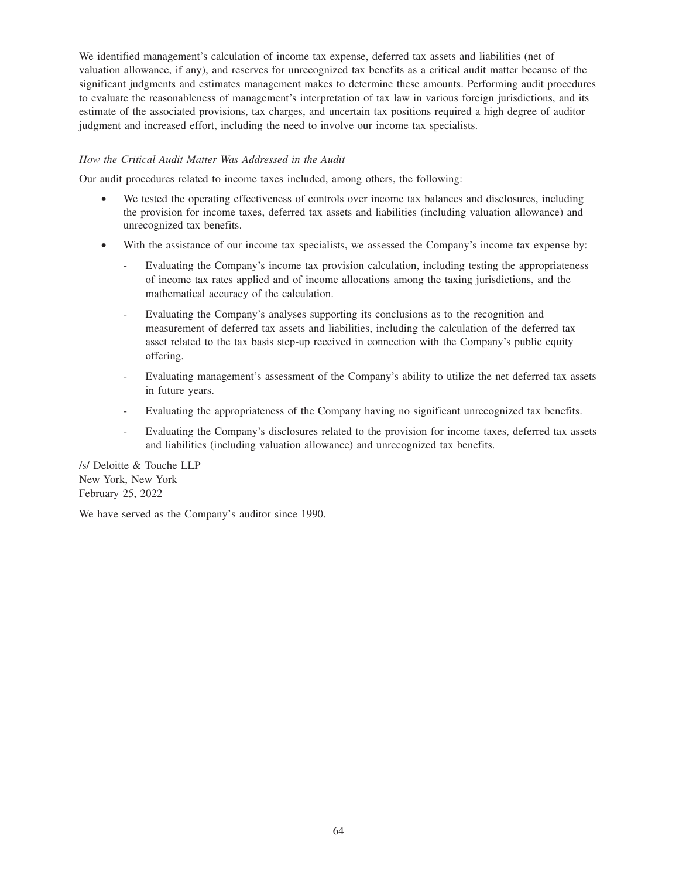We identified management's calculation of income tax expense, deferred tax assets and liabilities (net of valuation allowance, if any), and reserves for unrecognized tax benefits as a critical audit matter because of the significant judgments and estimates management makes to determine these amounts. Performing audit procedures to evaluate the reasonableness of management's interpretation of tax law in various foreign jurisdictions, and its estimate of the associated provisions, tax charges, and uncertain tax positions required a high degree of auditor judgment and increased effort, including the need to involve our income tax specialists.

*How the Critical Audit Matter Was Addressed in the Audit*

Our audit procedures related to income taxes included, among others, the following:

- We tested the operating effectiveness of controls over income tax balances and disclosures, including the provision for income taxes, deferred tax assets and liabilities (including valuation allowance) and unrecognized tax benefits.
- With the assistance of our income tax specialists, we assessed the Company's income tax expense by:
  - Evaluating the Company's income tax provision calculation, including testing the appropriateness of income tax rates applied and of income allocations among the taxing jurisdictions, and the mathematical accuracy of the calculation.
  - Evaluating the Company's analyses supporting its conclusions as to the recognition and measurement of deferred tax assets and liabilities, including the calculation of the deferred tax asset related to the tax basis step-up received in connection with the Company's public equity offering.
  - Evaluating management's assessment of the Company's ability to utilize the net deferred tax assets in future years.
  - Evaluating the appropriateness of the Company having no significant unrecognized tax benefits.
  - Evaluating the Company's disclosures related to the provision for income taxes, deferred tax assets and liabilities (including valuation allowance) and unrecognized tax benefits.

/s/ Deloitte & Touche LLP
New York, New York
February 25, 2022

We have served as the Company's auditor since 1990.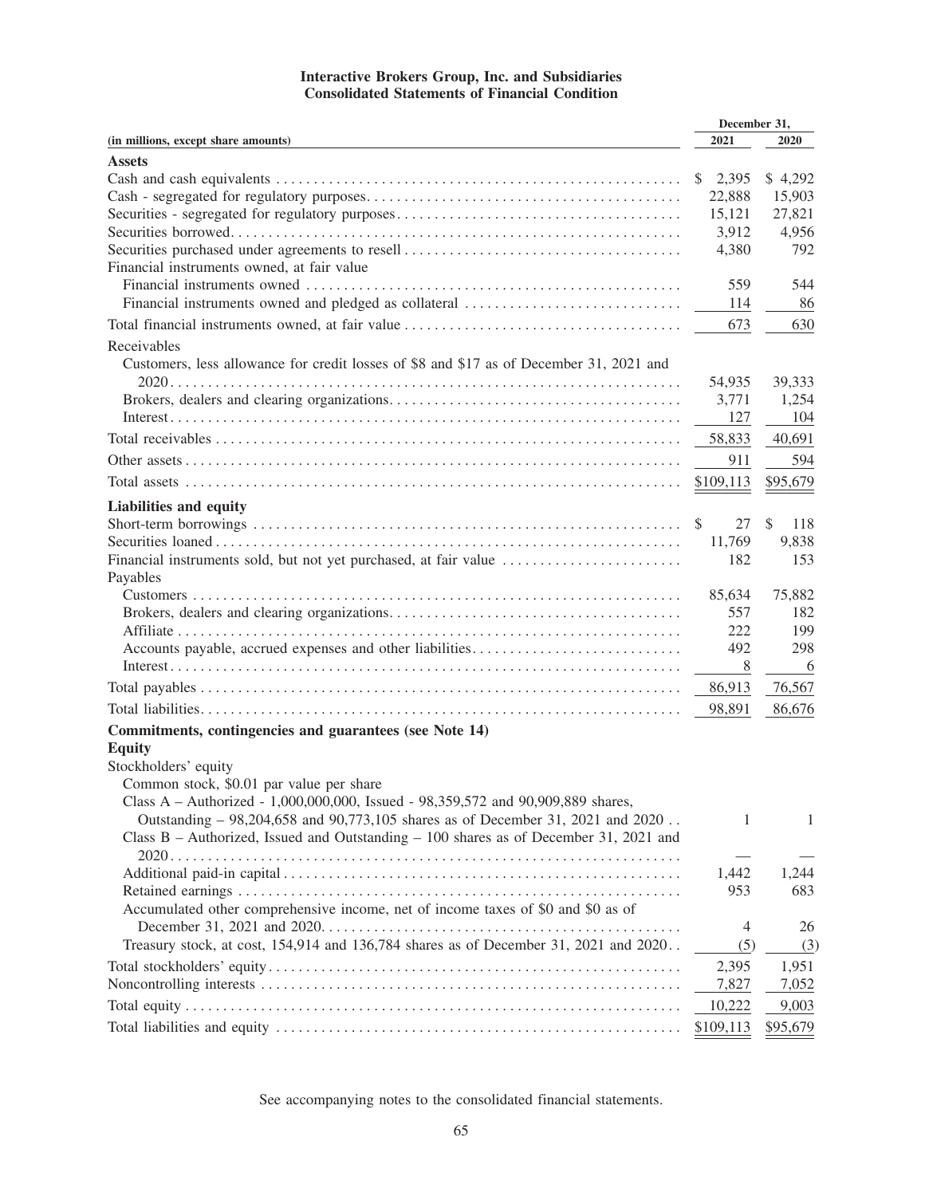# Interactive Brokers Group, Inc. and Subsidiaries
## Consolidated Statements of Financial Condition

| (in millions, except share amounts) | December 31, 2021 | December 31, 2020 |
|---|---|---|
| **Assets** | | |
| Cash and cash equivalents | $ 2,395 | $ 4,292 |
| Cash - segregated for regulatory purposes | 22,888 | 15,903 |
| Securities - segregated for regulatory purposes | 15,121 | 27,821 |
| Securities borrowed | 3,912 | 4,956 |
| Securities purchased under agreements to resell | 4,380 | 792 |
| Financial instruments owned, at fair value | | |
| Financial instruments owned | 559 | 544 |
| Financial instruments owned and pledged as collateral | 114 | 86 |
| Total financial instruments owned, at fair value | 673 | 630 |
| Receivables | | |
| Customers, less allowance for credit losses of $8 and $17 as of December 31, 2021 and 2020 | 54,935 | 39,333 |
| Brokers, dealers and clearing organizations | 3,771 | 1,254 |
| Interest | 127 | 104 |
| Total receivables | 58,833 | 40,691 |
| Other assets | 911 | 594 |
| Total assets | $109,113 | $95,679 |
| **Liabilities and equity** | | |
| Short-term borrowings | $ 27 | $ 118 |
| Securities loaned | 11,769 | 9,838 |
| Financial instruments sold, but not yet purchased, at fair value | 182 | 153 |
| Payables | | |
| Customers | 85,634 | 75,882 |
| Brokers, dealers and clearing organizations | 557 | 182 |
| Affiliate | 222 | 199 |
| Accounts payable, accrued expenses and other liabilities | 492 | 298 |
| Interest | 8 | 6 |
| Total payables | 86,913 | 76,567 |
| Total liabilities | 98,891 | 86,676 |
| **Commitments, contingencies and guarantees (see Note 14)** | | |
| **Equity** | | |
| Stockholders' equity | | |
| Common stock, $0.01 par value per share | | |
| Class A – Authorized - 1,000,000,000, Issued - 98,359,572 and 90,909,889 shares, Outstanding – 98,204,658 and 90,773,105 shares as of December 31, 2021 and 2020 | 1 | 1 |
| Class B – Authorized, Issued and Outstanding – 100 shares as of December 31, 2021 and 2020 | — | — |
| Additional paid-in capital | 1,442 | 1,244 |
| Retained earnings | 953 | 683 |
| Accumulated other comprehensive income, net of income taxes of $0 and $0 as of December 31, 2021 and 2020 | 4 | 26 |
| Treasury stock, at cost, 154,914 and 136,784 shares as of December 31, 2021 and 2020 | (5) | (3) |
| Total stockholders' equity | 2,395 | 1,951 |
| Noncontrolling interests | 7,827 | 7,052 |
| Total equity | 10,222 | 9,003 |
| Total liabilities and equity | $109,113 | $95,679 |

See accompanying notes to the consolidated financial statements.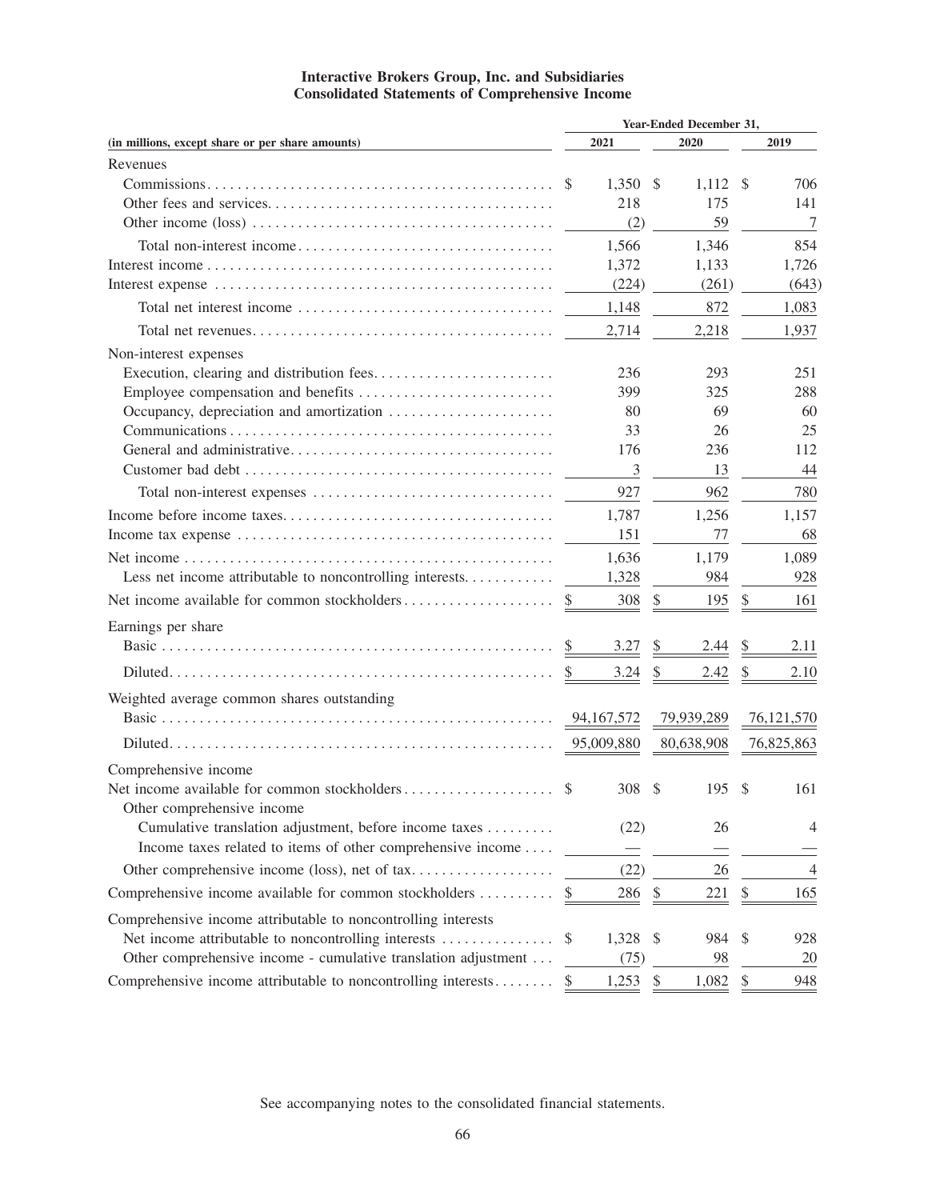**Interactive Brokers Group, Inc. and Subsidiaries**
**Consolidated Statements of Comprehensive Income**

| (in millions, except share or per share amounts) | Year-Ended December 31, 2021 | 2020 | 2019 |
|---|---|---|---|
| Revenues | | | |
| Commissions | $ 1,350 | $ 1,112 | $ 706 |
| Other fees and services | 218 | 175 | 141 |
| Other income (loss) | (2) | 59 | 7 |
| Total non-interest income | 1,566 | 1,346 | 854 |
| Interest income | 1,372 | 1,133 | 1,726 |
| Interest expense | (224) | (261) | (643) |
| Total net interest income | 1,148 | 872 | 1,083 |
| Total net revenues | 2,714 | 2,218 | 1,937 |
| Non-interest expenses | | | |
| Execution, clearing and distribution fees | 236 | 293 | 251 |
| Employee compensation and benefits | 399 | 325 | 288 |
| Occupancy, depreciation and amortization | 80 | 69 | 60 |
| Communications | 33 | 26 | 25 |
| General and administrative | 176 | 236 | 112 |
| Customer bad debt | 3 | 13 | 44 |
| Total non-interest expenses | 927 | 962 | 780 |
| Income before income taxes | 1,787 | 1,256 | 1,157 |
| Income tax expense | 151 | 77 | 68 |
| Net income | 1,636 | 1,179 | 1,089 |
| Less net income attributable to noncontrolling interests | 1,328 | 984 | 928 |
| Net income available for common stockholders | $ 308 | $ 195 | $ 161 |
| Earnings per share | | | |
| Basic | $ 3.27 | $ 2.44 | $ 2.11 |
| Diluted | $ 3.24 | $ 2.42 | $ 2.10 |
| Weighted average common shares outstanding | | | |
| Basic | 94,167,572 | 79,939,289 | 76,121,570 |
| Diluted | 95,009,880 | 80,638,908 | 76,825,863 |
| Comprehensive income | | | |
| Net income available for common stockholders | $ 308 | $ 195 | $ 161 |
| Other comprehensive income | | | |
| Cumulative translation adjustment, before income taxes | (22) | 26 | 4 |
| Income taxes related to items of other comprehensive income | — | — | — |
| Other comprehensive income (loss), net of tax | (22) | 26 | 4 |
| Comprehensive income available for common stockholders | $ 286 | $ 221 | $ 165 |
| Comprehensive income attributable to noncontrolling interests | | | |
| Net income attributable to noncontrolling interests | $ 1,328 | $ 984 | $ 928 |
| Other comprehensive income - cumulative translation adjustment | (75) | 98 | 20 |
| Comprehensive income attributable to noncontrolling interests | $ 1,253 | $ 1,082 | $ 948 |

See accompanying notes to the consolidated financial statements.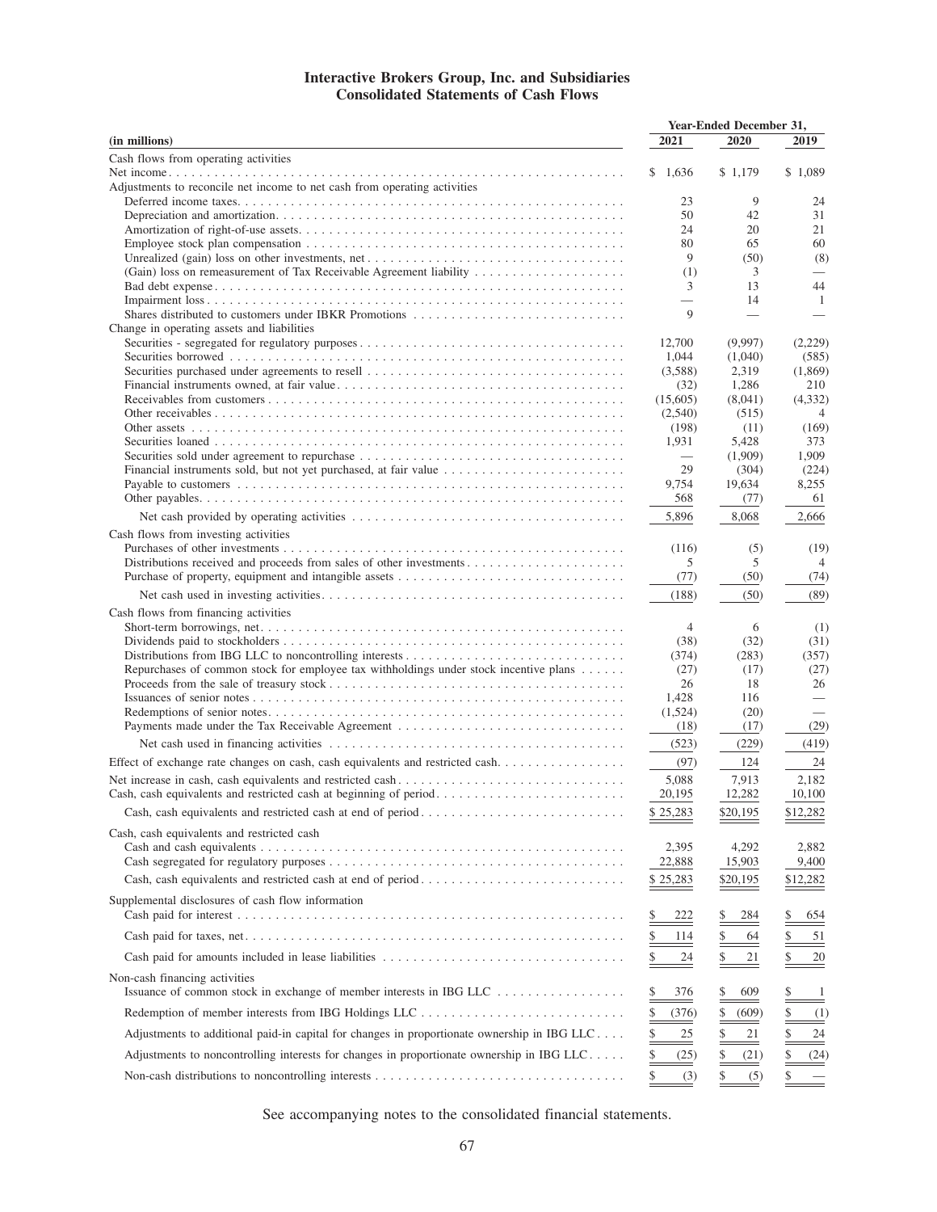# Interactive Brokers Group, Inc. and Subsidiaries
# Consolidated Statements of Cash Flows

| (in millions) | Year-Ended December 31, 2021 | 2020 | 2019 |
|---|---|---|---|
| **Cash flows from operating activities** | | | |
| Net income | $ 1,636 | $ 1,179 | $ 1,089 |
| Adjustments to reconcile net income to net cash from operating activities | | | |
| Deferred income taxes | 23 | 9 | 24 |
| Depreciation and amortization | 50 | 42 | 31 |
| Amortization of right-of-use assets | 24 | 20 | 21 |
| Employee stock plan compensation | 80 | 65 | 60 |
| Unrealized (gain) loss on other investments, net | 9 | (50) | (8) |
| (Gain) loss on remeasurement of Tax Receivable Agreement liability | (1) | 3 | — |
| Bad debt expense | 3 | 13 | 44 |
| Impairment loss | — | 14 | 1 |
| Shares distributed to customers under IBKR Promotions | 9 | — | — |
| Change in operating assets and liabilities | | | |
| Securities - segregated for regulatory purposes | 12,700 | (9,997) | (2,229) |
| Securities borrowed | 1,044 | (1,040) | (585) |
| Securities purchased under agreements to resell | (3,588) | 2,319 | (1,869) |
| Financial instruments owned, at fair value | (32) | 1,286 | 210 |
| Receivables from customers | (15,605) | (8,041) | (4,332) |
| Other receivables | (2,540) | (515) | 4 |
| Other assets | (198) | (11) | (169) |
| Securities loaned | 1,931 | 5,428 | 373 |
| Securities sold under agreement to repurchase | — | (1,909) | 1,909 |
| Financial instruments sold, but not yet purchased, at fair value | 29 | (304) | (224) |
| Payable to customers | 9,754 | 19,634 | 8,255 |
| Other payables | 568 | (77) | 61 |
| Net cash provided by operating activities | 5,896 | 8,068 | 2,666 |
| **Cash flows from investing activities** | | | |
| Purchases of other investments | (116) | (5) | (19) |
| Distributions received and proceeds from sales of other investments | 5 | 5 | 4 |
| Purchase of property, equipment and intangible assets | (77) | (50) | (74) |
| Net cash used in investing activities | (188) | (50) | (89) |
| **Cash flows from financing activities** | | | |
| Short-term borrowings, net | 4 | 6 | (1) |
| Dividends paid to stockholders | (38) | (32) | (31) |
| Distributions from IBG LLC to noncontrolling interests | (374) | (283) | (357) |
| Repurchases of common stock for employee tax withholdings under stock incentive plans | (27) | (17) | (27) |
| Proceeds from the sale of treasury stock | 26 | 18 | 26 |
| Issuances of senior notes | 1,428 | 116 | — |
| Redemptions of senior notes | (1,524) | (20) | — |
| Payments made under the Tax Receivable Agreement | (18) | (17) | (29) |
| Net cash used in financing activities | (523) | (229) | (419) |
| Effect of exchange rate changes on cash, cash equivalents and restricted cash | (97) | 124 | 24 |
| Net increase in cash, cash equivalents and restricted cash | 5,088 | 7,913 | 2,182 |
| Cash, cash equivalents and restricted cash at beginning of period | 20,195 | 12,282 | 10,100 |
| Cash, cash equivalents and restricted cash at end of period | $ 25,283 | $20,195 | $12,282 |
| **Cash, cash equivalents and restricted cash** | | | |
| Cash and cash equivalents | 2,395 | 4,292 | 2,882 |
| Cash segregated for regulatory purposes | 22,888 | 15,903 | 9,400 |
| Cash, cash equivalents and restricted cash at end of period | $ 25,283 | $20,195 | $12,282 |
| **Supplemental disclosures of cash flow information** | | | |
| Cash paid for interest | $ 222 | $ 284 | $ 654 |
| Cash paid for taxes, net | $ 114 | $ 64 | $ 51 |
| Cash paid for amounts included in lease liabilities | $ 24 | $ 21 | $ 20 |
| **Non-cash financing activities** | | | |
| Issuance of common stock in exchange of member interests in IBG LLC | $ 376 | $ 609 | $ 1 |
| Redemption of member interests from IBG Holdings LLC | $ (376) | $ (609) | $ (1) |
| Adjustments to additional paid-in capital for changes in proportionate ownership in IBG LLC | $ 25 | $ 21 | $ 24 |
| Adjustments to noncontrolling interests for changes in proportionate ownership in IBG LLC | $ (25) | $ (21) | $ (24) |
| Non-cash distributions to noncontrolling interests | $ (3) | $ (5) | $ — |

See accompanying notes to the consolidated financial statements.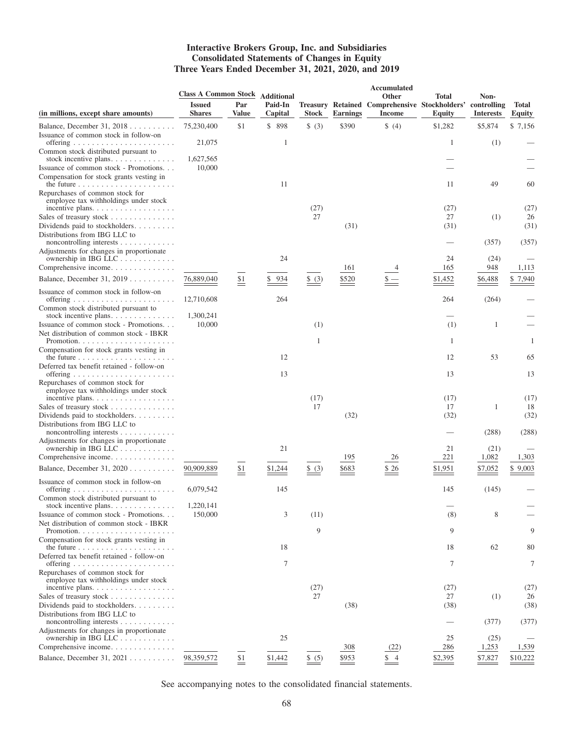# Interactive Brokers Group, Inc. and Subsidiaries
## Consolidated Statements of Changes in Equity
### Three Years Ended December 31, 2021, 2020, and 2019

| (in millions, except share amounts) | Class A Common Stock Issued Shares | Class A Common Stock Par Value | Additional Paid-In Capital | Treasury Stock | Retained Earnings | Accumulated Other Comprehensive Income | Total Stockholders' Equity | Non-controlling Interests | Total Equity |
|---|---|---|---|---|---|---|---|---|---|
| Balance, December 31, 2018 | 75,230,400 | $1 | $ 898 | $ (3) | $390 | $ (4) | $1,282 | $5,874 | $ 7,156 |
| Issuance of common stock in follow-on offering | 21,075 | | 1 | | | | 1 | (1) | — |
| Common stock distributed pursuant to stock incentive plans | 1,627,565 | | | | | | — | | — |
| Issuance of common stock - Promotions | 10,000 | | | | | | — | | — |
| Compensation for stock grants vesting in the future | | | 11 | | | | 11 | 49 | 60 |
| Repurchases of common stock for employee tax withholdings under stock incentive plans | | | | (27) | | | (27) | | (27) |
| Sales of treasury stock | | | | 27 | | | 27 | (1) | 26 |
| Dividends paid to stockholders | | | | | (31) | | (31) | | (31) |
| Distributions from IBG LLC to noncontrolling interests | | | | | | | — | (357) | (357) |
| Adjustments for changes in proportionate ownership in IBG LLC | | | 24 | | | | 24 | (24) | — |
| Comprehensive income | | | | | 161 | 4 | 165 | 948 | 1,113 |
| Balance, December 31, 2019 | 76,889,040 | $1 | $ 934 | $ (3) | $520 | $ — | $1,452 | $6,488 | $ 7,940 |
| Issuance of common stock in follow-on offering | 12,710,608 | | 264 | | | | 264 | (264) | — |
| Common stock distributed pursuant to stock incentive plans | 1,300,241 | | | | | | — | | — |
| Issuance of common stock - Promotions | 10,000 | | | (1) | | | (1) | 1 | — |
| Net distribution of common stock - IBKR Promotion | | | | 1 | | | 1 | | 1 |
| Compensation for stock grants vesting in the future | | | 12 | | | | 12 | 53 | 65 |
| Deferred tax benefit retained - follow-on offering | | | 13 | | | | 13 | | 13 |
| Repurchases of common stock for employee tax withholdings under stock incentive plans | | | | (17) | | | (17) | | (17) |
| Sales of treasury stock | | | | 17 | | | 17 | 1 | 18 |
| Dividends paid to stockholders | | | | | (32) | | (32) | | (32) |
| Distributions from IBG LLC to noncontrolling interests | | | | | | | — | (288) | (288) |
| Adjustments for changes in proportionate ownership in IBG LLC | | | 21 | | | | 21 | (21) | — |
| Comprehensive income | | | | | 195 | 26 | 221 | 1,082 | 1,303 |
| Balance, December 31, 2020 | 90,909,889 | $1 | $1,244 | $ (3) | $683 | $ 26 | $1,951 | $7,052 | $ 9,003 |
| Issuance of common stock in follow-on offering | 6,079,542 | | 145 | | | | 145 | (145) | — |
| Common stock distributed pursuant to stock incentive plans | 1,220,141 | | | | | | — | | — |
| Issuance of common stock - Promotions | 150,000 | | 3 | (11) | | | (8) | 8 | — |
| Net distribution of common stock - IBKR Promotion | | | | 9 | | | 9 | | 9 |
| Compensation for stock grants vesting in the future | | | 18 | | | | 18 | 62 | 80 |
| Deferred tax benefit retained - follow-on offering | | | 7 | | | | 7 | | 7 |
| Repurchases of common stock for employee tax withholdings under stock incentive plans | | | | (27) | | | (27) | | (27) |
| Sales of treasury stock | | | | 27 | | | 27 | (1) | 26 |
| Dividends paid to stockholders | | | | | (38) | | (38) | | (38) |
| Distributions from IBG LLC to noncontrolling interests | | | | | | | — | (377) | (377) |
| Adjustments for changes in proportionate ownership in IBG LLC | | | 25 | | | | 25 | (25) | — |
| Comprehensive income | | | | | 308 | (22) | 286 | 1,253 | 1,539 |
| Balance, December 31, 2021 | 98,359,572 | $1 | $1,442 | $ (5) | $953 | $ 4 | $2,395 | $7,827 | $10,222 |

See accompanying notes to the consolidated financial statements.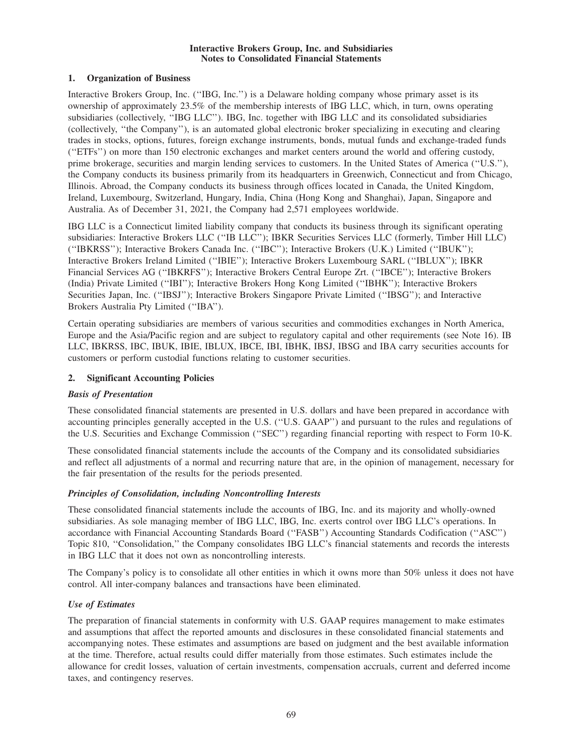**Interactive Brokers Group, Inc. and Subsidiaries**
**Notes to Consolidated Financial Statements**

## 1. Organization of Business

Interactive Brokers Group, Inc. (''IBG, Inc.'') is a Delaware holding company whose primary asset is its ownership of approximately 23.5% of the membership interests of IBG LLC, which, in turn, owns operating subsidiaries (collectively, ''IBG LLC''). IBG, Inc. together with IBG LLC and its consolidated subsidiaries (collectively, ''the Company''), is an automated global electronic broker specializing in executing and clearing trades in stocks, options, futures, foreign exchange instruments, bonds, mutual funds and exchange-traded funds (''ETFs'') on more than 150 electronic exchanges and market centers around the world and offering custody, prime brokerage, securities and margin lending services to customers. In the United States of America (''U.S.''), the Company conducts its business primarily from its headquarters in Greenwich, Connecticut and from Chicago, Illinois. Abroad, the Company conducts its business through offices located in Canada, the United Kingdom, Ireland, Luxembourg, Switzerland, Hungary, India, China (Hong Kong and Shanghai), Japan, Singapore and Australia. As of December 31, 2021, the Company had 2,571 employees worldwide.

IBG LLC is a Connecticut limited liability company that conducts its business through its significant operating subsidiaries: Interactive Brokers LLC (''IB LLC''); IBKR Securities Services LLC (formerly, Timber Hill LLC) (''IBKRSS''); Interactive Brokers Canada Inc. (''IBC''); Interactive Brokers (U.K.) Limited (''IBUK''); Interactive Brokers Ireland Limited (''IBIE''); Interactive Brokers Luxembourg SARL (''IBLUX''); IBKR Financial Services AG (''IBKRFS''); Interactive Brokers Central Europe Zrt. (''IBCE''); Interactive Brokers (India) Private Limited (''IBI''); Interactive Brokers Hong Kong Limited (''IBHK''); Interactive Brokers Securities Japan, Inc. (''IBSJ''); Interactive Brokers Singapore Private Limited (''IBSG''); and Interactive Brokers Australia Pty Limited (''IBA'').

Certain operating subsidiaries are members of various securities and commodities exchanges in North America, Europe and the Asia/Pacific region and are subject to regulatory capital and other requirements (see Note 16). IB LLC, IBKRSS, IBC, IBUK, IBIE, IBLUX, IBCE, IBI, IBHK, IBSJ, IBSG and IBA carry securities accounts for customers or perform custodial functions relating to customer securities.

## 2. Significant Accounting Policies

### *Basis of Presentation*

These consolidated financial statements are presented in U.S. dollars and have been prepared in accordance with accounting principles generally accepted in the U.S. (''U.S. GAAP'') and pursuant to the rules and regulations of the U.S. Securities and Exchange Commission (''SEC'') regarding financial reporting with respect to Form 10-K.

These consolidated financial statements include the accounts of the Company and its consolidated subsidiaries and reflect all adjustments of a normal and recurring nature that are, in the opinion of management, necessary for the fair presentation of the results for the periods presented.

### *Principles of Consolidation, including Noncontrolling Interests*

These consolidated financial statements include the accounts of IBG, Inc. and its majority and wholly-owned subsidiaries. As sole managing member of IBG LLC, IBG, Inc. exerts control over IBG LLC's operations. In accordance with Financial Accounting Standards Board (''FASB'') Accounting Standards Codification (''ASC'') Topic 810, ''Consolidation,'' the Company consolidates IBG LLC's financial statements and records the interests in IBG LLC that it does not own as noncontrolling interests.

The Company's policy is to consolidate all other entities in which it owns more than 50% unless it does not have control. All inter-company balances and transactions have been eliminated.

### *Use of Estimates*

The preparation of financial statements in conformity with U.S. GAAP requires management to make estimates and assumptions that affect the reported amounts and disclosures in these consolidated financial statements and accompanying notes. These estimates and assumptions are based on judgment and the best available information at the time. Therefore, actual results could differ materially from those estimates. Such estimates include the allowance for credit losses, valuation of certain investments, compensation accruals, current and deferred income taxes, and contingency reserves.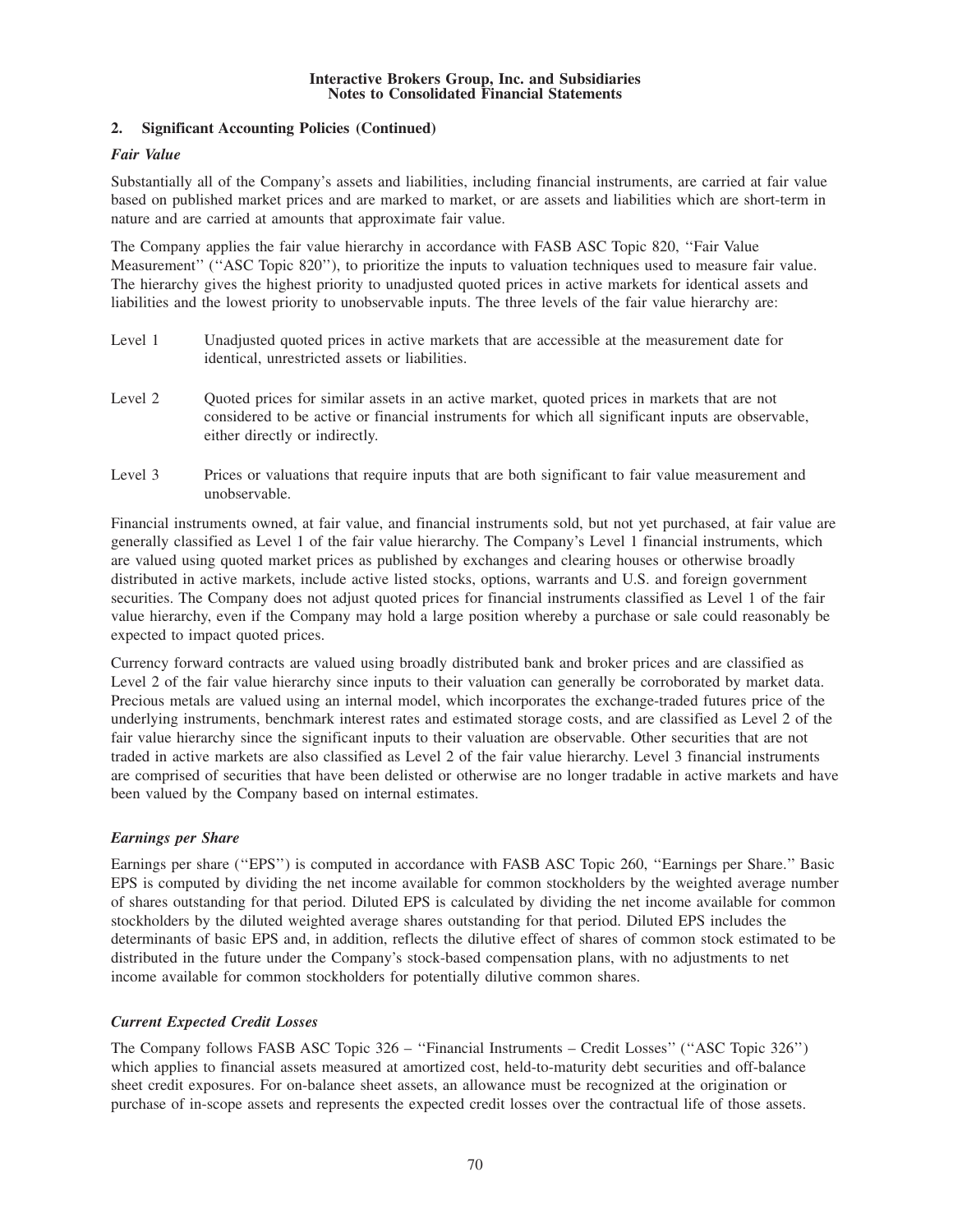## 2. Significant Accounting Policies (Continued)

### *Fair Value*

Substantially all of the Company's assets and liabilities, including financial instruments, are carried at fair value based on published market prices and are marked to market, or are assets and liabilities which are short-term in nature and are carried at amounts that approximate fair value.

The Company applies the fair value hierarchy in accordance with FASB ASC Topic 820, ''Fair Value Measurement'' (''ASC Topic 820''), to prioritize the inputs to valuation techniques used to measure fair value. The hierarchy gives the highest priority to unadjusted quoted prices in active markets for identical assets and liabilities and the lowest priority to unobservable inputs. The three levels of the fair value hierarchy are:

| | |
|---|---|
| Level 1 | Unadjusted quoted prices in active markets that are accessible at the measurement date for identical, unrestricted assets or liabilities. |
| Level 2 | Quoted prices for similar assets in an active market, quoted prices in markets that are not considered to be active or financial instruments for which all significant inputs are observable, either directly or indirectly. |
| Level 3 | Prices or valuations that require inputs that are both significant to fair value measurement and unobservable. |

Financial instruments owned, at fair value, and financial instruments sold, but not yet purchased, at fair value are generally classified as Level 1 of the fair value hierarchy. The Company's Level 1 financial instruments, which are valued using quoted market prices as published by exchanges and clearing houses or otherwise broadly distributed in active markets, include active listed stocks, options, warrants and U.S. and foreign government securities. The Company does not adjust quoted prices for financial instruments classified as Level 1 of the fair value hierarchy, even if the Company may hold a large position whereby a purchase or sale could reasonably be expected to impact quoted prices.

Currency forward contracts are valued using broadly distributed bank and broker prices and are classified as Level 2 of the fair value hierarchy since inputs to their valuation can generally be corroborated by market data. Precious metals are valued using an internal model, which incorporates the exchange-traded futures price of the underlying instruments, benchmark interest rates and estimated storage costs, and are classified as Level 2 of the fair value hierarchy since the significant inputs to their valuation are observable. Other securities that are not traded in active markets are also classified as Level 2 of the fair value hierarchy. Level 3 financial instruments are comprised of securities that have been delisted or otherwise are no longer tradable in active markets and have been valued by the Company based on internal estimates.

### *Earnings per Share*

Earnings per share (''EPS'') is computed in accordance with FASB ASC Topic 260, ''Earnings per Share.'' Basic EPS is computed by dividing the net income available for common stockholders by the weighted average number of shares outstanding for that period. Diluted EPS is calculated by dividing the net income available for common stockholders by the diluted weighted average shares outstanding for that period. Diluted EPS includes the determinants of basic EPS and, in addition, reflects the dilutive effect of shares of common stock estimated to be distributed in the future under the Company's stock-based compensation plans, with no adjustments to net income available for common stockholders for potentially dilutive common shares.

### *Current Expected Credit Losses*

The Company follows FASB ASC Topic 326 – ''Financial Instruments – Credit Losses'' (''ASC Topic 326'') which applies to financial assets measured at amortized cost, held-to-maturity debt securities and off-balance sheet credit exposures. For on-balance sheet assets, an allowance must be recognized at the origination or purchase of in-scope assets and represents the expected credit losses over the contractual life of those assets.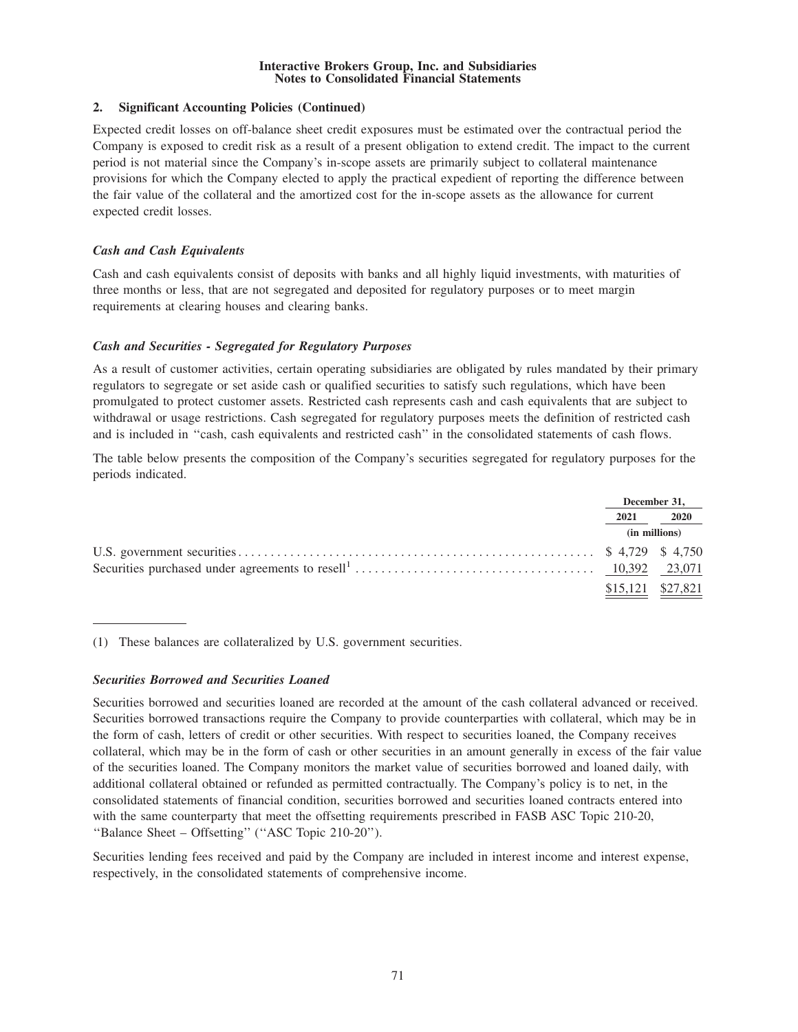## 2. Significant Accounting Policies (Continued)

Expected credit losses on off-balance sheet credit exposures must be estimated over the contractual period the Company is exposed to credit risk as a result of a present obligation to extend credit. The impact to the current period is not material since the Company's in-scope assets are primarily subject to collateral maintenance provisions for which the Company elected to apply the practical expedient of reporting the difference between the fair value of the collateral and the amortized cost for the in-scope assets as the allowance for current expected credit losses.

### *Cash and Cash Equivalents*

Cash and cash equivalents consist of deposits with banks and all highly liquid investments, with maturities of three months or less, that are not segregated and deposited for regulatory purposes or to meet margin requirements at clearing houses and clearing banks.

### *Cash and Securities - Segregated for Regulatory Purposes*

As a result of customer activities, certain operating subsidiaries are obligated by rules mandated by their primary regulators to segregate or set aside cash or qualified securities to satisfy such regulations, which have been promulgated to protect customer assets. Restricted cash represents cash and cash equivalents that are subject to withdrawal or usage restrictions. Cash segregated for regulatory purposes meets the definition of restricted cash and is included in ''cash, cash equivalents and restricted cash'' in the consolidated statements of cash flows.

The table below presents the composition of the Company's securities segregated for regulatory purposes for the periods indicated.

| | December 31, | |
|---|---|---|
| | 2021 | 2020 |
| | (in millions) | |
| U.S. government securities | $ 4,729 | $ 4,750 |
| Securities purchased under agreements to resell[1] | 10,392 | 23,071 |
| | $15,121 | $27,821 |

(1) These balances are collateralized by U.S. government securities.

### *Securities Borrowed and Securities Loaned*

Securities borrowed and securities loaned are recorded at the amount of the cash collateral advanced or received. Securities borrowed transactions require the Company to provide counterparties with collateral, which may be in the form of cash, letters of credit or other securities. With respect to securities loaned, the Company receives collateral, which may be in the form of cash or other securities in an amount generally in excess of the fair value of the securities loaned. The Company monitors the market value of securities borrowed and loaned daily, with additional collateral obtained or refunded as permitted contractually. The Company's policy is to net, in the consolidated statements of financial condition, securities borrowed and securities loaned contracts entered into with the same counterparty that meet the offsetting requirements prescribed in FASB ASC Topic 210-20, ''Balance Sheet – Offsetting'' (''ASC Topic 210-20'').

Securities lending fees received and paid by the Company are included in interest income and interest expense, respectively, in the consolidated statements of comprehensive income.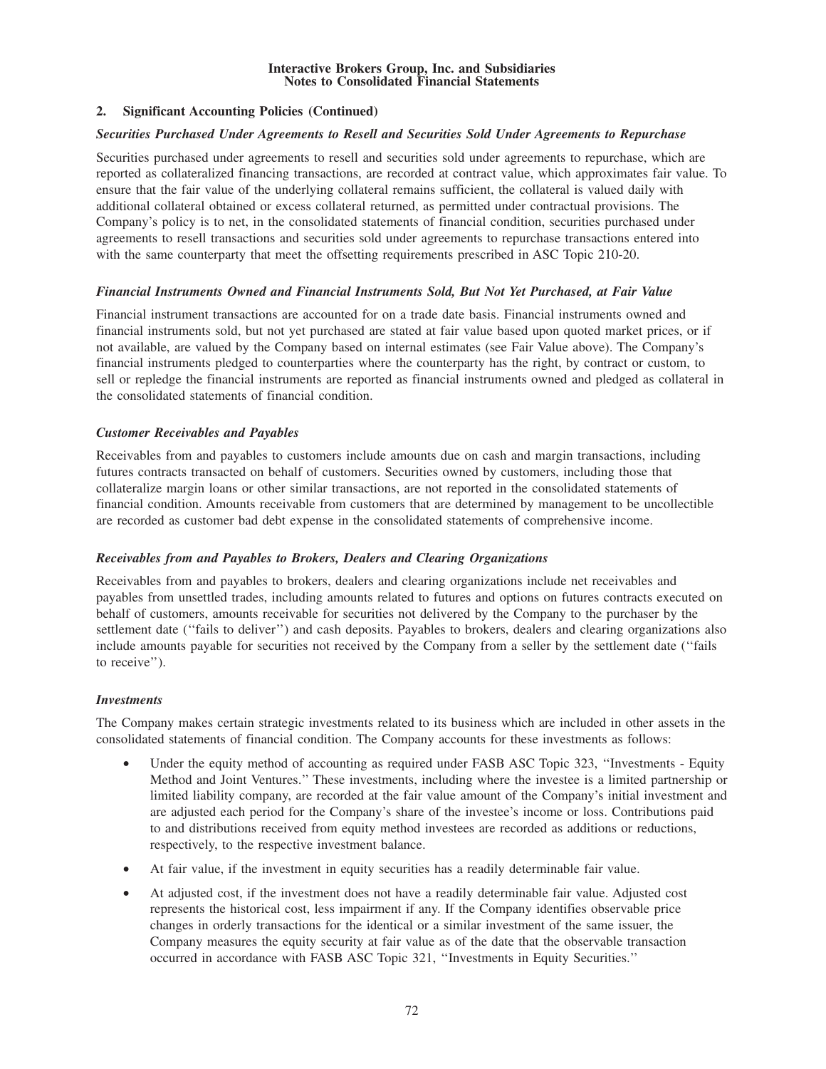## 2. Significant Accounting Policies (Continued)

### *Securities Purchased Under Agreements to Resell and Securities Sold Under Agreements to Repurchase*

Securities purchased under agreements to resell and securities sold under agreements to repurchase, which are reported as collateralized financing transactions, are recorded at contract value, which approximates fair value. To ensure that the fair value of the underlying collateral remains sufficient, the collateral is valued daily with additional collateral obtained or excess collateral returned, as permitted under contractual provisions. The Company's policy is to net, in the consolidated statements of financial condition, securities purchased under agreements to resell transactions and securities sold under agreements to repurchase transactions entered into with the same counterparty that meet the offsetting requirements prescribed in ASC Topic 210-20.

### *Financial Instruments Owned and Financial Instruments Sold, But Not Yet Purchased, at Fair Value*

Financial instrument transactions are accounted for on a trade date basis. Financial instruments owned and financial instruments sold, but not yet purchased are stated at fair value based upon quoted market prices, or if not available, are valued by the Company based on internal estimates (see Fair Value above). The Company's financial instruments pledged to counterparties where the counterparty has the right, by contract or custom, to sell or repledge the financial instruments are reported as financial instruments owned and pledged as collateral in the consolidated statements of financial condition.

### *Customer Receivables and Payables*

Receivables from and payables to customers include amounts due on cash and margin transactions, including futures contracts transacted on behalf of customers. Securities owned by customers, including those that collateralize margin loans or other similar transactions, are not reported in the consolidated statements of financial condition. Amounts receivable from customers that are determined by management to be uncollectible are recorded as customer bad debt expense in the consolidated statements of comprehensive income.

### *Receivables from and Payables to Brokers, Dealers and Clearing Organizations*

Receivables from and payables to brokers, dealers and clearing organizations include net receivables and payables from unsettled trades, including amounts related to futures and options on futures contracts executed on behalf of customers, amounts receivable for securities not delivered by the Company to the purchaser by the settlement date (''fails to deliver'') and cash deposits. Payables to brokers, dealers and clearing organizations also include amounts payable for securities not received by the Company from a seller by the settlement date (''fails to receive'').

### *Investments*

The Company makes certain strategic investments related to its business which are included in other assets in the consolidated statements of financial condition. The Company accounts for these investments as follows:

- Under the equity method of accounting as required under FASB ASC Topic 323, ''Investments - Equity Method and Joint Ventures.'' These investments, including where the investee is a limited partnership or limited liability company, are recorded at the fair value amount of the Company's initial investment and are adjusted each period for the Company's share of the investee's income or loss. Contributions paid to and distributions received from equity method investees are recorded as additions or reductions, respectively, to the respective investment balance.
- At fair value, if the investment in equity securities has a readily determinable fair value.
- At adjusted cost, if the investment does not have a readily determinable fair value. Adjusted cost represents the historical cost, less impairment if any. If the Company identifies observable price changes in orderly transactions for the identical or a similar investment of the same issuer, the Company measures the equity security at fair value as of the date that the observable transaction occurred in accordance with FASB ASC Topic 321, ''Investments in Equity Securities.''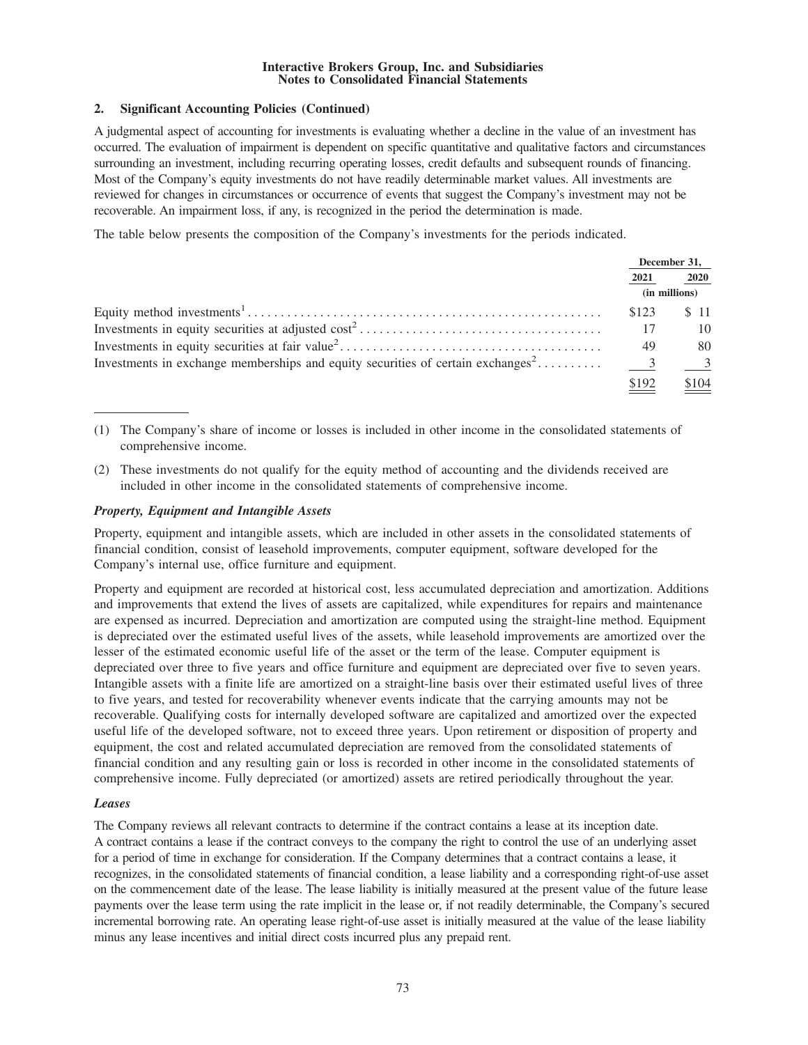## 2. Significant Accounting Policies (Continued)

A judgmental aspect of accounting for investments is evaluating whether a decline in the value of an investment has occurred. The evaluation of impairment is dependent on specific quantitative and qualitative factors and circumstances surrounding an investment, including recurring operating losses, credit defaults and subsequent rounds of financing. Most of the Company's equity investments do not have readily determinable market values. All investments are reviewed for changes in circumstances or occurrence of events that suggest the Company's investment may not be recoverable. An impairment loss, if any, is recognized in the period the determination is made.

The table below presents the composition of the Company's investments for the periods indicated.

| | December 31, | |
|---|---|---|
| | 2021 | 2020 |
| | (in millions) | |
| Equity method investments[1] | $123 | $ 11 |
| Investments in equity securities at adjusted cost[2] | 17 | 10 |
| Investments in equity securities at fair value[2] | 49 | 80 |
| Investments in exchange memberships and equity securities of certain exchanges[2] | 3 | 3 |
| | $192 | $104 |

(1) The Company's share of income or losses is included in other income in the consolidated statements of comprehensive income.

(2) These investments do not qualify for the equity method of accounting and the dividends received are included in other income in the consolidated statements of comprehensive income.

### *Property, Equipment and Intangible Assets*

Property, equipment and intangible assets, which are included in other assets in the consolidated statements of financial condition, consist of leasehold improvements, computer equipment, software developed for the Company's internal use, office furniture and equipment.

Property and equipment are recorded at historical cost, less accumulated depreciation and amortization. Additions and improvements that extend the lives of assets are capitalized, while expenditures for repairs and maintenance are expensed as incurred. Depreciation and amortization are computed using the straight-line method. Equipment is depreciated over the estimated useful lives of the assets, while leasehold improvements are amortized over the lesser of the estimated economic useful life of the asset or the term of the lease. Computer equipment is depreciated over three to five years and office furniture and equipment are depreciated over five to seven years. Intangible assets with a finite life are amortized on a straight-line basis over their estimated useful lives of three to five years, and tested for recoverability whenever events indicate that the carrying amounts may not be recoverable. Qualifying costs for internally developed software are capitalized and amortized over the expected useful life of the developed software, not to exceed three years. Upon retirement or disposition of property and equipment, the cost and related accumulated depreciation are removed from the consolidated statements of financial condition and any resulting gain or loss is recorded in other income in the consolidated statements of comprehensive income. Fully depreciated (or amortized) assets are retired periodically throughout the year.

### *Leases*

The Company reviews all relevant contracts to determine if the contract contains a lease at its inception date. A contract contains a lease if the contract conveys to the company the right to control the use of an underlying asset for a period of time in exchange for consideration. If the Company determines that a contract contains a lease, it recognizes, in the consolidated statements of financial condition, a lease liability and a corresponding right-of-use asset on the commencement date of the lease. The lease liability is initially measured at the present value of the future lease payments over the lease term using the rate implicit in the lease or, if not readily determinable, the Company's secured incremental borrowing rate. An operating lease right-of-use asset is initially measured at the value of the lease liability minus any lease incentives and initial direct costs incurred plus any prepaid rent.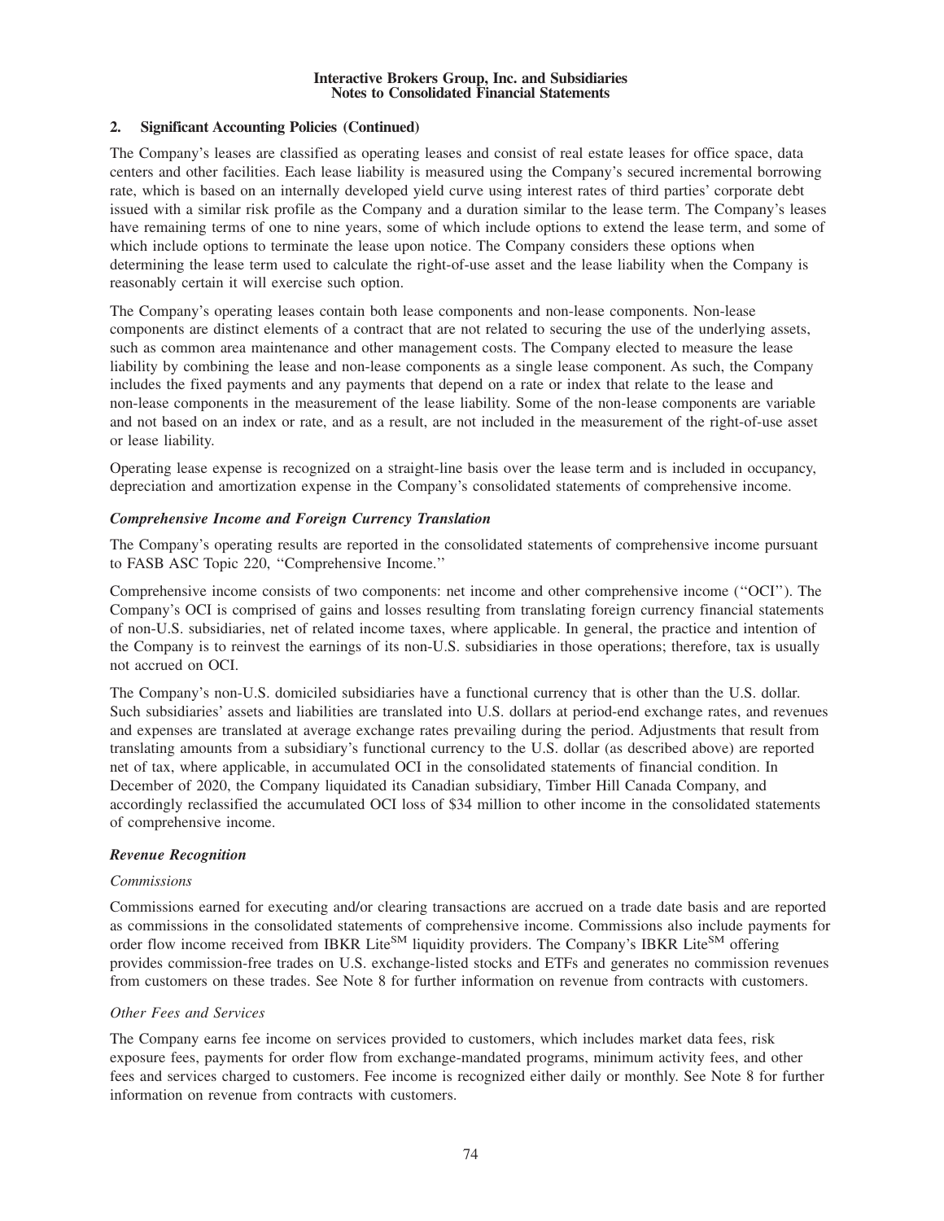## 2. Significant Accounting Policies (Continued)

The Company's leases are classified as operating leases and consist of real estate leases for office space, data centers and other facilities. Each lease liability is measured using the Company's secured incremental borrowing rate, which is based on an internally developed yield curve using interest rates of third parties' corporate debt issued with a similar risk profile as the Company and a duration similar to the lease term. The Company's leases have remaining terms of one to nine years, some of which include options to extend the lease term, and some of which include options to terminate the lease upon notice. The Company considers these options when determining the lease term used to calculate the right-of-use asset and the lease liability when the Company is reasonably certain it will exercise such option.

The Company's operating leases contain both lease components and non-lease components. Non-lease components are distinct elements of a contract that are not related to securing the use of the underlying assets, such as common area maintenance and other management costs. The Company elected to measure the lease liability by combining the lease and non-lease components as a single lease component. As such, the Company includes the fixed payments and any payments that depend on a rate or index that relate to the lease and non-lease components in the measurement of the lease liability. Some of the non-lease components are variable and not based on an index or rate, and as a result, are not included in the measurement of the right-of-use asset or lease liability.

Operating lease expense is recognized on a straight-line basis over the lease term and is included in occupancy, depreciation and amortization expense in the Company's consolidated statements of comprehensive income.

### *Comprehensive Income and Foreign Currency Translation*

The Company's operating results are reported in the consolidated statements of comprehensive income pursuant to FASB ASC Topic 220, ''Comprehensive Income.''

Comprehensive income consists of two components: net income and other comprehensive income (''OCI''). The Company's OCI is comprised of gains and losses resulting from translating foreign currency financial statements of non-U.S. subsidiaries, net of related income taxes, where applicable. In general, the practice and intention of the Company is to reinvest the earnings of its non-U.S. subsidiaries in those operations; therefore, tax is usually not accrued on OCI.

The Company's non-U.S. domiciled subsidiaries have a functional currency that is other than the U.S. dollar. Such subsidiaries' assets and liabilities are translated into U.S. dollars at period-end exchange rates, and revenues and expenses are translated at average exchange rates prevailing during the period. Adjustments that result from translating amounts from a subsidiary's functional currency to the U.S. dollar (as described above) are reported net of tax, where applicable, in accumulated OCI in the consolidated statements of financial condition. In December of 2020, the Company liquidated its Canadian subsidiary, Timber Hill Canada Company, and accordingly reclassified the accumulated OCI loss of $34 million to other income in the consolidated statements of comprehensive income.

### *Revenue Recognition*

*Commissions*

Commissions earned for executing and/or clearing transactions are accrued on a trade date basis and are reported as commissions in the consolidated statements of comprehensive income. Commissions also include payments for order flow income received from IBKR Lite[SM] liquidity providers. The Company's IBKR Lite[SM] offering provides commission-free trades on U.S. exchange-listed stocks and ETFs and generates no commission revenues from customers on these trades. See Note 8 for further information on revenue from contracts with customers.

*Other Fees and Services*

The Company earns fee income on services provided to customers, which includes market data fees, risk exposure fees, payments for order flow from exchange-mandated programs, minimum activity fees, and other fees and services charged to customers. Fee income is recognized either daily or monthly. See Note 8 for further information on revenue from contracts with customers.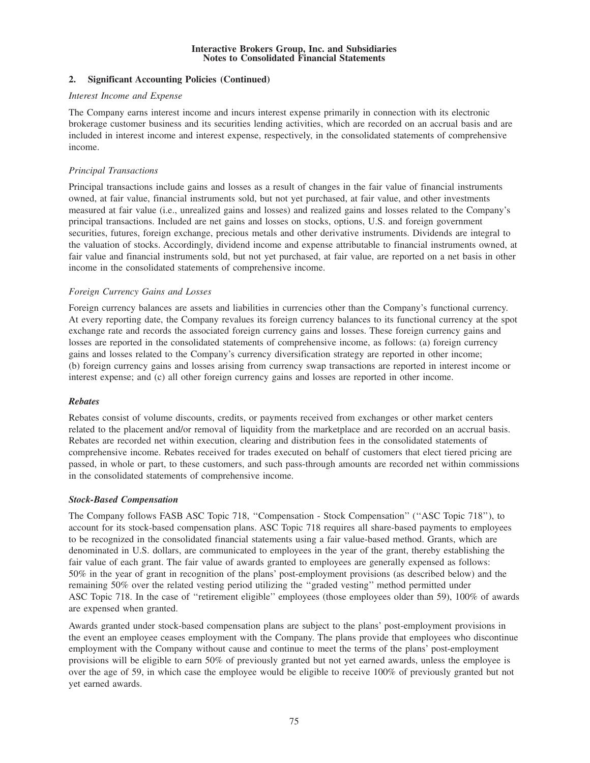## 2. Significant Accounting Policies (Continued)

*Interest Income and Expense*

The Company earns interest income and incurs interest expense primarily in connection with its electronic brokerage customer business and its securities lending activities, which are recorded on an accrual basis and are included in interest income and interest expense, respectively, in the consolidated statements of comprehensive income.

*Principal Transactions*

Principal transactions include gains and losses as a result of changes in the fair value of financial instruments owned, at fair value, financial instruments sold, but not yet purchased, at fair value, and other investments measured at fair value (i.e., unrealized gains and losses) and realized gains and losses related to the Company's principal transactions. Included are net gains and losses on stocks, options, U.S. and foreign government securities, futures, foreign exchange, precious metals and other derivative instruments. Dividends are integral to the valuation of stocks. Accordingly, dividend income and expense attributable to financial instruments owned, at fair value and financial instruments sold, but not yet purchased, at fair value, are reported on a net basis in other income in the consolidated statements of comprehensive income.

*Foreign Currency Gains and Losses*

Foreign currency balances are assets and liabilities in currencies other than the Company's functional currency. At every reporting date, the Company revalues its foreign currency balances to its functional currency at the spot exchange rate and records the associated foreign currency gains and losses. These foreign currency gains and losses are reported in the consolidated statements of comprehensive income, as follows: (a) foreign currency gains and losses related to the Company's currency diversification strategy are reported in other income; (b) foreign currency gains and losses arising from currency swap transactions are reported in interest income or interest expense; and (c) all other foreign currency gains and losses are reported in other income.

***Rebates***

Rebates consist of volume discounts, credits, or payments received from exchanges or other market centers related to the placement and/or removal of liquidity from the marketplace and are recorded on an accrual basis. Rebates are recorded net within execution, clearing and distribution fees in the consolidated statements of comprehensive income. Rebates received for trades executed on behalf of customers that elect tiered pricing are passed, in whole or part, to these customers, and such pass-through amounts are recorded net within commissions in the consolidated statements of comprehensive income.

***Stock-Based Compensation***

The Company follows FASB ASC Topic 718, ''Compensation - Stock Compensation'' (''ASC Topic 718''), to account for its stock-based compensation plans. ASC Topic 718 requires all share-based payments to employees to be recognized in the consolidated financial statements using a fair value-based method. Grants, which are denominated in U.S. dollars, are communicated to employees in the year of the grant, thereby establishing the fair value of each grant. The fair value of awards granted to employees are generally expensed as follows: 50% in the year of grant in recognition of the plans' post-employment provisions (as described below) and the remaining 50% over the related vesting period utilizing the ''graded vesting'' method permitted under ASC Topic 718. In the case of ''retirement eligible'' employees (those employees older than 59), 100% of awards are expensed when granted.

Awards granted under stock-based compensation plans are subject to the plans' post-employment provisions in the event an employee ceases employment with the Company. The plans provide that employees who discontinue employment with the Company without cause and continue to meet the terms of the plans' post-employment provisions will be eligible to earn 50% of previously granted but not yet earned awards, unless the employee is over the age of 59, in which case the employee would be eligible to receive 100% of previously granted but not yet earned awards.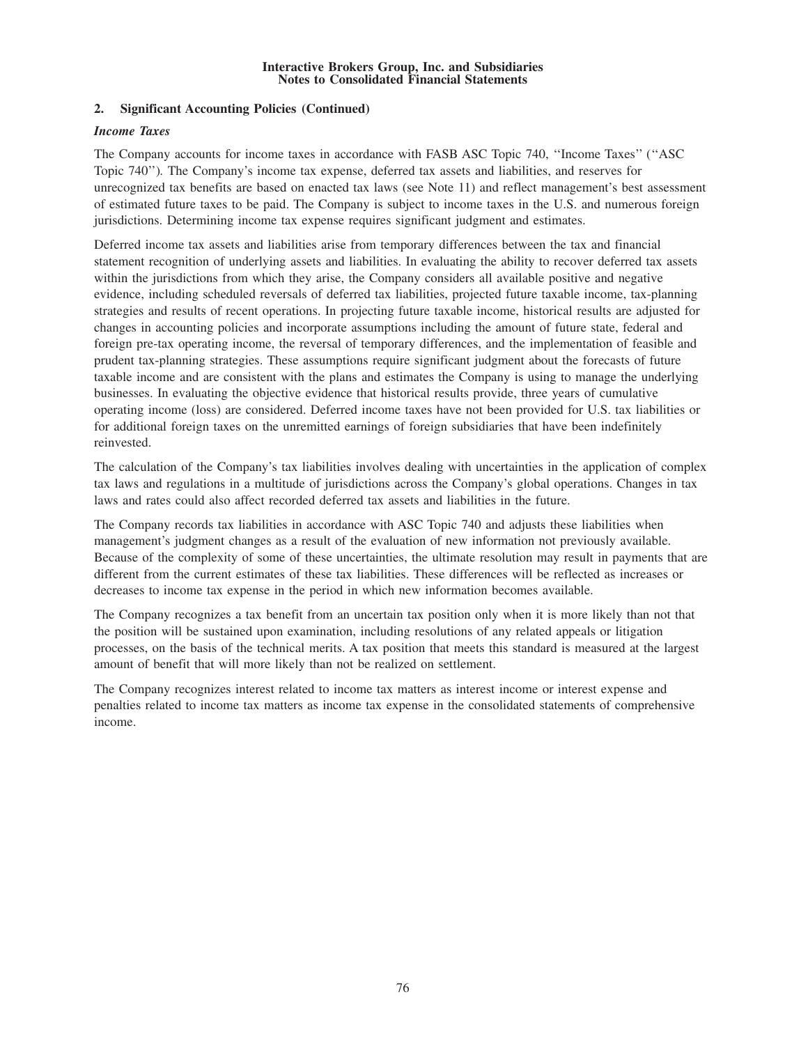## 2. Significant Accounting Policies (Continued)

### *Income Taxes*

The Company accounts for income taxes in accordance with FASB ASC Topic 740, ''Income Taxes'' (''ASC Topic 740''). The Company's income tax expense, deferred tax assets and liabilities, and reserves for unrecognized tax benefits are based on enacted tax laws (see Note 11) and reflect management's best assessment of estimated future taxes to be paid. The Company is subject to income taxes in the U.S. and numerous foreign jurisdictions. Determining income tax expense requires significant judgment and estimates.

Deferred income tax assets and liabilities arise from temporary differences between the tax and financial statement recognition of underlying assets and liabilities. In evaluating the ability to recover deferred tax assets within the jurisdictions from which they arise, the Company considers all available positive and negative evidence, including scheduled reversals of deferred tax liabilities, projected future taxable income, tax-planning strategies and results of recent operations. In projecting future taxable income, historical results are adjusted for changes in accounting policies and incorporate assumptions including the amount of future state, federal and foreign pre-tax operating income, the reversal of temporary differences, and the implementation of feasible and prudent tax-planning strategies. These assumptions require significant judgment about the forecasts of future taxable income and are consistent with the plans and estimates the Company is using to manage the underlying businesses. In evaluating the objective evidence that historical results provide, three years of cumulative operating income (loss) are considered. Deferred income taxes have not been provided for U.S. tax liabilities or for additional foreign taxes on the unremitted earnings of foreign subsidiaries that have been indefinitely reinvested.

The calculation of the Company's tax liabilities involves dealing with uncertainties in the application of complex tax laws and regulations in a multitude of jurisdictions across the Company's global operations. Changes in tax laws and rates could also affect recorded deferred tax assets and liabilities in the future.

The Company records tax liabilities in accordance with ASC Topic 740 and adjusts these liabilities when management's judgment changes as a result of the evaluation of new information not previously available. Because of the complexity of some of these uncertainties, the ultimate resolution may result in payments that are different from the current estimates of these tax liabilities. These differences will be reflected as increases or decreases to income tax expense in the period in which new information becomes available.

The Company recognizes a tax benefit from an uncertain tax position only when it is more likely than not that the position will be sustained upon examination, including resolutions of any related appeals or litigation processes, on the basis of the technical merits. A tax position that meets this standard is measured at the largest amount of benefit that will more likely than not be realized on settlement.

The Company recognizes interest related to income tax matters as interest income or interest expense and penalties related to income tax matters as income tax expense in the consolidated statements of comprehensive income.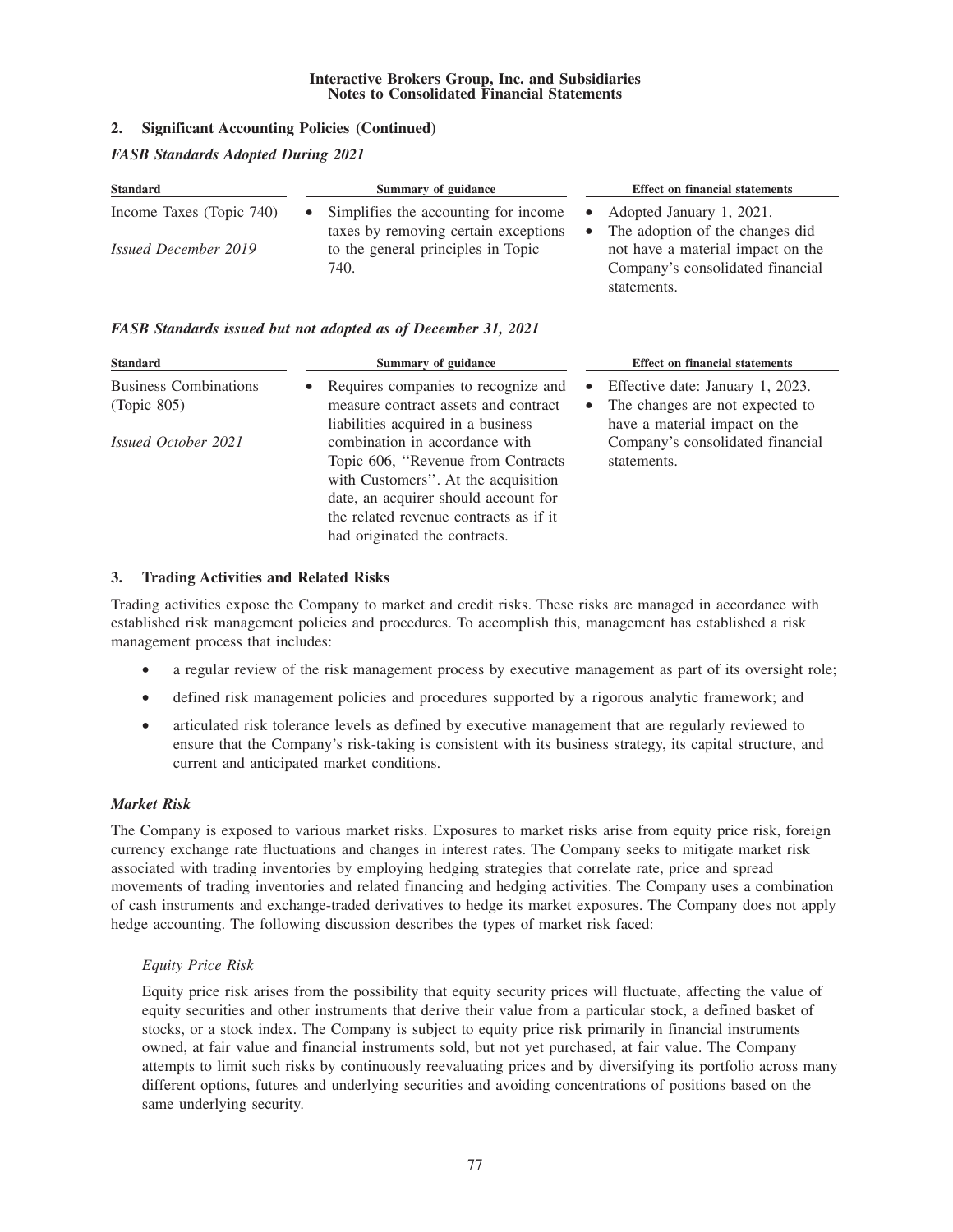## 2. Significant Accounting Policies (Continued)

### *FASB Standards Adopted During 2021*

| Standard | Summary of guidance | Effect on financial statements |
|---|---|---|
| Income Taxes (Topic 740)<br><br>*Issued December 2019* | • Simplifies the accounting for income taxes by removing certain exceptions to the general principles in Topic 740. | • Adopted January 1, 2021.<br>• The adoption of the changes did not have a material impact on the Company's consolidated financial statements. |

### *FASB Standards issued but not adopted as of December 31, 2021*

| Standard | Summary of guidance | Effect on financial statements |
|---|---|---|
| Business Combinations (Topic 805)<br><br>*Issued October 2021* | • Requires companies to recognize and measure contract assets and contract liabilities acquired in a business combination in accordance with Topic 606, ''Revenue from Contracts with Customers''. At the acquisition date, an acquirer should account for the related revenue contracts as if it had originated the contracts. | • Effective date: January 1, 2023.<br>• The changes are not expected to have a material impact on the Company's consolidated financial statements. |

## 3. Trading Activities and Related Risks

Trading activities expose the Company to market and credit risks. These risks are managed in accordance with established risk management policies and procedures. To accomplish this, management has established a risk management process that includes:

- a regular review of the risk management process by executive management as part of its oversight role;
- defined risk management policies and procedures supported by a rigorous analytic framework; and
- articulated risk tolerance levels as defined by executive management that are regularly reviewed to ensure that the Company's risk-taking is consistent with its business strategy, its capital structure, and current and anticipated market conditions.

### *Market Risk*

The Company is exposed to various market risks. Exposures to market risks arise from equity price risk, foreign currency exchange rate fluctuations and changes in interest rates. The Company seeks to mitigate market risk associated with trading inventories by employing hedging strategies that correlate rate, price and spread movements of trading inventories and related financing and hedging activities. The Company uses a combination of cash instruments and exchange-traded derivatives to hedge its market exposures. The Company does not apply hedge accounting. The following discussion describes the types of market risk faced:

*Equity Price Risk*

Equity price risk arises from the possibility that equity security prices will fluctuate, affecting the value of equity securities and other instruments that derive their value from a particular stock, a defined basket of stocks, or a stock index. The Company is subject to equity price risk primarily in financial instruments owned, at fair value and financial instruments sold, but not yet purchased, at fair value. The Company attempts to limit such risks by continuously reevaluating prices and by diversifying its portfolio across many different options, futures and underlying securities and avoiding concentrations of positions based on the same underlying security.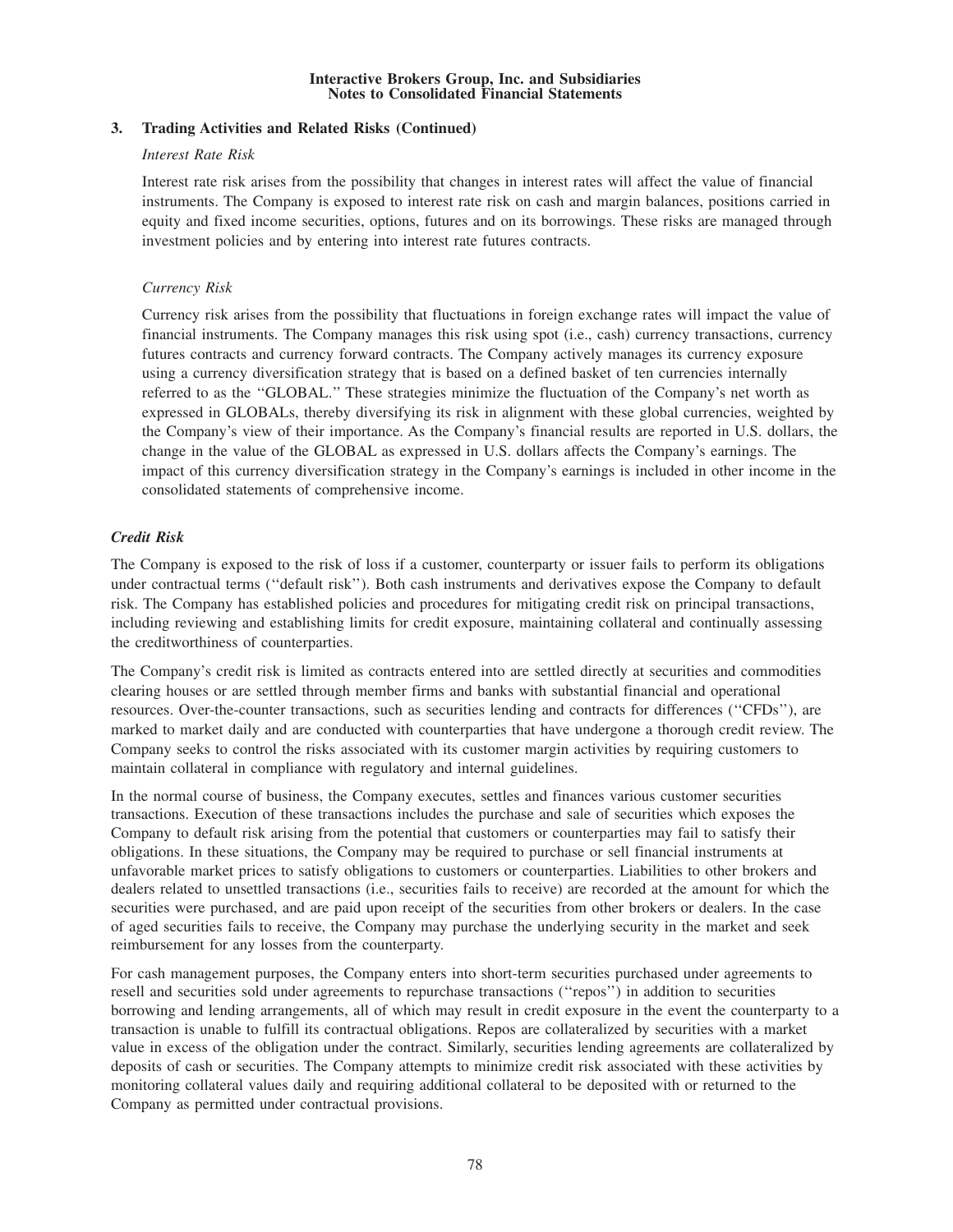## 3. Trading Activities and Related Risks (Continued)

*Interest Rate Risk*

Interest rate risk arises from the possibility that changes in interest rates will affect the value of financial instruments. The Company is exposed to interest rate risk on cash and margin balances, positions carried in equity and fixed income securities, options, futures and on its borrowings. These risks are managed through investment policies and by entering into interest rate futures contracts.

*Currency Risk*

Currency risk arises from the possibility that fluctuations in foreign exchange rates will impact the value of financial instruments. The Company manages this risk using spot (i.e., cash) currency transactions, currency futures contracts and currency forward contracts. The Company actively manages its currency exposure using a currency diversification strategy that is based on a defined basket of ten currencies internally referred to as the ''GLOBAL.'' These strategies minimize the fluctuation of the Company's net worth as expressed in GLOBALs, thereby diversifying its risk in alignment with these global currencies, weighted by the Company's view of their importance. As the Company's financial results are reported in U.S. dollars, the change in the value of the GLOBAL as expressed in U.S. dollars affects the Company's earnings. The impact of this currency diversification strategy in the Company's earnings is included in other income in the consolidated statements of comprehensive income.

***Credit Risk***

The Company is exposed to the risk of loss if a customer, counterparty or issuer fails to perform its obligations under contractual terms (''default risk''). Both cash instruments and derivatives expose the Company to default risk. The Company has established policies and procedures for mitigating credit risk on principal transactions, including reviewing and establishing limits for credit exposure, maintaining collateral and continually assessing the creditworthiness of counterparties.

The Company's credit risk is limited as contracts entered into are settled directly at securities and commodities clearing houses or are settled through member firms and banks with substantial financial and operational resources. Over-the-counter transactions, such as securities lending and contracts for differences (''CFDs''), are marked to market daily and are conducted with counterparties that have undergone a thorough credit review. The Company seeks to control the risks associated with its customer margin activities by requiring customers to maintain collateral in compliance with regulatory and internal guidelines.

In the normal course of business, the Company executes, settles and finances various customer securities transactions. Execution of these transactions includes the purchase and sale of securities which exposes the Company to default risk arising from the potential that customers or counterparties may fail to satisfy their obligations. In these situations, the Company may be required to purchase or sell financial instruments at unfavorable market prices to satisfy obligations to customers or counterparties. Liabilities to other brokers and dealers related to unsettled transactions (i.e., securities fails to receive) are recorded at the amount for which the securities were purchased, and are paid upon receipt of the securities from other brokers or dealers. In the case of aged securities fails to receive, the Company may purchase the underlying security in the market and seek reimbursement for any losses from the counterparty.

For cash management purposes, the Company enters into short-term securities purchased under agreements to resell and securities sold under agreements to repurchase transactions (''repos'') in addition to securities borrowing and lending arrangements, all of which may result in credit exposure in the event the counterparty to a transaction is unable to fulfill its contractual obligations. Repos are collateralized by securities with a market value in excess of the obligation under the contract. Similarly, securities lending agreements are collateralized by deposits of cash or securities. The Company attempts to minimize credit risk associated with these activities by monitoring collateral values daily and requiring additional collateral to be deposited with or returned to the Company as permitted under contractual provisions.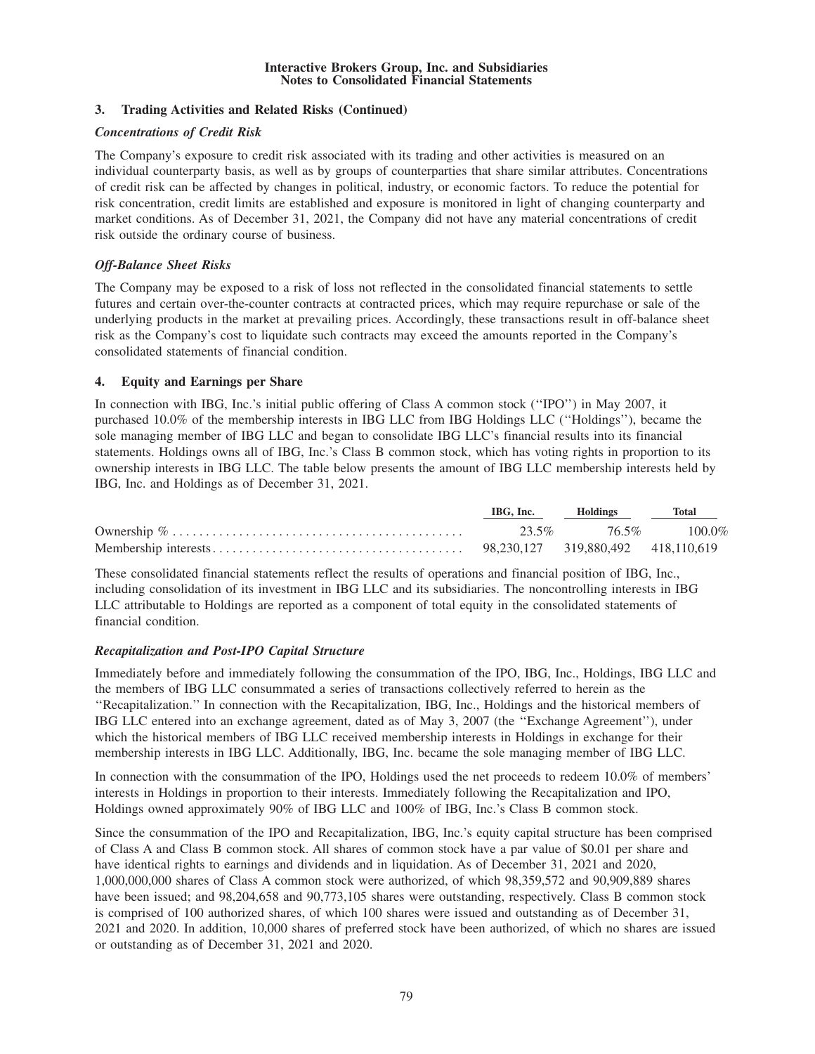## 3. Trading Activities and Related Risks (Continued)

### *Concentrations of Credit Risk*

The Company's exposure to credit risk associated with its trading and other activities is measured on an individual counterparty basis, as well as by groups of counterparties that share similar attributes. Concentrations of credit risk can be affected by changes in political, industry, or economic factors. To reduce the potential for risk concentration, credit limits are established and exposure is monitored in light of changing counterparty and market conditions. As of December 31, 2021, the Company did not have any material concentrations of credit risk outside the ordinary course of business.

### *Off-Balance Sheet Risks*

The Company may be exposed to a risk of loss not reflected in the consolidated financial statements to settle futures and certain over-the-counter contracts at contracted prices, which may require repurchase or sale of the underlying products in the market at prevailing prices. Accordingly, these transactions result in off-balance sheet risk as the Company's cost to liquidate such contracts may exceed the amounts reported in the Company's consolidated statements of financial condition.

## 4. Equity and Earnings per Share

In connection with IBG, Inc.'s initial public offering of Class A common stock (''IPO'') in May 2007, it purchased 10.0% of the membership interests in IBG LLC from IBG Holdings LLC (''Holdings''), became the sole managing member of IBG LLC and began to consolidate IBG LLC's financial results into its financial statements. Holdings owns all of IBG, Inc.'s Class B common stock, which has voting rights in proportion to its ownership interests in IBG LLC. The table below presents the amount of IBG LLC membership interests held by IBG, Inc. and Holdings as of December 31, 2021.

| | IBG, Inc. | Holdings | Total |
|---|---|---|---|
| Ownership % | 23.5% | 76.5% | 100.0% |
| Membership interests | 98,230,127 | 319,880,492 | 418,110,619 |

These consolidated financial statements reflect the results of operations and financial position of IBG, Inc., including consolidation of its investment in IBG LLC and its subsidiaries. The noncontrolling interests in IBG LLC attributable to Holdings are reported as a component of total equity in the consolidated statements of financial condition.

### *Recapitalization and Post-IPO Capital Structure*

Immediately before and immediately following the consummation of the IPO, IBG, Inc., Holdings, IBG LLC and the members of IBG LLC consummated a series of transactions collectively referred to herein as the ''Recapitalization.'' In connection with the Recapitalization, IBG, Inc., Holdings and the historical members of IBG LLC entered into an exchange agreement, dated as of May 3, 2007 (the ''Exchange Agreement''), under which the historical members of IBG LLC received membership interests in Holdings in exchange for their membership interests in IBG LLC. Additionally, IBG, Inc. became the sole managing member of IBG LLC.

In connection with the consummation of the IPO, Holdings used the net proceeds to redeem 10.0% of members' interests in Holdings in proportion to their interests. Immediately following the Recapitalization and IPO, Holdings owned approximately 90% of IBG LLC and 100% of IBG, Inc.'s Class B common stock.

Since the consummation of the IPO and Recapitalization, IBG, Inc.'s equity capital structure has been comprised of Class A and Class B common stock. All shares of common stock have a par value of $0.01 per share and have identical rights to earnings and dividends and in liquidation. As of December 31, 2021 and 2020, 1,000,000,000 shares of Class A common stock were authorized, of which 98,359,572 and 90,909,889 shares have been issued; and 98,204,658 and 90,773,105 shares were outstanding, respectively. Class B common stock is comprised of 100 authorized shares, of which 100 shares were issued and outstanding as of December 31, 2021 and 2020. In addition, 10,000 shares of preferred stock have been authorized, of which no shares are issued or outstanding as of December 31, 2021 and 2020.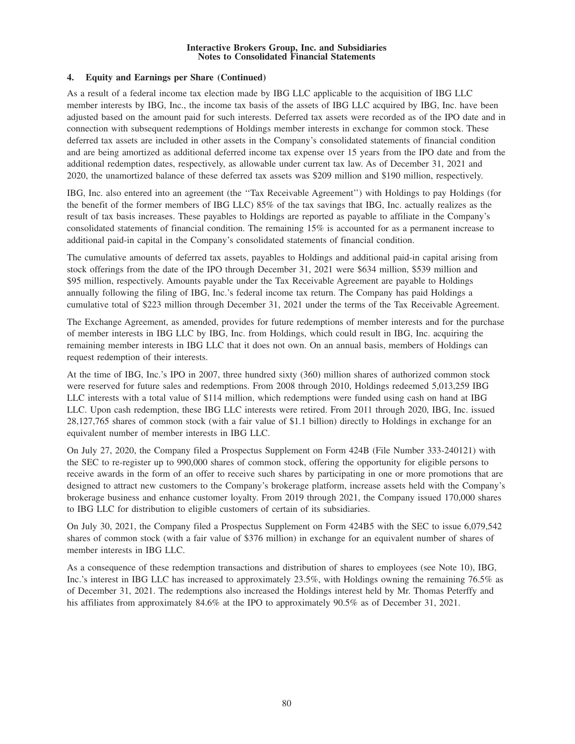## 4. Equity and Earnings per Share (Continued)

As a result of a federal income tax election made by IBG LLC applicable to the acquisition of IBG LLC member interests by IBG, Inc., the income tax basis of the assets of IBG LLC acquired by IBG, Inc. have been adjusted based on the amount paid for such interests. Deferred tax assets were recorded as of the IPO date and in connection with subsequent redemptions of Holdings member interests in exchange for common stock. These deferred tax assets are included in other assets in the Company's consolidated statements of financial condition and are being amortized as additional deferred income tax expense over 15 years from the IPO date and from the additional redemption dates, respectively, as allowable under current tax law. As of December 31, 2021 and 2020, the unamortized balance of these deferred tax assets was $209 million and $190 million, respectively.

IBG, Inc. also entered into an agreement (the ''Tax Receivable Agreement'') with Holdings to pay Holdings (for the benefit of the former members of IBG LLC) 85% of the tax savings that IBG, Inc. actually realizes as the result of tax basis increases. These payables to Holdings are reported as payable to affiliate in the Company's consolidated statements of financial condition. The remaining 15% is accounted for as a permanent increase to additional paid-in capital in the Company's consolidated statements of financial condition.

The cumulative amounts of deferred tax assets, payables to Holdings and additional paid-in capital arising from stock offerings from the date of the IPO through December 31, 2021 were $634 million, $539 million and $95 million, respectively. Amounts payable under the Tax Receivable Agreement are payable to Holdings annually following the filing of IBG, Inc.'s federal income tax return. The Company has paid Holdings a cumulative total of $223 million through December 31, 2021 under the terms of the Tax Receivable Agreement.

The Exchange Agreement, as amended, provides for future redemptions of member interests and for the purchase of member interests in IBG LLC by IBG, Inc. from Holdings, which could result in IBG, Inc. acquiring the remaining member interests in IBG LLC that it does not own. On an annual basis, members of Holdings can request redemption of their interests.

At the time of IBG, Inc.'s IPO in 2007, three hundred sixty (360) million shares of authorized common stock were reserved for future sales and redemptions. From 2008 through 2010, Holdings redeemed 5,013,259 IBG LLC interests with a total value of $114 million, which redemptions were funded using cash on hand at IBG LLC. Upon cash redemption, these IBG LLC interests were retired. From 2011 through 2020, IBG, Inc. issued 28,127,765 shares of common stock (with a fair value of $1.1 billion) directly to Holdings in exchange for an equivalent number of member interests in IBG LLC.

On July 27, 2020, the Company filed a Prospectus Supplement on Form 424B (File Number 333-240121) with the SEC to re-register up to 990,000 shares of common stock, offering the opportunity for eligible persons to receive awards in the form of an offer to receive such shares by participating in one or more promotions that are designed to attract new customers to the Company's brokerage platform, increase assets held with the Company's brokerage business and enhance customer loyalty. From 2019 through 2021, the Company issued 170,000 shares to IBG LLC for distribution to eligible customers of certain of its subsidiaries.

On July 30, 2021, the Company filed a Prospectus Supplement on Form 424B5 with the SEC to issue 6,079,542 shares of common stock (with a fair value of $376 million) in exchange for an equivalent number of shares of member interests in IBG LLC.

As a consequence of these redemption transactions and distribution of shares to employees (see Note 10), IBG, Inc.'s interest in IBG LLC has increased to approximately 23.5%, with Holdings owning the remaining 76.5% as of December 31, 2021. The redemptions also increased the Holdings interest held by Mr. Thomas Peterffy and his affiliates from approximately 84.6% at the IPO to approximately 90.5% as of December 31, 2021.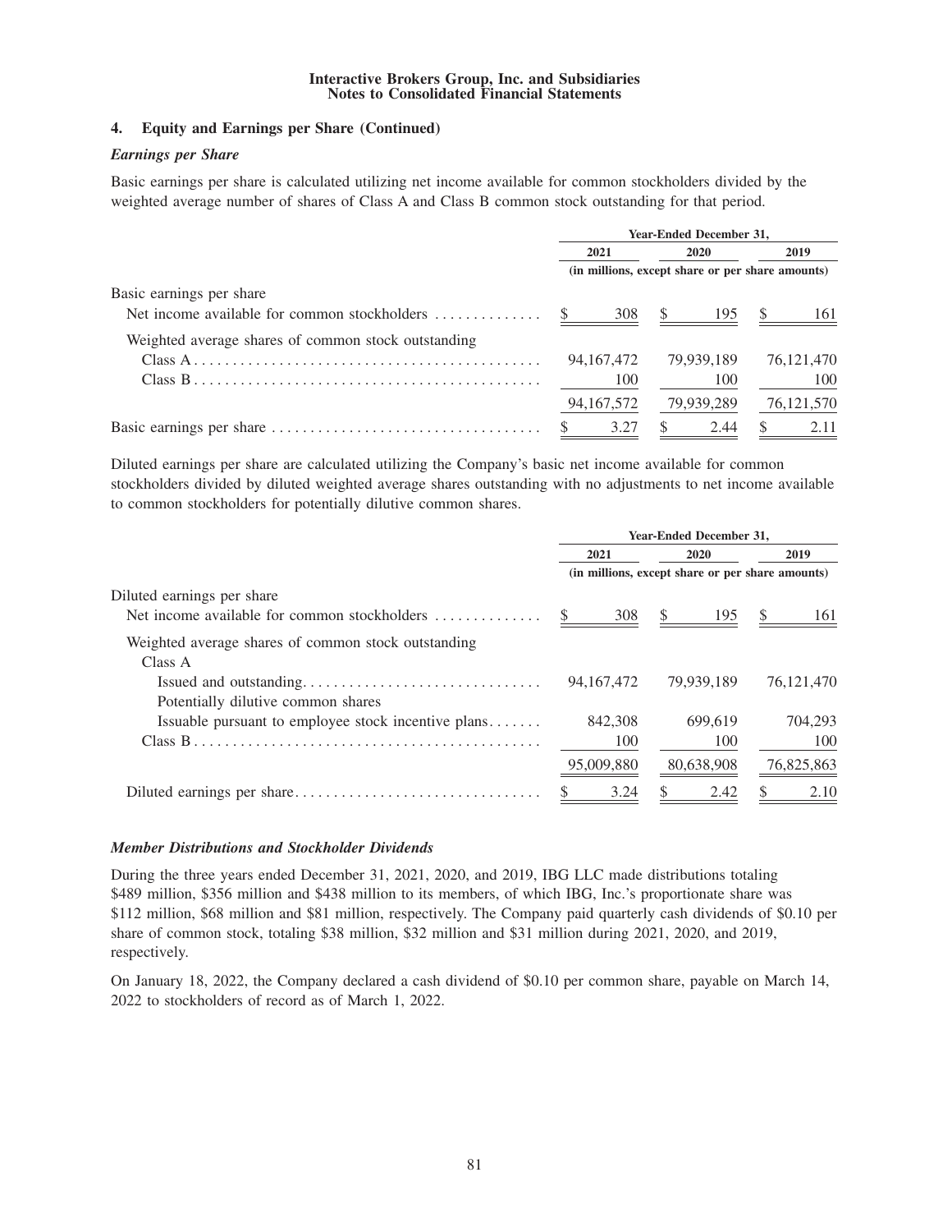### 4. Equity and Earnings per Share (Continued)

***Earnings per Share***

Basic earnings per share is calculated utilizing net income available for common stockholders divided by the weighted average number of shares of Class A and Class B common stock outstanding for that period.

| | Year-Ended December 31, | | |
|---|---|---|---|
| | 2021 | 2020 | 2019 |
| | (in millions, except share or per share amounts) | | |
| Basic earnings per share | | | |
| Net income available for common stockholders | $ 308 | $ 195 | $ 161 |
| Weighted average shares of common stock outstanding | | | |
| Class A | 94,167,472 | 79,939,189 | 76,121,470 |
| Class B | 100 | 100 | 100 |
| | 94,167,572 | 79,939,289 | 76,121,570 |
| Basic earnings per share | $ 3.27 | $ 2.44 | $ 2.11 |

Diluted earnings per share are calculated utilizing the Company's basic net income available for common stockholders divided by diluted weighted average shares outstanding with no adjustments to net income available to common stockholders for potentially dilutive common shares.

| | Year-Ended December 31, | | |
|---|---|---|---|
| | 2021 | 2020 | 2019 |
| | (in millions, except share or per share amounts) | | |
| Diluted earnings per share | | | |
| Net income available for common stockholders | $ 308 | $ 195 | $ 161 |
| Weighted average shares of common stock outstanding | | | |
| Class A | | | |
| Issued and outstanding | 94,167,472 | 79,939,189 | 76,121,470 |
| Potentially dilutive common shares | | | |
| Issuable pursuant to employee stock incentive plans | 842,308 | 699,619 | 704,293 |
| Class B | 100 | 100 | 100 |
| | 95,009,880 | 80,638,908 | 76,825,863 |
| Diluted earnings per share | $ 3.24 | $ 2.42 | $ 2.10 |

***Member Distributions and Stockholder Dividends***

During the three years ended December 31, 2021, 2020, and 2019, IBG LLC made distributions totaling $489 million, $356 million and $438 million to its members, of which IBG, Inc.'s proportionate share was $112 million, $68 million and $81 million, respectively. The Company paid quarterly cash dividends of $0.10 per share of common stock, totaling $38 million, $32 million and $31 million during 2021, 2020, and 2019, respectively.

On January 18, 2022, the Company declared a cash dividend of $0.10 per common share, payable on March 14, 2022 to stockholders of record as of March 1, 2022.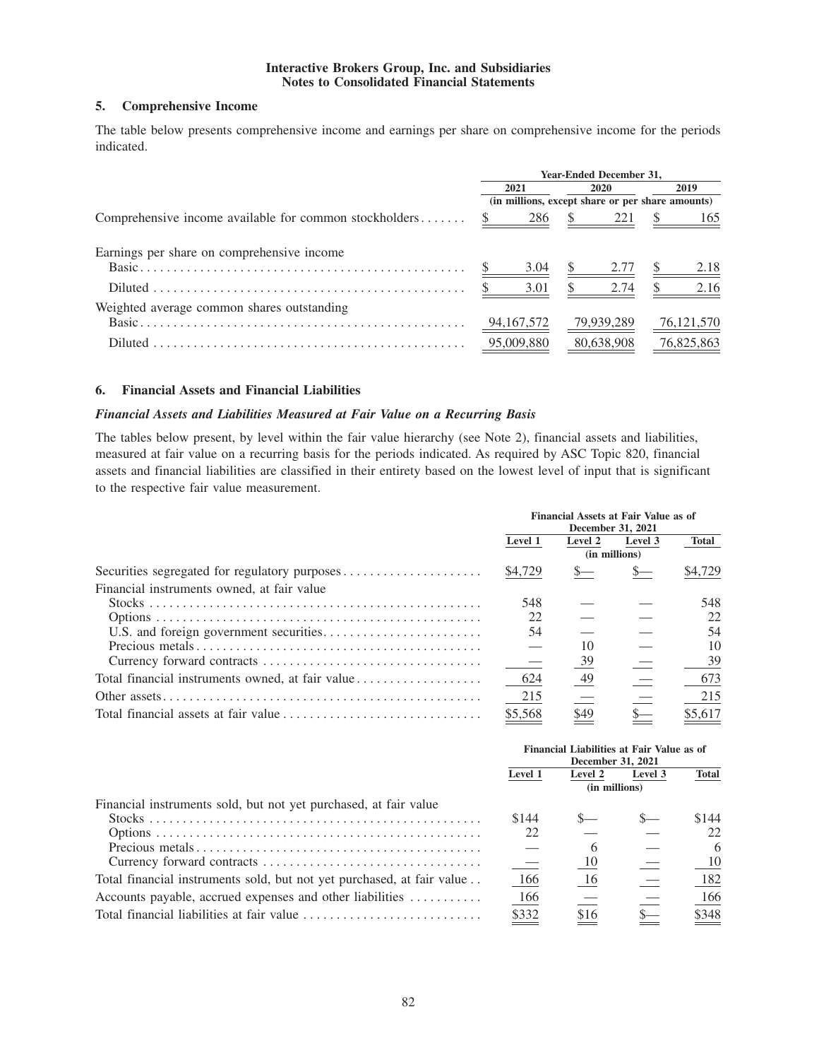## 5. Comprehensive Income

The table below presents comprehensive income and earnings per share on comprehensive income for the periods indicated.

| | Year-Ended December 31, | | |
|---|---|---|---|
| | 2021 | 2020 | 2019 |
| | (in millions, except share or per share amounts) | | |
| Comprehensive income available for common stockholders | $ 286 | $ 221 | $ 165 |
| Earnings per share on comprehensive income | | | |
| Basic | $ 3.04 | $ 2.77 | $ 2.18 |
| Diluted | $ 3.01 | $ 2.74 | $ 2.16 |
| Weighted average common shares outstanding | | | |
| Basic | 94,167,572 | 79,939,289 | 76,121,570 |
| Diluted | 95,009,880 | 80,638,908 | 76,825,863 |

## 6. Financial Assets and Financial Liabilities

### *Financial Assets and Liabilities Measured at Fair Value on a Recurring Basis*

The tables below present, by level within the fair value hierarchy (see Note 2), financial assets and liabilities, measured at fair value on a recurring basis for the periods indicated. As required by ASC Topic 820, financial assets and financial liabilities are classified in their entirety based on the lowest level of input that is significant to the respective fair value measurement.

| | Financial Assets at Fair Value as of December 31, 2021 | | | |
|---|---|---|---|---|
| | Level 1 | Level 2 | Level 3 | Total |
| | (in millions) | | | |
| Securities segregated for regulatory purposes | $4,729 | $— | $— | $4,729 |
| Financial instruments owned, at fair value | | | | |
| Stocks | 548 | — | — | 548 |
| Options | 22 | — | — | 22 |
| U.S. and foreign government securities | 54 | — | — | 54 |
| Precious metals | — | 10 | — | 10 |
| Currency forward contracts | — | 39 | — | 39 |
| Total financial instruments owned, at fair value | 624 | 49 | — | 673 |
| Other assets | 215 | — | — | 215 |
| Total financial assets at fair value | $5,568 | $49 | $— | $5,617 |

| | Financial Liabilities at Fair Value as of December 31, 2021 | | | |
|---|---|---|---|---|
| | Level 1 | Level 2 | Level 3 | Total |
| | (in millions) | | | |
| Financial instruments sold, but not yet purchased, at fair value | | | | |
| Stocks | $144 | $— | $— | $144 |
| Options | 22 | — | — | 22 |
| Precious metals | — | 6 | — | 6 |
| Currency forward contracts | — | 10 | — | 10 |
| Total financial instruments sold, but not yet purchased, at fair value | 166 | 16 | — | 182 |
| Accounts payable, accrued expenses and other liabilities | 166 | — | — | 166 |
| Total financial liabilities at fair value | $332 | $16 | $— | $348 |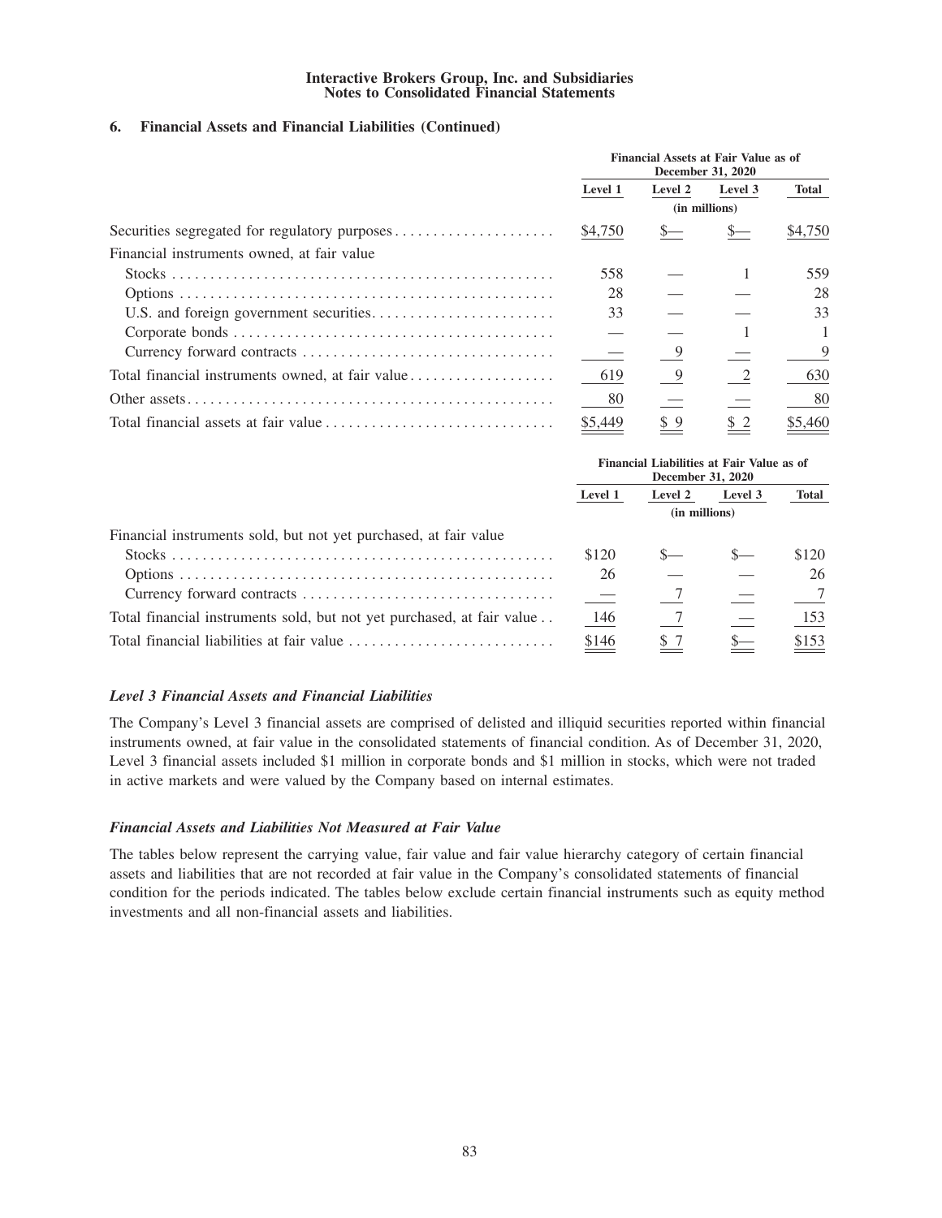Interactive Brokers Group, Inc. and Subsidiaries
Notes to Consolidated Financial Statements

## 6. Financial Assets and Financial Liabilities (Continued)

| | Financial Assets at Fair Value as of December 31, 2020 | | | |
|---|---|---|---|---|
| | Level 1 | Level 2 | Level 3 | Total |
| | (in millions) | | | |
| Securities segregated for regulatory purposes | $4,750 | $— | $— | $4,750 |
| Financial instruments owned, at fair value | | | | |
| Stocks | 558 | — | 1 | 559 |
| Options | 28 | — | — | 28 |
| U.S. and foreign government securities | 33 | — | — | 33 |
| Corporate bonds | — | — | 1 | 1 |
| Currency forward contracts | — | 9 | — | 9 |
| Total financial instruments owned, at fair value | 619 | 9 | 2 | 630 |
| Other assets | 80 | — | — | 80 |
| Total financial assets at fair value | $5,449 | $ 9 | $ 2 | $5,460 |

| | Financial Liabilities at Fair Value as of December 31, 2020 | | | |
|---|---|---|---|---|
| | Level 1 | Level 2 | Level 3 | Total |
| | (in millions) | | | |
| Financial instruments sold, but not yet purchased, at fair value | | | | |
| Stocks | $120 | $— | $— | $120 |
| Options | 26 | — | — | 26 |
| Currency forward contracts | — | 7 | — | 7 |
| Total financial instruments sold, but not yet purchased, at fair value | 146 | 7 | — | 153 |
| Total financial liabilities at fair value | $146 | $ 7 | $— | $153 |

### *Level 3 Financial Assets and Financial Liabilities*

The Company's Level 3 financial assets are comprised of delisted and illiquid securities reported within financial instruments owned, at fair value in the consolidated statements of financial condition. As of December 31, 2020, Level 3 financial assets included $1 million in corporate bonds and $1 million in stocks, which were not traded in active markets and were valued by the Company based on internal estimates.

### *Financial Assets and Liabilities Not Measured at Fair Value*

The tables below represent the carrying value, fair value and fair value hierarchy category of certain financial assets and liabilities that are not recorded at fair value in the Company's consolidated statements of financial condition for the periods indicated. The tables below exclude certain financial instruments such as equity method investments and all non-financial assets and liabilities.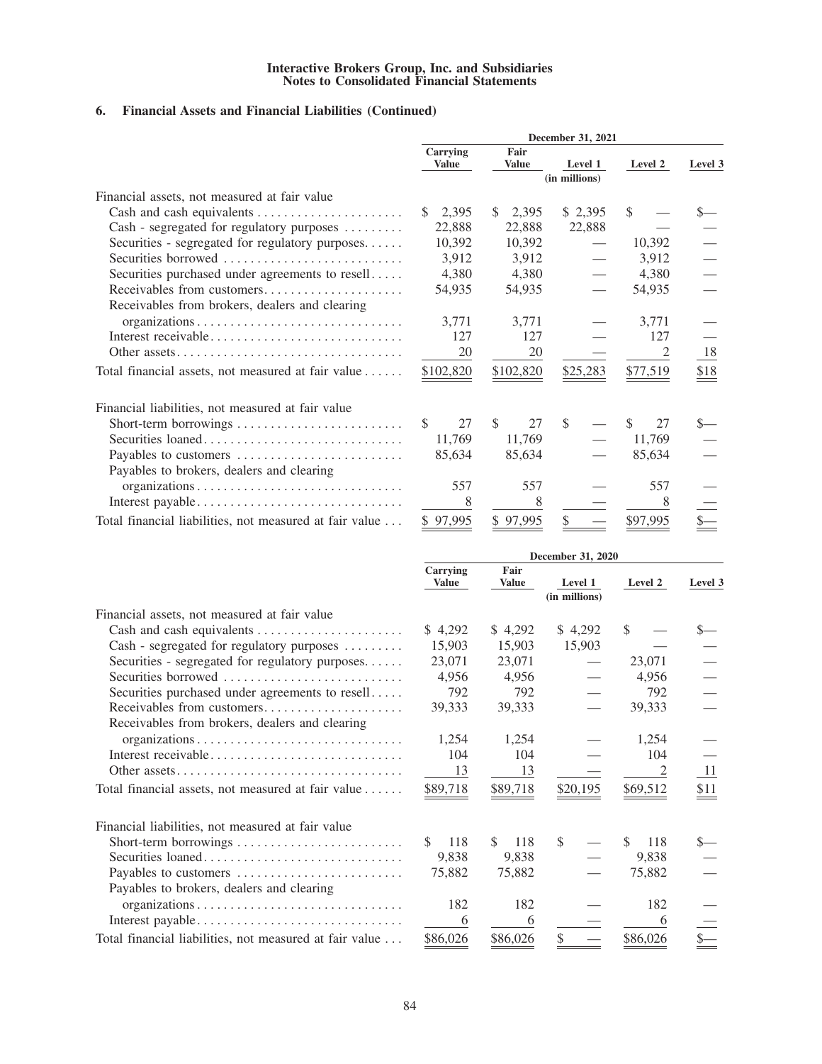## 6. Financial Assets and Financial Liabilities (Continued)

| | December 31, 2021 | | | | |
|---|---|---|---|---|---|
| | Carrying Value | Fair Value | Level 1 | Level 2 | Level 3 |
| | | | (in millions) | | |
| Financial assets, not measured at fair value | | | | | |
| Cash and cash equivalents | $ 2,395 | $ 2,395 | $ 2,395 | $ — | $— |
| Cash - segregated for regulatory purposes | 22,888 | 22,888 | 22,888 | — | — |
| Securities - segregated for regulatory purposes | 10,392 | 10,392 | — | 10,392 | — |
| Securities borrowed | 3,912 | 3,912 | — | 3,912 | — |
| Securities purchased under agreements to resell | 4,380 | 4,380 | — | 4,380 | — |
| Receivables from customers | 54,935 | 54,935 | — | 54,935 | — |
| Receivables from brokers, dealers and clearing organizations | 3,771 | 3,771 | — | 3,771 | — |
| Interest receivable | 127 | 127 | — | 127 | — |
| Other assets | 20 | 20 | — | 2 | 18 |
| Total financial assets, not measured at fair value | $102,820 | $102,820 | $25,283 | $77,519 | $18 |
| Financial liabilities, not measured at fair value | | | | | |
| Short-term borrowings | $ 27 | $ 27 | $ — | $ 27 | $— |
| Securities loaned | 11,769 | 11,769 | — | 11,769 | — |
| Payables to customers | 85,634 | 85,634 | — | 85,634 | — |
| Payables to brokers, dealers and clearing organizations | 557 | 557 | — | 557 | — |
| Interest payable | 8 | 8 | — | 8 | — |
| Total financial liabilities, not measured at fair value | $ 97,995 | $ 97,995 | $ — | $97,995 | $— |

| | December 31, 2020 | | | | |
|---|---|---|---|---|---|
| | Carrying Value | Fair Value | Level 1 | Level 2 | Level 3 |
| | | | (in millions) | | |
| Financial assets, not measured at fair value | | | | | |
| Cash and cash equivalents | $ 4,292 | $ 4,292 | $ 4,292 | $ — | $— |
| Cash - segregated for regulatory purposes | 15,903 | 15,903 | 15,903 | — | — |
| Securities - segregated for regulatory purposes | 23,071 | 23,071 | — | 23,071 | — |
| Securities borrowed | 4,956 | 4,956 | — | 4,956 | — |
| Securities purchased under agreements to resell | 792 | 792 | — | 792 | — |
| Receivables from customers | 39,333 | 39,333 | — | 39,333 | — |
| Receivables from brokers, dealers and clearing organizations | 1,254 | 1,254 | — | 1,254 | — |
| Interest receivable | 104 | 104 | — | 104 | — |
| Other assets | 13 | 13 | — | 2 | 11 |
| Total financial assets, not measured at fair value | $89,718 | $89,718 | $20,195 | $69,512 | $11 |
| Financial liabilities, not measured at fair value | | | | | |
| Short-term borrowings | $ 118 | $ 118 | $ — | $ 118 | $— |
| Securities loaned | 9,838 | 9,838 | — | 9,838 | — |
| Payables to customers | 75,882 | 75,882 | — | 75,882 | — |
| Payables to brokers, dealers and clearing organizations | 182 | 182 | — | 182 | — |
| Interest payable | 6 | 6 | — | 6 | — |
| Total financial liabilities, not measured at fair value | $86,026 | $86,026 | $ — | $86,026 | $— |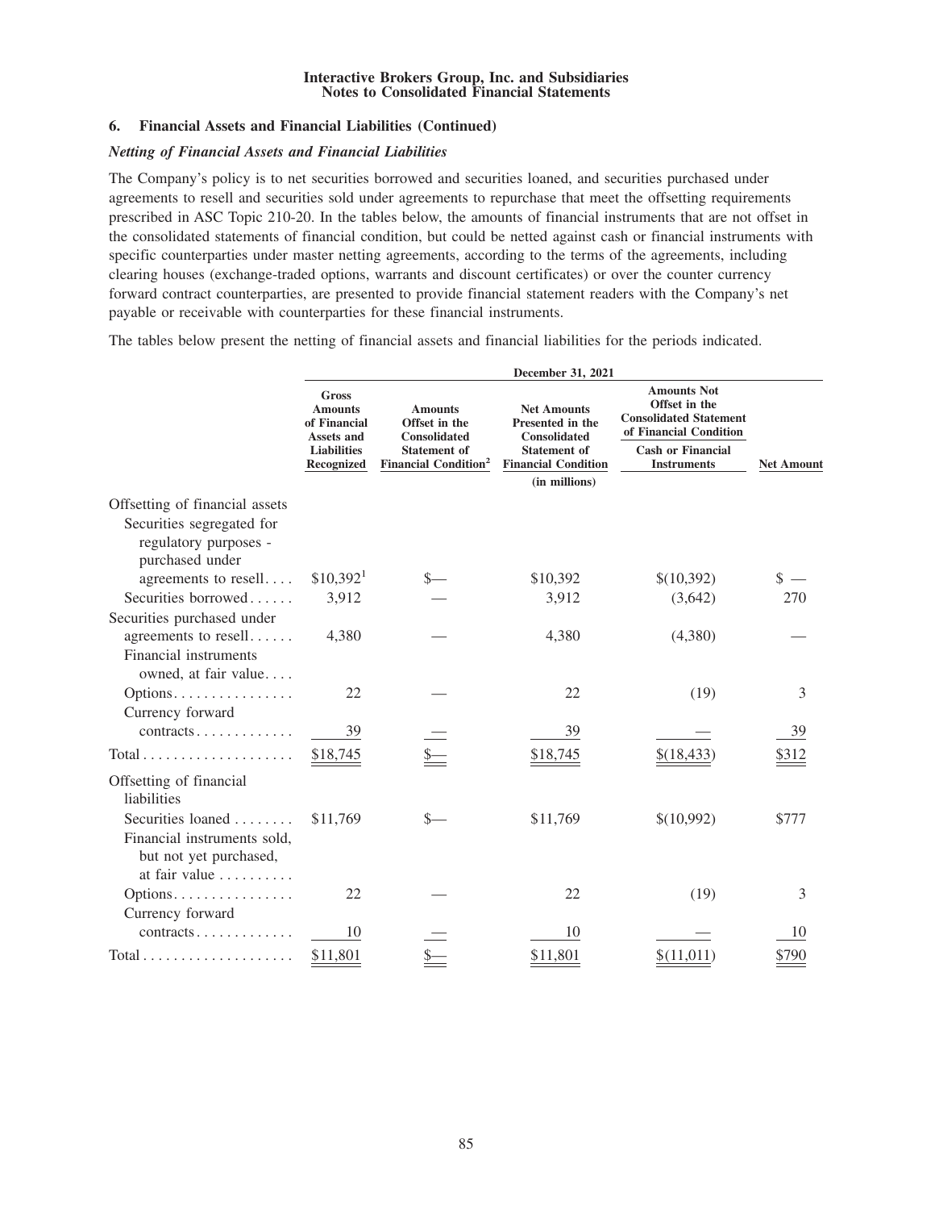### 6. Financial Assets and Financial Liabilities (Continued)

***Netting of Financial Assets and Financial Liabilities***

The Company's policy is to net securities borrowed and securities loaned, and securities purchased under agreements to resell and securities sold under agreements to repurchase that meet the offsetting requirements prescribed in ASC Topic 210-20. In the tables below, the amounts of financial instruments that are not offset in the consolidated statements of financial condition, but could be netted against cash or financial instruments with specific counterparties under master netting agreements, according to the terms of the agreements, including clearing houses (exchange-traded options, warrants and discount certificates) or over the counter currency forward contract counterparties, are presented to provide financial statement readers with the Company's net payable or receivable with counterparties for these financial instruments.

The tables below present the netting of financial assets and financial liabilities for the periods indicated.

| | December 31, 2021 | | | | |
|---|---|---|---|---|---|
| | Gross Amounts of Financial Assets and Liabilities Recognized | Amounts Offset in the Consolidated Statement of Financial Condition[2] | Net Amounts Presented in the Consolidated Statement of Financial Condition | Amounts Not Offset in the Consolidated Statement of Financial Condition — Cash or Financial Instruments | Net Amount |
| | (in millions) | | | | |
| Offsetting of financial assets | | | | | |
| Securities segregated for regulatory purposes - purchased under agreements to resell | $10,392[1] | $— | $10,392 | $(10,392) | $ — |
| Securities borrowed | 3,912 | — | 3,912 | (3,642) | 270 |
| Securities purchased under agreements to resell | 4,380 | — | 4,380 | (4,380) | — |
| Financial instruments owned, at fair value | | | | | |
| Options | 22 | — | 22 | (19) | 3 |
| Currency forward contracts | 39 | — | 39 | — | 39 |
| Total | $18,745 | $— | $18,745 | $(18,433) | $312 |
| Offsetting of financial liabilities | | | | | |
| Securities loaned | $11,769 | $— | $11,769 | $(10,992) | $777 |
| Financial instruments sold, but not yet purchased, at fair value | | | | | |
| Options | 22 | — | 22 | (19) | 3 |
| Currency forward contracts | 10 | — | 10 | — | 10 |
| Total | $11,801 | $— | $11,801 | $(11,011) | $790 |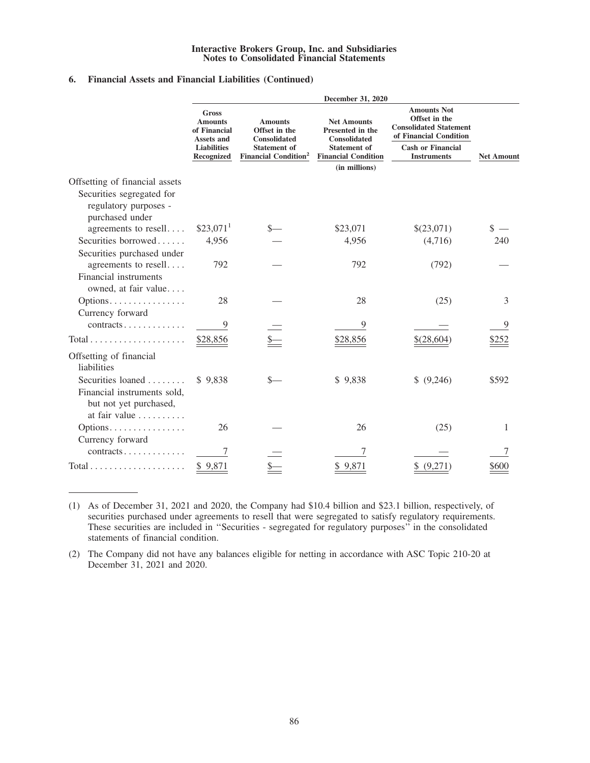## 6. Financial Assets and Financial Liabilities (Continued)

| | December 31, 2020 | | | | |
|---|---|---|---|---|---|
| | | | | Amounts Not Offset in the Consolidated Statement of Financial Condition | |
| | Gross Amounts of Financial Assets and Liabilities Recognized | Amounts Offset in the Consolidated Statement of Financial Condition[2] | Net Amounts Presented in the Consolidated Statement of Financial Condition | Cash or Financial Instruments | Net Amount |
| | | | (in millions) | | |
| Offsetting of financial assets | | | | | |
| Securities segregated for regulatory purposes - purchased under agreements to resell | $23,071[1] | $— | $23,071 | $(23,071) | $ — |
| Securities borrowed | 4,956 | — | 4,956 | (4,716) | 240 |
| Securities purchased under agreements to resell | 792 | — | 792 | (792) | — |
| Financial instruments owned, at fair value | | | | | |
| Options | 28 | — | 28 | (25) | 3 |
| Currency forward contracts | 9 | — | 9 | — | 9 |
| Total | $28,856 | $— | $28,856 | $(28,604) | $252 |
| Offsetting of financial liabilities | | | | | |
| Securities loaned | $ 9,838 | $— | $ 9,838 | $ (9,246) | $592 |
| Financial instruments sold, but not yet purchased, at fair value | | | | | |
| Options | 26 | — | 26 | (25) | 1 |
| Currency forward contracts | 7 | — | 7 | — | 7 |
| Total | $ 9,871 | $— | $ 9,871 | $ (9,271) | $600 |

(1) As of December 31, 2021 and 2020, the Company had $10.4 billion and $23.1 billion, respectively, of securities purchased under agreements to resell that were segregated to satisfy regulatory requirements. These securities are included in ''Securities - segregated for regulatory purposes'' in the consolidated statements of financial condition.

(2) The Company did not have any balances eligible for netting in accordance with ASC Topic 210-20 at December 31, 2021 and 2020.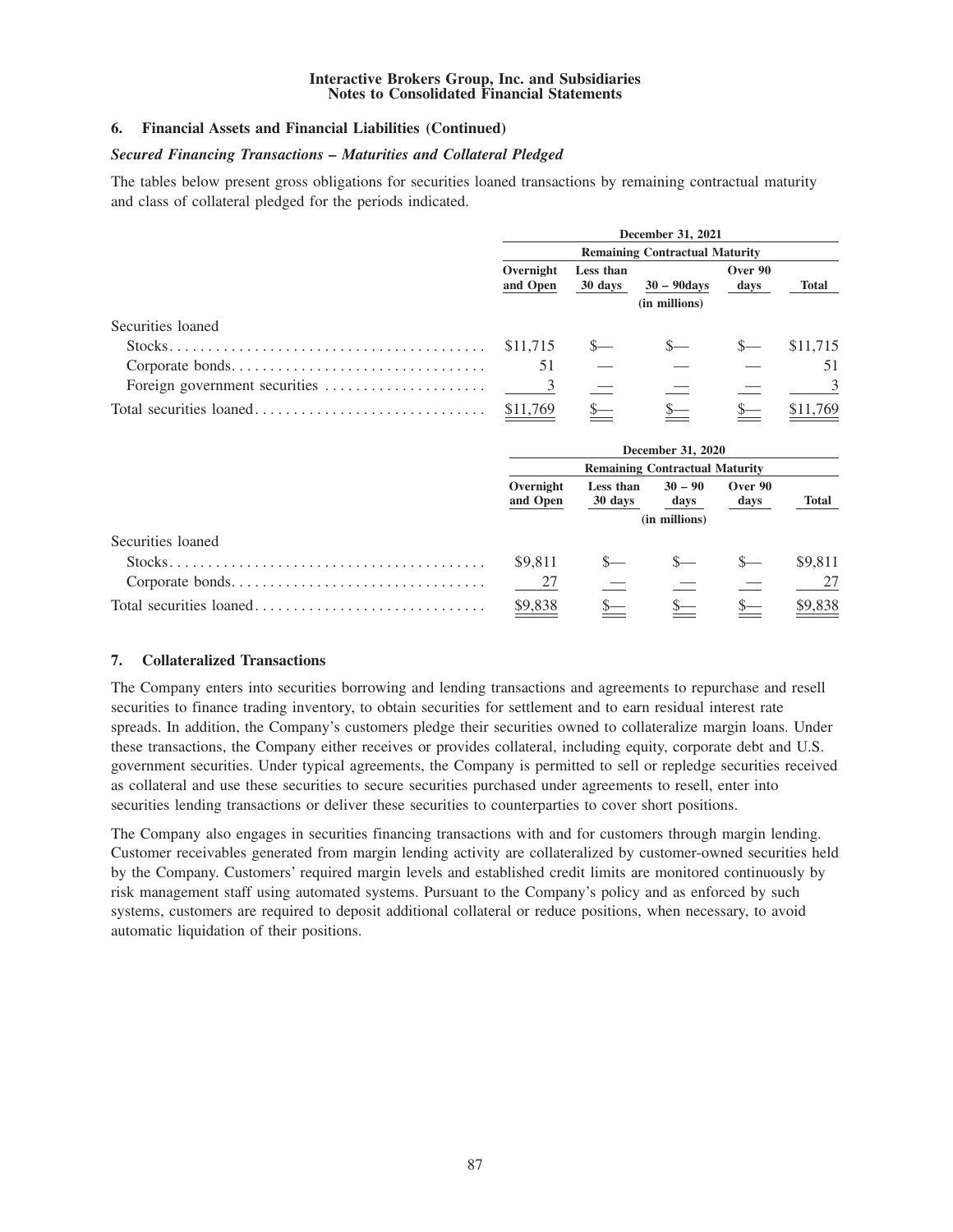## 6. Financial Assets and Financial Liabilities (Continued)

### *Secured Financing Transactions – Maturities and Collateral Pledged*

The tables below present gross obligations for securities loaned transactions by remaining contractual maturity and class of collateral pledged for the periods indicated.

| | December 31, 2021 | | | | |
|---|---|---|---|---|---|
| | Remaining Contractual Maturity | | | | |
| | Overnight and Open | Less than 30 days | 30 – 90days | Over 90 days | Total |
| | | | (in millions) | | |
| Securities loaned | | | | | |
| Stocks | $11,715 | $— | $— | $— | $11,715 |
| Corporate bonds | 51 | — | — | — | 51 |
| Foreign government securities | 3 | — | — | — | 3 |
| Total securities loaned | $11,769 | $— | $— | $— | $11,769 |

| | December 31, 2020 | | | | |
|---|---|---|---|---|---|
| | Remaining Contractual Maturity | | | | |
| | Overnight and Open | Less than 30 days | 30 – 90 days | Over 90 days | Total |
| | | | (in millions) | | |
| Securities loaned | | | | | |
| Stocks | $9,811 | $— | $— | $— | $9,811 |
| Corporate bonds | 27 | — | — | — | 27 |
| Total securities loaned | $9,838 | $— | $— | $— | $9,838 |

## 7. Collateralized Transactions

The Company enters into securities borrowing and lending transactions and agreements to repurchase and resell securities to finance trading inventory, to obtain securities for settlement and to earn residual interest rate spreads. In addition, the Company's customers pledge their securities owned to collateralize margin loans. Under these transactions, the Company either receives or provides collateral, including equity, corporate debt and U.S. government securities. Under typical agreements, the Company is permitted to sell or repledge securities received as collateral and use these securities to secure securities purchased under agreements to resell, enter into securities lending transactions or deliver these securities to counterparties to cover short positions.

The Company also engages in securities financing transactions with and for customers through margin lending. Customer receivables generated from margin lending activity are collateralized by customer-owned securities held by the Company. Customers' required margin levels and established credit limits are monitored continuously by risk management staff using automated systems. Pursuant to the Company's policy and as enforced by such systems, customers are required to deposit additional collateral or reduce positions, when necessary, to avoid automatic liquidation of their positions.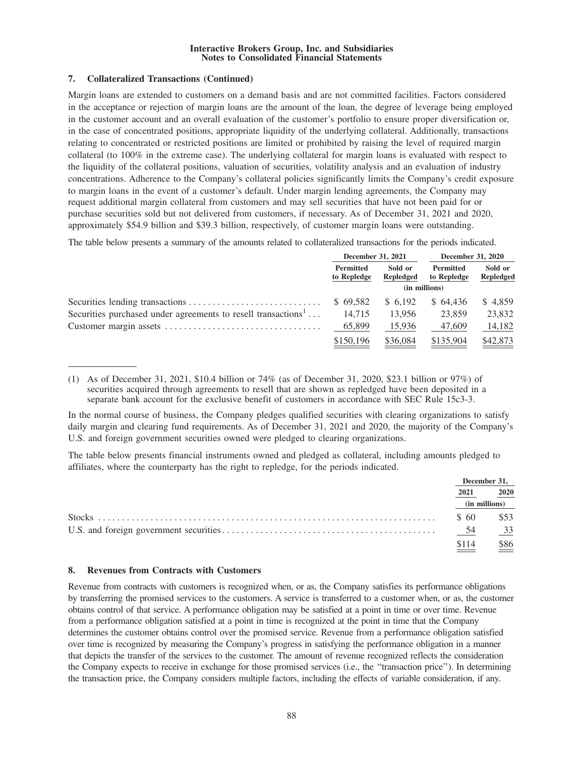### 7. Collateralized Transactions (Continued)

Margin loans are extended to customers on a demand basis and are not committed facilities. Factors considered in the acceptance or rejection of margin loans are the amount of the loan, the degree of leverage being employed in the customer account and an overall evaluation of the customer's portfolio to ensure proper diversification or, in the case of concentrated positions, appropriate liquidity of the underlying collateral. Additionally, transactions relating to concentrated or restricted positions are limited or prohibited by raising the level of required margin collateral (to 100% in the extreme case). The underlying collateral for margin loans is evaluated with respect to the liquidity of the collateral positions, valuation of securities, volatility analysis and an evaluation of industry concentrations. Adherence to the Company's collateral policies significantly limits the Company's credit exposure to margin loans in the event of a customer's default. Under margin lending agreements, the Company may request additional margin collateral from customers and may sell securities that have not been paid for or purchase securities sold but not delivered from customers, if necessary. As of December 31, 2021 and 2020, approximately $54.9 billion and $39.3 billion, respectively, of customer margin loans were outstanding.

The table below presents a summary of the amounts related to collateralized transactions for the periods indicated.

| | December 31, 2021 | | December 31, 2020 | |
|---|---|---|---|---|
| | Permitted to Repledge | Sold or Repledged | Permitted to Repledge | Sold or Repledged |
| | (in millions) | | | |
| Securities lending transactions | $ 69,582 | $ 6,192 | $ 64,436 | $ 4,859 |
| Securities purchased under agreements to resell transactions[1] | 14,715 | 13,956 | 23,859 | 23,832 |
| Customer margin assets | 65,899 | 15,936 | 47,609 | 14,182 |
| | $150,196 | $36,084 | $135,904 | $42,873 |

(1) As of December 31, 2021, $10.4 billion or 74% (as of December 31, 2020, $23.1 billion or 97%) of securities acquired through agreements to resell that are shown as repledged have been deposited in a separate bank account for the exclusive benefit of customers in accordance with SEC Rule 15c3-3.

In the normal course of business, the Company pledges qualified securities with clearing organizations to satisfy daily margin and clearing fund requirements. As of December 31, 2021 and 2020, the majority of the Company's U.S. and foreign government securities owned were pledged to clearing organizations.

The table below presents financial instruments owned and pledged as collateral, including amounts pledged to affiliates, where the counterparty has the right to repledge, for the periods indicated.

| | December 31, | |
|---|---|---|
| | 2021 | 2020 |
| | (in millions) | |
| Stocks | $ 60 | $53 |
| U.S. and foreign government securities | 54 | 33 |
| | $114 | $86 |

### 8. Revenues from Contracts with Customers

Revenue from contracts with customers is recognized when, or as, the Company satisfies its performance obligations by transferring the promised services to the customers. A service is transferred to a customer when, or as, the customer obtains control of that service. A performance obligation may be satisfied at a point in time or over time. Revenue from a performance obligation satisfied at a point in time is recognized at the point in time that the Company determines the customer obtains control over the promised service. Revenue from a performance obligation satisfied over time is recognized by measuring the Company's progress in satisfying the performance obligation in a manner that depicts the transfer of the services to the customer. The amount of revenue recognized reflects the consideration the Company expects to receive in exchange for those promised services (i.e., the "transaction price"). In determining the transaction price, the Company considers multiple factors, including the effects of variable consideration, if any.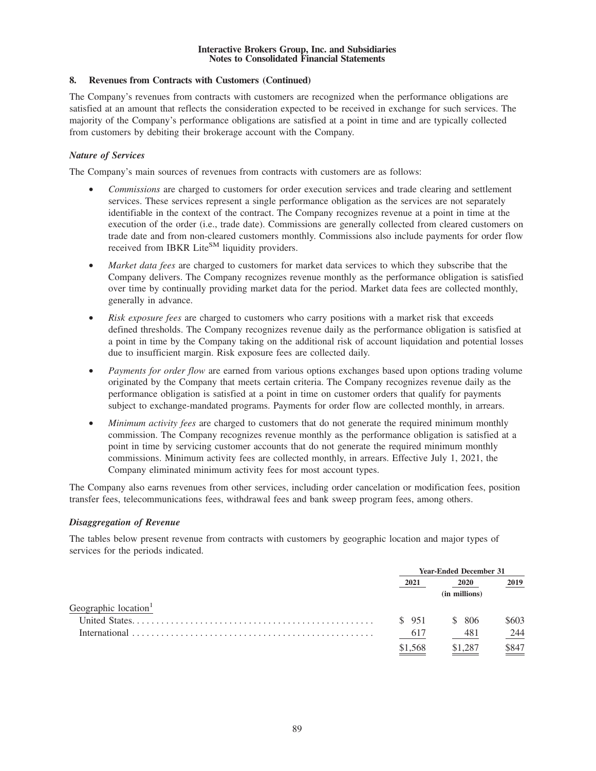## 8. Revenues from Contracts with Customers (Continued)

The Company's revenues from contracts with customers are recognized when the performance obligations are satisfied at an amount that reflects the consideration expected to be received in exchange for such services. The majority of the Company's performance obligations are satisfied at a point in time and are typically collected from customers by debiting their brokerage account with the Company.

### *Nature of Services*

The Company's main sources of revenues from contracts with customers are as follows:

- *Commissions* are charged to customers for order execution services and trade clearing and settlement services. These services represent a single performance obligation as the services are not separately identifiable in the context of the contract. The Company recognizes revenue at a point in time at the execution of the order (i.e., trade date). Commissions are generally collected from cleared customers on trade date and from non-cleared customers monthly. Commissions also include payments for order flow received from IBKR Lite[SM] liquidity providers.
- *Market data fees* are charged to customers for market data services to which they subscribe that the Company delivers. The Company recognizes revenue monthly as the performance obligation is satisfied over time by continually providing market data for the period. Market data fees are collected monthly, generally in advance.
- *Risk exposure fees* are charged to customers who carry positions with a market risk that exceeds defined thresholds. The Company recognizes revenue daily as the performance obligation is satisfied at a point in time by the Company taking on the additional risk of account liquidation and potential losses due to insufficient margin. Risk exposure fees are collected daily.
- *Payments for order flow* are earned from various options exchanges based upon options trading volume originated by the Company that meets certain criteria. The Company recognizes revenue daily as the performance obligation is satisfied at a point in time on customer orders that qualify for payments subject to exchange-mandated programs. Payments for order flow are collected monthly, in arrears.
- *Minimum activity fees* are charged to customers that do not generate the required minimum monthly commission. The Company recognizes revenue monthly as the performance obligation is satisfied at a point in time by servicing customer accounts that do not generate the required minimum monthly commissions. Minimum activity fees are collected monthly, in arrears. Effective July 1, 2021, the Company eliminated minimum activity fees for most account types.

The Company also earns revenues from other services, including order cancelation or modification fees, position transfer fees, telecommunications fees, withdrawal fees and bank sweep program fees, among others.

### *Disaggregation of Revenue*

The tables below present revenue from contracts with customers by geographic location and major types of services for the periods indicated.

| | Year-Ended December 31 | | |
|---|---|---|---|
| | 2021 | 2020 | 2019 |
| | | (in millions) | |
| Geographic location[1] | | | |
| United States | $ 951 | $ 806 | $603 |
| International | 617 | 481 | 244 |
| | $1,568 | $1,287 | $847 |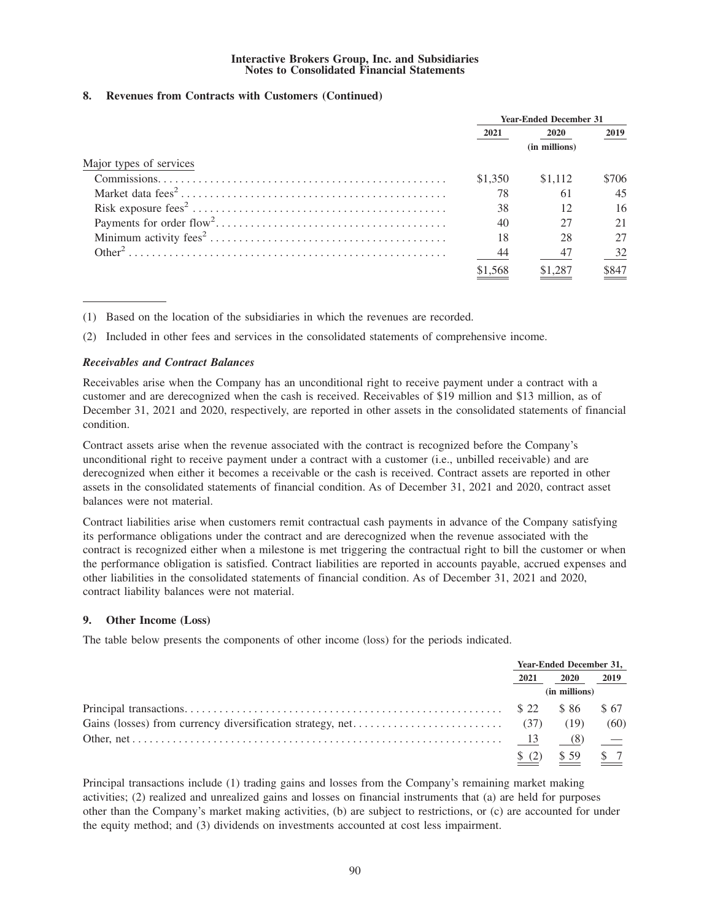**Interactive Brokers Group, Inc. and Subsidiaries**
**Notes to Consolidated Financial Statements**

### 8. Revenues from Contracts with Customers (Continued)

| | Year-Ended December 31 | | |
|---|---|---|---|
| | 2021 | 2020 | 2019 |
| | | (in millions) | |
| Major types of services | | | |
| Commissions | $1,350 | $1,112 | $706 |
| Market data fees[2] | 78 | 61 | 45 |
| Risk exposure fees[2] | 38 | 12 | 16 |
| Payments for order flow[2] | 40 | 27 | 21 |
| Minimum activity fees[2] | 18 | 28 | 27 |
| Other[2] | 44 | 47 | 32 |
| | $1,568 | $1,287 | $847 |

(1) Based on the location of the subsidiaries in which the revenues are recorded.

(2) Included in other fees and services in the consolidated statements of comprehensive income.

***Receivables and Contract Balances***

Receivables arise when the Company has an unconditional right to receive payment under a contract with a customer and are derecognized when the cash is received. Receivables of $19 million and $13 million, as of December 31, 2021 and 2020, respectively, are reported in other assets in the consolidated statements of financial condition.

Contract assets arise when the revenue associated with the contract is recognized before the Company's unconditional right to receive payment under a contract with a customer (i.e., unbilled receivable) and are derecognized when either it becomes a receivable or the cash is received. Contract assets are reported in other assets in the consolidated statements of financial condition. As of December 31, 2021 and 2020, contract asset balances were not material.

Contract liabilities arise when customers remit contractual cash payments in advance of the Company satisfying its performance obligations under the contract and are derecognized when the revenue associated with the contract is recognized either when a milestone is met triggering the contractual right to bill the customer or when the performance obligation is satisfied. Contract liabilities are reported in accounts payable, accrued expenses and other liabilities in the consolidated statements of financial condition. As of December 31, 2021 and 2020, contract liability balances were not material.

### 9. Other Income (Loss)

The table below presents the components of other income (loss) for the periods indicated.

| | Year-Ended December 31, | | |
|---|---|---|---|
| | 2021 | 2020 | 2019 |
| | | (in millions) | |
| Principal transactions | $ 22 | $ 86 | $ 67 |
| Gains (losses) from currency diversification strategy, net | (37) | (19) | (60) |
| Other, net | 13 | (8) | — |
| | $ (2) | $ 59 | $ 7 |

Principal transactions include (1) trading gains and losses from the Company's remaining market making activities; (2) realized and unrealized gains and losses on financial instruments that (a) are held for purposes other than the Company's market making activities, (b) are subject to restrictions, or (c) are accounted for under the equity method; and (3) dividends on investments accounted at cost less impairment.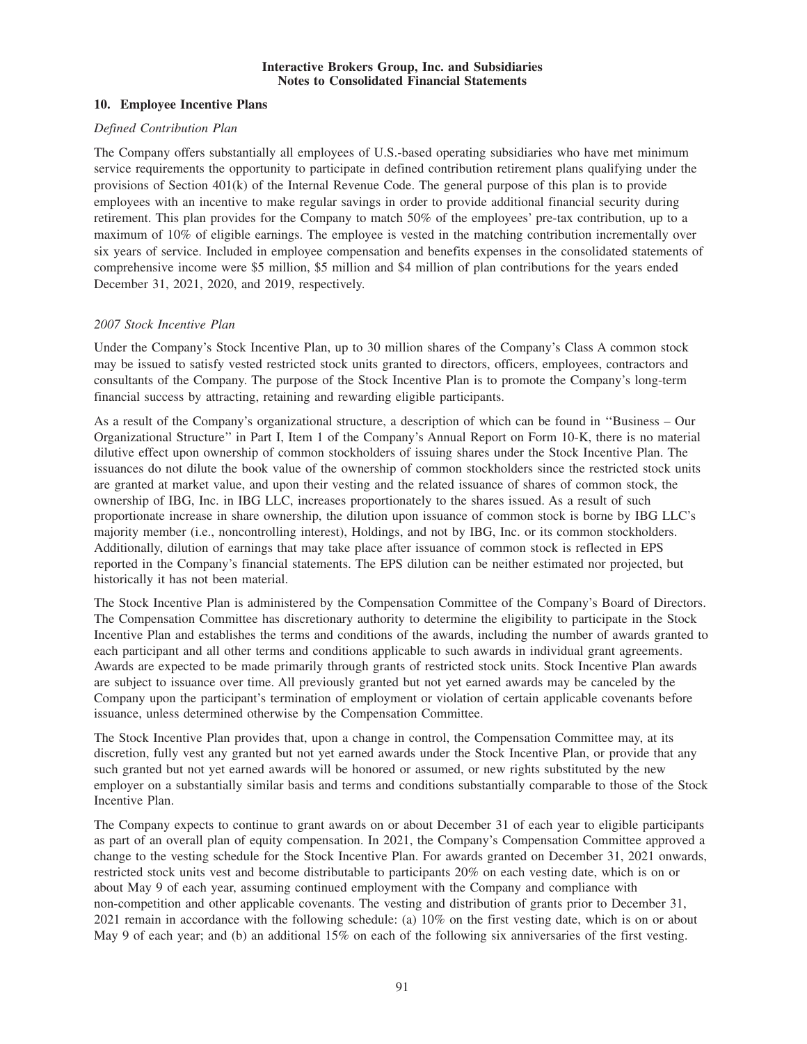## 10. Employee Incentive Plans

*Defined Contribution Plan*

The Company offers substantially all employees of U.S.-based operating subsidiaries who have met minimum service requirements the opportunity to participate in defined contribution retirement plans qualifying under the provisions of Section 401(k) of the Internal Revenue Code. The general purpose of this plan is to provide employees with an incentive to make regular savings in order to provide additional financial security during retirement. This plan provides for the Company to match 50% of the employees' pre-tax contribution, up to a maximum of 10% of eligible earnings. The employee is vested in the matching contribution incrementally over six years of service. Included in employee compensation and benefits expenses in the consolidated statements of comprehensive income were $5 million, $5 million and $4 million of plan contributions for the years ended December 31, 2021, 2020, and 2019, respectively.

*2007 Stock Incentive Plan*

Under the Company's Stock Incentive Plan, up to 30 million shares of the Company's Class A common stock may be issued to satisfy vested restricted stock units granted to directors, officers, employees, contractors and consultants of the Company. The purpose of the Stock Incentive Plan is to promote the Company's long-term financial success by attracting, retaining and rewarding eligible participants.

As a result of the Company's organizational structure, a description of which can be found in ''Business – Our Organizational Structure'' in Part I, Item 1 of the Company's Annual Report on Form 10-K, there is no material dilutive effect upon ownership of common stockholders of issuing shares under the Stock Incentive Plan. The issuances do not dilute the book value of the ownership of common stockholders since the restricted stock units are granted at market value, and upon their vesting and the related issuance of shares of common stock, the ownership of IBG, Inc. in IBG LLC, increases proportionately to the shares issued. As a result of such proportionate increase in share ownership, the dilution upon issuance of common stock is borne by IBG LLC's majority member (i.e., noncontrolling interest), Holdings, and not by IBG, Inc. or its common stockholders. Additionally, dilution of earnings that may take place after issuance of common stock is reflected in EPS reported in the Company's financial statements. The EPS dilution can be neither estimated nor projected, but historically it has not been material.

The Stock Incentive Plan is administered by the Compensation Committee of the Company's Board of Directors. The Compensation Committee has discretionary authority to determine the eligibility to participate in the Stock Incentive Plan and establishes the terms and conditions of the awards, including the number of awards granted to each participant and all other terms and conditions applicable to such awards in individual grant agreements. Awards are expected to be made primarily through grants of restricted stock units. Stock Incentive Plan awards are subject to issuance over time. All previously granted but not yet earned awards may be canceled by the Company upon the participant's termination of employment or violation of certain applicable covenants before issuance, unless determined otherwise by the Compensation Committee.

The Stock Incentive Plan provides that, upon a change in control, the Compensation Committee may, at its discretion, fully vest any granted but not yet earned awards under the Stock Incentive Plan, or provide that any such granted but not yet earned awards will be honored or assumed, or new rights substituted by the new employer on a substantially similar basis and terms and conditions substantially comparable to those of the Stock Incentive Plan.

The Company expects to continue to grant awards on or about December 31 of each year to eligible participants as part of an overall plan of equity compensation. In 2021, the Company's Compensation Committee approved a change to the vesting schedule for the Stock Incentive Plan. For awards granted on December 31, 2021 onwards, restricted stock units vest and become distributable to participants 20% on each vesting date, which is on or about May 9 of each year, assuming continued employment with the Company and compliance with non-competition and other applicable covenants. The vesting and distribution of grants prior to December 31, 2021 remain in accordance with the following schedule: (a) 10% on the first vesting date, which is on or about May 9 of each year; and (b) an additional 15% on each of the following six anniversaries of the first vesting.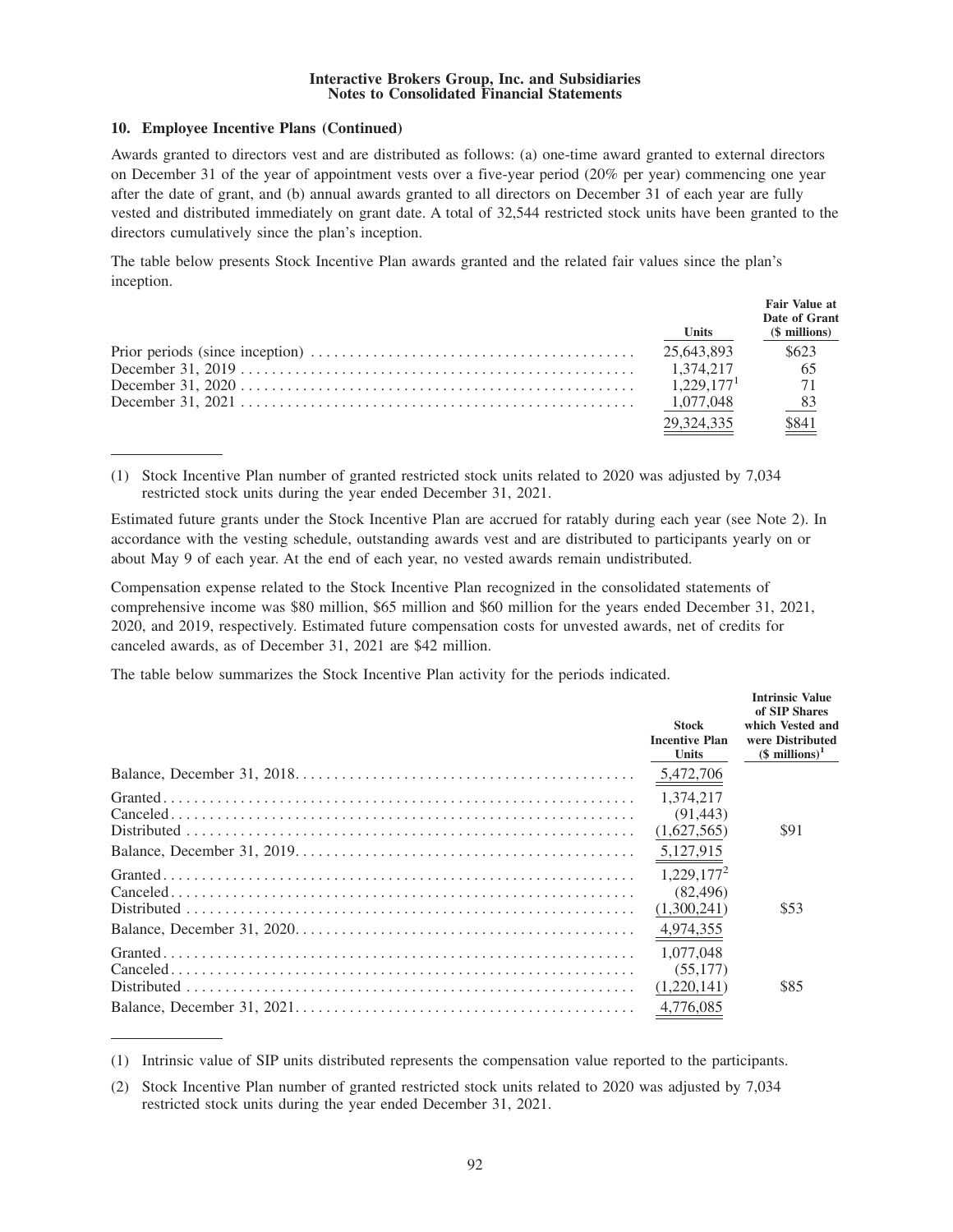### 10. Employee Incentive Plans (Continued)

Awards granted to directors vest and are distributed as follows: (a) one-time award granted to external directors on December 31 of the year of appointment vests over a five-year period (20% per year) commencing one year after the date of grant, and (b) annual awards granted to all directors on December 31 of each year are fully vested and distributed immediately on grant date. A total of 32,544 restricted stock units have been granted to the directors cumulatively since the plan's inception.

The table below presents Stock Incentive Plan awards granted and the related fair values since the plan's inception.

| | Units | Fair Value at Date of Grant ($ millions) |
|---|---|---|
| Prior periods (since inception) | 25,643,893 | $623 |
| December 31, 2019 | 1,374,217 | 65 |
| December 31, 2020 | 1,229,177[1] | 71 |
| December 31, 2021 | 1,077,048 | 83 |
| | 29,324,335 | $841 |

(1) Stock Incentive Plan number of granted restricted stock units related to 2020 was adjusted by 7,034 restricted stock units during the year ended December 31, 2021.

Estimated future grants under the Stock Incentive Plan are accrued for ratably during each year (see Note 2). In accordance with the vesting schedule, outstanding awards vest and are distributed to participants yearly on or about May 9 of each year. At the end of each year, no vested awards remain undistributed.

Compensation expense related to the Stock Incentive Plan recognized in the consolidated statements of comprehensive income was $80 million, $65 million and $60 million for the years ended December 31, 2021, 2020, and 2019, respectively. Estimated future compensation costs for unvested awards, net of credits for canceled awards, as of December 31, 2021 are $42 million.

The table below summarizes the Stock Incentive Plan activity for the periods indicated.

| | Stock Incentive Plan Units | Intrinsic Value of SIP Shares which Vested and were Distributed ($ millions)[1] |
|---|---|---|
| Balance, December 31, 2018 | 5,472,706 | |
| Granted | 1,374,217 | |
| Canceled | (91,443) | |
| Distributed | (1,627,565) | $91 |
| Balance, December 31, 2019 | 5,127,915 | |
| Granted | 1,229,177[2] | |
| Canceled | (82,496) | |
| Distributed | (1,300,241) | $53 |
| Balance, December 31, 2020 | 4,974,355 | |
| Granted | 1,077,048 | |
| Canceled | (55,177) | |
| Distributed | (1,220,141) | $85 |
| Balance, December 31, 2021 | 4,776,085 | |

(1) Intrinsic value of SIP units distributed represents the compensation value reported to the participants.

(2) Stock Incentive Plan number of granted restricted stock units related to 2020 was adjusted by 7,034 restricted stock units during the year ended December 31, 2021.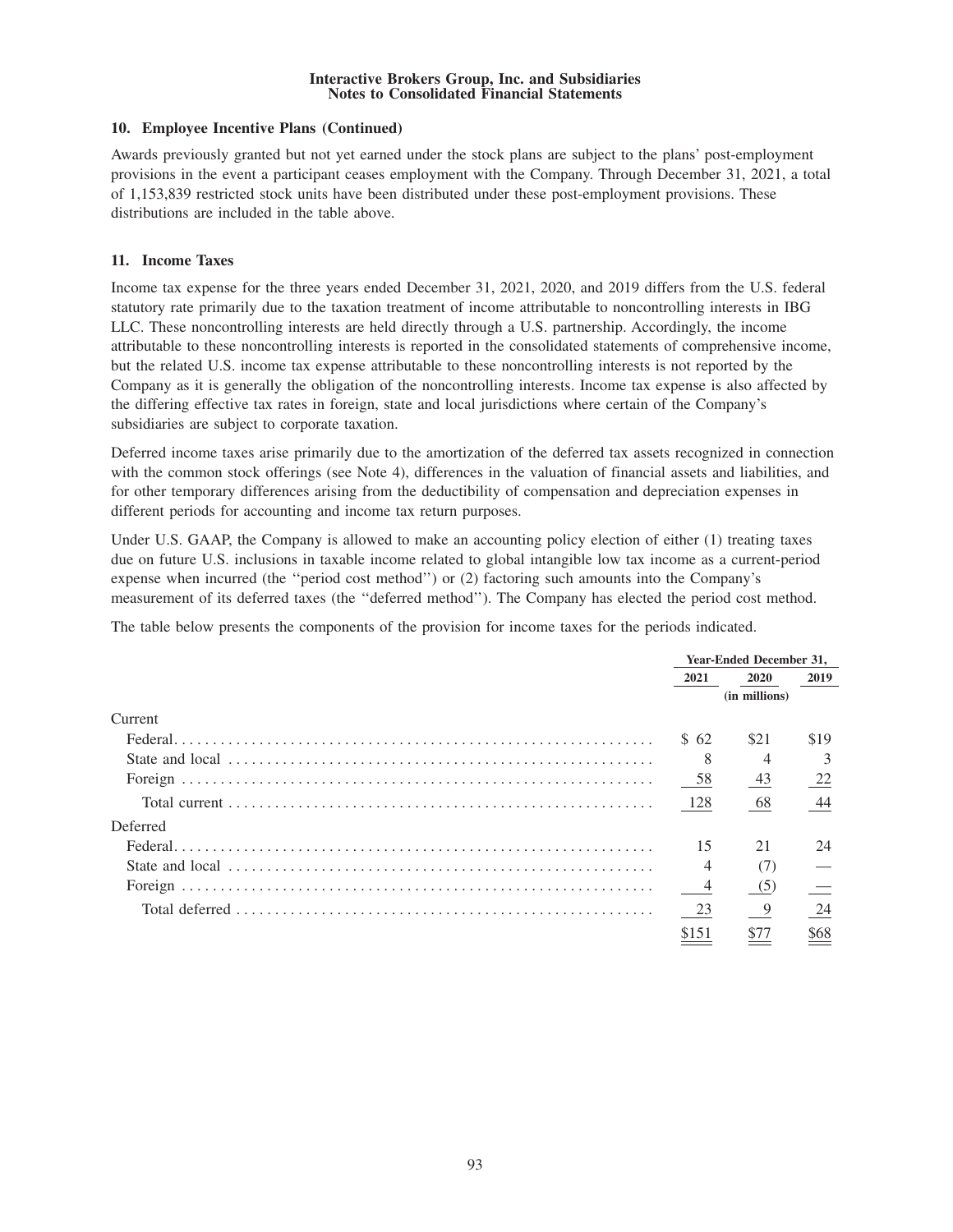## 10. Employee Incentive Plans (Continued)

Awards previously granted but not yet earned under the stock plans are subject to the plans' post-employment provisions in the event a participant ceases employment with the Company. Through December 31, 2021, a total of 1,153,839 restricted stock units have been distributed under these post-employment provisions. These distributions are included in the table above.

## 11. Income Taxes

Income tax expense for the three years ended December 31, 2021, 2020, and 2019 differs from the U.S. federal statutory rate primarily due to the taxation treatment of income attributable to noncontrolling interests in IBG LLC. These noncontrolling interests are held directly through a U.S. partnership. Accordingly, the income attributable to these noncontrolling interests is reported in the consolidated statements of comprehensive income, but the related U.S. income tax expense attributable to these noncontrolling interests is not reported by the Company as it is generally the obligation of the noncontrolling interests. Income tax expense is also affected by the differing effective tax rates in foreign, state and local jurisdictions where certain of the Company's subsidiaries are subject to corporate taxation.

Deferred income taxes arise primarily due to the amortization of the deferred tax assets recognized in connection with the common stock offerings (see Note 4), differences in the valuation of financial assets and liabilities, and for other temporary differences arising from the deductibility of compensation and depreciation expenses in different periods for accounting and income tax return purposes.

Under U.S. GAAP, the Company is allowed to make an accounting policy election of either (1) treating taxes due on future U.S. inclusions in taxable income related to global intangible low tax income as a current-period expense when incurred (the "period cost method") or (2) factoring such amounts into the Company's measurement of its deferred taxes (the "deferred method"). The Company has elected the period cost method.

The table below presents the components of the provision for income taxes for the periods indicated.

| | Year-Ended December 31, | | |
|---|---|---|---|
| | 2021 | 2020 | 2019 |
| | (in millions) | | |
| Current | | | |
| Federal | $ 62 | $21 | $19 |
| State and local | 8 | 4 | 3 |
| Foreign | 58 | 43 | 22 |
| Total current | 128 | 68 | 44 |
| Deferred | | | |
| Federal | 15 | 21 | 24 |
| State and local | 4 | (7) | — |
| Foreign | 4 | (5) | — |
| Total deferred | 23 | 9 | 24 |
| | $151 | $77 | $68 |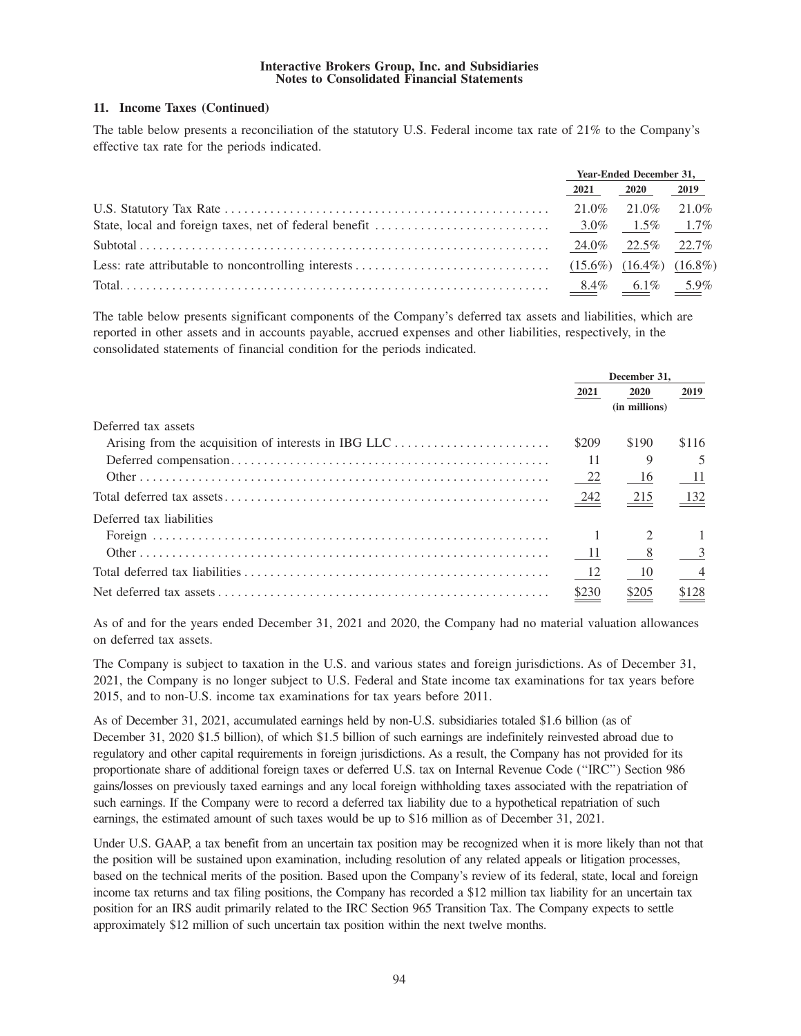## 11. Income Taxes (Continued)

The table below presents a reconciliation of the statutory U.S. Federal income tax rate of 21% to the Company's effective tax rate for the periods indicated.

| | Year-Ended December 31, | | |
|---|---|---|---|
| | 2021 | 2020 | 2019 |
| U.S. Statutory Tax Rate | 21.0% | 21.0% | 21.0% |
| State, local and foreign taxes, net of federal benefit | 3.0% | 1.5% | 1.7% |
| Subtotal | 24.0% | 22.5% | 22.7% |
| Less: rate attributable to noncontrolling interests | (15.6%) | (16.4%) | (16.8%) |
| Total | 8.4% | 6.1% | 5.9% |

The table below presents significant components of the Company's deferred tax assets and liabilities, which are reported in other assets and in accounts payable, accrued expenses and other liabilities, respectively, in the consolidated statements of financial condition for the periods indicated.

| | December 31, | | |
|---|---|---|---|
| | 2021 | 2020 | 2019 |
| | | (in millions) | |
| Deferred tax assets | | | |
| Arising from the acquisition of interests in IBG LLC | $209 | $190 | $116 |
| Deferred compensation | 11 | 9 | 5 |
| Other | 22 | 16 | 11 |
| Total deferred tax assets | 242 | 215 | 132 |
| Deferred tax liabilities | | | |
| Foreign | 1 | 2 | 1 |
| Other | 11 | 8 | 3 |
| Total deferred tax liabilities | 12 | 10 | 4 |
| Net deferred tax assets | $230 | $205 | $128 |

As of and for the years ended December 31, 2021 and 2020, the Company had no material valuation allowances on deferred tax assets.

The Company is subject to taxation in the U.S. and various states and foreign jurisdictions. As of December 31, 2021, the Company is no longer subject to U.S. Federal and State income tax examinations for tax years before 2015, and to non-U.S. income tax examinations for tax years before 2011.

As of December 31, 2021, accumulated earnings held by non-U.S. subsidiaries totaled $1.6 billion (as of December 31, 2020 $1.5 billion), of which $1.5 billion of such earnings are indefinitely reinvested abroad due to regulatory and other capital requirements in foreign jurisdictions. As a result, the Company has not provided for its proportionate share of additional foreign taxes or deferred U.S. tax on Internal Revenue Code ("IRC") Section 986 gains/losses on previously taxed earnings and any local foreign withholding taxes associated with the repatriation of such earnings. If the Company were to record a deferred tax liability due to a hypothetical repatriation of such earnings, the estimated amount of such taxes would be up to $16 million as of December 31, 2021.

Under U.S. GAAP, a tax benefit from an uncertain tax position may be recognized when it is more likely than not that the position will be sustained upon examination, including resolution of any related appeals or litigation processes, based on the technical merits of the position. Based upon the Company's review of its federal, state, local and foreign income tax returns and tax filing positions, the Company has recorded a $12 million tax liability for an uncertain tax position for an IRS audit primarily related to the IRC Section 965 Transition Tax. The Company expects to settle approximately $12 million of such uncertain tax position within the next twelve months.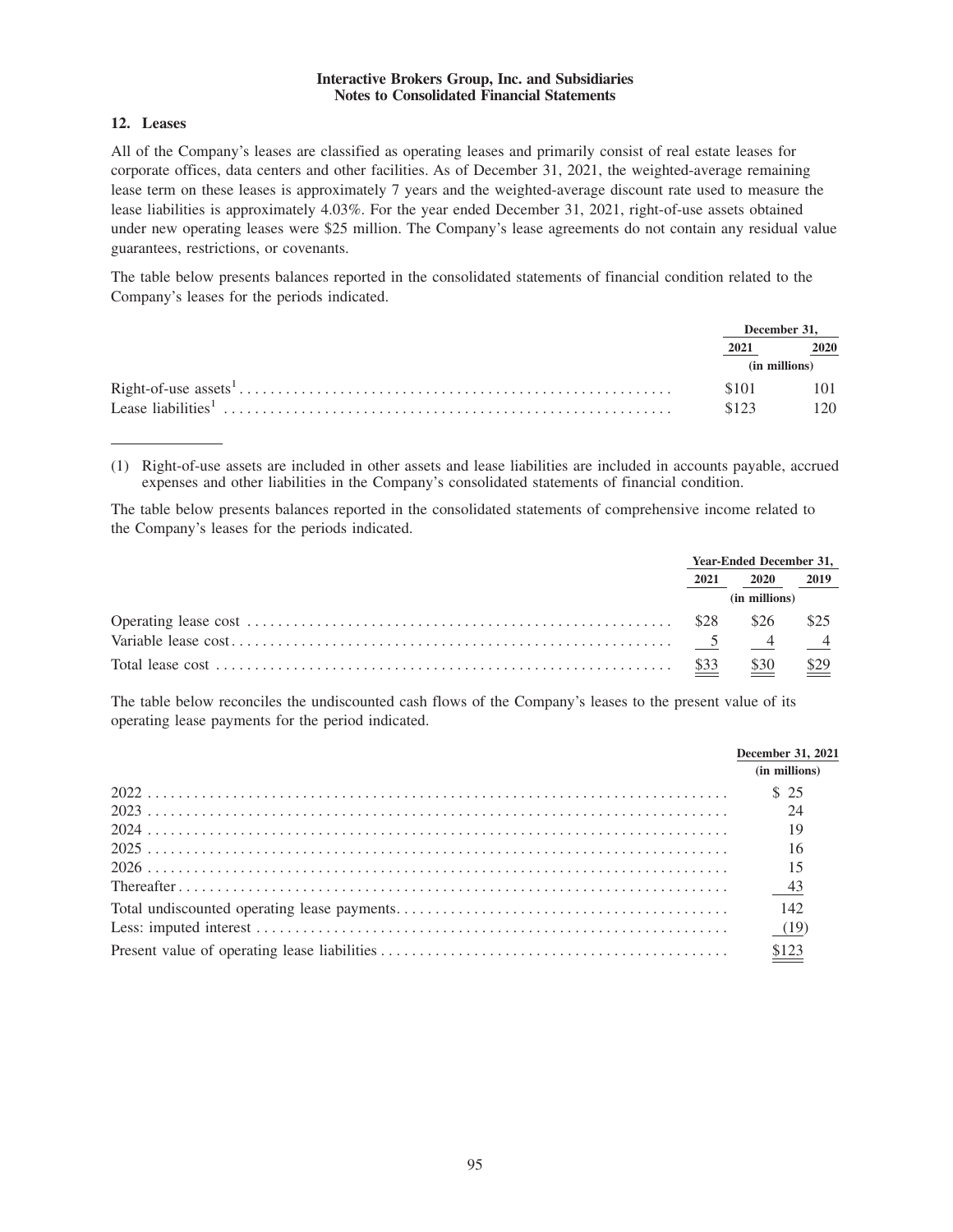## 12. Leases

All of the Company's leases are classified as operating leases and primarily consist of real estate leases for corporate offices, data centers and other facilities. As of December 31, 2021, the weighted-average remaining lease term on these leases is approximately 7 years and the weighted-average discount rate used to measure the lease liabilities is approximately 4.03%. For the year ended December 31, 2021, right-of-use assets obtained under new operating leases were $25 million. The Company's lease agreements do not contain any residual value guarantees, restrictions, or covenants.

The table below presents balances reported in the consolidated statements of financial condition related to the Company's leases for the periods indicated.

| | December 31, | |
|---|---|---|
| | 2021 | 2020 |
| | (in millions) | |
| Right-of-use assets[1] | $101 | 101 |
| Lease liabilities[1] | $123 | 120 |

(1) Right-of-use assets are included in other assets and lease liabilities are included in accounts payable, accrued expenses and other liabilities in the Company's consolidated statements of financial condition.

The table below presents balances reported in the consolidated statements of comprehensive income related to the Company's leases for the periods indicated.

| | Year-Ended December 31, | | |
|---|---|---|---|
| | 2021 | 2020 | 2019 |
| | (in millions) | | |
| Operating lease cost | $28 | $26 | $25 |
| Variable lease cost | 5 | 4 | 4 |
| Total lease cost | $33 | $30 | $29 |

The table below reconciles the undiscounted cash flows of the Company's leases to the present value of its operating lease payments for the period indicated.

| | December 31, 2021 |
|---|---|
| | (in millions) |
| 2022 | $ 25 |
| 2023 | 24 |
| 2024 | 19 |
| 2025 | 16 |
| 2026 | 15 |
| Thereafter | 43 |
| Total undiscounted operating lease payments | 142 |
| Less: imputed interest | (19) |
| Present value of operating lease liabilities | $123 |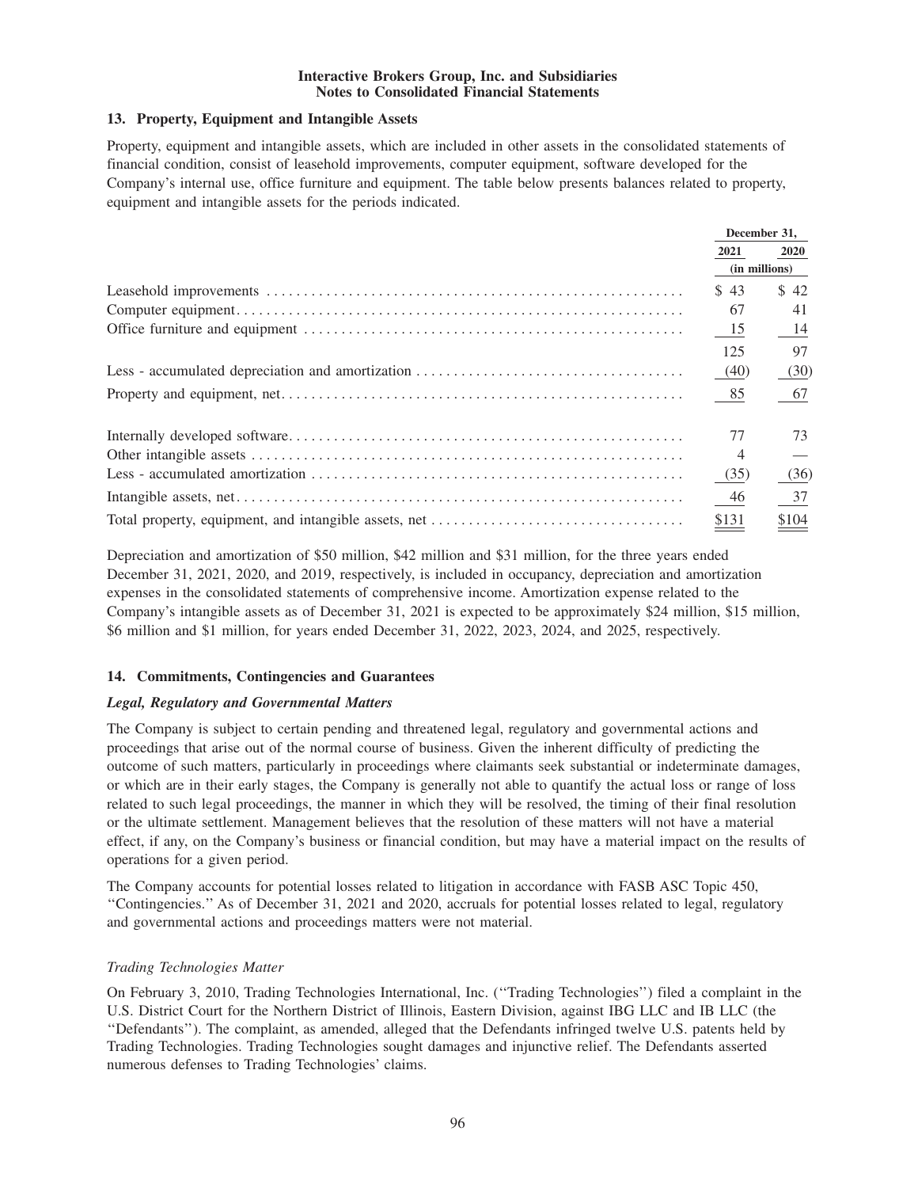## 13. Property, Equipment and Intangible Assets

Property, equipment and intangible assets, which are included in other assets in the consolidated statements of financial condition, consist of leasehold improvements, computer equipment, software developed for the Company's internal use, office furniture and equipment. The table below presents balances related to property, equipment and intangible assets for the periods indicated.

| | December 31, | |
|---|---|---|
| | 2021 | 2020 |
| | (in millions) | |
| Leasehold improvements | $ 43 | $ 42 |
| Computer equipment | 67 | 41 |
| Office furniture and equipment | 15 | 14 |
| | 125 | 97 |
| Less - accumulated depreciation and amortization | (40) | (30) |
| Property and equipment, net | 85 | 67 |
| Internally developed software | 77 | 73 |
| Other intangible assets | 4 | — |
| Less - accumulated amortization | (35) | (36) |
| Intangible assets, net | 46 | 37 |
| Total property, equipment, and intangible assets, net | $131 | $104 |

Depreciation and amortization of $50 million, $42 million and $31 million, for the three years ended December 31, 2021, 2020, and 2019, respectively, is included in occupancy, depreciation and amortization expenses in the consolidated statements of comprehensive income. Amortization expense related to the Company's intangible assets as of December 31, 2021 is expected to be approximately $24 million, $15 million, $6 million and $1 million, for years ended December 31, 2022, 2023, 2024, and 2025, respectively.

## 14. Commitments, Contingencies and Guarantees

### *Legal, Regulatory and Governmental Matters*

The Company is subject to certain pending and threatened legal, regulatory and governmental actions and proceedings that arise out of the normal course of business. Given the inherent difficulty of predicting the outcome of such matters, particularly in proceedings where claimants seek substantial or indeterminate damages, or which are in their early stages, the Company is generally not able to quantify the actual loss or range of loss related to such legal proceedings, the manner in which they will be resolved, the timing of their final resolution or the ultimate settlement. Management believes that the resolution of these matters will not have a material effect, if any, on the Company's business or financial condition, but may have a material impact on the results of operations for a given period.

The Company accounts for potential losses related to litigation in accordance with FASB ASC Topic 450, ''Contingencies.'' As of December 31, 2021 and 2020, accruals for potential losses related to legal, regulatory and governmental actions and proceedings matters were not material.

*Trading Technologies Matter*

On February 3, 2010, Trading Technologies International, Inc. (''Trading Technologies'') filed a complaint in the U.S. District Court for the Northern District of Illinois, Eastern Division, against IBG LLC and IB LLC (the ''Defendants''). The complaint, as amended, alleged that the Defendants infringed twelve U.S. patents held by Trading Technologies. Trading Technologies sought damages and injunctive relief. The Defendants asserted numerous defenses to Trading Technologies' claims.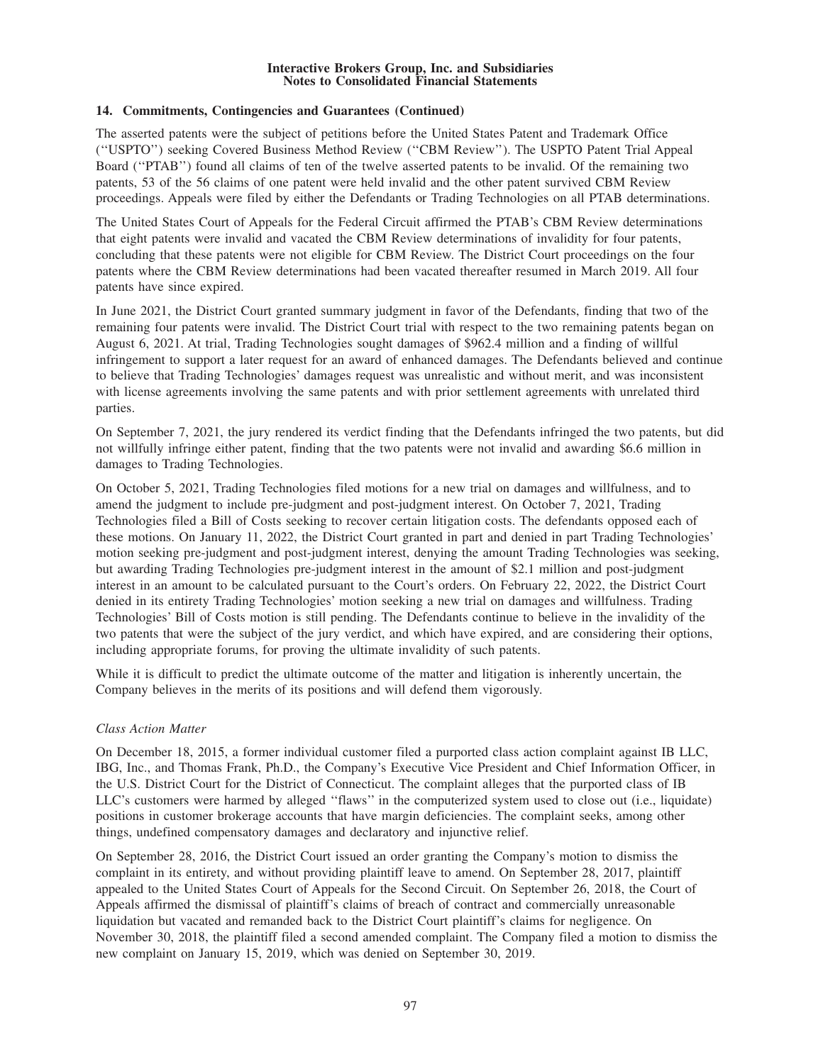### 14. Commitments, Contingencies and Guarantees (Continued)

The asserted patents were the subject of petitions before the United States Patent and Trademark Office (''USPTO'') seeking Covered Business Method Review (''CBM Review''). The USPTO Patent Trial Appeal Board (''PTAB'') found all claims of ten of the twelve asserted patents to be invalid. Of the remaining two patents, 53 of the 56 claims of one patent were held invalid and the other patent survived CBM Review proceedings. Appeals were filed by either the Defendants or Trading Technologies on all PTAB determinations.

The United States Court of Appeals for the Federal Circuit affirmed the PTAB's CBM Review determinations that eight patents were invalid and vacated the CBM Review determinations of invalidity for four patents, concluding that these patents were not eligible for CBM Review. The District Court proceedings on the four patents where the CBM Review determinations had been vacated thereafter resumed in March 2019. All four patents have since expired.

In June 2021, the District Court granted summary judgment in favor of the Defendants, finding that two of the remaining four patents were invalid. The District Court trial with respect to the two remaining patents began on August 6, 2021. At trial, Trading Technologies sought damages of $962.4 million and a finding of willful infringement to support a later request for an award of enhanced damages. The Defendants believed and continue to believe that Trading Technologies' damages request was unrealistic and without merit, and was inconsistent with license agreements involving the same patents and with prior settlement agreements with unrelated third parties.

On September 7, 2021, the jury rendered its verdict finding that the Defendants infringed the two patents, but did not willfully infringe either patent, finding that the two patents were not invalid and awarding $6.6 million in damages to Trading Technologies.

On October 5, 2021, Trading Technologies filed motions for a new trial on damages and willfulness, and to amend the judgment to include pre-judgment and post-judgment interest. On October 7, 2021, Trading Technologies filed a Bill of Costs seeking to recover certain litigation costs. The defendants opposed each of these motions. On January 11, 2022, the District Court granted in part and denied in part Trading Technologies' motion seeking pre-judgment and post-judgment interest, denying the amount Trading Technologies was seeking, but awarding Trading Technologies pre-judgment interest in the amount of $2.1 million and post-judgment interest in an amount to be calculated pursuant to the Court's orders. On February 22, 2022, the District Court denied in its entirety Trading Technologies' motion seeking a new trial on damages and willfulness. Trading Technologies' Bill of Costs motion is still pending. The Defendants continue to believe in the invalidity of the two patents that were the subject of the jury verdict, and which have expired, and are considering their options, including appropriate forums, for proving the ultimate invalidity of such patents.

While it is difficult to predict the ultimate outcome of the matter and litigation is inherently uncertain, the Company believes in the merits of its positions and will defend them vigorously.

*Class Action Matter*

On December 18, 2015, a former individual customer filed a purported class action complaint against IB LLC, IBG, Inc., and Thomas Frank, Ph.D., the Company's Executive Vice President and Chief Information Officer, in the U.S. District Court for the District of Connecticut. The complaint alleges that the purported class of IB LLC's customers were harmed by alleged ''flaws'' in the computerized system used to close out (i.e., liquidate) positions in customer brokerage accounts that have margin deficiencies. The complaint seeks, among other things, undefined compensatory damages and declaratory and injunctive relief.

On September 28, 2016, the District Court issued an order granting the Company's motion to dismiss the complaint in its entirety, and without providing plaintiff leave to amend. On September 28, 2017, plaintiff appealed to the United States Court of Appeals for the Second Circuit. On September 26, 2018, the Court of Appeals affirmed the dismissal of plaintiff's claims of breach of contract and commercially unreasonable liquidation but vacated and remanded back to the District Court plaintiff's claims for negligence. On November 30, 2018, the plaintiff filed a second amended complaint. The Company filed a motion to dismiss the new complaint on January 15, 2019, which was denied on September 30, 2019.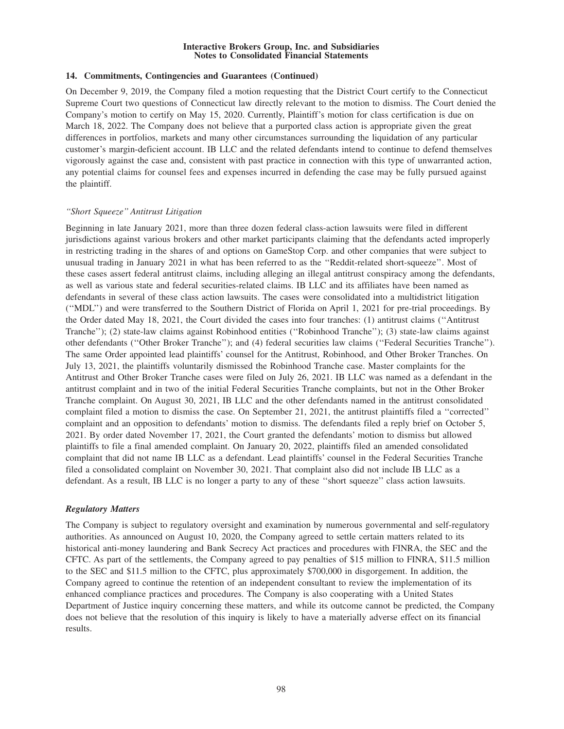### 14. Commitments, Contingencies and Guarantees (Continued)

On December 9, 2019, the Company filed a motion requesting that the District Court certify to the Connecticut Supreme Court two questions of Connecticut law directly relevant to the motion to dismiss. The Court denied the Company's motion to certify on May 15, 2020. Currently, Plaintiff's motion for class certification is due on March 18, 2022. The Company does not believe that a purported class action is appropriate given the great differences in portfolios, markets and many other circumstances surrounding the liquidation of any particular customer's margin-deficient account. IB LLC and the related defendants intend to continue to defend themselves vigorously against the case and, consistent with past practice in connection with this type of unwarranted action, any potential claims for counsel fees and expenses incurred in defending the case may be fully pursued against the plaintiff.

*"Short Squeeze" Antitrust Litigation*

Beginning in late January 2021, more than three dozen federal class-action lawsuits were filed in different jurisdictions against various brokers and other market participants claiming that the defendants acted improperly in restricting trading in the shares of and options on GameStop Corp. and other companies that were subject to unusual trading in January 2021 in what has been referred to as the "Reddit-related short-squeeze". Most of these cases assert federal antitrust claims, including alleging an illegal antitrust conspiracy among the defendants, as well as various state and federal securities-related claims. IB LLC and its affiliates have been named as defendants in several of these class action lawsuits. The cases were consolidated into a multidistrict litigation ("MDL") and were transferred to the Southern District of Florida on April 1, 2021 for pre-trial proceedings. By the Order dated May 18, 2021, the Court divided the cases into four tranches: (1) antitrust claims ("Antitrust Tranche"); (2) state-law claims against Robinhood entities ("Robinhood Tranche"); (3) state-law claims against other defendants ("Other Broker Tranche"); and (4) federal securities law claims ("Federal Securities Tranche"). The same Order appointed lead plaintiffs' counsel for the Antitrust, Robinhood, and Other Broker Tranches. On July 13, 2021, the plaintiffs voluntarily dismissed the Robinhood Tranche case. Master complaints for the Antitrust and Other Broker Tranche cases were filed on July 26, 2021. IB LLC was named as a defendant in the antitrust complaint and in two of the initial Federal Securities Tranche complaints, but not in the Other Broker Tranche complaint. On August 30, 2021, IB LLC and the other defendants named in the antitrust consolidated complaint filed a motion to dismiss the case. On September 21, 2021, the antitrust plaintiffs filed a "corrected" complaint and an opposition to defendants' motion to dismiss. The defendants filed a reply brief on October 5, 2021. By order dated November 17, 2021, the Court granted the defendants' motion to dismiss but allowed plaintiffs to file a final amended complaint. On January 20, 2022, plaintiffs filed an amended consolidated complaint that did not name IB LLC as a defendant. Lead plaintiffs' counsel in the Federal Securities Tranche filed a consolidated complaint on November 30, 2021. That complaint also did not include IB LLC as a defendant. As a result, IB LLC is no longer a party to any of these "short squeeze" class action lawsuits.

***Regulatory Matters***

The Company is subject to regulatory oversight and examination by numerous governmental and self-regulatory authorities. As announced on August 10, 2020, the Company agreed to settle certain matters related to its historical anti-money laundering and Bank Secrecy Act practices and procedures with FINRA, the SEC and the CFTC. As part of the settlements, the Company agreed to pay penalties of $15 million to FINRA, $11.5 million to the SEC and $11.5 million to the CFTC, plus approximately $700,000 in disgorgement. In addition, the Company agreed to continue the retention of an independent consultant to review the implementation of its enhanced compliance practices and procedures. The Company is also cooperating with a United States Department of Justice inquiry concerning these matters, and while its outcome cannot be predicted, the Company does not believe that the resolution of this inquiry is likely to have a materially adverse effect on its financial results.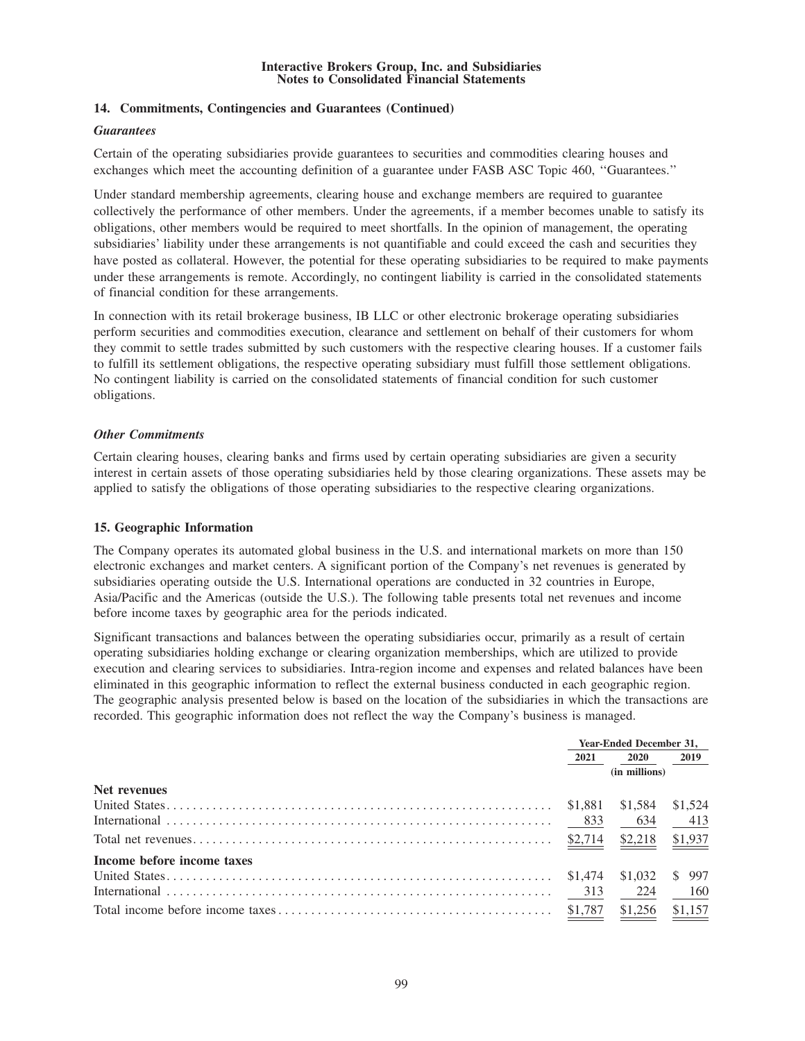### 14. Commitments, Contingencies and Guarantees (Continued)

***Guarantees***

Certain of the operating subsidiaries provide guarantees to securities and commodities clearing houses and exchanges which meet the accounting definition of a guarantee under FASB ASC Topic 460, ''Guarantees.''

Under standard membership agreements, clearing house and exchange members are required to guarantee collectively the performance of other members. Under the agreements, if a member becomes unable to satisfy its obligations, other members would be required to meet shortfalls. In the opinion of management, the operating subsidiaries' liability under these arrangements is not quantifiable and could exceed the cash and securities they have posted as collateral. However, the potential for these operating subsidiaries to be required to make payments under these arrangements is remote. Accordingly, no contingent liability is carried in the consolidated statements of financial condition for these arrangements.

In connection with its retail brokerage business, IB LLC or other electronic brokerage operating subsidiaries perform securities and commodities execution, clearance and settlement on behalf of their customers for whom they commit to settle trades submitted by such customers with the respective clearing houses. If a customer fails to fulfill its settlement obligations, the respective operating subsidiary must fulfill those settlement obligations. No contingent liability is carried on the consolidated statements of financial condition for such customer obligations.

***Other Commitments***

Certain clearing houses, clearing banks and firms used by certain operating subsidiaries are given a security interest in certain assets of those operating subsidiaries held by those clearing organizations. These assets may be applied to satisfy the obligations of those operating subsidiaries to the respective clearing organizations.

### 15. Geographic Information

The Company operates its automated global business in the U.S. and international markets on more than 150 electronic exchanges and market centers. A significant portion of the Company's net revenues is generated by subsidiaries operating outside the U.S. International operations are conducted in 32 countries in Europe, Asia/Pacific and the Americas (outside the U.S.). The following table presents total net revenues and income before income taxes by geographic area for the periods indicated.

Significant transactions and balances between the operating subsidiaries occur, primarily as a result of certain operating subsidiaries holding exchange or clearing organization memberships, which are utilized to provide execution and clearing services to subsidiaries. Intra-region income and expenses and related balances have been eliminated in this geographic information to reflect the external business conducted in each geographic region. The geographic analysis presented below is based on the location of the subsidiaries in which the transactions are recorded. This geographic information does not reflect the way the Company's business is managed.

| | Year-Ended December 31, | | |
|---|---|---|---|
| | 2021 | 2020 | 2019 |
| | | (in millions) | |
| **Net revenues** | | | |
| United States | $1,881 | $1,584 | $1,524 |
| International | 833 | 634 | 413 |
| Total net revenues | $2,714 | $2,218 | $1,937 |
| **Income before income taxes** | | | |
| United States | $1,474 | $1,032 | $ 997 |
| International | 313 | 224 | 160 |
| Total income before income taxes | $1,787 | $1,256 | $1,157 |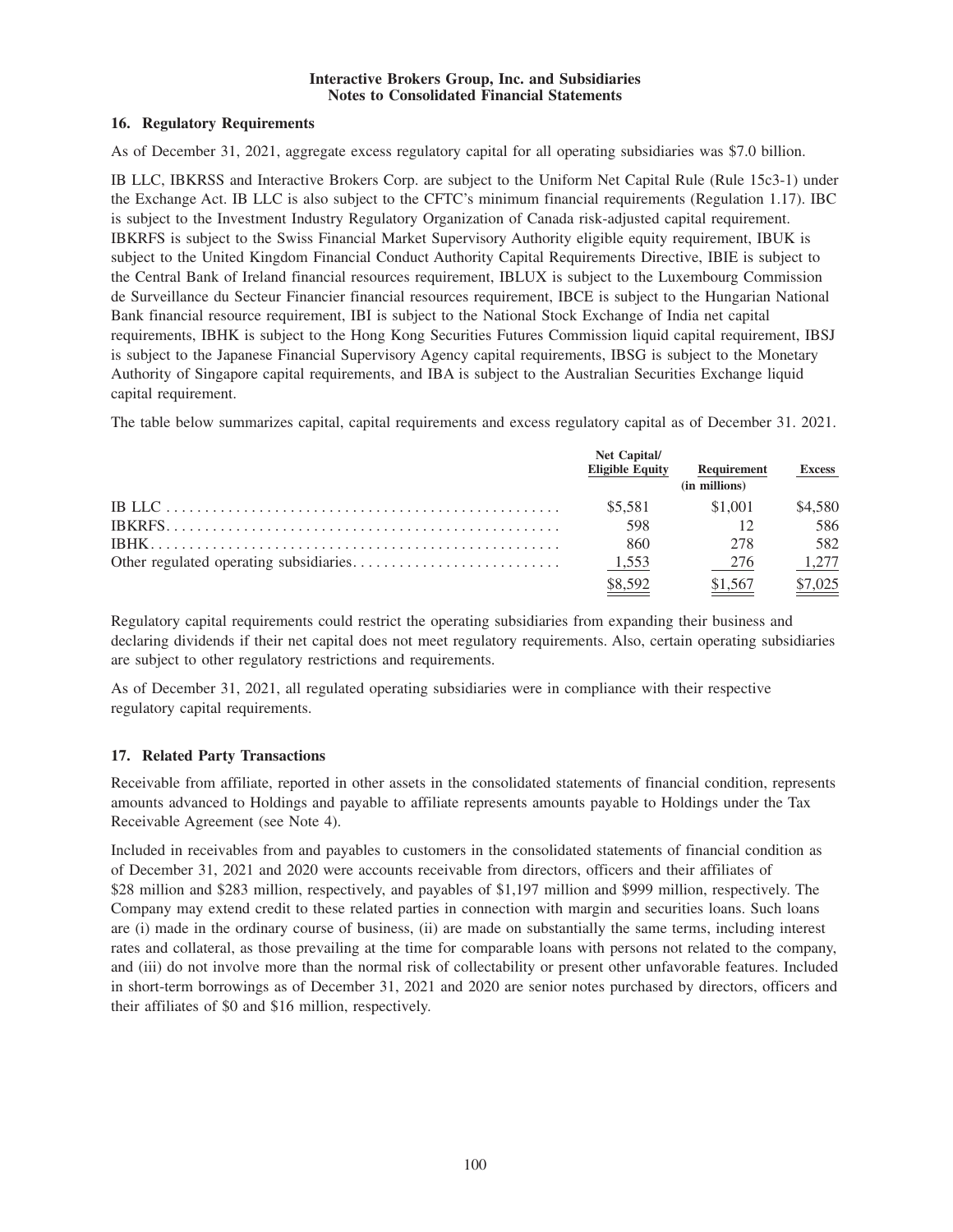## 16. Regulatory Requirements

As of December 31, 2021, aggregate excess regulatory capital for all operating subsidiaries was $7.0 billion.

IB LLC, IBKRSS and Interactive Brokers Corp. are subject to the Uniform Net Capital Rule (Rule 15c3-1) under the Exchange Act. IB LLC is also subject to the CFTC's minimum financial requirements (Regulation 1.17). IBC is subject to the Investment Industry Regulatory Organization of Canada risk-adjusted capital requirement. IBKRFS is subject to the Swiss Financial Market Supervisory Authority eligible equity requirement, IBUK is subject to the United Kingdom Financial Conduct Authority Capital Requirements Directive, IBIE is subject to the Central Bank of Ireland financial resources requirement, IBLUX is subject to the Luxembourg Commission de Surveillance du Secteur Financier financial resources requirement, IBCE is subject to the Hungarian National Bank financial resource requirement, IBI is subject to the National Stock Exchange of India net capital requirements, IBHK is subject to the Hong Kong Securities Futures Commission liquid capital requirement, IBSJ is subject to the Japanese Financial Supervisory Agency capital requirements, IBSG is subject to the Monetary Authority of Singapore capital requirements, and IBA is subject to the Australian Securities Exchange liquid capital requirement.

The table below summarizes capital, capital requirements and excess regulatory capital as of December 31. 2021.

| | Net Capital/ Eligible Equity | Requirement | Excess |
|---|---|---|---|
| | | (in millions) | |
| IB LLC | $5,581 | $1,001 | $4,580 |
| IBKRFS | 598 | 12 | 586 |
| IBHK | 860 | 278 | 582 |
| Other regulated operating subsidiaries | 1,553 | 276 | 1,277 |
| | $8,592 | $1,567 | $7,025 |

Regulatory capital requirements could restrict the operating subsidiaries from expanding their business and declaring dividends if their net capital does not meet regulatory requirements. Also, certain operating subsidiaries are subject to other regulatory restrictions and requirements.

As of December 31, 2021, all regulated operating subsidiaries were in compliance with their respective regulatory capital requirements.

## 17. Related Party Transactions

Receivable from affiliate, reported in other assets in the consolidated statements of financial condition, represents amounts advanced to Holdings and payable to affiliate represents amounts payable to Holdings under the Tax Receivable Agreement (see Note 4).

Included in receivables from and payables to customers in the consolidated statements of financial condition as of December 31, 2021 and 2020 were accounts receivable from directors, officers and their affiliates of $28 million and $283 million, respectively, and payables of $1,197 million and $999 million, respectively. The Company may extend credit to these related parties in connection with margin and securities loans. Such loans are (i) made in the ordinary course of business, (ii) are made on substantially the same terms, including interest rates and collateral, as those prevailing at the time for comparable loans with persons not related to the company, and (iii) do not involve more than the normal risk of collectability or present other unfavorable features. Included in short-term borrowings as of December 31, 2021 and 2020 are senior notes purchased by directors, officers and their affiliates of $0 and $16 million, respectively.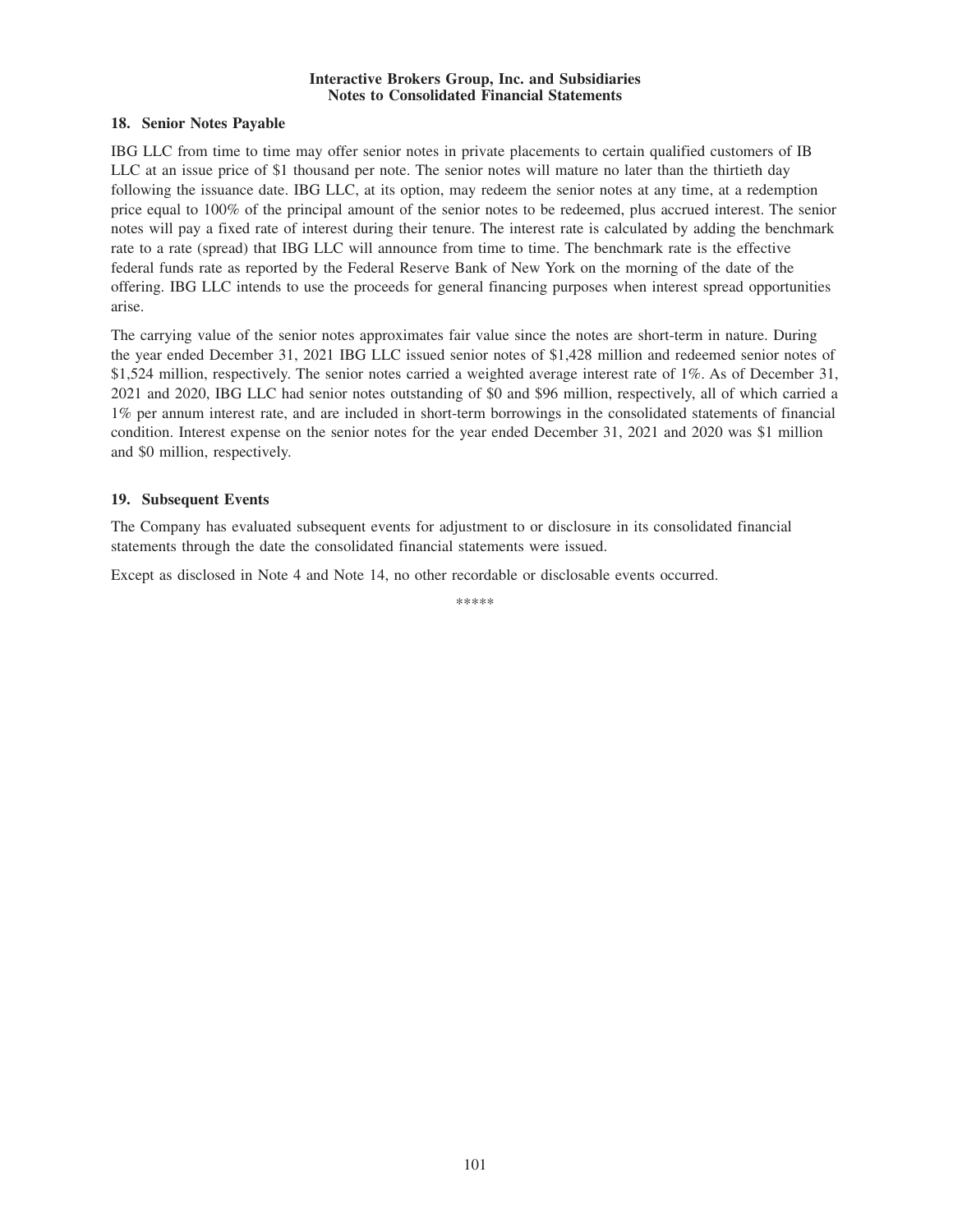## 18. Senior Notes Payable

IBG LLC from time to time may offer senior notes in private placements to certain qualified customers of IB LLC at an issue price of $1 thousand per note. The senior notes will mature no later than the thirtieth day following the issuance date. IBG LLC, at its option, may redeem the senior notes at any time, at a redemption price equal to 100% of the principal amount of the senior notes to be redeemed, plus accrued interest. The senior notes will pay a fixed rate of interest during their tenure. The interest rate is calculated by adding the benchmark rate to a rate (spread) that IBG LLC will announce from time to time. The benchmark rate is the effective federal funds rate as reported by the Federal Reserve Bank of New York on the morning of the date of the offering. IBG LLC intends to use the proceeds for general financing purposes when interest spread opportunities arise.

The carrying value of the senior notes approximates fair value since the notes are short-term in nature. During the year ended December 31, 2021 IBG LLC issued senior notes of $1,428 million and redeemed senior notes of $1,524 million, respectively. The senior notes carried a weighted average interest rate of 1%. As of December 31, 2021 and 2020, IBG LLC had senior notes outstanding of $0 and $96 million, respectively, all of which carried a 1% per annum interest rate, and are included in short-term borrowings in the consolidated statements of financial condition. Interest expense on the senior notes for the year ended December 31, 2021 and 2020 was $1 million and $0 million, respectively.

## 19. Subsequent Events

The Company has evaluated subsequent events for adjustment to or disclosure in its consolidated financial statements through the date the consolidated financial statements were issued.

Except as disclosed in Note 4 and Note 14, no other recordable or disclosable events occurred.

*****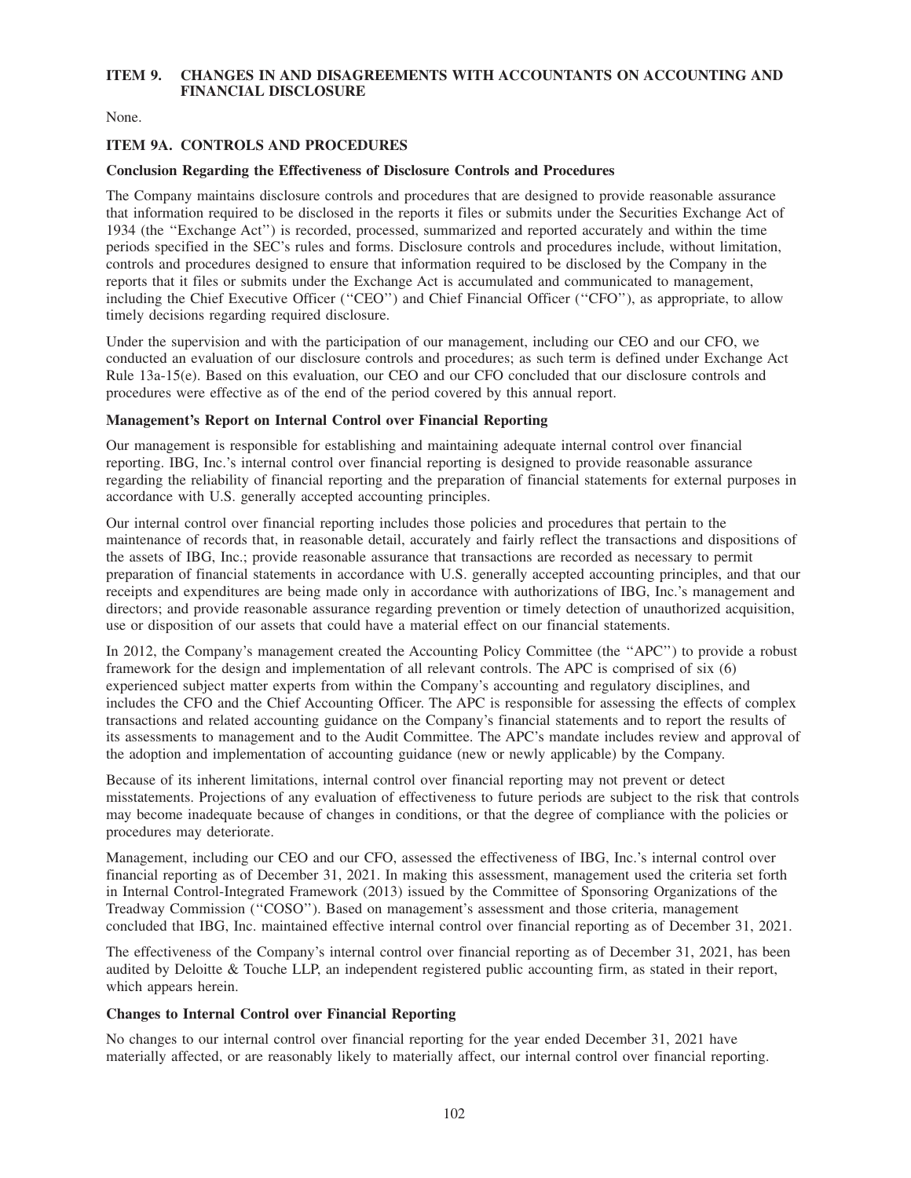## ITEM 9. CHANGES IN AND DISAGREEMENTS WITH ACCOUNTANTS ON ACCOUNTING AND FINANCIAL DISCLOSURE

None.

## ITEM 9A. CONTROLS AND PROCEDURES

**Conclusion Regarding the Effectiveness of Disclosure Controls and Procedures**

The Company maintains disclosure controls and procedures that are designed to provide reasonable assurance that information required to be disclosed in the reports it files or submits under the Securities Exchange Act of 1934 (the ''Exchange Act'') is recorded, processed, summarized and reported accurately and within the time periods specified in the SEC's rules and forms. Disclosure controls and procedures include, without limitation, controls and procedures designed to ensure that information required to be disclosed by the Company in the reports that it files or submits under the Exchange Act is accumulated and communicated to management, including the Chief Executive Officer (''CEO'') and Chief Financial Officer (''CFO''), as appropriate, to allow timely decisions regarding required disclosure.

Under the supervision and with the participation of our management, including our CEO and our CFO, we conducted an evaluation of our disclosure controls and procedures; as such term is defined under Exchange Act Rule 13a-15(e). Based on this evaluation, our CEO and our CFO concluded that our disclosure controls and procedures were effective as of the end of the period covered by this annual report.

**Management's Report on Internal Control over Financial Reporting**

Our management is responsible for establishing and maintaining adequate internal control over financial reporting. IBG, Inc.'s internal control over financial reporting is designed to provide reasonable assurance regarding the reliability of financial reporting and the preparation of financial statements for external purposes in accordance with U.S. generally accepted accounting principles.

Our internal control over financial reporting includes those policies and procedures that pertain to the maintenance of records that, in reasonable detail, accurately and fairly reflect the transactions and dispositions of the assets of IBG, Inc.; provide reasonable assurance that transactions are recorded as necessary to permit preparation of financial statements in accordance with U.S. generally accepted accounting principles, and that our receipts and expenditures are being made only in accordance with authorizations of IBG, Inc.'s management and directors; and provide reasonable assurance regarding prevention or timely detection of unauthorized acquisition, use or disposition of our assets that could have a material effect on our financial statements.

In 2012, the Company's management created the Accounting Policy Committee (the ''APC'') to provide a robust framework for the design and implementation of all relevant controls. The APC is comprised of six (6) experienced subject matter experts from within the Company's accounting and regulatory disciplines, and includes the CFO and the Chief Accounting Officer. The APC is responsible for assessing the effects of complex transactions and related accounting guidance on the Company's financial statements and to report the results of its assessments to management and to the Audit Committee. The APC's mandate includes review and approval of the adoption and implementation of accounting guidance (new or newly applicable) by the Company.

Because of its inherent limitations, internal control over financial reporting may not prevent or detect misstatements. Projections of any evaluation of effectiveness to future periods are subject to the risk that controls may become inadequate because of changes in conditions, or that the degree of compliance with the policies or procedures may deteriorate.

Management, including our CEO and our CFO, assessed the effectiveness of IBG, Inc.'s internal control over financial reporting as of December 31, 2021. In making this assessment, management used the criteria set forth in Internal Control-Integrated Framework (2013) issued by the Committee of Sponsoring Organizations of the Treadway Commission (''COSO''). Based on management's assessment and those criteria, management concluded that IBG, Inc. maintained effective internal control over financial reporting as of December 31, 2021.

The effectiveness of the Company's internal control over financial reporting as of December 31, 2021, has been audited by Deloitte & Touche LLP, an independent registered public accounting firm, as stated in their report, which appears herein.

**Changes to Internal Control over Financial Reporting**

No changes to our internal control over financial reporting for the year ended December 31, 2021 have materially affected, or are reasonably likely to materially affect, our internal control over financial reporting.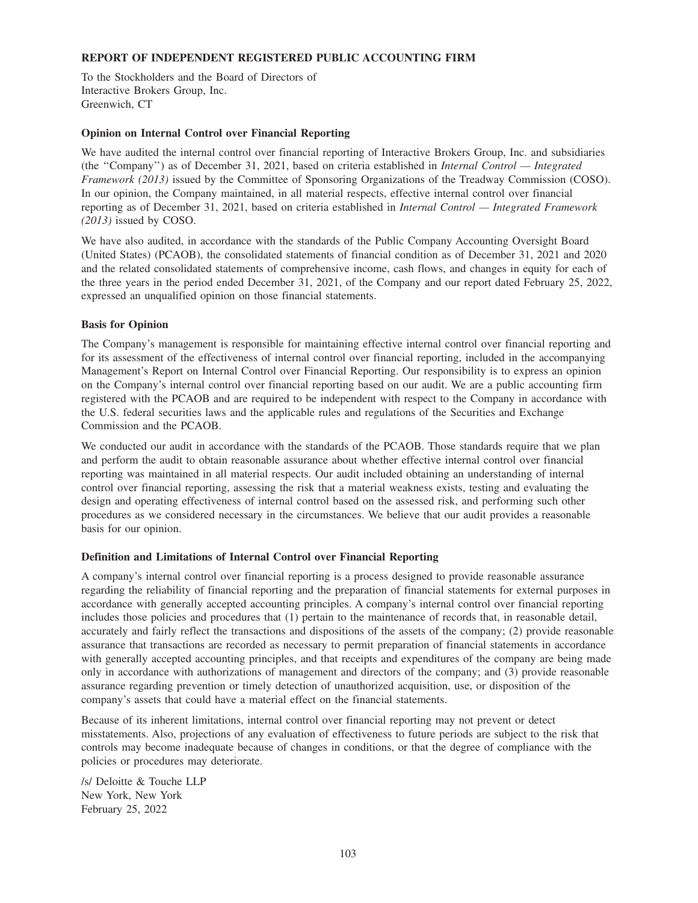## REPORT OF INDEPENDENT REGISTERED PUBLIC ACCOUNTING FIRM

To the Stockholders and the Board of Directors of
Interactive Brokers Group, Inc.
Greenwich, CT

### Opinion on Internal Control over Financial Reporting

We have audited the internal control over financial reporting of Interactive Brokers Group, Inc. and subsidiaries (the ''Company'') as of December 31, 2021, based on criteria established in *Internal Control — Integrated Framework (2013)* issued by the Committee of Sponsoring Organizations of the Treadway Commission (COSO). In our opinion, the Company maintained, in all material respects, effective internal control over financial reporting as of December 31, 2021, based on criteria established in *Internal Control — Integrated Framework (2013)* issued by COSO.

We have also audited, in accordance with the standards of the Public Company Accounting Oversight Board (United States) (PCAOB), the consolidated statements of financial condition as of December 31, 2021 and 2020 and the related consolidated statements of comprehensive income, cash flows, and changes in equity for each of the three years in the period ended December 31, 2021, of the Company and our report dated February 25, 2022, expressed an unqualified opinion on those financial statements.

### Basis for Opinion

The Company's management is responsible for maintaining effective internal control over financial reporting and for its assessment of the effectiveness of internal control over financial reporting, included in the accompanying Management's Report on Internal Control over Financial Reporting. Our responsibility is to express an opinion on the Company's internal control over financial reporting based on our audit. We are a public accounting firm registered with the PCAOB and are required to be independent with respect to the Company in accordance with the U.S. federal securities laws and the applicable rules and regulations of the Securities and Exchange Commission and the PCAOB.

We conducted our audit in accordance with the standards of the PCAOB. Those standards require that we plan and perform the audit to obtain reasonable assurance about whether effective internal control over financial reporting was maintained in all material respects. Our audit included obtaining an understanding of internal control over financial reporting, assessing the risk that a material weakness exists, testing and evaluating the design and operating effectiveness of internal control based on the assessed risk, and performing such other procedures as we considered necessary in the circumstances. We believe that our audit provides a reasonable basis for our opinion.

### Definition and Limitations of Internal Control over Financial Reporting

A company's internal control over financial reporting is a process designed to provide reasonable assurance regarding the reliability of financial reporting and the preparation of financial statements for external purposes in accordance with generally accepted accounting principles. A company's internal control over financial reporting includes those policies and procedures that (1) pertain to the maintenance of records that, in reasonable detail, accurately and fairly reflect the transactions and dispositions of the assets of the company; (2) provide reasonable assurance that transactions are recorded as necessary to permit preparation of financial statements in accordance with generally accepted accounting principles, and that receipts and expenditures of the company are being made only in accordance with authorizations of management and directors of the company; and (3) provide reasonable assurance regarding prevention or timely detection of unauthorized acquisition, use, or disposition of the company's assets that could have a material effect on the financial statements.

Because of its inherent limitations, internal control over financial reporting may not prevent or detect misstatements. Also, projections of any evaluation of effectiveness to future periods are subject to the risk that controls may become inadequate because of changes in conditions, or that the degree of compliance with the policies or procedures may deteriorate.

/s/ Deloitte & Touche LLP
New York, New York
February 25, 2022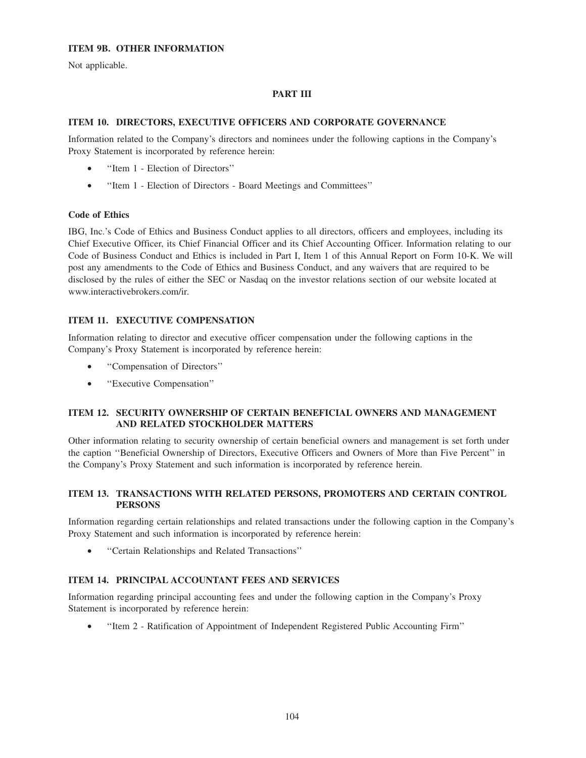## ITEM 9B. OTHER INFORMATION

Not applicable.

# PART III

## ITEM 10. DIRECTORS, EXECUTIVE OFFICERS AND CORPORATE GOVERNANCE

Information related to the Company's directors and nominees under the following captions in the Company's Proxy Statement is incorporated by reference herein:

- ''Item 1 - Election of Directors''
- ''Item 1 - Election of Directors - Board Meetings and Committees''

### Code of Ethics

IBG, Inc.'s Code of Ethics and Business Conduct applies to all directors, officers and employees, including its Chief Executive Officer, its Chief Financial Officer and its Chief Accounting Officer. Information relating to our Code of Business Conduct and Ethics is included in Part I, Item 1 of this Annual Report on Form 10-K. We will post any amendments to the Code of Ethics and Business Conduct, and any waivers that are required to be disclosed by the rules of either the SEC or Nasdaq on the investor relations section of our website located at www.interactivebrokers.com/ir.

## ITEM 11. EXECUTIVE COMPENSATION

Information relating to director and executive officer compensation under the following captions in the Company's Proxy Statement is incorporated by reference herein:

- ''Compensation of Directors''
- ''Executive Compensation''

## ITEM 12. SECURITY OWNERSHIP OF CERTAIN BENEFICIAL OWNERS AND MANAGEMENT AND RELATED STOCKHOLDER MATTERS

Other information relating to security ownership of certain beneficial owners and management is set forth under the caption ''Beneficial Ownership of Directors, Executive Officers and Owners of More than Five Percent'' in the Company's Proxy Statement and such information is incorporated by reference herein.

## ITEM 13. TRANSACTIONS WITH RELATED PERSONS, PROMOTERS AND CERTAIN CONTROL PERSONS

Information regarding certain relationships and related transactions under the following caption in the Company's Proxy Statement and such information is incorporated by reference herein:

- ''Certain Relationships and Related Transactions''

## ITEM 14. PRINCIPAL ACCOUNTANT FEES AND SERVICES

Information regarding principal accounting fees and under the following caption in the Company's Proxy Statement is incorporated by reference herein:

- ''Item 2 - Ratification of Appointment of Independent Registered Public Accounting Firm''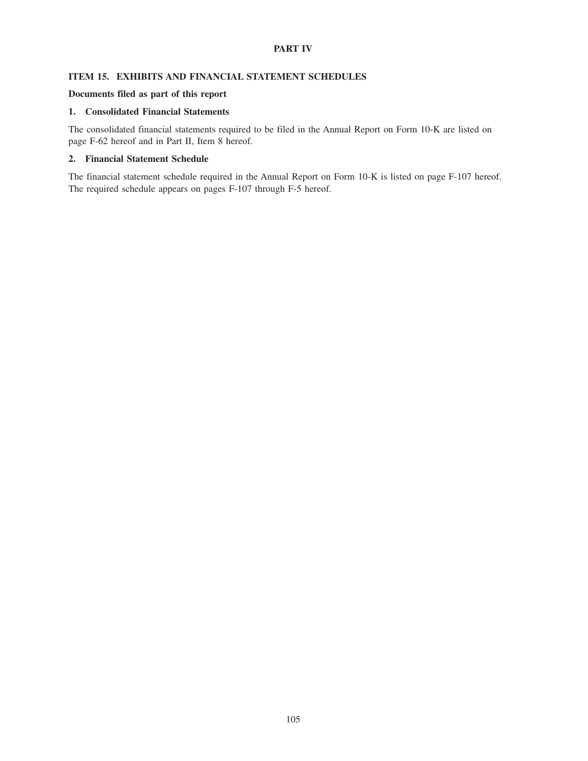**PART IV**

## ITEM 15. EXHIBITS AND FINANCIAL STATEMENT SCHEDULES

**Documents filed as part of this report**

### 1. Consolidated Financial Statements

The consolidated financial statements required to be filed in the Annual Report on Form 10-K are listed on page F-62 hereof and in Part II, Item 8 hereof.

### 2. Financial Statement Schedule

The financial statement schedule required in the Annual Report on Form 10-K is listed on page F-107 hereof. The required schedule appears on pages F-107 through F-5 hereof.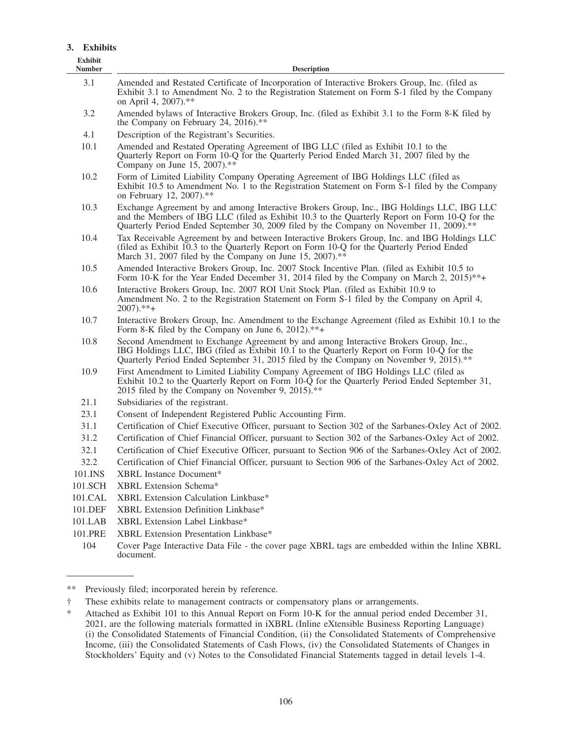### 3. Exhibits

| Exhibit Number | Description |
|---|---|
| 3.1 | Amended and Restated Certificate of Incorporation of Interactive Brokers Group, Inc. (filed as Exhibit 3.1 to Amendment No. 2 to the Registration Statement on Form S-1 filed by the Company on April 4, 2007).** |
| 3.2 | Amended bylaws of Interactive Brokers Group, Inc. (filed as Exhibit 3.1 to the Form 8-K filed by the Company on February 24, 2016).** |
| 4.1 | Description of the Registrant's Securities. |
| 10.1 | Amended and Restated Operating Agreement of IBG LLC (filed as Exhibit 10.1 to the Quarterly Report on Form 10-Q for the Quarterly Period Ended March 31, 2007 filed by the Company on June 15, 2007).** |
| 10.2 | Form of Limited Liability Company Operating Agreement of IBG Holdings LLC (filed as Exhibit 10.5 to Amendment No. 1 to the Registration Statement on Form S-1 filed by the Company on February 12, 2007).** |
| 10.3 | Exchange Agreement by and among Interactive Brokers Group, Inc., IBG Holdings LLC, IBG LLC and the Members of IBG LLC (filed as Exhibit 10.3 to the Quarterly Report on Form 10-Q for the Quarterly Period Ended September 30, 2009 filed by the Company on November 11, 2009).** |
| 10.4 | Tax Receivable Agreement by and between Interactive Brokers Group, Inc. and IBG Holdings LLC (filed as Exhibit 10.3 to the Quarterly Report on Form 10-Q for the Quarterly Period Ended March 31, 2007 filed by the Company on June 15, 2007).** |
| 10.5 | Amended Interactive Brokers Group, Inc. 2007 Stock Incentive Plan. (filed as Exhibit 10.5 to Form 10-K for the Year Ended December 31, 2014 filed by the Company on March 2, 2015)**+ |
| 10.6 | Interactive Brokers Group, Inc. 2007 ROI Unit Stock Plan. (filed as Exhibit 10.9 to Amendment No. 2 to the Registration Statement on Form S-1 filed by the Company on April 4, 2007).**+ |
| 10.7 | Interactive Brokers Group, Inc. Amendment to the Exchange Agreement (filed as Exhibit 10.1 to the Form 8-K filed by the Company on June 6, 2012).**+ |
| 10.8 | Second Amendment to Exchange Agreement by and among Interactive Brokers Group, Inc., IBG Holdings LLC, IBG (filed as Exhibit 10.1 to the Quarterly Report on Form 10-Q for the Quarterly Period Ended September 31, 2015 filed by the Company on November 9, 2015).** |
| 10.9 | First Amendment to Limited Liability Company Agreement of IBG Holdings LLC (filed as Exhibit 10.2 to the Quarterly Report on Form 10-Q for the Quarterly Period Ended September 31, 2015 filed by the Company on November 9, 2015).** |
| 21.1 | Subsidiaries of the registrant. |
| 23.1 | Consent of Independent Registered Public Accounting Firm. |
| 31.1 | Certification of Chief Executive Officer, pursuant to Section 302 of the Sarbanes-Oxley Act of 2002. |
| 31.2 | Certification of Chief Financial Officer, pursuant to Section 302 of the Sarbanes-Oxley Act of 2002. |
| 32.1 | Certification of Chief Executive Officer, pursuant to Section 906 of the Sarbanes-Oxley Act of 2002. |
| 32.2 | Certification of Chief Financial Officer, pursuant to Section 906 of the Sarbanes-Oxley Act of 2002. |
| 101.INS | XBRL Instance Document* |
| 101.SCH | XBRL Extension Schema* |
| 101.CAL | XBRL Extension Calculation Linkbase* |
| 101.DEF | XBRL Extension Definition Linkbase* |
| 101.LAB | XBRL Extension Label Linkbase* |
| 101.PRE | XBRL Extension Presentation Linkbase* |
| 104 | Cover Page Interactive Data File - the cover page XBRL tags are embedded within the Inline XBRL document. |

** Previously filed; incorporated herein by reference.

† These exhibits relate to management contracts or compensatory plans or arrangements.

* Attached as Exhibit 101 to this Annual Report on Form 10-K for the annual period ended December 31, 2021, are the following materials formatted in iXBRL (Inline eXtensible Business Reporting Language) (i) the Consolidated Statements of Financial Condition, (ii) the Consolidated Statements of Comprehensive Income, (iii) the Consolidated Statements of Cash Flows, (iv) the Consolidated Statements of Changes in Stockholders' Equity and (v) Notes to the Consolidated Financial Statements tagged in detail levels 1-4.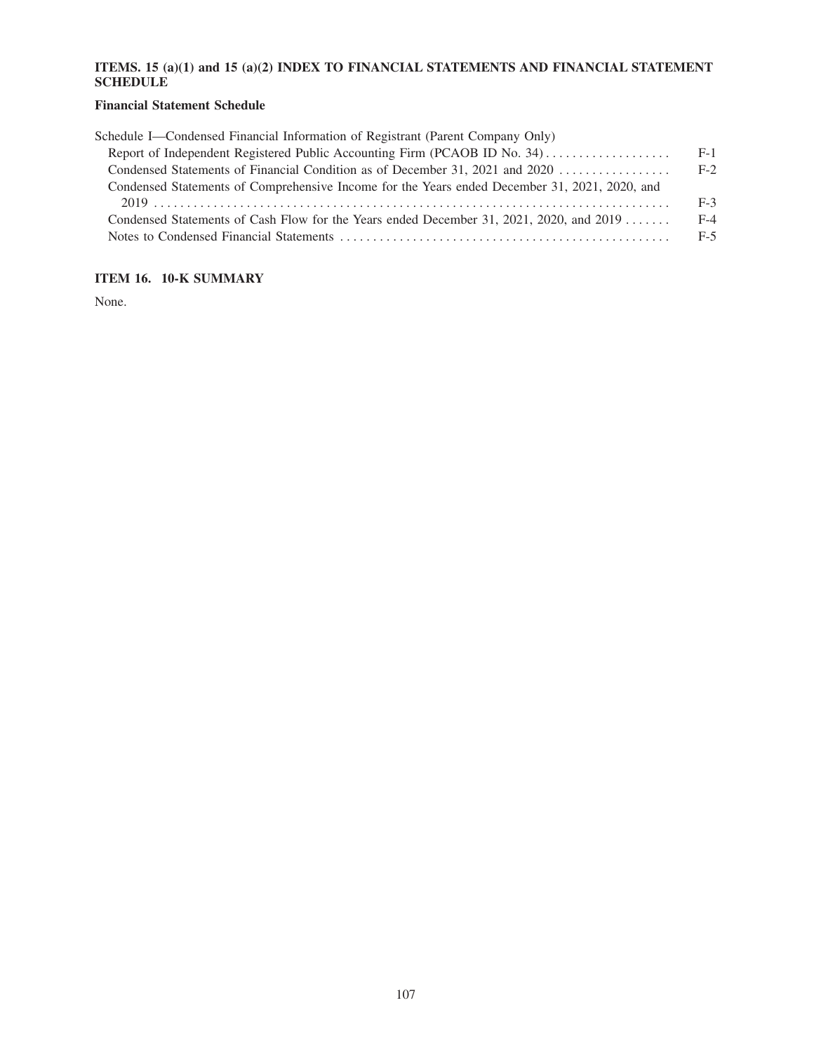## ITEMS. 15 (a)(1) and 15 (a)(2) INDEX TO FINANCIAL STATEMENTS AND FINANCIAL STATEMENT SCHEDULE

### Financial Statement Schedule

| Schedule I—Condensed Financial Information of Registrant (Parent Company Only) | |
|---|---|
| Report of Independent Registered Public Accounting Firm (PCAOB ID No. 34) | F-1 |
| Condensed Statements of Financial Condition as of December 31, 2021 and 2020 | F-2 |
| Condensed Statements of Comprehensive Income for the Years ended December 31, 2021, 2020, and 2019 | F-3 |
| Condensed Statements of Cash Flow for the Years ended December 31, 2021, 2020, and 2019 | F-4 |
| Notes to Condensed Financial Statements | F-5 |

## ITEM 16. 10-K SUMMARY

None.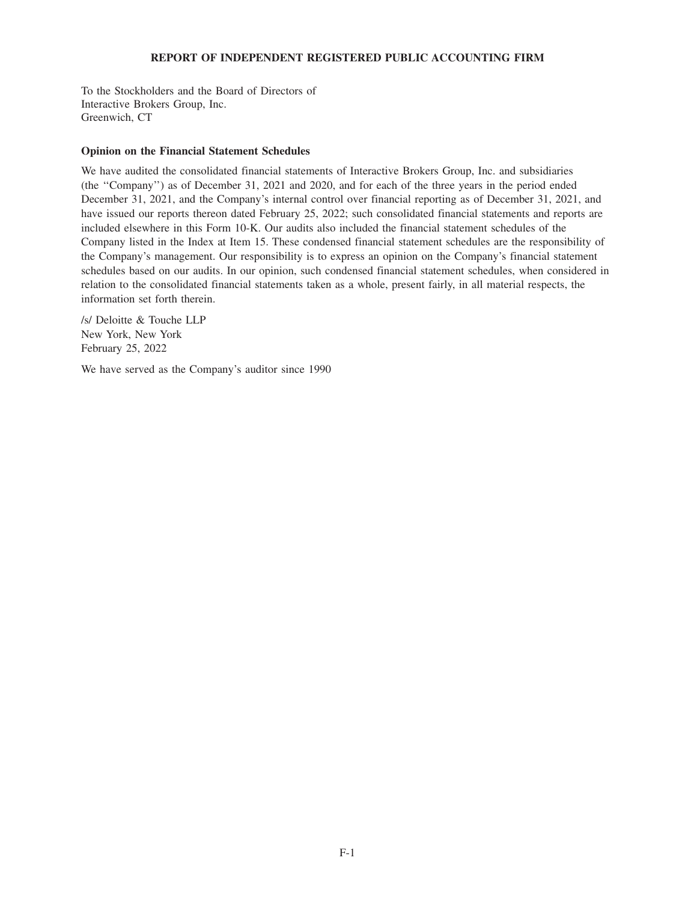# REPORT OF INDEPENDENT REGISTERED PUBLIC ACCOUNTING FIRM

To the Stockholders and the Board of Directors of
Interactive Brokers Group, Inc.
Greenwich, CT

**Opinion on the Financial Statement Schedules**

We have audited the consolidated financial statements of Interactive Brokers Group, Inc. and subsidiaries (the ''Company'') as of December 31, 2021 and 2020, and for each of the three years in the period ended December 31, 2021, and the Company's internal control over financial reporting as of December 31, 2021, and have issued our reports thereon dated February 25, 2022; such consolidated financial statements and reports are included elsewhere in this Form 10-K. Our audits also included the financial statement schedules of the Company listed in the Index at Item 15. These condensed financial statement schedules are the responsibility of the Company's management. Our responsibility is to express an opinion on the Company's financial statement schedules based on our audits. In our opinion, such condensed financial statement schedules, when considered in relation to the consolidated financial statements taken as a whole, present fairly, in all material respects, the information set forth therein.

/s/ Deloitte & Touche LLP
New York, New York
February 25, 2022

We have served as the Company's auditor since 1990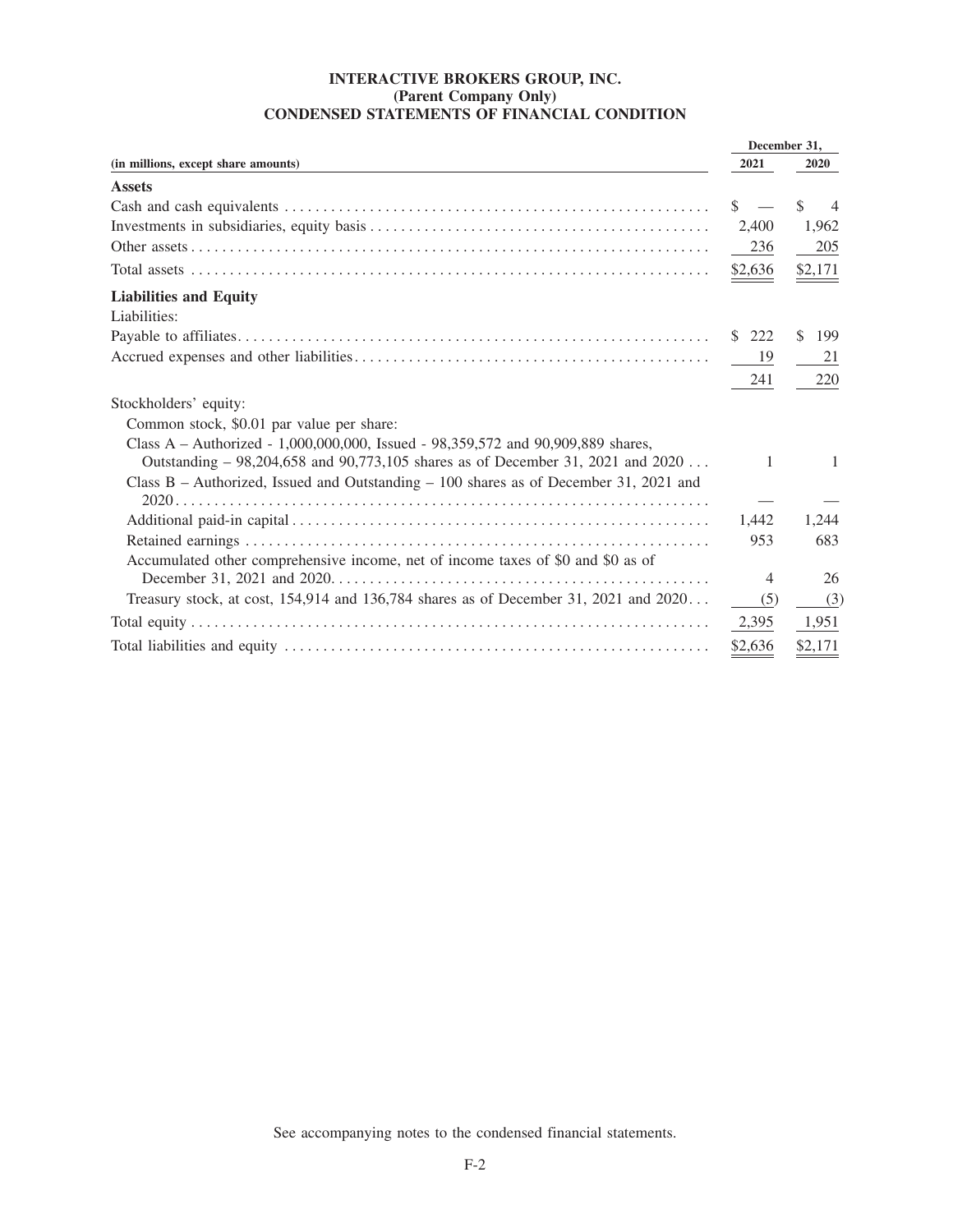**INTERACTIVE BROKERS GROUP, INC.**
**(Parent Company Only)**
**CONDENSED STATEMENTS OF FINANCIAL CONDITION**

| (in millions, except share amounts) | December 31, 2021 | December 31, 2020 |
|---|---|---|
| **Assets** | | |
| Cash and cash equivalents | $ — | $ 4 |
| Investments in subsidiaries, equity basis | 2,400 | 1,962 |
| Other assets | 236 | 205 |
| Total assets | $2,636 | $2,171 |
| **Liabilities and Equity** | | |
| Liabilities: | | |
| Payable to affiliates | $ 222 | $ 199 |
| Accrued expenses and other liabilities | 19 | 21 |
| | 241 | 220 |
| Stockholders' equity: | | |
| Common stock, $0.01 par value per share: | | |
| Class A – Authorized - 1,000,000,000, Issued - 98,359,572 and 90,909,889 shares, Outstanding – 98,204,658 and 90,773,105 shares as of December 31, 2021 and 2020 | 1 | 1 |
| Class B – Authorized, Issued and Outstanding – 100 shares as of December 31, 2021 and 2020 | — | — |
| Additional paid-in capital | 1,442 | 1,244 |
| Retained earnings | 953 | 683 |
| Accumulated other comprehensive income, net of income taxes of $0 and $0 as of December 31, 2021 and 2020 | 4 | 26 |
| Treasury stock, at cost, 154,914 and 136,784 shares as of December 31, 2021 and 2020 | (5) | (3) |
| Total equity | 2,395 | 1,951 |
| Total liabilities and equity | $2,636 | $2,171 |

See accompanying notes to the condensed financial statements.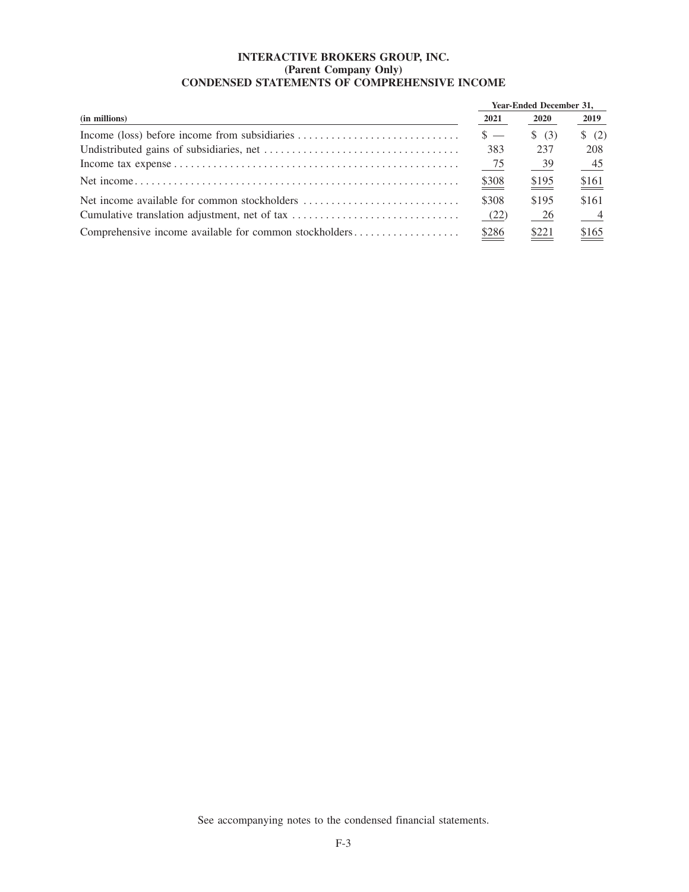**INTERACTIVE BROKERS GROUP, INC.**
**(Parent Company Only)**
**CONDENSED STATEMENTS OF COMPREHENSIVE INCOME**

| (in millions) | Year-Ended December 31, 2021 | 2020 | 2019 |
|---|---|---|---|
| Income (loss) before income from subsidiaries | $ — | $ (3) | $ (2) |
| Undistributed gains of subsidiaries, net | 383 | 237 | 208 |
| Income tax expense | 75 | 39 | 45 |
| Net income | $308 | $195 | $161 |
| Net income available for common stockholders | $308 | $195 | $161 |
| Cumulative translation adjustment, net of tax | (22) | 26 | 4 |
| Comprehensive income available for common stockholders | $286 | $221 | $165 |

See accompanying notes to the condensed financial statements.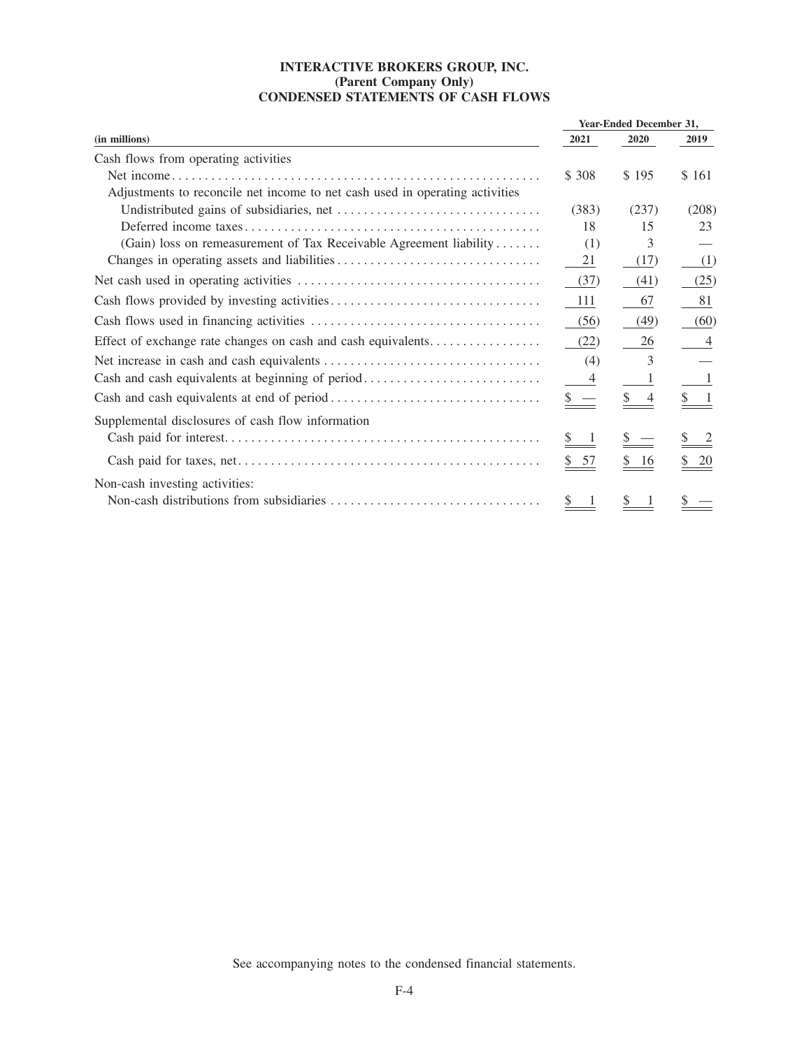**INTERACTIVE BROKERS GROUP, INC.**
**(Parent Company Only)**
**CONDENSED STATEMENTS OF CASH FLOWS**

| (in millions) | Year-Ended December 31, 2021 | 2020 | 2019 |
|---|---|---|---|
| Cash flows from operating activities | | | |
| Net income | $ 308 | $ 195 | $ 161 |
| Adjustments to reconcile net income to net cash used in operating activities | | | |
| Undistributed gains of subsidiaries, net | (383) | (237) | (208) |
| Deferred income taxes | 18 | 15 | 23 |
| (Gain) loss on remeasurement of Tax Receivable Agreement liability | (1) | 3 | — |
| Changes in operating assets and liabilities | 21 | (17) | (1) |
| Net cash used in operating activities | (37) | (41) | (25) |
| Cash flows provided by investing activities | 111 | 67 | 81 |
| Cash flows used in financing activities | (56) | (49) | (60) |
| Effect of exchange rate changes on cash and cash equivalents | (22) | 26 | 4 |
| Net increase in cash and cash equivalents | (4) | 3 | — |
| Cash and cash equivalents at beginning of period | 4 | 1 | 1 |
| Cash and cash equivalents at end of period | $ — | $ 4 | $ 1 |
| Supplemental disclosures of cash flow information | | | |
| Cash paid for interest | $ 1 | $ — | $ 2 |
| Cash paid for taxes, net | $ 57 | $ 16 | $ 20 |
| Non-cash investing activities: | | | |
| Non-cash distributions from subsidiaries | $ 1 | $ 1 | $ — |

See accompanying notes to the condensed financial statements.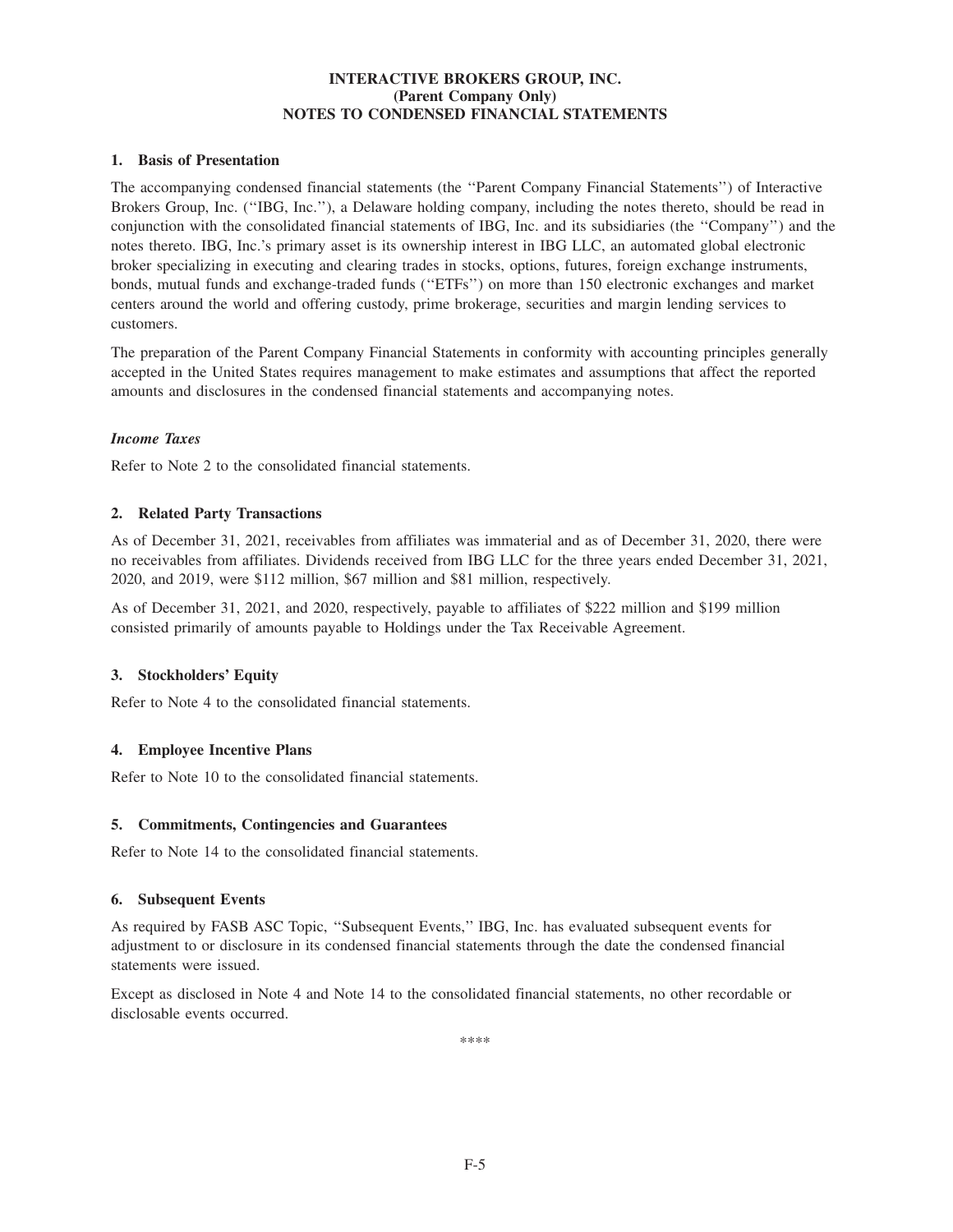**INTERACTIVE BROKERS GROUP, INC.**
**(Parent Company Only)**
**NOTES TO CONDENSED FINANCIAL STATEMENTS**

## 1. Basis of Presentation

The accompanying condensed financial statements (the ''Parent Company Financial Statements'') of Interactive Brokers Group, Inc. (''IBG, Inc.''), a Delaware holding company, including the notes thereto, should be read in conjunction with the consolidated financial statements of IBG, Inc. and its subsidiaries (the ''Company'') and the notes thereto. IBG, Inc.'s primary asset is its ownership interest in IBG LLC, an automated global electronic broker specializing in executing and clearing trades in stocks, options, futures, foreign exchange instruments, bonds, mutual funds and exchange-traded funds (''ETFs'') on more than 150 electronic exchanges and market centers around the world and offering custody, prime brokerage, securities and margin lending services to customers.

The preparation of the Parent Company Financial Statements in conformity with accounting principles generally accepted in the United States requires management to make estimates and assumptions that affect the reported amounts and disclosures in the condensed financial statements and accompanying notes.

### *Income Taxes*

Refer to Note 2 to the consolidated financial statements.

## 2. Related Party Transactions

As of December 31, 2021, receivables from affiliates was immaterial and as of December 31, 2020, there were no receivables from affiliates. Dividends received from IBG LLC for the three years ended December 31, 2021, 2020, and 2019, were $112 million, $67 million and $81 million, respectively.

As of December 31, 2021, and 2020, respectively, payable to affiliates of $222 million and $199 million consisted primarily of amounts payable to Holdings under the Tax Receivable Agreement.

## 3. Stockholders' Equity

Refer to Note 4 to the consolidated financial statements.

## 4. Employee Incentive Plans

Refer to Note 10 to the consolidated financial statements.

## 5. Commitments, Contingencies and Guarantees

Refer to Note 14 to the consolidated financial statements.

## 6. Subsequent Events

As required by FASB ASC Topic, ''Subsequent Events,'' IBG, Inc. has evaluated subsequent events for adjustment to or disclosure in its condensed financial statements through the date the condensed financial statements were issued.

Except as disclosed in Note 4 and Note 14 to the consolidated financial statements, no other recordable or disclosable events occurred.

\*\*\*\*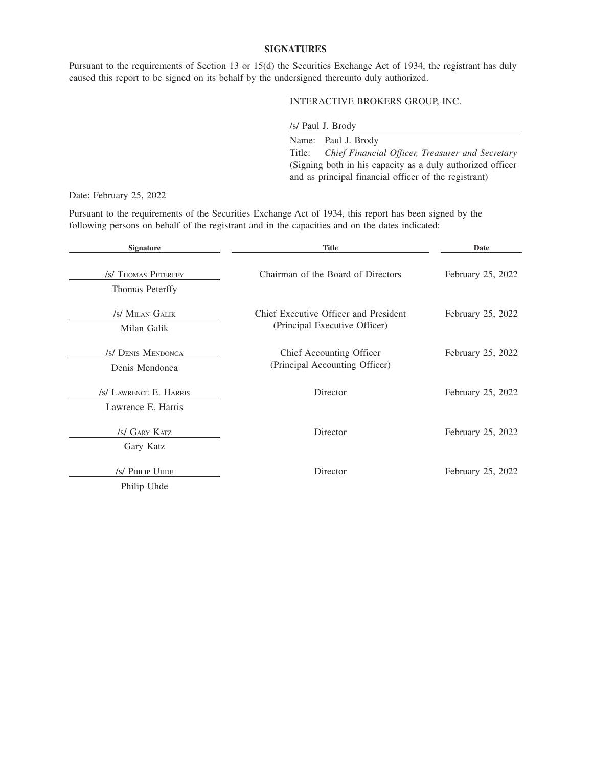## SIGNATURES

Pursuant to the requirements of Section 13 or 15(d) the Securities Exchange Act of 1934, the registrant has duly caused this report to be signed on its behalf by the undersigned thereunto duly authorized.

INTERACTIVE BROKERS GROUP, INC.

/s/ Paul J. Brody

Name: Paul J. Brody
Title: *Chief Financial Officer, Treasurer and Secretary*
(Signing both in his capacity as a duly authorized officer and as principal financial officer of the registrant)

Date: February 25, 2022

Pursuant to the requirements of the Securities Exchange Act of 1934, this report has been signed by the following persons on behalf of the registrant and in the capacities and on the dates indicated:

| Signature | Title | Date |
|---|---|---|
| /s/ THOMAS PETERFFY<br>Thomas Peterffy | Chairman of the Board of Directors | February 25, 2022 |
| /s/ MILAN GALIK<br>Milan Galik | Chief Executive Officer and President<br>(Principal Executive Officer) | February 25, 2022 |
| /s/ DENIS MENDONCA<br>Denis Mendonca | Chief Accounting Officer<br>(Principal Accounting Officer) | February 25, 2022 |
| /s/ LAWRENCE E. HARRIS<br>Lawrence E. Harris | Director | February 25, 2022 |
| /s/ GARY KATZ<br>Gary Katz | Director | February 25, 2022 |
| /s/ PHILIP UHDE<br>Philip Uhde | Director | February 25, 2022 |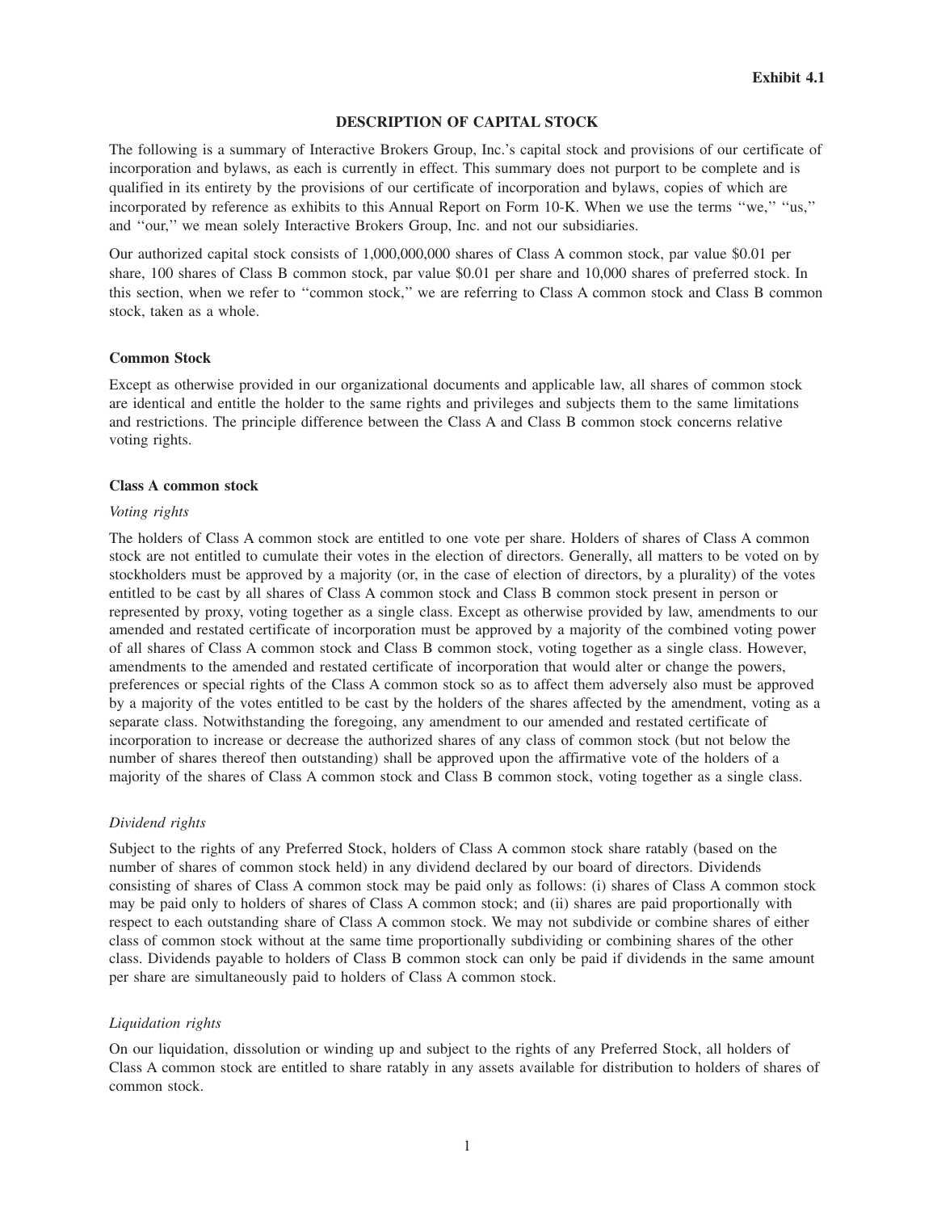Exhibit 4.1

# DESCRIPTION OF CAPITAL STOCK

The following is a summary of Interactive Brokers Group, Inc.'s capital stock and provisions of our certificate of incorporation and bylaws, as each is currently in effect. This summary does not purport to be complete and is qualified in its entirety by the provisions of our certificate of incorporation and bylaws, copies of which are incorporated by reference as exhibits to this Annual Report on Form 10-K. When we use the terms ''we,'' ''us,'' and ''our,'' we mean solely Interactive Brokers Group, Inc. and not our subsidiaries.

Our authorized capital stock consists of 1,000,000,000 shares of Class A common stock, par value $0.01 per share, 100 shares of Class B common stock, par value $0.01 per share and 10,000 shares of preferred stock. In this section, when we refer to ''common stock,'' we are referring to Class A common stock and Class B common stock, taken as a whole.

## Common Stock

Except as otherwise provided in our organizational documents and applicable law, all shares of common stock are identical and entitle the holder to the same rights and privileges and subjects them to the same limitations and restrictions. The principle difference between the Class A and Class B common stock concerns relative voting rights.

### Class A common stock

*Voting rights*

The holders of Class A common stock are entitled to one vote per share. Holders of shares of Class A common stock are not entitled to cumulate their votes in the election of directors. Generally, all matters to be voted on by stockholders must be approved by a majority (or, in the case of election of directors, by a plurality) of the votes entitled to be cast by all shares of Class A common stock and Class B common stock present in person or represented by proxy, voting together as a single class. Except as otherwise provided by law, amendments to our amended and restated certificate of incorporation must be approved by a majority of the combined voting power of all shares of Class A common stock and Class B common stock, voting together as a single class. However, amendments to the amended and restated certificate of incorporation that would alter or change the powers, preferences or special rights of the Class A common stock so as to affect them adversely also must be approved by a majority of the votes entitled to be cast by the holders of the shares affected by the amendment, voting as a separate class. Notwithstanding the foregoing, any amendment to our amended and restated certificate of incorporation to increase or decrease the authorized shares of any class of common stock (but not below the number of shares thereof then outstanding) shall be approved upon the affirmative vote of the holders of a majority of the shares of Class A common stock and Class B common stock, voting together as a single class.

*Dividend rights*

Subject to the rights of any Preferred Stock, holders of Class A common stock share ratably (based on the number of shares of common stock held) in any dividend declared by our board of directors. Dividends consisting of shares of Class A common stock may be paid only as follows: (i) shares of Class A common stock may be paid only to holders of shares of Class A common stock; and (ii) shares are paid proportionally with respect to each outstanding share of Class A common stock. We may not subdivide or combine shares of either class of common stock without at the same time proportionally subdividing or combining shares of the other class. Dividends payable to holders of Class B common stock can only be paid if dividends in the same amount per share are simultaneously paid to holders of Class A common stock.

*Liquidation rights*

On our liquidation, dissolution or winding up and subject to the rights of any Preferred Stock, all holders of Class A common stock are entitled to share ratably in any assets available for distribution to holders of shares of common stock.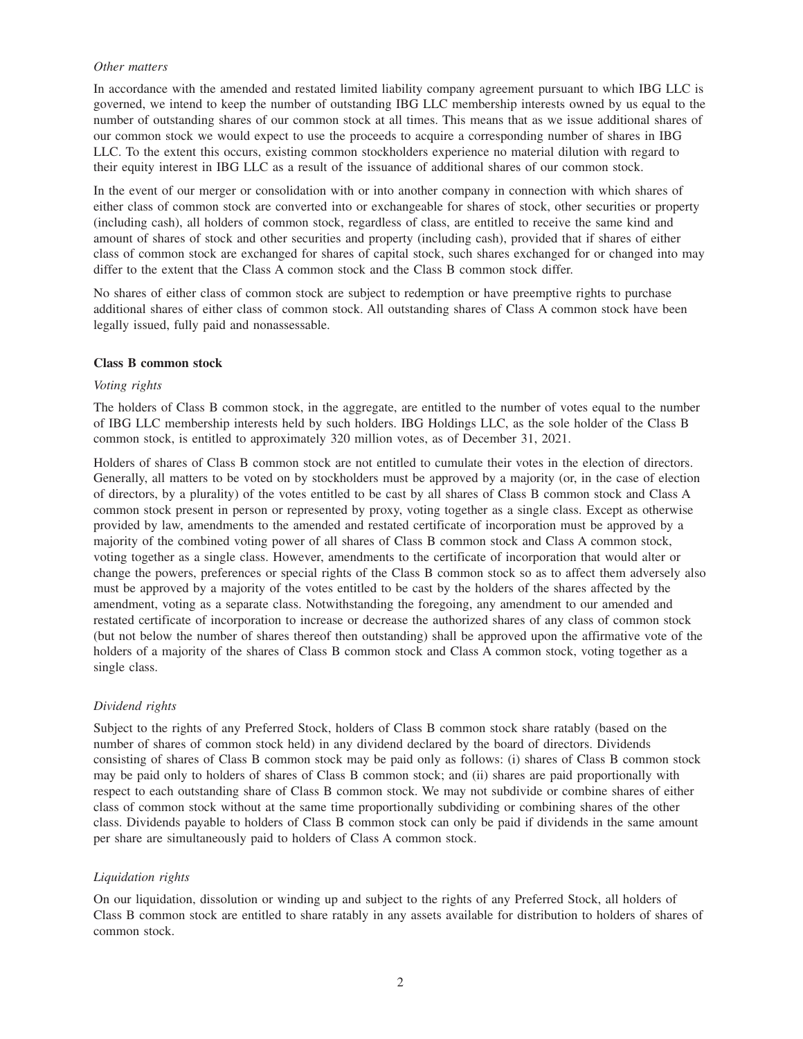*Other matters*

In accordance with the amended and restated limited liability company agreement pursuant to which IBG LLC is governed, we intend to keep the number of outstanding IBG LLC membership interests owned by us equal to the number of outstanding shares of our common stock at all times. This means that as we issue additional shares of our common stock we would expect to use the proceeds to acquire a corresponding number of shares in IBG LLC. To the extent this occurs, existing common stockholders experience no material dilution with regard to their equity interest in IBG LLC as a result of the issuance of additional shares of our common stock.

In the event of our merger or consolidation with or into another company in connection with which shares of either class of common stock are converted into or exchangeable for shares of stock, other securities or property (including cash), all holders of common stock, regardless of class, are entitled to receive the same kind and amount of shares of stock and other securities and property (including cash), provided that if shares of either class of common stock are exchanged for shares of capital stock, such shares exchanged for or changed into may differ to the extent that the Class A common stock and the Class B common stock differ.

No shares of either class of common stock are subject to redemption or have preemptive rights to purchase additional shares of either class of common stock. All outstanding shares of Class A common stock have been legally issued, fully paid and nonassessable.

**Class B common stock**

*Voting rights*

The holders of Class B common stock, in the aggregate, are entitled to the number of votes equal to the number of IBG LLC membership interests held by such holders. IBG Holdings LLC, as the sole holder of the Class B common stock, is entitled to approximately 320 million votes, as of December 31, 2021.

Holders of shares of Class B common stock are not entitled to cumulate their votes in the election of directors. Generally, all matters to be voted on by stockholders must be approved by a majority (or, in the case of election of directors, by a plurality) of the votes entitled to be cast by all shares of Class B common stock and Class A common stock present in person or represented by proxy, voting together as a single class. Except as otherwise provided by law, amendments to the amended and restated certificate of incorporation must be approved by a majority of the combined voting power of all shares of Class B common stock and Class A common stock, voting together as a single class. However, amendments to the certificate of incorporation that would alter or change the powers, preferences or special rights of the Class B common stock so as to affect them adversely also must be approved by a majority of the votes entitled to be cast by the holders of the shares affected by the amendment, voting as a separate class. Notwithstanding the foregoing, any amendment to our amended and restated certificate of incorporation to increase or decrease the authorized shares of any class of common stock (but not below the number of shares thereof then outstanding) shall be approved upon the affirmative vote of the holders of a majority of the shares of Class B common stock and Class A common stock, voting together as a single class.

*Dividend rights*

Subject to the rights of any Preferred Stock, holders of Class B common stock share ratably (based on the number of shares of common stock held) in any dividend declared by the board of directors. Dividends consisting of shares of Class B common stock may be paid only as follows: (i) shares of Class B common stock may be paid only to holders of shares of Class B common stock; and (ii) shares are paid proportionally with respect to each outstanding share of Class B common stock. We may not subdivide or combine shares of either class of common stock without at the same time proportionally subdividing or combining shares of the other class. Dividends payable to holders of Class B common stock can only be paid if dividends in the same amount per share are simultaneously paid to holders of Class A common stock.

*Liquidation rights*

On our liquidation, dissolution or winding up and subject to the rights of any Preferred Stock, all holders of Class B common stock are entitled to share ratably in any assets available for distribution to holders of shares of common stock.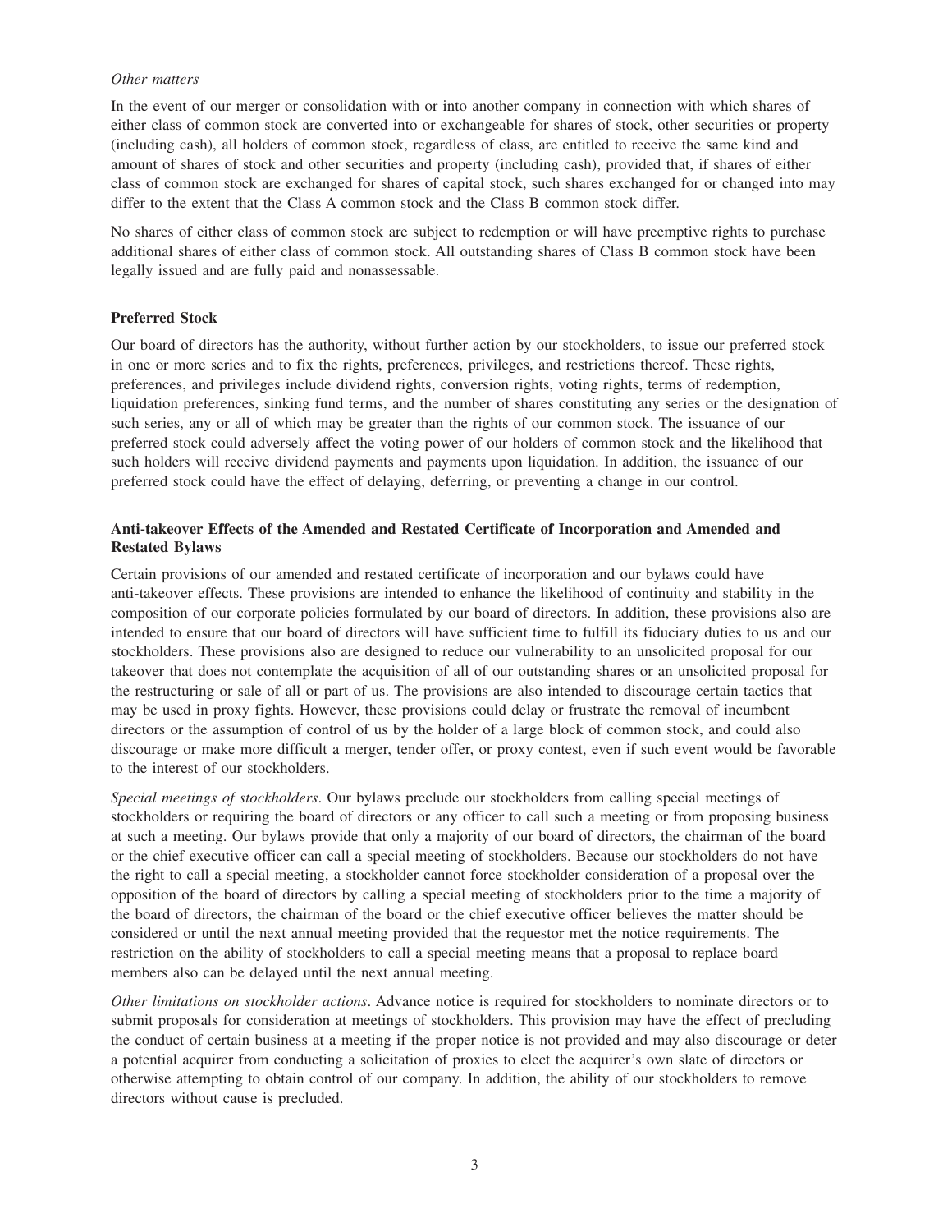*Other matters*

In the event of our merger or consolidation with or into another company in connection with which shares of either class of common stock are converted into or exchangeable for shares of stock, other securities or property (including cash), all holders of common stock, regardless of class, are entitled to receive the same kind and amount of shares of stock and other securities and property (including cash), provided that, if shares of either class of common stock are exchanged for shares of capital stock, such shares exchanged for or changed into may differ to the extent that the Class A common stock and the Class B common stock differ.

No shares of either class of common stock are subject to redemption or will have preemptive rights to purchase additional shares of either class of common stock. All outstanding shares of Class B common stock have been legally issued and are fully paid and nonassessable.

**Preferred Stock**

Our board of directors has the authority, without further action by our stockholders, to issue our preferred stock in one or more series and to fix the rights, preferences, privileges, and restrictions thereof. These rights, preferences, and privileges include dividend rights, conversion rights, voting rights, terms of redemption, liquidation preferences, sinking fund terms, and the number of shares constituting any series or the designation of such series, any or all of which may be greater than the rights of our common stock. The issuance of our preferred stock could adversely affect the voting power of our holders of common stock and the likelihood that such holders will receive dividend payments and payments upon liquidation. In addition, the issuance of our preferred stock could have the effect of delaying, deferring, or preventing a change in our control.

**Anti-takeover Effects of the Amended and Restated Certificate of Incorporation and Amended and Restated Bylaws**

Certain provisions of our amended and restated certificate of incorporation and our bylaws could have anti-takeover effects. These provisions are intended to enhance the likelihood of continuity and stability in the composition of our corporate policies formulated by our board of directors. In addition, these provisions also are intended to ensure that our board of directors will have sufficient time to fulfill its fiduciary duties to us and our stockholders. These provisions also are designed to reduce our vulnerability to an unsolicited proposal for our takeover that does not contemplate the acquisition of all of our outstanding shares or an unsolicited proposal for the restructuring or sale of all or part of us. The provisions are also intended to discourage certain tactics that may be used in proxy fights. However, these provisions could delay or frustrate the removal of incumbent directors or the assumption of control of us by the holder of a large block of common stock, and could also discourage or make more difficult a merger, tender offer, or proxy contest, even if such event would be favorable to the interest of our stockholders.

*Special meetings of stockholders*. Our bylaws preclude our stockholders from calling special meetings of stockholders or requiring the board of directors or any officer to call such a meeting or from proposing business at such a meeting. Our bylaws provide that only a majority of our board of directors, the chairman of the board or the chief executive officer can call a special meeting of stockholders. Because our stockholders do not have the right to call a special meeting, a stockholder cannot force stockholder consideration of a proposal over the opposition of the board of directors by calling a special meeting of stockholders prior to the time a majority of the board of directors, the chairman of the board or the chief executive officer believes the matter should be considered or until the next annual meeting provided that the requestor met the notice requirements. The restriction on the ability of stockholders to call a special meeting means that a proposal to replace board members also can be delayed until the next annual meeting.

*Other limitations on stockholder actions*. Advance notice is required for stockholders to nominate directors or to submit proposals for consideration at meetings of stockholders. This provision may have the effect of precluding the conduct of certain business at a meeting if the proper notice is not provided and may also discourage or deter a potential acquirer from conducting a solicitation of proxies to elect the acquirer's own slate of directors or otherwise attempting to obtain control of our company. In addition, the ability of our stockholders to remove directors without cause is precluded.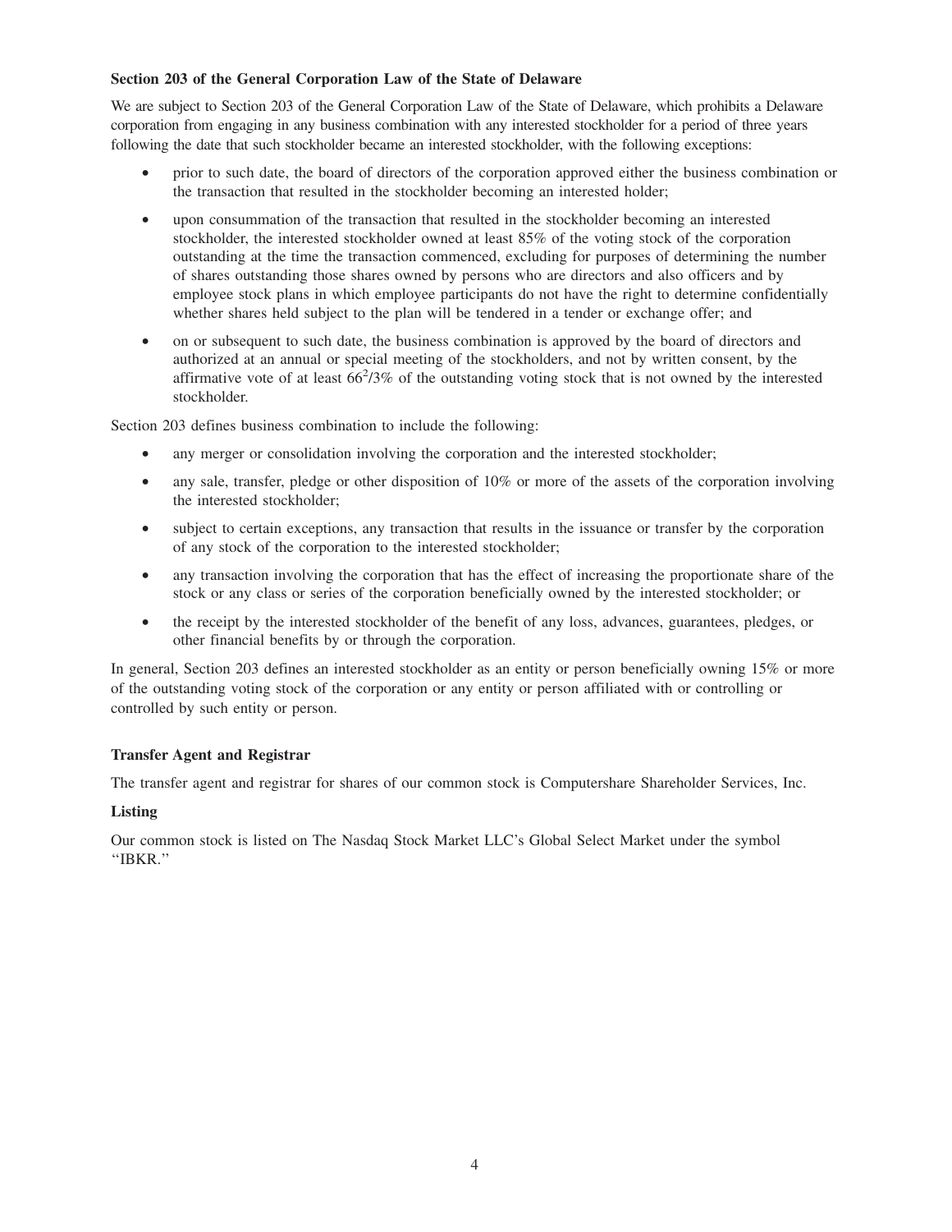**Section 203 of the General Corporation Law of the State of Delaware**

We are subject to Section 203 of the General Corporation Law of the State of Delaware, which prohibits a Delaware corporation from engaging in any business combination with any interested stockholder for a period of three years following the date that such stockholder became an interested stockholder, with the following exceptions:

- prior to such date, the board of directors of the corporation approved either the business combination or the transaction that resulted in the stockholder becoming an interested holder;
- upon consummation of the transaction that resulted in the stockholder becoming an interested stockholder, the interested stockholder owned at least 85% of the voting stock of the corporation outstanding at the time the transaction commenced, excluding for purposes of determining the number of shares outstanding those shares owned by persons who are directors and also officers and by employee stock plans in which employee participants do not have the right to determine confidentially whether shares held subject to the plan will be tendered in a tender or exchange offer; and
- on or subsequent to such date, the business combination is approved by the board of directors and authorized at an annual or special meeting of the stockholders, and not by written consent, by the affirmative vote of at least 66⅔% of the outstanding voting stock that is not owned by the interested stockholder.

Section 203 defines business combination to include the following:

- any merger or consolidation involving the corporation and the interested stockholder;
- any sale, transfer, pledge or other disposition of 10% or more of the assets of the corporation involving the interested stockholder;
- subject to certain exceptions, any transaction that results in the issuance or transfer by the corporation of any stock of the corporation to the interested stockholder;
- any transaction involving the corporation that has the effect of increasing the proportionate share of the stock or any class or series of the corporation beneficially owned by the interested stockholder; or
- the receipt by the interested stockholder of the benefit of any loss, advances, guarantees, pledges, or other financial benefits by or through the corporation.

In general, Section 203 defines an interested stockholder as an entity or person beneficially owning 15% or more of the outstanding voting stock of the corporation or any entity or person affiliated with or controlling or controlled by such entity or person.

**Transfer Agent and Registrar**

The transfer agent and registrar for shares of our common stock is Computershare Shareholder Services, Inc.

**Listing**

Our common stock is listed on The Nasdaq Stock Market LLC's Global Select Market under the symbol "IBKR."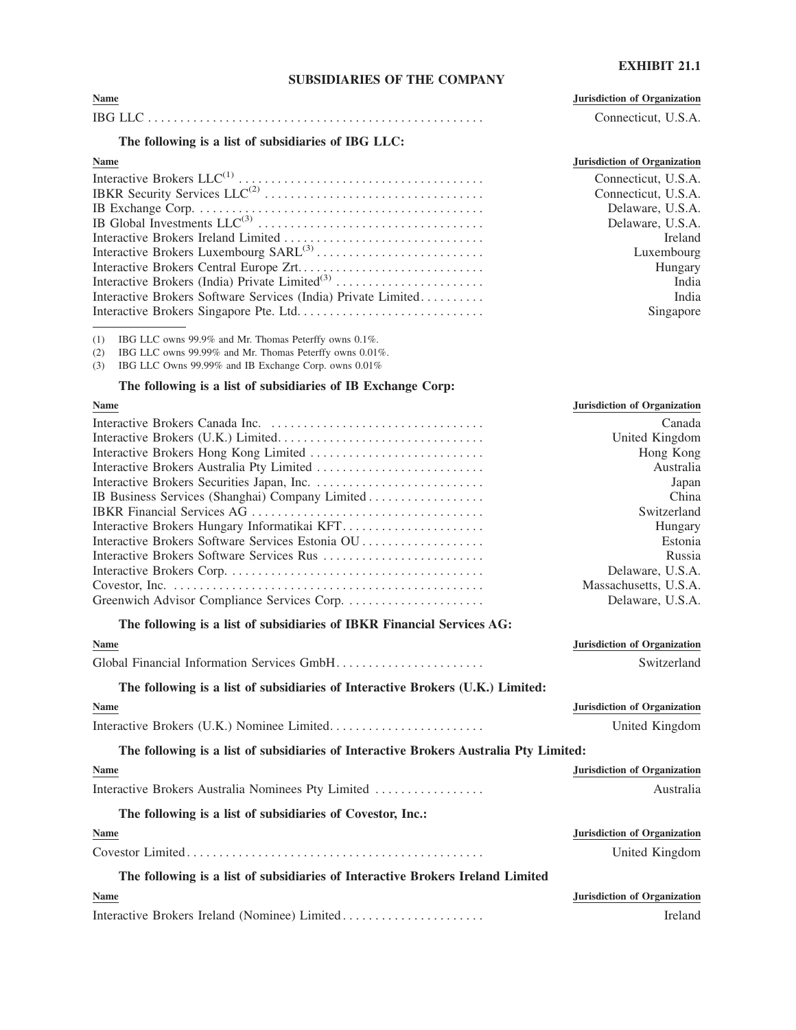**EXHIBIT 21.1**

## SUBSIDIARIES OF THE COMPANY

| Name | Jurisdiction of Organization |
|---|---|
| IBG LLC | Connecticut, U.S.A. |

**The following is a list of subsidiaries of IBG LLC:**

| Name | Jurisdiction of Organization |
|---|---|
| Interactive Brokers LLC[1] | Connecticut, U.S.A. |
| IBKR Security Services LLC[2] | Connecticut, U.S.A. |
| IB Exchange Corp. | Delaware, U.S.A. |
| IB Global Investments LLC[3] | Delaware, U.S.A. |
| Interactive Brokers Ireland Limited | Ireland |
| Interactive Brokers Luxembourg SARL[3] | Luxembourg |
| Interactive Brokers Central Europe Zrt. | Hungary |
| Interactive Brokers (India) Private Limited[3] | India |
| Interactive Brokers Software Services (India) Private Limited | India |
| Interactive Brokers Singapore Pte. Ltd. | Singapore |

(1) IBG LLC owns 99.9% and Mr. Thomas Peterffy owns 0.1%.

(2) IBG LLC owns 99.99% and Mr. Thomas Peterffy owns 0.01%.

(3) IBG LLC Owns 99.99% and IB Exchange Corp. owns 0.01%

**The following is a list of subsidiaries of IB Exchange Corp:**

| Name | Jurisdiction of Organization |
|---|---|
| Interactive Brokers Canada Inc. | Canada |
| Interactive Brokers (U.K.) Limited | United Kingdom |
| Interactive Brokers Hong Kong Limited | Hong Kong |
| Interactive Brokers Australia Pty Limited | Australia |
| Interactive Brokers Securities Japan, Inc. | Japan |
| IB Business Services (Shanghai) Company Limited | China |
| IBKR Financial Services AG | Switzerland |
| Interactive Brokers Hungary Informatikai KFT | Hungary |
| Interactive Brokers Software Services Estonia OU | Estonia |
| Interactive Brokers Software Services Rus | Russia |
| Interactive Brokers Corp. | Delaware, U.S.A. |
| Covestor, Inc. | Massachusetts, U.S.A. |
| Greenwich Advisor Compliance Services Corp. | Delaware, U.S.A. |

**The following is a list of subsidiaries of IBKR Financial Services AG:**

| Name | Jurisdiction of Organization |
|---|---|
| Global Financial Information Services GmbH | Switzerland |

**The following is a list of subsidiaries of Interactive Brokers (U.K.) Limited:**

| Name | Jurisdiction of Organization |
|---|---|
| Interactive Brokers (U.K.) Nominee Limited | United Kingdom |

**The following is a list of subsidiaries of Interactive Brokers Australia Pty Limited:**

| Name | Jurisdiction of Organization |
|---|---|
| Interactive Brokers Australia Nominees Pty Limited | Australia |

**The following is a list of subsidiaries of Covestor, Inc.:**

| Name | Jurisdiction of Organization |
|---|---|
| Covestor Limited | United Kingdom |

**The following is a list of subsidiaries of Interactive Brokers Ireland Limited**

| Name | Jurisdiction of Organization |
|---|---|
| Interactive Brokers Ireland (Nominee) Limited | Ireland |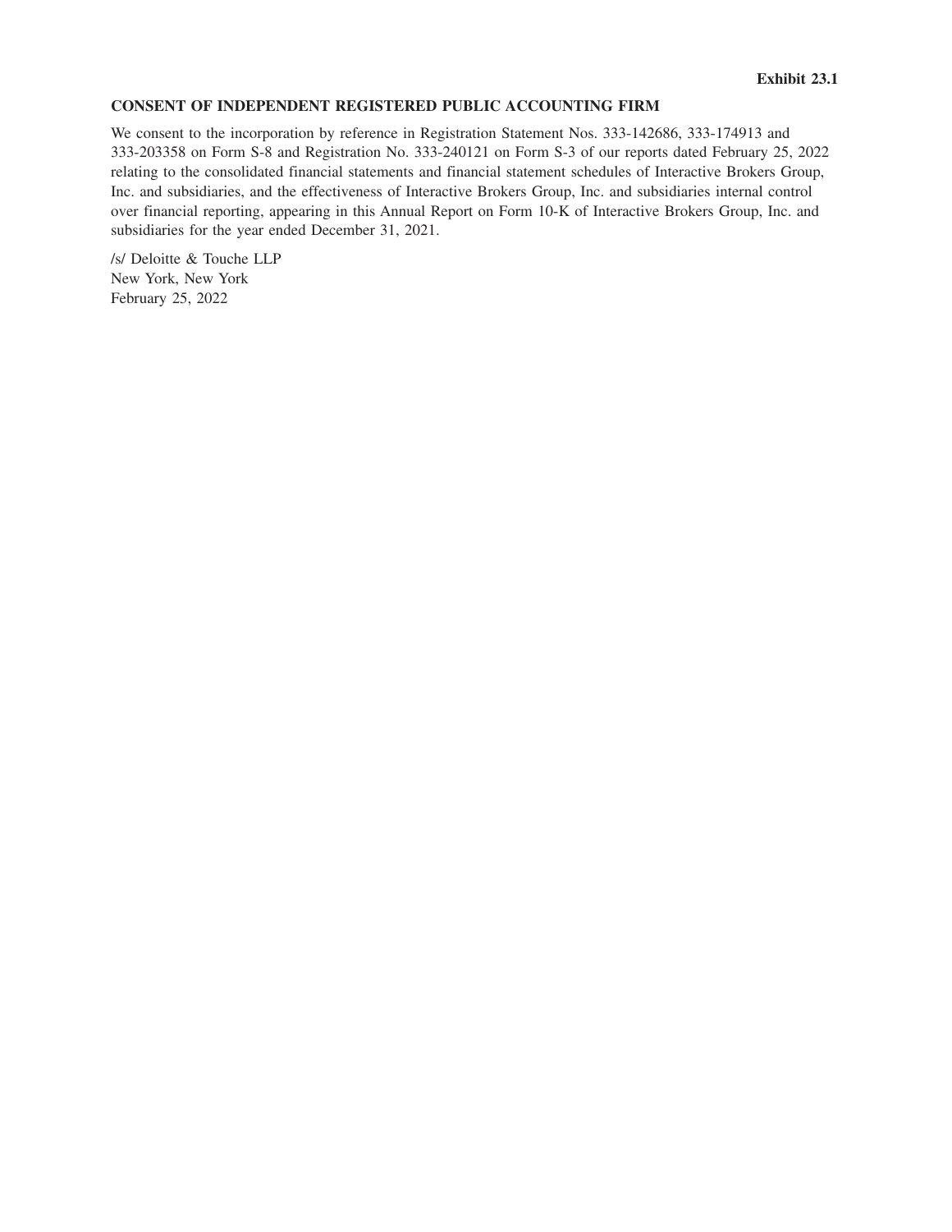**Exhibit 23.1**

**CONSENT OF INDEPENDENT REGISTERED PUBLIC ACCOUNTING FIRM**

We consent to the incorporation by reference in Registration Statement Nos. 333-142686, 333-174913 and 333-203358 on Form S-8 and Registration No. 333-240121 on Form S-3 of our reports dated February 25, 2022 relating to the consolidated financial statements and financial statement schedules of Interactive Brokers Group, Inc. and subsidiaries, and the effectiveness of Interactive Brokers Group, Inc. and subsidiaries internal control over financial reporting, appearing in this Annual Report on Form 10-K of Interactive Brokers Group, Inc. and subsidiaries for the year ended December 31, 2021.

/s/ Deloitte & Touche LLP
New York, New York
February 25, 2022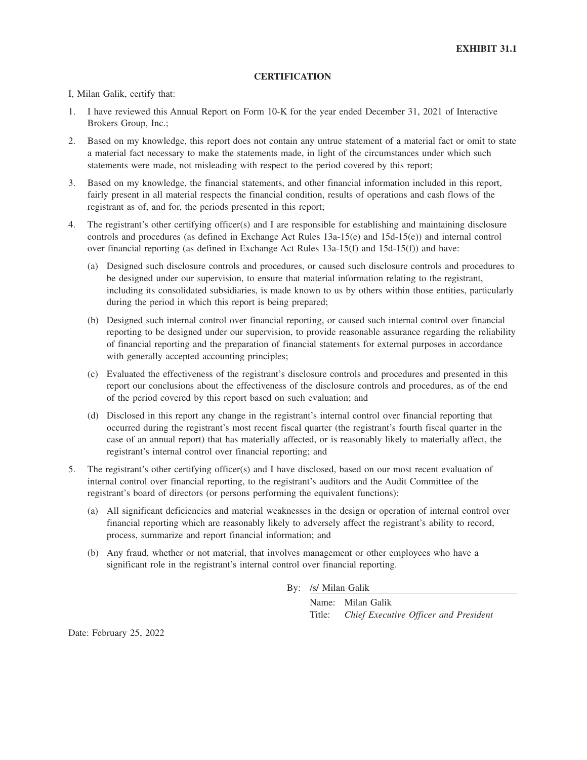**EXHIBIT 31.1**

## CERTIFICATION

I, Milan Galik, certify that:

1. I have reviewed this Annual Report on Form 10-K for the year ended December 31, 2021 of Interactive Brokers Group, Inc.;

2. Based on my knowledge, this report does not contain any untrue statement of a material fact or omit to state a material fact necessary to make the statements made, in light of the circumstances under which such statements were made, not misleading with respect to the period covered by this report;

3. Based on my knowledge, the financial statements, and other financial information included in this report, fairly present in all material respects the financial condition, results of operations and cash flows of the registrant as of, and for, the periods presented in this report;

4. The registrant's other certifying officer(s) and I are responsible for establishing and maintaining disclosure controls and procedures (as defined in Exchange Act Rules 13a-15(e) and 15d-15(e)) and internal control over financial reporting (as defined in Exchange Act Rules 13a-15(f) and 15d-15(f)) and have:

   (a) Designed such disclosure controls and procedures, or caused such disclosure controls and procedures to be designed under our supervision, to ensure that material information relating to the registrant, including its consolidated subsidiaries, is made known to us by others within those entities, particularly during the period in which this report is being prepared;

   (b) Designed such internal control over financial reporting, or caused such internal control over financial reporting to be designed under our supervision, to provide reasonable assurance regarding the reliability of financial reporting and the preparation of financial statements for external purposes in accordance with generally accepted accounting principles;

   (c) Evaluated the effectiveness of the registrant's disclosure controls and procedures and presented in this report our conclusions about the effectiveness of the disclosure controls and procedures, as of the end of the period covered by this report based on such evaluation; and

   (d) Disclosed in this report any change in the registrant's internal control over financial reporting that occurred during the registrant's most recent fiscal quarter (the registrant's fourth fiscal quarter in the case of an annual report) that has materially affected, or is reasonably likely to materially affect, the registrant's internal control over financial reporting; and

5. The registrant's other certifying officer(s) and I have disclosed, based on our most recent evaluation of internal control over financial reporting, to the registrant's auditors and the Audit Committee of the registrant's board of directors (or persons performing the equivalent functions):

   (a) All significant deficiencies and material weaknesses in the design or operation of internal control over financial reporting which are reasonably likely to adversely affect the registrant's ability to record, process, summarize and report financial information; and

   (b) Any fraud, whether or not material, that involves management or other employees who have a significant role in the registrant's internal control over financial reporting.

By: /s/ Milan Galik

Name: Milan Galik

Title: *Chief Executive Officer and President*

Date: February 25, 2022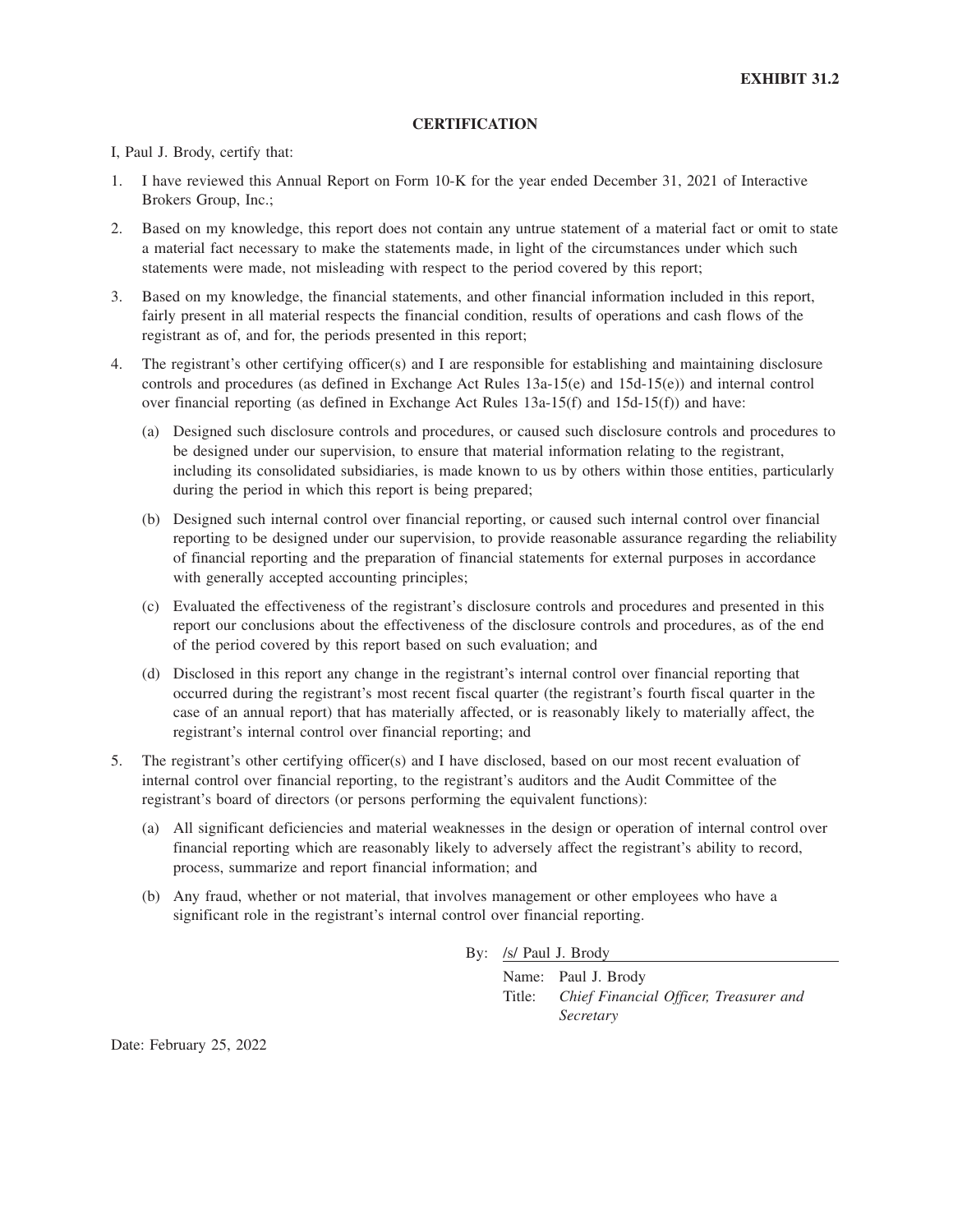**EXHIBIT 31.2**

**CERTIFICATION**

I, Paul J. Brody, certify that:

1. I have reviewed this Annual Report on Form 10-K for the year ended December 31, 2021 of Interactive Brokers Group, Inc.;
2. Based on my knowledge, this report does not contain any untrue statement of a material fact or omit to state a material fact necessary to make the statements made, in light of the circumstances under which such statements were made, not misleading with respect to the period covered by this report;
3. Based on my knowledge, the financial statements, and other financial information included in this report, fairly present in all material respects the financial condition, results of operations and cash flows of the registrant as of, and for, the periods presented in this report;
4. The registrant's other certifying officer(s) and I are responsible for establishing and maintaining disclosure controls and procedures (as defined in Exchange Act Rules 13a-15(e) and 15d-15(e)) and internal control over financial reporting (as defined in Exchange Act Rules 13a-15(f) and 15d-15(f)) and have:
   (a) Designed such disclosure controls and procedures, or caused such disclosure controls and procedures to be designed under our supervision, to ensure that material information relating to the registrant, including its consolidated subsidiaries, is made known to us by others within those entities, particularly during the period in which this report is being prepared;
   (b) Designed such internal control over financial reporting, or caused such internal control over financial reporting to be designed under our supervision, to provide reasonable assurance regarding the reliability of financial reporting and the preparation of financial statements for external purposes in accordance with generally accepted accounting principles;
   (c) Evaluated the effectiveness of the registrant's disclosure controls and procedures and presented in this report our conclusions about the effectiveness of the disclosure controls and procedures, as of the end of the period covered by this report based on such evaluation; and
   (d) Disclosed in this report any change in the registrant's internal control over financial reporting that occurred during the registrant's most recent fiscal quarter (the registrant's fourth fiscal quarter in the case of an annual report) that has materially affected, or is reasonably likely to materially affect, the registrant's internal control over financial reporting; and
5. The registrant's other certifying officer(s) and I have disclosed, based on our most recent evaluation of internal control over financial reporting, to the registrant's auditors and the Audit Committee of the registrant's board of directors (or persons performing the equivalent functions):
   (a) All significant deficiencies and material weaknesses in the design or operation of internal control over financial reporting which are reasonably likely to adversely affect the registrant's ability to record, process, summarize and report financial information; and
   (b) Any fraud, whether or not material, that involves management or other employees who have a significant role in the registrant's internal control over financial reporting.

By: /s/ Paul J. Brody

Name: Paul J. Brody
Title: *Chief Financial Officer, Treasurer and Secretary*

Date: February 25, 2022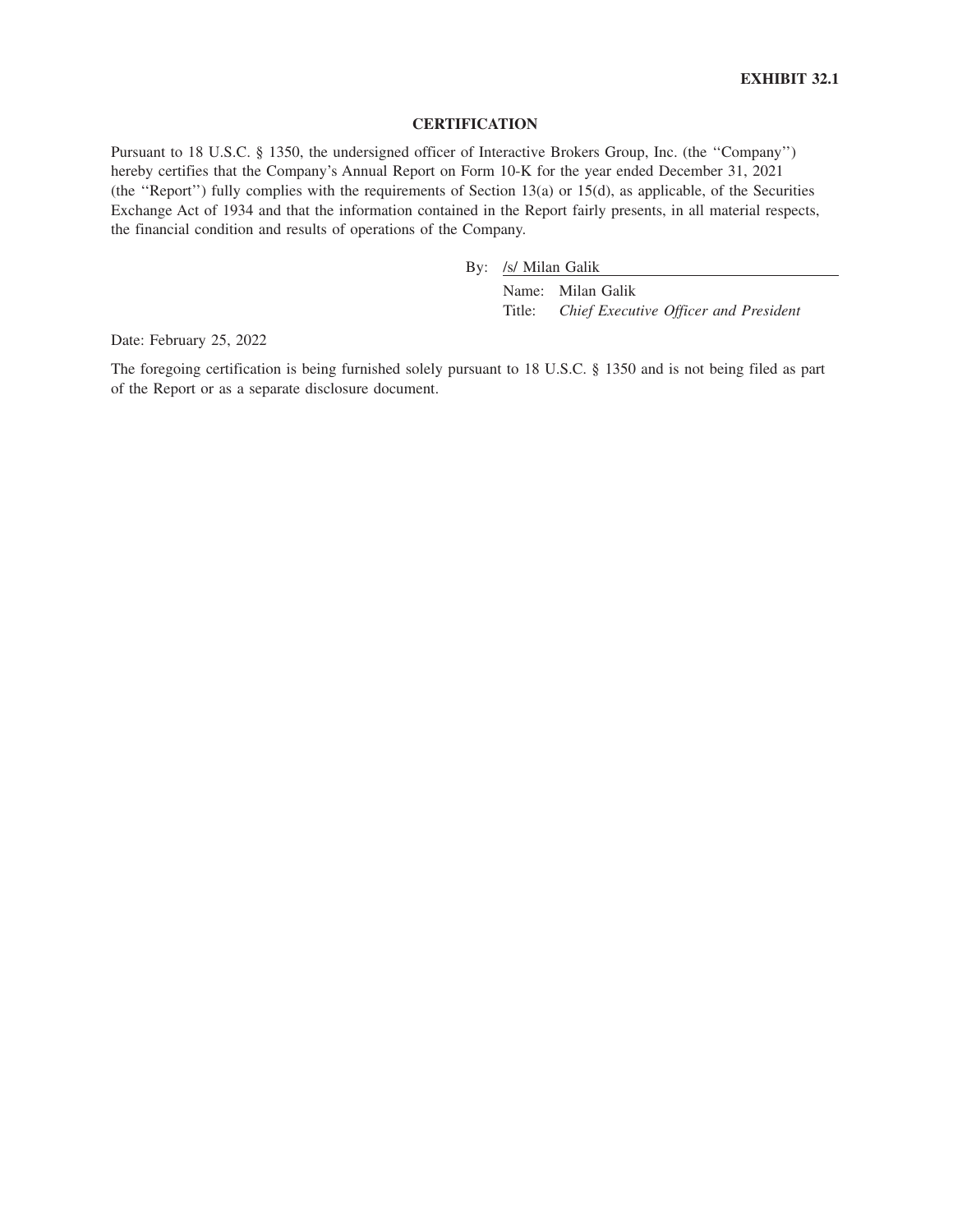**EXHIBIT 32.1**

## CERTIFICATION

Pursuant to 18 U.S.C. § 1350, the undersigned officer of Interactive Brokers Group, Inc. (the "Company") hereby certifies that the Company's Annual Report on Form 10-K for the year ended December 31, 2021 (the "Report") fully complies with the requirements of Section 13(a) or 15(d), as applicable, of the Securities Exchange Act of 1934 and that the information contained in the Report fairly presents, in all material respects, the financial condition and results of operations of the Company.

By: /s/ Milan Galik

Name: Milan Galik

Title: *Chief Executive Officer and President*

Date: February 25, 2022

The foregoing certification is being furnished solely pursuant to 18 U.S.C. § 1350 and is not being filed as part of the Report or as a separate disclosure document.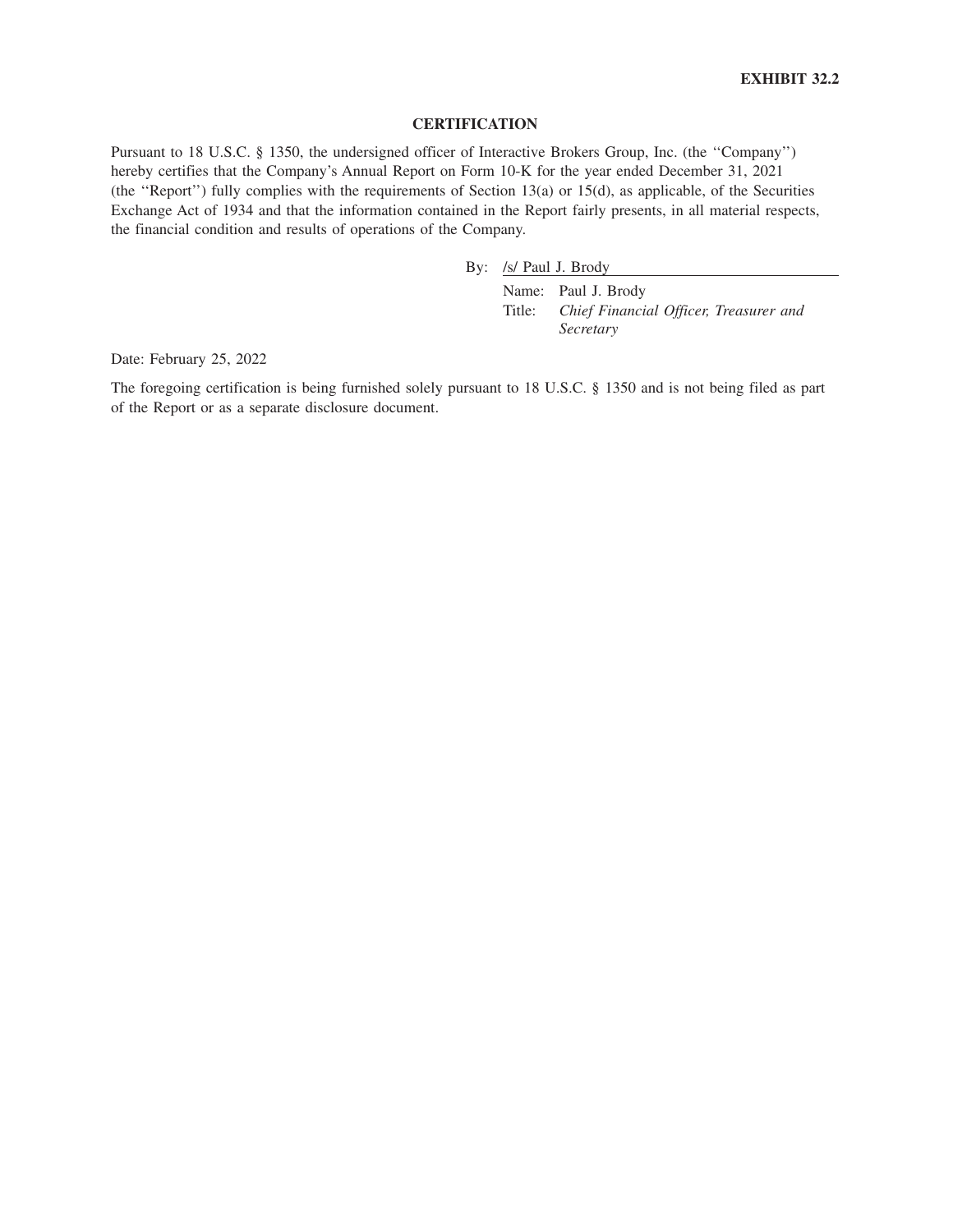**EXHIBIT 32.2**

**CERTIFICATION**

Pursuant to 18 U.S.C. § 1350, the undersigned officer of Interactive Brokers Group, Inc. (the ''Company'') hereby certifies that the Company's Annual Report on Form 10-K for the year ended December 31, 2021 (the ''Report'') fully complies with the requirements of Section 13(a) or 15(d), as applicable, of the Securities Exchange Act of 1934 and that the information contained in the Report fairly presents, in all material respects, the financial condition and results of operations of the Company.

By: /s/ Paul J. Brody

Name: Paul J. Brody
Title: *Chief Financial Officer, Treasurer and Secretary*

Date: February 25, 2022

The foregoing certification is being furnished solely pursuant to 18 U.S.C. § 1350 and is not being filed as part of the Report or as a separate disclosure document.